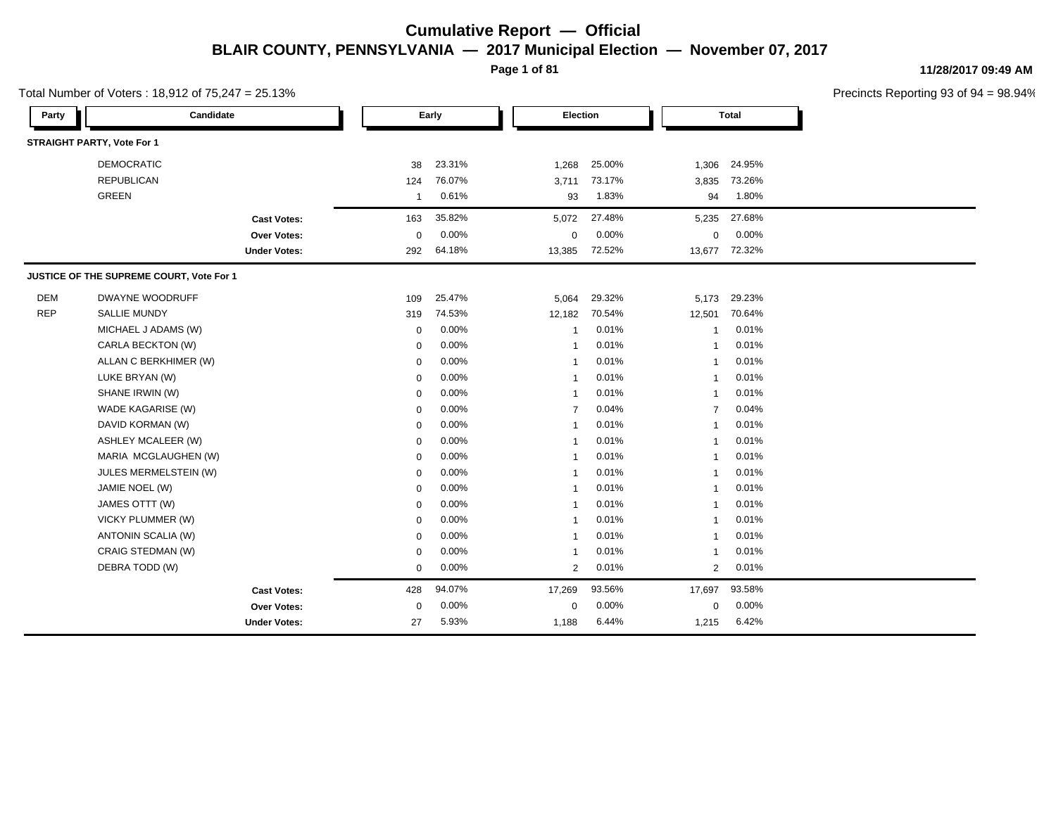# Cumulative Report — Official

## BLAIR COUNTY, PENNSYLVANIA — 2017 Municipal Election — November 07, 2017

11/28/2017 09:49 AM

Total Number of Voters : 18,912 of 75,247 = 25.13%

Precincts Reporting 93 of 94 = 98.94%

| Party | Candidate | Early | | Election | | Total | |
|---|---|---|---|---|---|---|---|
| **STRAIGHT PARTY, Vote For 1** | | | | | | | |
| | DEMOCRATIC | 38 | 23.31% | 1,268 | 25.00% | 1,306 | 24.95% |
| | REPUBLICAN | 124 | 76.07% | 3,711 | 73.17% | 3,835 | 73.26% |
| | GREEN | 1 | 0.61% | 93 | 1.83% | 94 | 1.80% |
| | **Cast Votes:** | 163 | 35.82% | 5,072 | 27.48% | 5,235 | 27.68% |
| | **Over Votes:** | 0 | 0.00% | 0 | 0.00% | 0 | 0.00% |
| | **Under Votes:** | 292 | 64.18% | 13,385 | 72.52% | 13,677 | 72.32% |
| **JUSTICE OF THE SUPREME COURT, Vote For 1** | | | | | | | |
| DEM | DWAYNE WOODRUFF | 109 | 25.47% | 5,064 | 29.32% | 5,173 | 29.23% |
| REP | SALLIE MUNDY | 319 | 74.53% | 12,182 | 70.54% | 12,501 | 70.64% |
| | MICHAEL J ADAMS (W) | 0 | 0.00% | 1 | 0.01% | 1 | 0.01% |
| | CARLA BECKTON (W) | 0 | 0.00% | 1 | 0.01% | 1 | 0.01% |
| | ALLAN C BERKHIMER (W) | 0 | 0.00% | 1 | 0.01% | 1 | 0.01% |
| | LUKE BRYAN (W) | 0 | 0.00% | 1 | 0.01% | 1 | 0.01% |
| | SHANE IRWIN (W) | 0 | 0.00% | 1 | 0.01% | 1 | 0.01% |
| | WADE KAGARISE (W) | 0 | 0.00% | 7 | 0.04% | 7 | 0.04% |
| | DAVID KORMAN (W) | 0 | 0.00% | 1 | 0.01% | 1 | 0.01% |
| | ASHLEY MCALEER (W) | 0 | 0.00% | 1 | 0.01% | 1 | 0.01% |
| | MARIA MCGLAUGHEN (W) | 0 | 0.00% | 1 | 0.01% | 1 | 0.01% |
| | JULES MERMELSTEIN (W) | 0 | 0.00% | 1 | 0.01% | 1 | 0.01% |
| | JAMIE NOEL (W) | 0 | 0.00% | 1 | 0.01% | 1 | 0.01% |
| | JAMES OTTT (W) | 0 | 0.00% | 1 | 0.01% | 1 | 0.01% |
| | VICKY PLUMMER (W) | 0 | 0.00% | 1 | 0.01% | 1 | 0.01% |
| | ANTONIN SCALIA (W) | 0 | 0.00% | 1 | 0.01% | 1 | 0.01% |
| | CRAIG STEDMAN (W) | 0 | 0.00% | 1 | 0.01% | 1 | 0.01% |
| | DEBRA TODD (W) | 0 | 0.00% | 2 | 0.01% | 2 | 0.01% |
| | **Cast Votes:** | 428 | 94.07% | 17,269 | 93.56% | 17,697 | 93.58% |
| | **Over Votes:** | 0 | 0.00% | 0 | 0.00% | 0 | 0.00% |
| | **Under Votes:** | 27 | 5.93% | 1,188 | 6.44% | 1,215 | 6.42% |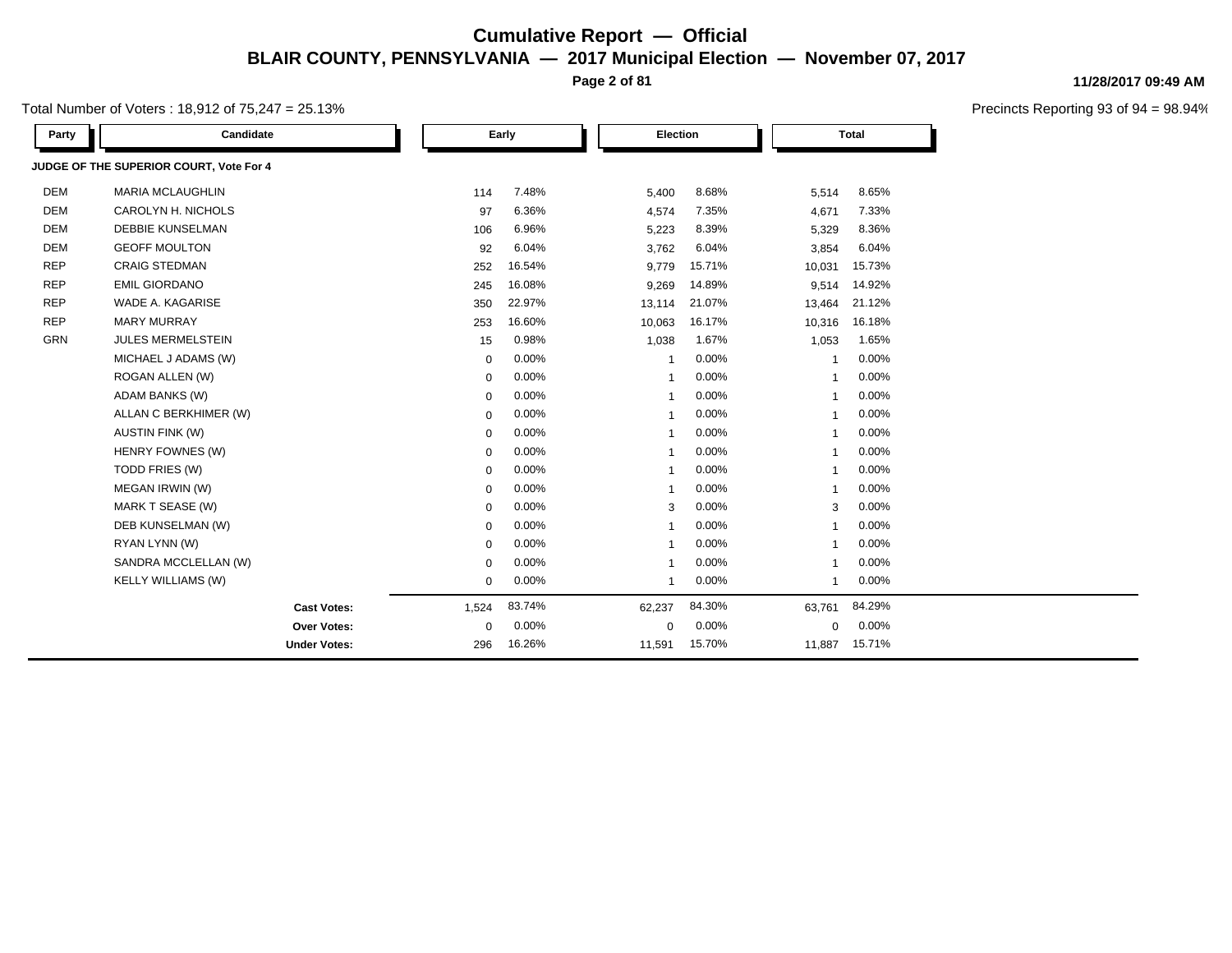# Cumulative Report — Official

## BLAIR COUNTY, PENNSYLVANIA — 2017 Municipal Election — November 07, 2017

11/28/2017 09:49 AM

Total Number of Voters : 18,912 of 75,247 = 25.13%

Precincts Reporting 93 of 94 = 98.94%

### JUDGE OF THE SUPERIOR COURT, Vote For 4

| Party | Candidate | Early | | Election | | Total | |
|---|---|---|---|---|---|---|---|
| DEM | MARIA MCLAUGHLIN | 114 | 7.48% | 5,400 | 8.68% | 5,514 | 8.65% |
| DEM | CAROLYN H. NICHOLS | 97 | 6.36% | 4,574 | 7.35% | 4,671 | 7.33% |
| DEM | DEBBIE KUNSELMAN | 106 | 6.96% | 5,223 | 8.39% | 5,329 | 8.36% |
| DEM | GEOFF MOULTON | 92 | 6.04% | 3,762 | 6.04% | 3,854 | 6.04% |
| REP | CRAIG STEDMAN | 252 | 16.54% | 9,779 | 15.71% | 10,031 | 15.73% |
| REP | EMIL GIORDANO | 245 | 16.08% | 9,269 | 14.89% | 9,514 | 14.92% |
| REP | WADE A. KAGARISE | 350 | 22.97% | 13,114 | 21.07% | 13,464 | 21.12% |
| REP | MARY MURRAY | 253 | 16.60% | 10,063 | 16.17% | 10,316 | 16.18% |
| GRN | JULES MERMELSTEIN | 15 | 0.98% | 1,038 | 1.67% | 1,053 | 1.65% |
| | MICHAEL J ADAMS (W) | 0 | 0.00% | 1 | 0.00% | 1 | 0.00% |
| | ROGAN ALLEN (W) | 0 | 0.00% | 1 | 0.00% | 1 | 0.00% |
| | ADAM BANKS (W) | 0 | 0.00% | 1 | 0.00% | 1 | 0.00% |
| | ALLAN C BERKHIMER (W) | 0 | 0.00% | 1 | 0.00% | 1 | 0.00% |
| | AUSTIN FINK (W) | 0 | 0.00% | 1 | 0.00% | 1 | 0.00% |
| | HENRY FOWNES (W) | 0 | 0.00% | 1 | 0.00% | 1 | 0.00% |
| | TODD FRIES (W) | 0 | 0.00% | 1 | 0.00% | 1 | 0.00% |
| | MEGAN IRWIN (W) | 0 | 0.00% | 1 | 0.00% | 1 | 0.00% |
| | MARK T SEASE (W) | 0 | 0.00% | 3 | 0.00% | 3 | 0.00% |
| | DEB KUNSELMAN (W) | 0 | 0.00% | 1 | 0.00% | 1 | 0.00% |
| | RYAN LYNN (W) | 0 | 0.00% | 1 | 0.00% | 1 | 0.00% |
| | SANDRA MCCLELLAN (W) | 0 | 0.00% | 1 | 0.00% | 1 | 0.00% |
| | KELLY WILLIAMS (W) | 0 | 0.00% | 1 | 0.00% | 1 | 0.00% |
| | **Cast Votes:** | 1,524 | 83.74% | 62,237 | 84.30% | 63,761 | 84.29% |
| | **Over Votes:** | 0 | 0.00% | 0 | 0.00% | 0 | 0.00% |
| | **Under Votes:** | 296 | 16.26% | 11,591 | 15.70% | 11,887 | 15.71% |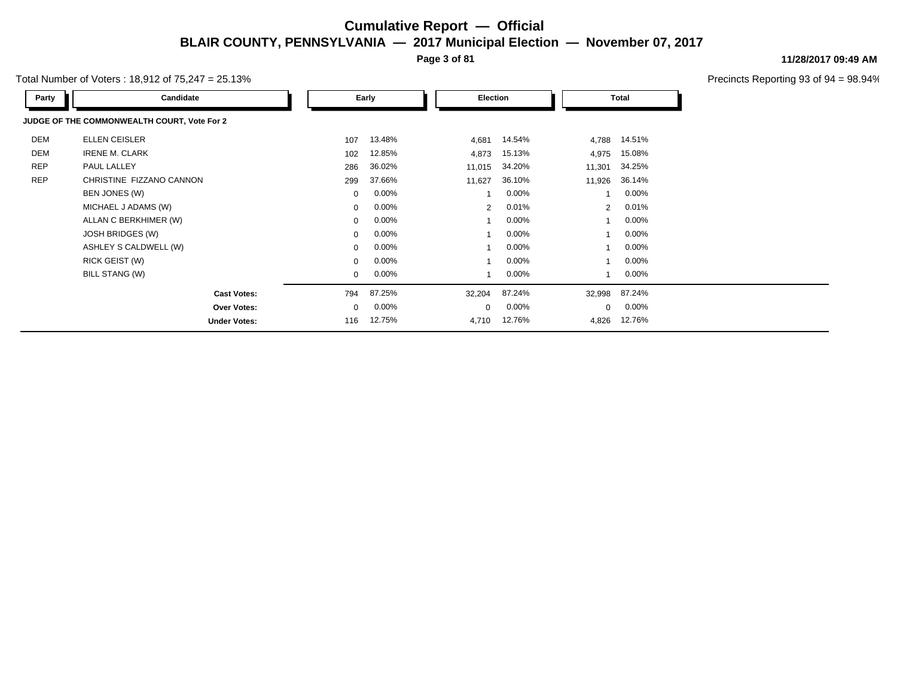# Cumulative Report — Official

## BLAIR COUNTY, PENNSYLVANIA — 2017 Municipal Election — November 07, 2017

**11/28/2017 09:49 AM**

Total Number of Voters : 18,912 of 75,247 = 25.13%

Precincts Reporting 93 of 94 = 98.94%

**JUDGE OF THE COMMONWEALTH COURT, Vote For 2**

| Party | Candidate | Early | | Election | | Total | |
|---|---|---|---|---|---|---|---|
| DEM | ELLEN CEISLER | 107 | 13.48% | 4,681 | 14.54% | 4,788 | 14.51% |
| DEM | IRENE M. CLARK | 102 | 12.85% | 4,873 | 15.13% | 4,975 | 15.08% |
| REP | PAUL LALLEY | 286 | 36.02% | 11,015 | 34.20% | 11,301 | 34.25% |
| REP | CHRISTINE FIZZANO CANNON | 299 | 37.66% | 11,627 | 36.10% | 11,926 | 36.14% |
| | BEN JONES (W) | 0 | 0.00% | 1 | 0.00% | 1 | 0.00% |
| | MICHAEL J ADAMS (W) | 0 | 0.00% | 2 | 0.01% | 2 | 0.01% |
| | ALLAN C BERKHIMER (W) | 0 | 0.00% | 1 | 0.00% | 1 | 0.00% |
| | JOSH BRIDGES (W) | 0 | 0.00% | 1 | 0.00% | 1 | 0.00% |
| | ASHLEY S CALDWELL (W) | 0 | 0.00% | 1 | 0.00% | 1 | 0.00% |
| | RICK GEIST (W) | 0 | 0.00% | 1 | 0.00% | 1 | 0.00% |
| | BILL STANG (W) | 0 | 0.00% | 1 | 0.00% | 1 | 0.00% |
| | **Cast Votes:** | 794 | 87.25% | 32,204 | 87.24% | 32,998 | 87.24% |
| | **Over Votes:** | 0 | 0.00% | 0 | 0.00% | 0 | 0.00% |
| | **Under Votes:** | 116 | 12.75% | 4,710 | 12.76% | 4,826 | 12.76% |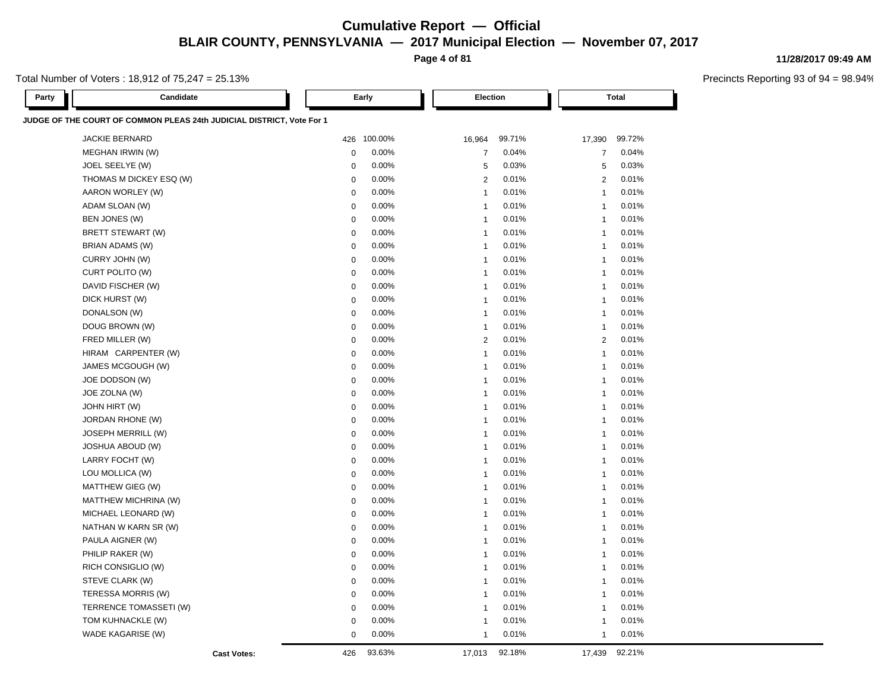# Cumulative Report — Official

## BLAIR COUNTY, PENNSYLVANIA — 2017 Municipal Election — November 07, 2017

11/28/2017 09:49 AM

Total Number of Voters : 18,912 of 75,247 = 25.13%

Precincts Reporting 93 of 94 = 98.94%

**JUDGE OF THE COURT OF COMMON PLEAS 24th JUDICIAL DISTRICT, Vote For 1**

| Party | Candidate | Early | | Election | | Total | |
|---|---|---|---|---|---|---|---|
| | JACKIE BERNARD | 426 | 100.00% | 16,964 | 99.71% | 17,390 | 99.72% |
| | MEGHAN IRWIN (W) | 0 | 0.00% | 7 | 0.04% | 7 | 0.04% |
| | JOEL SEELYE (W) | 0 | 0.00% | 5 | 0.03% | 5 | 0.03% |
| | THOMAS M DICKEY ESQ (W) | 0 | 0.00% | 2 | 0.01% | 2 | 0.01% |
| | AARON WORLEY (W) | 0 | 0.00% | 1 | 0.01% | 1 | 0.01% |
| | ADAM SLOAN (W) | 0 | 0.00% | 1 | 0.01% | 1 | 0.01% |
| | BEN JONES (W) | 0 | 0.00% | 1 | 0.01% | 1 | 0.01% |
| | BRETT STEWART (W) | 0 | 0.00% | 1 | 0.01% | 1 | 0.01% |
| | BRIAN ADAMS (W) | 0 | 0.00% | 1 | 0.01% | 1 | 0.01% |
| | CURRY JOHN (W) | 0 | 0.00% | 1 | 0.01% | 1 | 0.01% |
| | CURT POLITO (W) | 0 | 0.00% | 1 | 0.01% | 1 | 0.01% |
| | DAVID FISCHER (W) | 0 | 0.00% | 1 | 0.01% | 1 | 0.01% |
| | DICK HURST (W) | 0 | 0.00% | 1 | 0.01% | 1 | 0.01% |
| | DONALSON (W) | 0 | 0.00% | 1 | 0.01% | 1 | 0.01% |
| | DOUG BROWN (W) | 0 | 0.00% | 1 | 0.01% | 1 | 0.01% |
| | FRED MILLER (W) | 0 | 0.00% | 2 | 0.01% | 2 | 0.01% |
| | HIRAM CARPENTER (W) | 0 | 0.00% | 1 | 0.01% | 1 | 0.01% |
| | JAMES MCGOUGH (W) | 0 | 0.00% | 1 | 0.01% | 1 | 0.01% |
| | JOE DODSON (W) | 0 | 0.00% | 1 | 0.01% | 1 | 0.01% |
| | JOE ZOLNA (W) | 0 | 0.00% | 1 | 0.01% | 1 | 0.01% |
| | JOHN HIRT (W) | 0 | 0.00% | 1 | 0.01% | 1 | 0.01% |
| | JORDAN RHONE (W) | 0 | 0.00% | 1 | 0.01% | 1 | 0.01% |
| | JOSEPH MERRILL (W) | 0 | 0.00% | 1 | 0.01% | 1 | 0.01% |
| | JOSHUA ABOUD (W) | 0 | 0.00% | 1 | 0.01% | 1 | 0.01% |
| | LARRY FOCHT (W) | 0 | 0.00% | 1 | 0.01% | 1 | 0.01% |
| | LOU MOLLICA (W) | 0 | 0.00% | 1 | 0.01% | 1 | 0.01% |
| | MATTHEW GIEG (W) | 0 | 0.00% | 1 | 0.01% | 1 | 0.01% |
| | MATTHEW MICHRINA (W) | 0 | 0.00% | 1 | 0.01% | 1 | 0.01% |
| | MICHAEL LEONARD (W) | 0 | 0.00% | 1 | 0.01% | 1 | 0.01% |
| | NATHAN W KARN SR (W) | 0 | 0.00% | 1 | 0.01% | 1 | 0.01% |
| | PAULA AIGNER (W) | 0 | 0.00% | 1 | 0.01% | 1 | 0.01% |
| | PHILIP RAKER (W) | 0 | 0.00% | 1 | 0.01% | 1 | 0.01% |
| | RICH CONSIGLIO (W) | 0 | 0.00% | 1 | 0.01% | 1 | 0.01% |
| | STEVE CLARK (W) | 0 | 0.00% | 1 | 0.01% | 1 | 0.01% |
| | TERESSA MORRIS (W) | 0 | 0.00% | 1 | 0.01% | 1 | 0.01% |
| | TERRENCE TOMASSETI (W) | 0 | 0.00% | 1 | 0.01% | 1 | 0.01% |
| | TOM KUHNACKLE (W) | 0 | 0.00% | 1 | 0.01% | 1 | 0.01% |
| | WADE KAGARISE (W) | 0 | 0.00% | 1 | 0.01% | 1 | 0.01% |
| | **Cast Votes:** | 426 | 93.63% | 17,013 | 92.18% | 17,439 | 92.21% |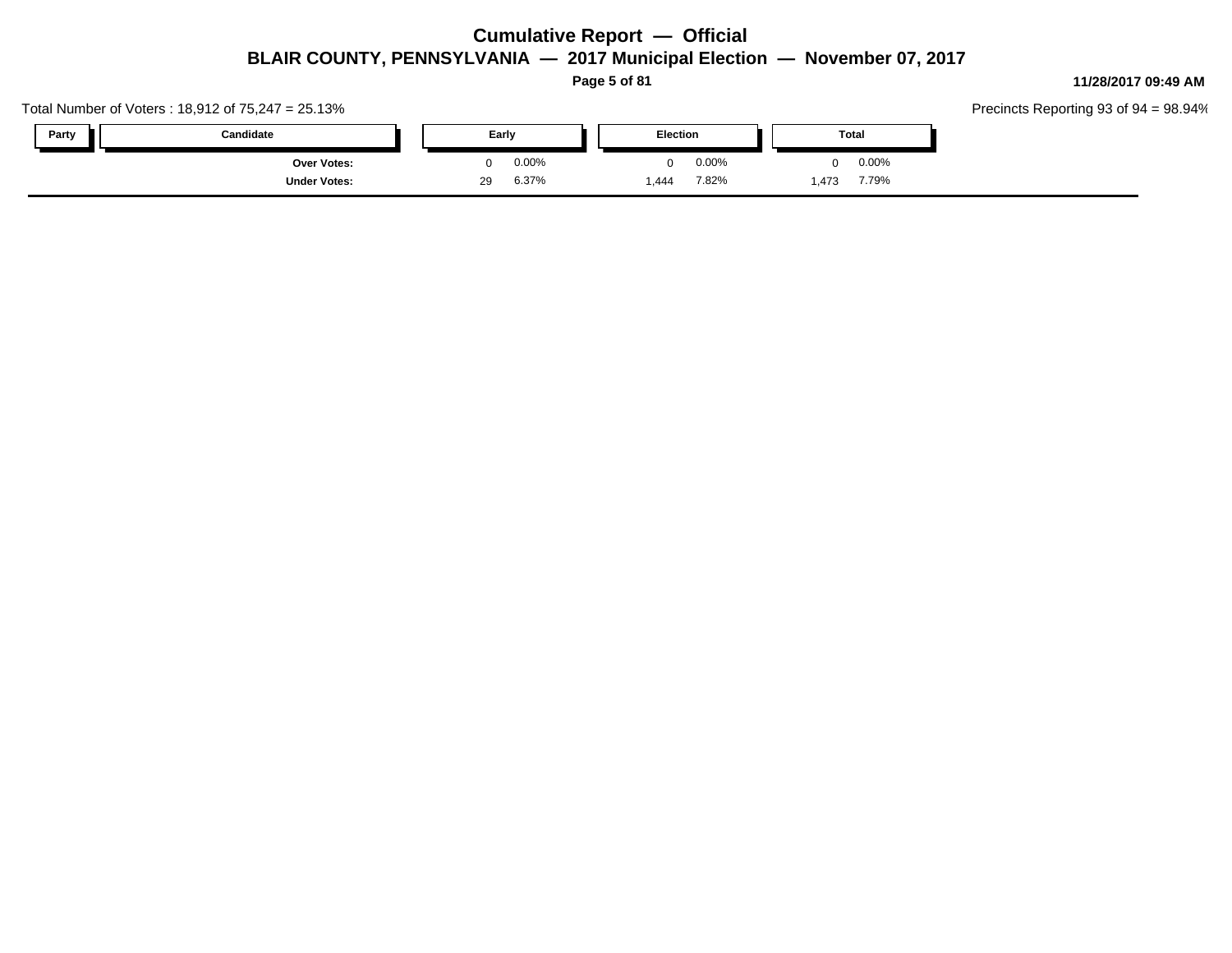Total Number of Voters : 18,912 of 75,247 = 25.13%

Precincts Reporting 93 of 94 = 98.94%

| Party | Candidate | Early | | Election | | Total | |
|---|---|---|---|---|---|---|---|
| | Over Votes: | 0 | 0.00% | 0 | 0.00% | 0 | 0.00% |
| | Under Votes: | 29 | 6.37% | 1,444 | 7.82% | 1,473 | 7.79% |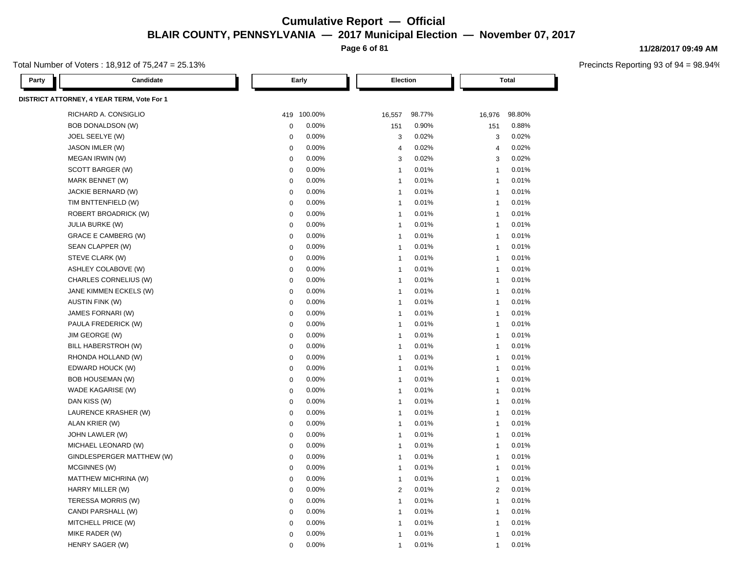# Cumulative Report — Official

## BLAIR COUNTY, PENNSYLVANIA — 2017 Municipal Election — November 07, 2017

11/28/2017 09:49 AM

Total Number of Voters : 18,912 of 75,247 = 25.13%

Precincts Reporting 93 of 94 = 98.94%

**DISTRICT ATTORNEY, 4 YEAR TERM, Vote For 1**

| Party | Candidate | Early | | Election | | Total | |
|---|---|---|---|---|---|---|---|
| | RICHARD A. CONSIGLIO | 419 | 100.00% | 16,557 | 98.77% | 16,976 | 98.80% |
| | BOB DONALDSON (W) | 0 | 0.00% | 151 | 0.90% | 151 | 0.88% |
| | JOEL SEELYE (W) | 0 | 0.00% | 3 | 0.02% | 3 | 0.02% |
| | JASON IMLER (W) | 0 | 0.00% | 4 | 0.02% | 4 | 0.02% |
| | MEGAN IRWIN (W) | 0 | 0.00% | 3 | 0.02% | 3 | 0.02% |
| | SCOTT BARGER (W) | 0 | 0.00% | 1 | 0.01% | 1 | 0.01% |
| | MARK BENNET (W) | 0 | 0.00% | 1 | 0.01% | 1 | 0.01% |
| | JACKIE BERNARD (W) | 0 | 0.00% | 1 | 0.01% | 1 | 0.01% |
| | TIM BNTTENFIELD (W) | 0 | 0.00% | 1 | 0.01% | 1 | 0.01% |
| | ROBERT BROADRICK (W) | 0 | 0.00% | 1 | 0.01% | 1 | 0.01% |
| | JULIA BURKE (W) | 0 | 0.00% | 1 | 0.01% | 1 | 0.01% |
| | GRACE E CAMBERG (W) | 0 | 0.00% | 1 | 0.01% | 1 | 0.01% |
| | SEAN CLAPPER (W) | 0 | 0.00% | 1 | 0.01% | 1 | 0.01% |
| | STEVE CLARK (W) | 0 | 0.00% | 1 | 0.01% | 1 | 0.01% |
| | ASHLEY COLABOVE (W) | 0 | 0.00% | 1 | 0.01% | 1 | 0.01% |
| | CHARLES CORNELIUS (W) | 0 | 0.00% | 1 | 0.01% | 1 | 0.01% |
| | JANE KIMMEN ECKELS (W) | 0 | 0.00% | 1 | 0.01% | 1 | 0.01% |
| | AUSTIN FINK (W) | 0 | 0.00% | 1 | 0.01% | 1 | 0.01% |
| | JAMES FORNARI (W) | 0 | 0.00% | 1 | 0.01% | 1 | 0.01% |
| | PAULA FREDERICK (W) | 0 | 0.00% | 1 | 0.01% | 1 | 0.01% |
| | JIM GEORGE (W) | 0 | 0.00% | 1 | 0.01% | 1 | 0.01% |
| | BILL HABERSTROH (W) | 0 | 0.00% | 1 | 0.01% | 1 | 0.01% |
| | RHONDA HOLLAND (W) | 0 | 0.00% | 1 | 0.01% | 1 | 0.01% |
| | EDWARD HOUCK (W) | 0 | 0.00% | 1 | 0.01% | 1 | 0.01% |
| | BOB HOUSEMAN (W) | 0 | 0.00% | 1 | 0.01% | 1 | 0.01% |
| | WADE KAGARISE (W) | 0 | 0.00% | 1 | 0.01% | 1 | 0.01% |
| | DAN KISS (W) | 0 | 0.00% | 1 | 0.01% | 1 | 0.01% |
| | LAURENCE KRASHER (W) | 0 | 0.00% | 1 | 0.01% | 1 | 0.01% |
| | ALAN KRIER (W) | 0 | 0.00% | 1 | 0.01% | 1 | 0.01% |
| | JOHN LAWLER (W) | 0 | 0.00% | 1 | 0.01% | 1 | 0.01% |
| | MICHAEL LEONARD (W) | 0 | 0.00% | 1 | 0.01% | 1 | 0.01% |
| | GINDLESPERGER MATTHEW (W) | 0 | 0.00% | 1 | 0.01% | 1 | 0.01% |
| | MCGINNES (W) | 0 | 0.00% | 1 | 0.01% | 1 | 0.01% |
| | MATTHEW MICHRINA (W) | 0 | 0.00% | 1 | 0.01% | 1 | 0.01% |
| | HARRY MILLER (W) | 0 | 0.00% | 2 | 0.01% | 2 | 0.01% |
| | TERESSA MORRIS (W) | 0 | 0.00% | 1 | 0.01% | 1 | 0.01% |
| | CANDI PARSHALL (W) | 0 | 0.00% | 1 | 0.01% | 1 | 0.01% |
| | MITCHELL PRICE (W) | 0 | 0.00% | 1 | 0.01% | 1 | 0.01% |
| | MIKE RADER (W) | 0 | 0.00% | 1 | 0.01% | 1 | 0.01% |
| | HENRY SAGER (W) | 0 | 0.00% | 1 | 0.01% | 1 | 0.01% |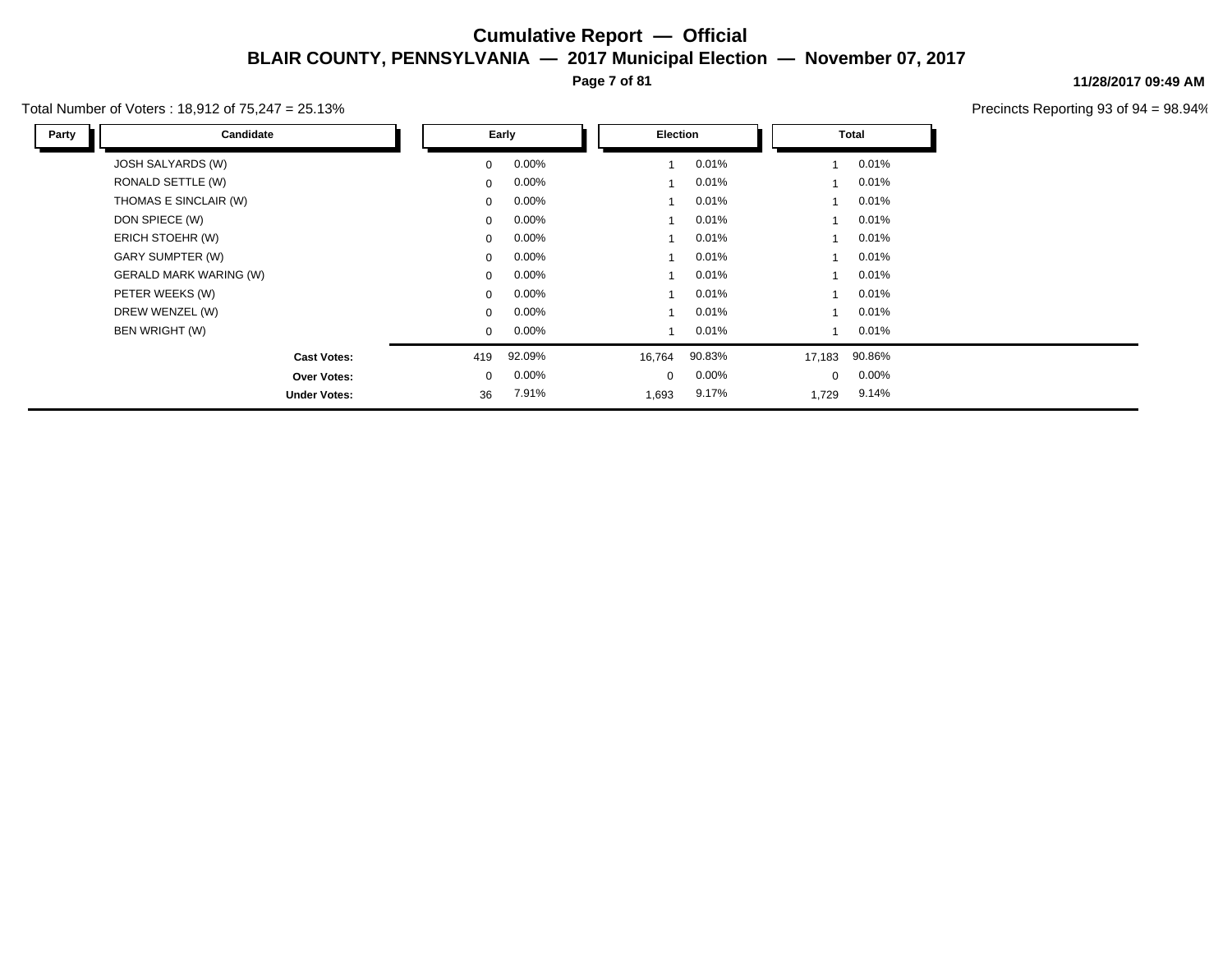# Cumulative Report — Official

## BLAIR COUNTY, PENNSYLVANIA — 2017 Municipal Election — November 07, 2017

11/28/2017 09:49 AM

Total Number of Voters : 18,912 of 75,247 = 25.13%

Precincts Reporting 93 of 94 = 98.94%

| Party | Candidate | Early | | Election | | Total | |
|---|---|---|---|---|---|---|---|
| | JOSH SALYARDS (W) | 0 | 0.00% | 1 | 0.01% | 1 | 0.01% |
| | RONALD SETTLE (W) | 0 | 0.00% | 1 | 0.01% | 1 | 0.01% |
| | THOMAS E SINCLAIR (W) | 0 | 0.00% | 1 | 0.01% | 1 | 0.01% |
| | DON SPIECE (W) | 0 | 0.00% | 1 | 0.01% | 1 | 0.01% |
| | ERICH STOEHR (W) | 0 | 0.00% | 1 | 0.01% | 1 | 0.01% |
| | GARY SUMPTER (W) | 0 | 0.00% | 1 | 0.01% | 1 | 0.01% |
| | GERALD MARK WARING (W) | 0 | 0.00% | 1 | 0.01% | 1 | 0.01% |
| | PETER WEEKS (W) | 0 | 0.00% | 1 | 0.01% | 1 | 0.01% |
| | DREW WENZEL (W) | 0 | 0.00% | 1 | 0.01% | 1 | 0.01% |
| | BEN WRIGHT (W) | 0 | 0.00% | 1 | 0.01% | 1 | 0.01% |
| | **Cast Votes:** | 419 | 92.09% | 16,764 | 90.83% | 17,183 | 90.86% |
| | **Over Votes:** | 0 | 0.00% | 0 | 0.00% | 0 | 0.00% |
| | **Under Votes:** | 36 | 7.91% | 1,693 | 9.17% | 1,729 | 9.14% |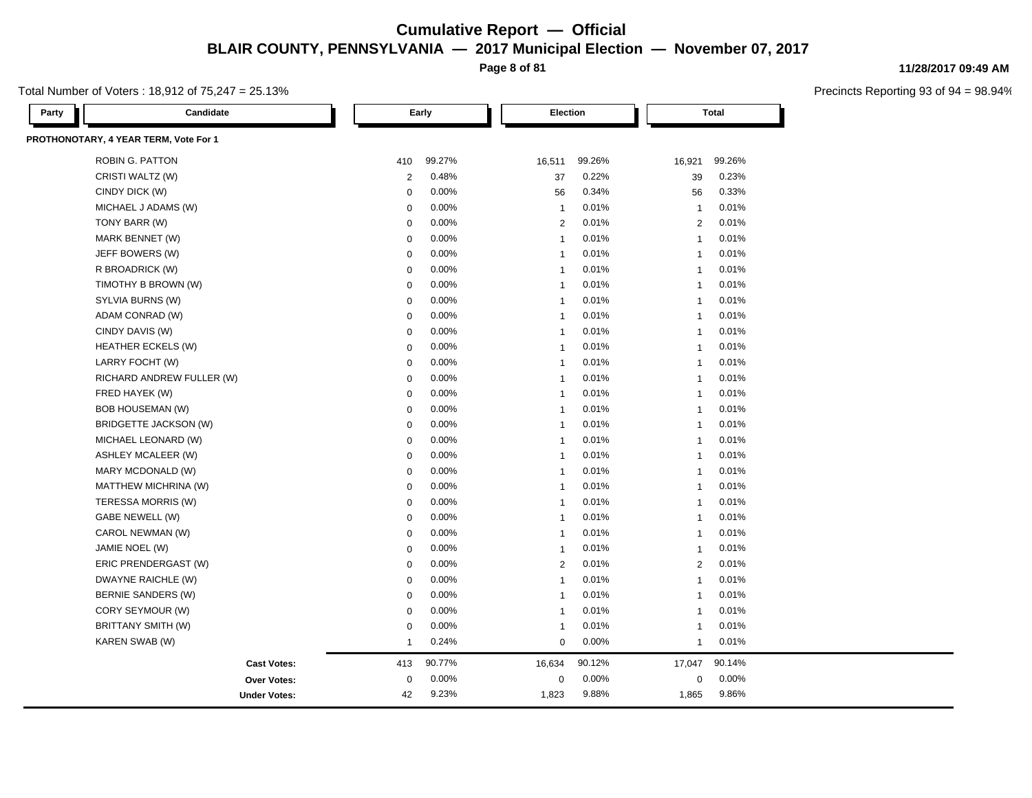# Cumulative Report — Official

## BLAIR COUNTY, PENNSYLVANIA — 2017 Municipal Election — November 07, 2017

11/28/2017 09:49 AM

Total Number of Voters : 18,912 of 75,247 = 25.13%

Precincts Reporting 93 of 94 = 98.94%

### PROTHONOTARY, 4 YEAR TERM, Vote For 1

| Party | Candidate | Early | | Election | | Total | |
|---|---|---|---|---|---|---|---|
| | ROBIN G. PATTON | 410 | 99.27% | 16,511 | 99.26% | 16,921 | 99.26% |
| | CRISTI WALTZ (W) | 2 | 0.48% | 37 | 0.22% | 39 | 0.23% |
| | CINDY DICK (W) | 0 | 0.00% | 56 | 0.34% | 56 | 0.33% |
| | MICHAEL J ADAMS (W) | 0 | 0.00% | 1 | 0.01% | 1 | 0.01% |
| | TONY BARR (W) | 0 | 0.00% | 2 | 0.01% | 2 | 0.01% |
| | MARK BENNET (W) | 0 | 0.00% | 1 | 0.01% | 1 | 0.01% |
| | JEFF BOWERS (W) | 0 | 0.00% | 1 | 0.01% | 1 | 0.01% |
| | R BROADRICK (W) | 0 | 0.00% | 1 | 0.01% | 1 | 0.01% |
| | TIMOTHY B BROWN (W) | 0 | 0.00% | 1 | 0.01% | 1 | 0.01% |
| | SYLVIA BURNS (W) | 0 | 0.00% | 1 | 0.01% | 1 | 0.01% |
| | ADAM CONRAD (W) | 0 | 0.00% | 1 | 0.01% | 1 | 0.01% |
| | CINDY DAVIS (W) | 0 | 0.00% | 1 | 0.01% | 1 | 0.01% |
| | HEATHER ECKELS (W) | 0 | 0.00% | 1 | 0.01% | 1 | 0.01% |
| | LARRY FOCHT (W) | 0 | 0.00% | 1 | 0.01% | 1 | 0.01% |
| | RICHARD ANDREW FULLER (W) | 0 | 0.00% | 1 | 0.01% | 1 | 0.01% |
| | FRED HAYEK (W) | 0 | 0.00% | 1 | 0.01% | 1 | 0.01% |
| | BOB HOUSEMAN (W) | 0 | 0.00% | 1 | 0.01% | 1 | 0.01% |
| | BRIDGETTE JACKSON (W) | 0 | 0.00% | 1 | 0.01% | 1 | 0.01% |
| | MICHAEL LEONARD (W) | 0 | 0.00% | 1 | 0.01% | 1 | 0.01% |
| | ASHLEY MCALEER (W) | 0 | 0.00% | 1 | 0.01% | 1 | 0.01% |
| | MARY MCDONALD (W) | 0 | 0.00% | 1 | 0.01% | 1 | 0.01% |
| | MATTHEW MICHRINA (W) | 0 | 0.00% | 1 | 0.01% | 1 | 0.01% |
| | TERESSA MORRIS (W) | 0 | 0.00% | 1 | 0.01% | 1 | 0.01% |
| | GABE NEWELL (W) | 0 | 0.00% | 1 | 0.01% | 1 | 0.01% |
| | CAROL NEWMAN (W) | 0 | 0.00% | 1 | 0.01% | 1 | 0.01% |
| | JAMIE NOEL (W) | 0 | 0.00% | 1 | 0.01% | 1 | 0.01% |
| | ERIC PRENDERGAST (W) | 0 | 0.00% | 2 | 0.01% | 2 | 0.01% |
| | DWAYNE RAICHLE (W) | 0 | 0.00% | 1 | 0.01% | 1 | 0.01% |
| | BERNIE SANDERS (W) | 0 | 0.00% | 1 | 0.01% | 1 | 0.01% |
| | CORY SEYMOUR (W) | 0 | 0.00% | 1 | 0.01% | 1 | 0.01% |
| | BRITTANY SMITH (W) | 0 | 0.00% | 1 | 0.01% | 1 | 0.01% |
| | KAREN SWAB (W) | 1 | 0.24% | 0 | 0.00% | 1 | 0.01% |
| | **Cast Votes:** | 413 | 90.77% | 16,634 | 90.12% | 17,047 | 90.14% |
| | **Over Votes:** | 0 | 0.00% | 0 | 0.00% | 0 | 0.00% |
| | **Under Votes:** | 42 | 9.23% | 1,823 | 9.88% | 1,865 | 9.86% |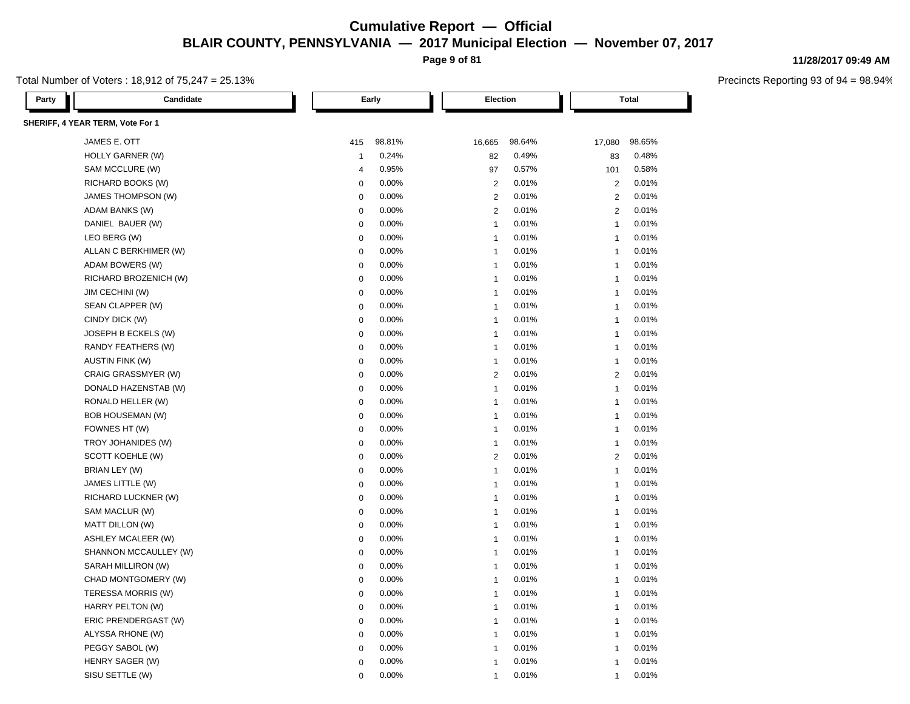# Cumulative Report — Official

## BLAIR COUNTY, PENNSYLVANIA — 2017 Municipal Election — November 07, 2017

11/28/2017 09:49 AM

Total Number of Voters : 18,912 of 75,247 = 25.13%

Precincts Reporting 93 of 94 = 98.94%

### SHERIFF, 4 YEAR TERM, Vote For 1

| Party | Candidate | Early | | Election | | Total | |
|---|---|---|---|---|---|---|---|
| | JAMES E. OTT | 415 | 98.81% | 16,665 | 98.64% | 17,080 | 98.65% |
| | HOLLY GARNER (W) | 1 | 0.24% | 82 | 0.49% | 83 | 0.48% |
| | SAM MCCLURE (W) | 4 | 0.95% | 97 | 0.57% | 101 | 0.58% |
| | RICHARD BOOKS (W) | 0 | 0.00% | 2 | 0.01% | 2 | 0.01% |
| | JAMES THOMPSON (W) | 0 | 0.00% | 2 | 0.01% | 2 | 0.01% |
| | ADAM BANKS (W) | 0 | 0.00% | 2 | 0.01% | 2 | 0.01% |
| | DANIEL BAUER (W) | 0 | 0.00% | 1 | 0.01% | 1 | 0.01% |
| | LEO BERG (W) | 0 | 0.00% | 1 | 0.01% | 1 | 0.01% |
| | ALLAN C BERKHIMER (W) | 0 | 0.00% | 1 | 0.01% | 1 | 0.01% |
| | ADAM BOWERS (W) | 0 | 0.00% | 1 | 0.01% | 1 | 0.01% |
| | RICHARD BROZENICH (W) | 0 | 0.00% | 1 | 0.01% | 1 | 0.01% |
| | JIM CECHINI (W) | 0 | 0.00% | 1 | 0.01% | 1 | 0.01% |
| | SEAN CLAPPER (W) | 0 | 0.00% | 1 | 0.01% | 1 | 0.01% |
| | CINDY DICK (W) | 0 | 0.00% | 1 | 0.01% | 1 | 0.01% |
| | JOSEPH B ECKELS (W) | 0 | 0.00% | 1 | 0.01% | 1 | 0.01% |
| | RANDY FEATHERS (W) | 0 | 0.00% | 1 | 0.01% | 1 | 0.01% |
| | AUSTIN FINK (W) | 0 | 0.00% | 1 | 0.01% | 1 | 0.01% |
| | CRAIG GRASSMYER (W) | 0 | 0.00% | 2 | 0.01% | 2 | 0.01% |
| | DONALD HAZENSTAB (W) | 0 | 0.00% | 1 | 0.01% | 1 | 0.01% |
| | RONALD HELLER (W) | 0 | 0.00% | 1 | 0.01% | 1 | 0.01% |
| | BOB HOUSEMAN (W) | 0 | 0.00% | 1 | 0.01% | 1 | 0.01% |
| | FOWNES HT (W) | 0 | 0.00% | 1 | 0.01% | 1 | 0.01% |
| | TROY JOHANIDES (W) | 0 | 0.00% | 1 | 0.01% | 1 | 0.01% |
| | SCOTT KOEHLE (W) | 0 | 0.00% | 2 | 0.01% | 2 | 0.01% |
| | BRIAN LEY (W) | 0 | 0.00% | 1 | 0.01% | 1 | 0.01% |
| | JAMES LITTLE (W) | 0 | 0.00% | 1 | 0.01% | 1 | 0.01% |
| | RICHARD LUCKNER (W) | 0 | 0.00% | 1 | 0.01% | 1 | 0.01% |
| | SAM MACLUR (W) | 0 | 0.00% | 1 | 0.01% | 1 | 0.01% |
| | MATT DILLON (W) | 0 | 0.00% | 1 | 0.01% | 1 | 0.01% |
| | ASHLEY MCALEER (W) | 0 | 0.00% | 1 | 0.01% | 1 | 0.01% |
| | SHANNON MCCAULLEY (W) | 0 | 0.00% | 1 | 0.01% | 1 | 0.01% |
| | SARAH MILLIRON (W) | 0 | 0.00% | 1 | 0.01% | 1 | 0.01% |
| | CHAD MONTGOMERY (W) | 0 | 0.00% | 1 | 0.01% | 1 | 0.01% |
| | TERESSA MORRIS (W) | 0 | 0.00% | 1 | 0.01% | 1 | 0.01% |
| | HARRY PELTON (W) | 0 | 0.00% | 1 | 0.01% | 1 | 0.01% |
| | ERIC PRENDERGAST (W) | 0 | 0.00% | 1 | 0.01% | 1 | 0.01% |
| | ALYSSA RHONE (W) | 0 | 0.00% | 1 | 0.01% | 1 | 0.01% |
| | PEGGY SABOL (W) | 0 | 0.00% | 1 | 0.01% | 1 | 0.01% |
| | HENRY SAGER (W) | 0 | 0.00% | 1 | 0.01% | 1 | 0.01% |
| | SISU SETTLE (W) | 0 | 0.00% | 1 | 0.01% | 1 | 0.01% |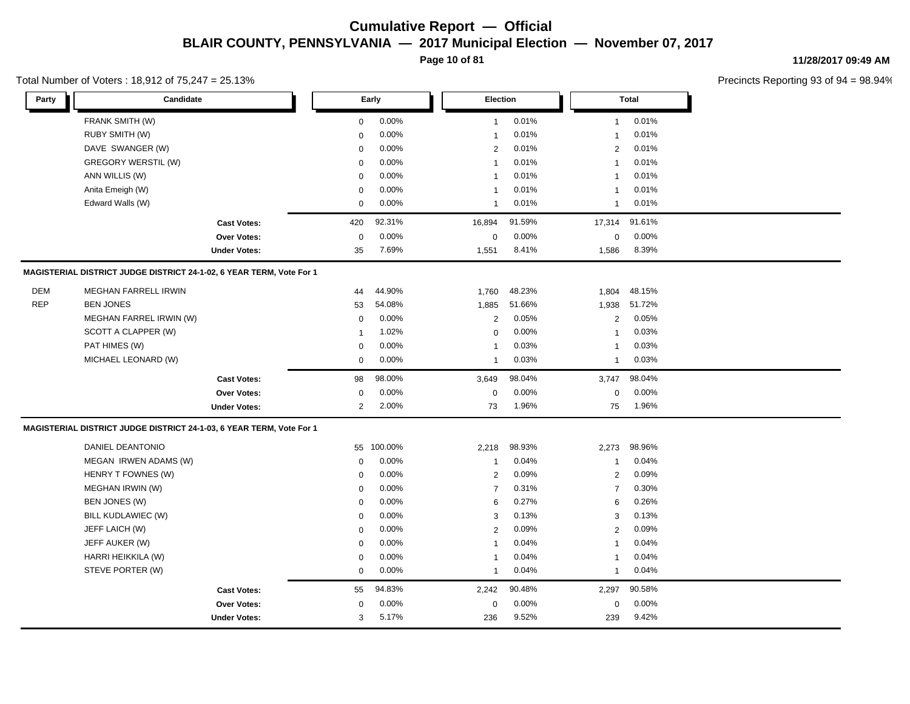# Cumulative Report — Official

## BLAIR COUNTY, PENNSYLVANIA — 2017 Municipal Election — November 07, 2017

11/28/2017 09:49 AM

Total Number of Voters : 18,912 of 75,247 = 25.13%

Precincts Reporting 93 of 94 = 98.94%

| Party | Candidate | Early | | Election | | Total | |
|---|---|---|---|---|---|---|---|
| | FRANK SMITH (W) | 0 | 0.00% | 1 | 0.01% | 1 | 0.01% |
| | RUBY SMITH (W) | 0 | 0.00% | 1 | 0.01% | 1 | 0.01% |
| | DAVE SWANGER (W) | 0 | 0.00% | 2 | 0.01% | 2 | 0.01% |
| | GREGORY WERSTIL (W) | 0 | 0.00% | 1 | 0.01% | 1 | 0.01% |
| | ANN WILLIS (W) | 0 | 0.00% | 1 | 0.01% | 1 | 0.01% |
| | Anita Emeigh (W) | 0 | 0.00% | 1 | 0.01% | 1 | 0.01% |
| | Edward Walls (W) | 0 | 0.00% | 1 | 0.01% | 1 | 0.01% |
| | **Cast Votes:** | 420 | 92.31% | 16,894 | 91.59% | 17,314 | 91.61% |
| | **Over Votes:** | 0 | 0.00% | 0 | 0.00% | 0 | 0.00% |
| | **Under Votes:** | 35 | 7.69% | 1,551 | 8.41% | 1,586 | 8.39% |

**MAGISTERIAL DISTRICT JUDGE DISTRICT 24-1-02, 6 YEAR TERM, Vote For 1**

| Party | Candidate | Early | | Election | | Total | |
|---|---|---|---|---|---|---|---|
| DEM | MEGHAN FARRELL IRWIN | 44 | 44.90% | 1,760 | 48.23% | 1,804 | 48.15% |
| REP | BEN JONES | 53 | 54.08% | 1,885 | 51.66% | 1,938 | 51.72% |
| | MEGHAN FARREL IRWIN (W) | 0 | 0.00% | 2 | 0.05% | 2 | 0.05% |
| | SCOTT A CLAPPER (W) | 1 | 1.02% | 0 | 0.00% | 1 | 0.03% |
| | PAT HIMES (W) | 0 | 0.00% | 1 | 0.03% | 1 | 0.03% |
| | MICHAEL LEONARD (W) | 0 | 0.00% | 1 | 0.03% | 1 | 0.03% |
| | **Cast Votes:** | 98 | 98.00% | 3,649 | 98.04% | 3,747 | 98.04% |
| | **Over Votes:** | 0 | 0.00% | 0 | 0.00% | 0 | 0.00% |
| | **Under Votes:** | 2 | 2.00% | 73 | 1.96% | 75 | 1.96% |

**MAGISTERIAL DISTRICT JUDGE DISTRICT 24-1-03, 6 YEAR TERM, Vote For 1**

| Party | Candidate | Early | | Election | | Total | |
|---|---|---|---|---|---|---|---|
| | DANIEL DEANTONIO | 55 | 100.00% | 2,218 | 98.93% | 2,273 | 98.96% |
| | MEGAN IRWEN ADAMS (W) | 0 | 0.00% | 1 | 0.04% | 1 | 0.04% |
| | HENRY T FOWNES (W) | 0 | 0.00% | 2 | 0.09% | 2 | 0.09% |
| | MEGHAN IRWIN (W) | 0 | 0.00% | 7 | 0.31% | 7 | 0.30% |
| | BEN JONES (W) | 0 | 0.00% | 6 | 0.27% | 6 | 0.26% |
| | BILL KUDLAWIEC (W) | 0 | 0.00% | 3 | 0.13% | 3 | 0.13% |
| | JEFF LAICH (W) | 0 | 0.00% | 2 | 0.09% | 2 | 0.09% |
| | JEFF AUKER (W) | 0 | 0.00% | 1 | 0.04% | 1 | 0.04% |
| | HARRI HEIKKILA (W) | 0 | 0.00% | 1 | 0.04% | 1 | 0.04% |
| | STEVE PORTER (W) | 0 | 0.00% | 1 | 0.04% | 1 | 0.04% |
| | **Cast Votes:** | 55 | 94.83% | 2,242 | 90.48% | 2,297 | 90.58% |
| | **Over Votes:** | 0 | 0.00% | 0 | 0.00% | 0 | 0.00% |
| | **Under Votes:** | 3 | 5.17% | 236 | 9.52% | 239 | 9.42% |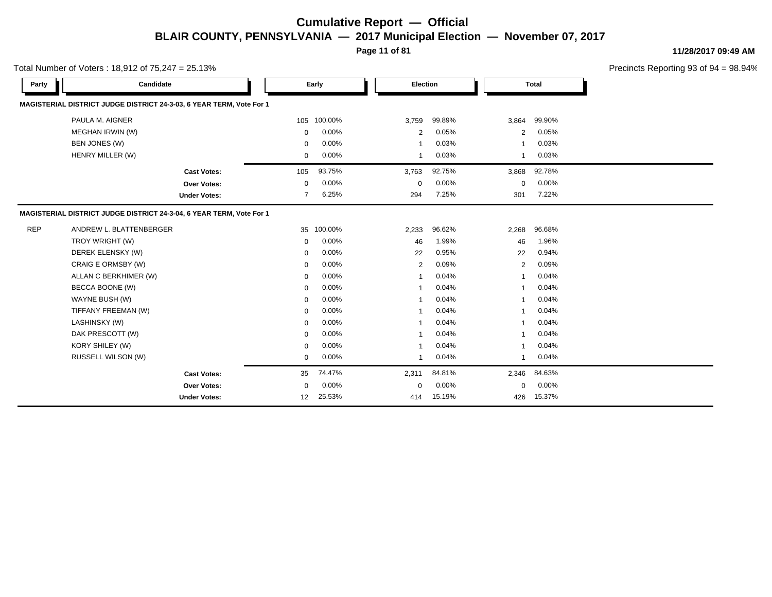# Cumulative Report — Official

## BLAIR COUNTY, PENNSYLVANIA — 2017 Municipal Election — November 07, 2017

11/28/2017 09:49 AM

Total Number of Voters : 18,912 of 75,247 = 25.13%

Precincts Reporting 93 of 94 = 98.94%

| Party | Candidate | Early | | Election | | Total | |
|---|---|---|---|---|---|---|---|
| **MAGISTERIAL DISTRICT JUDGE DISTRICT 24-3-03, 6 YEAR TERM, Vote For 1** | | | | | | | |
| | PAULA M. AIGNER | 105 | 100.00% | 3,759 | 99.89% | 3,864 | 99.90% |
| | MEGHAN IRWIN (W) | 0 | 0.00% | 2 | 0.05% | 2 | 0.05% |
| | BEN JONES (W) | 0 | 0.00% | 1 | 0.03% | 1 | 0.03% |
| | HENRY MILLER (W) | 0 | 0.00% | 1 | 0.03% | 1 | 0.03% |
| | **Cast Votes:** | 105 | 93.75% | 3,763 | 92.75% | 3,868 | 92.78% |
| | **Over Votes:** | 0 | 0.00% | 0 | 0.00% | 0 | 0.00% |
| | **Under Votes:** | 7 | 6.25% | 294 | 7.25% | 301 | 7.22% |
| **MAGISTERIAL DISTRICT JUDGE DISTRICT 24-3-04, 6 YEAR TERM, Vote For 1** | | | | | | | |
| REP | ANDREW L. BLATTENBERGER | 35 | 100.00% | 2,233 | 96.62% | 2,268 | 96.68% |
| | TROY WRIGHT (W) | 0 | 0.00% | 46 | 1.99% | 46 | 1.96% |
| | DEREK ELENSKY (W) | 0 | 0.00% | 22 | 0.95% | 22 | 0.94% |
| | CRAIG E ORMSBY (W) | 0 | 0.00% | 2 | 0.09% | 2 | 0.09% |
| | ALLAN C BERKHIMER (W) | 0 | 0.00% | 1 | 0.04% | 1 | 0.04% |
| | BECCA BOONE (W) | 0 | 0.00% | 1 | 0.04% | 1 | 0.04% |
| | WAYNE BUSH (W) | 0 | 0.00% | 1 | 0.04% | 1 | 0.04% |
| | TIFFANY FREEMAN (W) | 0 | 0.00% | 1 | 0.04% | 1 | 0.04% |
| | LASHINSKY (W) | 0 | 0.00% | 1 | 0.04% | 1 | 0.04% |
| | DAK PRESCOTT (W) | 0 | 0.00% | 1 | 0.04% | 1 | 0.04% |
| | KORY SHILEY (W) | 0 | 0.00% | 1 | 0.04% | 1 | 0.04% |
| | RUSSELL WILSON (W) | 0 | 0.00% | 1 | 0.04% | 1 | 0.04% |
| | **Cast Votes:** | 35 | 74.47% | 2,311 | 84.81% | 2,346 | 84.63% |
| | **Over Votes:** | 0 | 0.00% | 0 | 0.00% | 0 | 0.00% |
| | **Under Votes:** | 12 | 25.53% | 414 | 15.19% | 426 | 15.37% |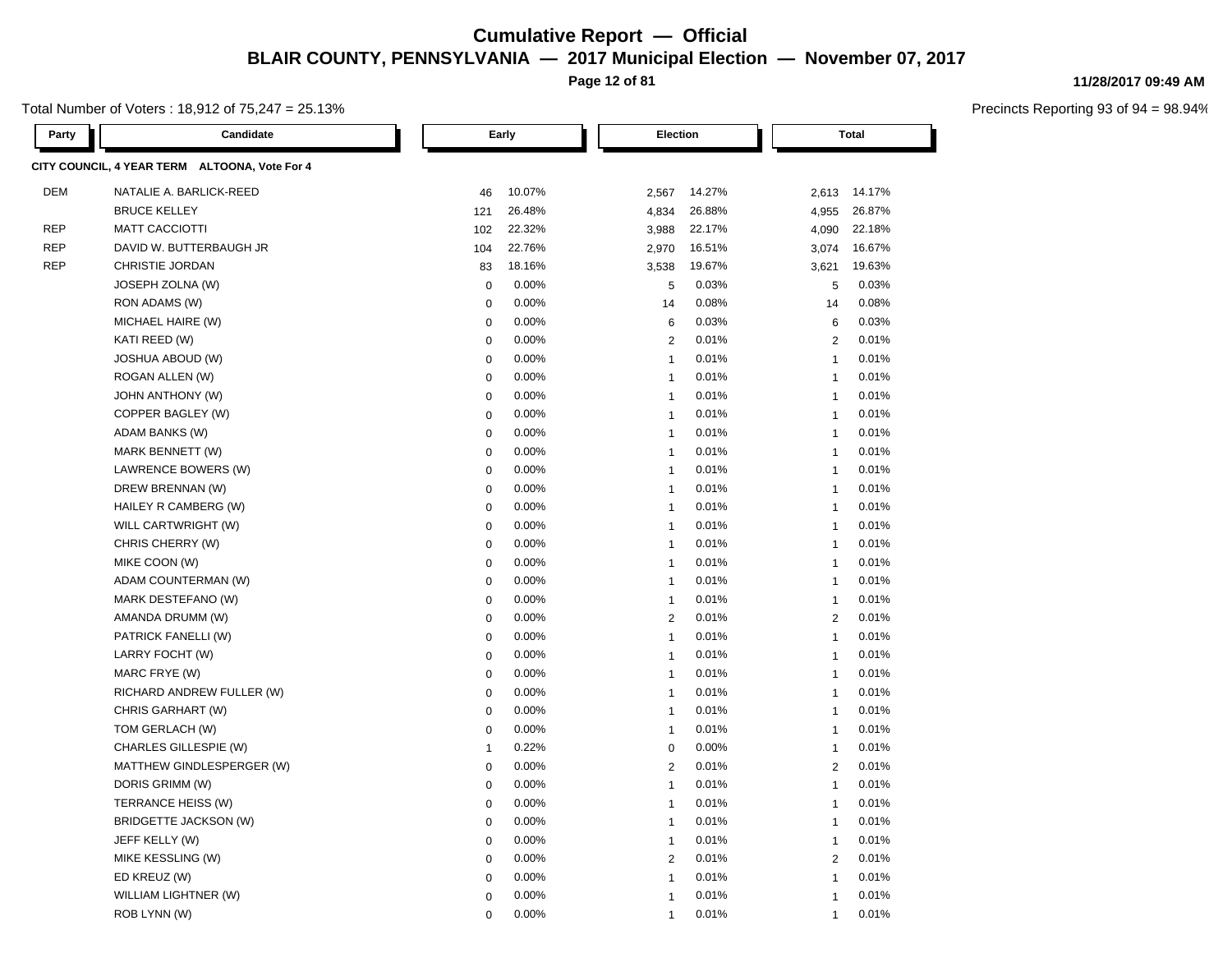# Cumulative Report — Official

## BLAIR COUNTY, PENNSYLVANIA — 2017 Municipal Election — November 07, 2017

11/28/2017 09:49 AM

Total Number of Voters : 18,912 of 75,247 = 25.13%

Precincts Reporting 93 of 94 = 98.94%

### CITY COUNCIL, 4 YEAR TERM ALTOONA, Vote For 4

| Party | Candidate | Early | | Election | | Total | |
|---|---|---|---|---|---|---|---|
| DEM | NATALIE A. BARLICK-REED | 46 | 10.07% | 2,567 | 14.27% | 2,613 | 14.17% |
| | BRUCE KELLEY | 121 | 26.48% | 4,834 | 26.88% | 4,955 | 26.87% |
| REP | MATT CACCIOTTI | 102 | 22.32% | 3,988 | 22.17% | 4,090 | 22.18% |
| REP | DAVID W. BUTTERBAUGH JR | 104 | 22.76% | 2,970 | 16.51% | 3,074 | 16.67% |
| REP | CHRISTIE JORDAN | 83 | 18.16% | 3,538 | 19.67% | 3,621 | 19.63% |
| | JOSEPH ZOLNA (W) | 0 | 0.00% | 5 | 0.03% | 5 | 0.03% |
| | RON ADAMS (W) | 0 | 0.00% | 14 | 0.08% | 14 | 0.08% |
| | MICHAEL HAIRE (W) | 0 | 0.00% | 6 | 0.03% | 6 | 0.03% |
| | KATI REED (W) | 0 | 0.00% | 2 | 0.01% | 2 | 0.01% |
| | JOSHUA ABOUD (W) | 0 | 0.00% | 1 | 0.01% | 1 | 0.01% |
| | ROGAN ALLEN (W) | 0 | 0.00% | 1 | 0.01% | 1 | 0.01% |
| | JOHN ANTHONY (W) | 0 | 0.00% | 1 | 0.01% | 1 | 0.01% |
| | COPPER BAGLEY (W) | 0 | 0.00% | 1 | 0.01% | 1 | 0.01% |
| | ADAM BANKS (W) | 0 | 0.00% | 1 | 0.01% | 1 | 0.01% |
| | MARK BENNETT (W) | 0 | 0.00% | 1 | 0.01% | 1 | 0.01% |
| | LAWRENCE BOWERS (W) | 0 | 0.00% | 1 | 0.01% | 1 | 0.01% |
| | DREW BRENNAN (W) | 0 | 0.00% | 1 | 0.01% | 1 | 0.01% |
| | HAILEY R CAMBERG (W) | 0 | 0.00% | 1 | 0.01% | 1 | 0.01% |
| | WILL CARTWRIGHT (W) | 0 | 0.00% | 1 | 0.01% | 1 | 0.01% |
| | CHRIS CHERRY (W) | 0 | 0.00% | 1 | 0.01% | 1 | 0.01% |
| | MIKE COON (W) | 0 | 0.00% | 1 | 0.01% | 1 | 0.01% |
| | ADAM COUNTERMAN (W) | 0 | 0.00% | 1 | 0.01% | 1 | 0.01% |
| | MARK DESTEFANO (W) | 0 | 0.00% | 1 | 0.01% | 1 | 0.01% |
| | AMANDA DRUMM (W) | 0 | 0.00% | 2 | 0.01% | 2 | 0.01% |
| | PATRICK FANELLI (W) | 0 | 0.00% | 1 | 0.01% | 1 | 0.01% |
| | LARRY FOCHT (W) | 0 | 0.00% | 1 | 0.01% | 1 | 0.01% |
| | MARC FRYE (W) | 0 | 0.00% | 1 | 0.01% | 1 | 0.01% |
| | RICHARD ANDREW FULLER (W) | 0 | 0.00% | 1 | 0.01% | 1 | 0.01% |
| | CHRIS GARHART (W) | 0 | 0.00% | 1 | 0.01% | 1 | 0.01% |
| | TOM GERLACH (W) | 0 | 0.00% | 1 | 0.01% | 1 | 0.01% |
| | CHARLES GILLESPIE (W) | 1 | 0.22% | 0 | 0.00% | 1 | 0.01% |
| | MATTHEW GINDLESPERGER (W) | 0 | 0.00% | 2 | 0.01% | 2 | 0.01% |
| | DORIS GRIMM (W) | 0 | 0.00% | 1 | 0.01% | 1 | 0.01% |
| | TERRANCE HEISS (W) | 0 | 0.00% | 1 | 0.01% | 1 | 0.01% |
| | BRIDGETTE JACKSON (W) | 0 | 0.00% | 1 | 0.01% | 1 | 0.01% |
| | JEFF KELLY (W) | 0 | 0.00% | 1 | 0.01% | 1 | 0.01% |
| | MIKE KESSLING (W) | 0 | 0.00% | 2 | 0.01% | 2 | 0.01% |
| | ED KREUZ (W) | 0 | 0.00% | 1 | 0.01% | 1 | 0.01% |
| | WILLIAM LIGHTNER (W) | 0 | 0.00% | 1 | 0.01% | 1 | 0.01% |
| | ROB LYNN (W) | 0 | 0.00% | 1 | 0.01% | 1 | 0.01% |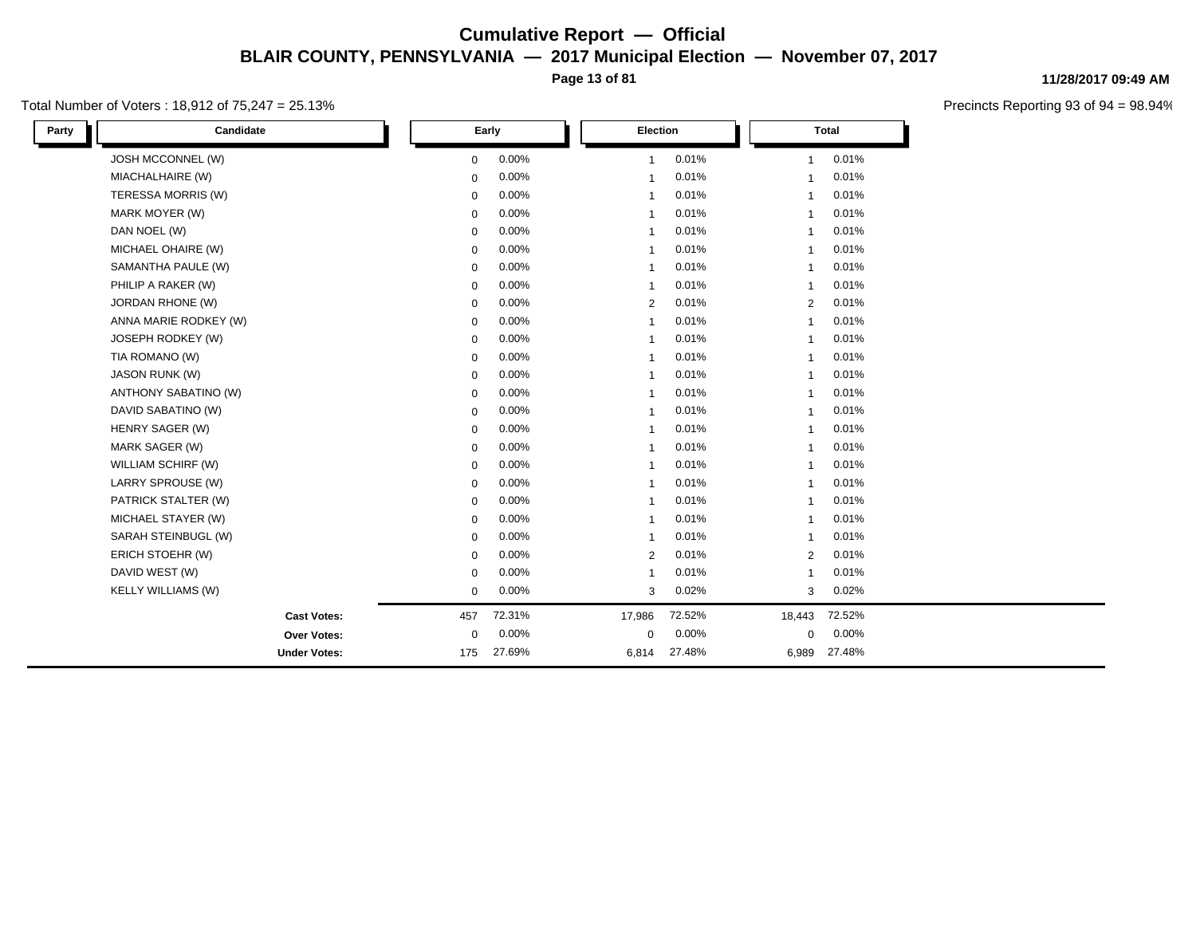# Cumulative Report — Official

## BLAIR COUNTY, PENNSYLVANIA — 2017 Municipal Election — November 07, 2017

11/28/2017 09:49 AM

Total Number of Voters : 18,912 of 75,247 = 25.13%

Precincts Reporting 93 of 94 = 98.94%

| Party | Candidate | Early | | Election | | Total | |
|---|---|---|---|---|---|---|---|
| | JOSH MCCONNEL (W) | 0 | 0.00% | 1 | 0.01% | 1 | 0.01% |
| | MIACHALHAIRE (W) | 0 | 0.00% | 1 | 0.01% | 1 | 0.01% |
| | TERESSA MORRIS (W) | 0 | 0.00% | 1 | 0.01% | 1 | 0.01% |
| | MARK MOYER (W) | 0 | 0.00% | 1 | 0.01% | 1 | 0.01% |
| | DAN NOEL (W) | 0 | 0.00% | 1 | 0.01% | 1 | 0.01% |
| | MICHAEL OHAIRE (W) | 0 | 0.00% | 1 | 0.01% | 1 | 0.01% |
| | SAMANTHA PAULE (W) | 0 | 0.00% | 1 | 0.01% | 1 | 0.01% |
| | PHILIP A RAKER (W) | 0 | 0.00% | 1 | 0.01% | 1 | 0.01% |
| | JORDAN RHONE (W) | 0 | 0.00% | 2 | 0.01% | 2 | 0.01% |
| | ANNA MARIE RODKEY (W) | 0 | 0.00% | 1 | 0.01% | 1 | 0.01% |
| | JOSEPH RODKEY (W) | 0 | 0.00% | 1 | 0.01% | 1 | 0.01% |
| | TIA ROMANO (W) | 0 | 0.00% | 1 | 0.01% | 1 | 0.01% |
| | JASON RUNK (W) | 0 | 0.00% | 1 | 0.01% | 1 | 0.01% |
| | ANTHONY SABATINO (W) | 0 | 0.00% | 1 | 0.01% | 1 | 0.01% |
| | DAVID SABATINO (W) | 0 | 0.00% | 1 | 0.01% | 1 | 0.01% |
| | HENRY SAGER (W) | 0 | 0.00% | 1 | 0.01% | 1 | 0.01% |
| | MARK SAGER (W) | 0 | 0.00% | 1 | 0.01% | 1 | 0.01% |
| | WILLIAM SCHIRF (W) | 0 | 0.00% | 1 | 0.01% | 1 | 0.01% |
| | LARRY SPROUSE (W) | 0 | 0.00% | 1 | 0.01% | 1 | 0.01% |
| | PATRICK STALTER (W) | 0 | 0.00% | 1 | 0.01% | 1 | 0.01% |
| | MICHAEL STAYER (W) | 0 | 0.00% | 1 | 0.01% | 1 | 0.01% |
| | SARAH STEINBUGL (W) | 0 | 0.00% | 1 | 0.01% | 1 | 0.01% |
| | ERICH STOEHR (W) | 0 | 0.00% | 2 | 0.01% | 2 | 0.01% |
| | DAVID WEST (W) | 0 | 0.00% | 1 | 0.01% | 1 | 0.01% |
| | KELLY WILLIAMS (W) | 0 | 0.00% | 3 | 0.02% | 3 | 0.02% |
| | **Cast Votes:** | 457 | 72.31% | 17,986 | 72.52% | 18,443 | 72.52% |
| | **Over Votes:** | 0 | 0.00% | 0 | 0.00% | 0 | 0.00% |
| | **Under Votes:** | 175 | 27.69% | 6,814 | 27.48% | 6,989 | 27.48% |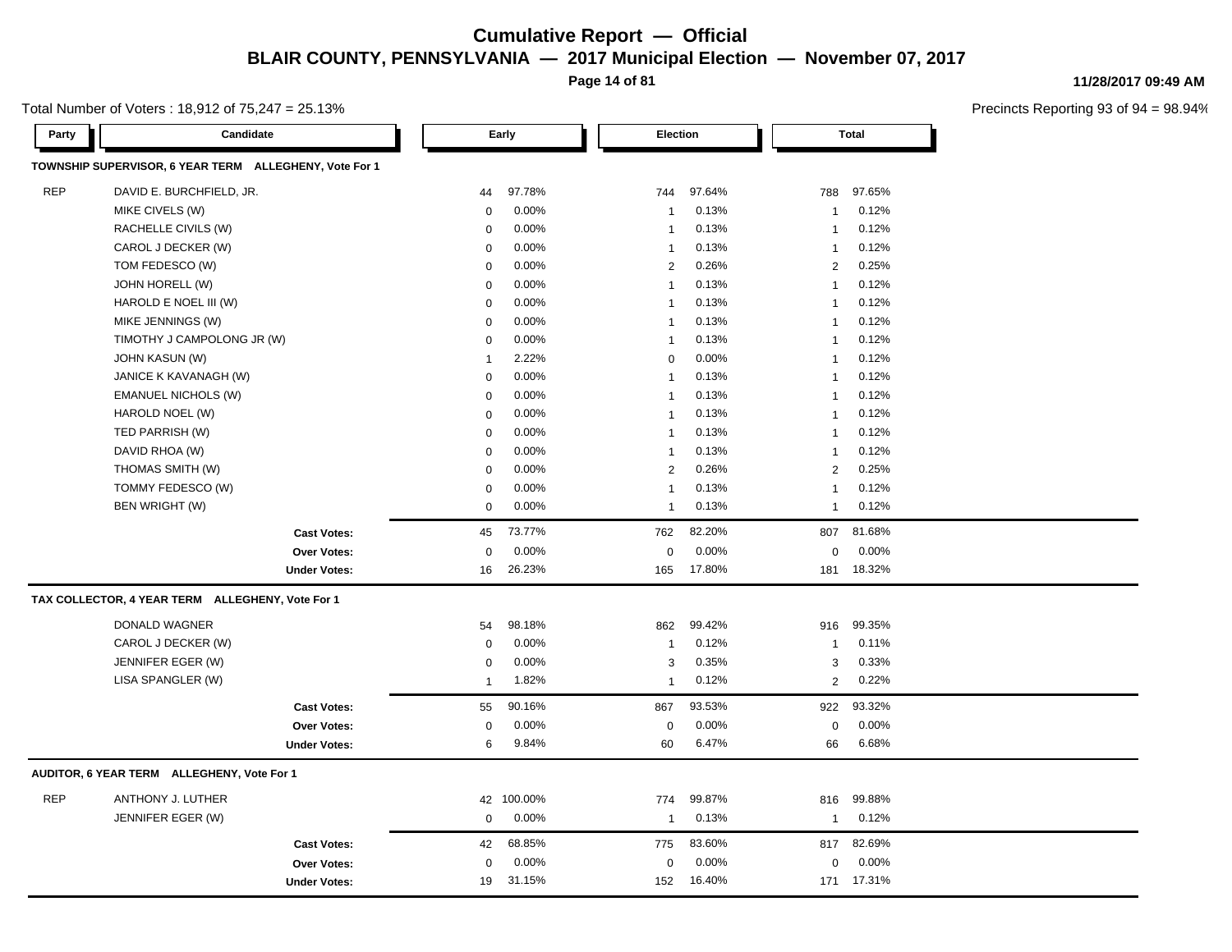# Cumulative Report — Official

## BLAIR COUNTY, PENNSYLVANIA — 2017 Municipal Election — November 07, 2017

11/28/2017 09:49 AM

Total Number of Voters : 18,912 of 75,247 = 25.13%

Precincts Reporting 93 of 94 = 98.94%

### TOWNSHIP SUPERVISOR, 6 YEAR TERM ALLEGHENY, Vote For 1

| Party | Candidate | Early | | Election | | Total | |
|---|---|---|---|---|---|---|---|
| REP | DAVID E. BURCHFIELD, JR. | 44 | 97.78% | 744 | 97.64% | 788 | 97.65% |
| | MIKE CIVELS (W) | 0 | 0.00% | 1 | 0.13% | 1 | 0.12% |
| | RACHELLE CIVILS (W) | 0 | 0.00% | 1 | 0.13% | 1 | 0.12% |
| | CAROL J DECKER (W) | 0 | 0.00% | 1 | 0.13% | 1 | 0.12% |
| | TOM FEDESCO (W) | 0 | 0.00% | 2 | 0.26% | 2 | 0.25% |
| | JOHN HORELL (W) | 0 | 0.00% | 1 | 0.13% | 1 | 0.12% |
| | HAROLD E NOEL III (W) | 0 | 0.00% | 1 | 0.13% | 1 | 0.12% |
| | MIKE JENNINGS (W) | 0 | 0.00% | 1 | 0.13% | 1 | 0.12% |
| | TIMOTHY J CAMPOLONG JR (W) | 0 | 0.00% | 1 | 0.13% | 1 | 0.12% |
| | JOHN KASUN (W) | 1 | 2.22% | 0 | 0.00% | 1 | 0.12% |
| | JANICE K KAVANAGH (W) | 0 | 0.00% | 1 | 0.13% | 1 | 0.12% |
| | EMANUEL NICHOLS (W) | 0 | 0.00% | 1 | 0.13% | 1 | 0.12% |
| | HAROLD NOEL (W) | 0 | 0.00% | 1 | 0.13% | 1 | 0.12% |
| | TED PARRISH (W) | 0 | 0.00% | 1 | 0.13% | 1 | 0.12% |
| | DAVID RHOA (W) | 0 | 0.00% | 1 | 0.13% | 1 | 0.12% |
| | THOMAS SMITH (W) | 0 | 0.00% | 2 | 0.26% | 2 | 0.25% |
| | TOMMY FEDESCO (W) | 0 | 0.00% | 1 | 0.13% | 1 | 0.12% |
| | BEN WRIGHT (W) | 0 | 0.00% | 1 | 0.13% | 1 | 0.12% |
| | **Cast Votes:** | 45 | 73.77% | 762 | 82.20% | 807 | 81.68% |
| | **Over Votes:** | 0 | 0.00% | 0 | 0.00% | 0 | 0.00% |
| | **Under Votes:** | 16 | 26.23% | 165 | 17.80% | 181 | 18.32% |

### TAX COLLECTOR, 4 YEAR TERM ALLEGHENY, Vote For 1

| Party | Candidate | Early | | Election | | Total | |
|---|---|---|---|---|---|---|---|
| | DONALD WAGNER | 54 | 98.18% | 862 | 99.42% | 916 | 99.35% |
| | CAROL J DECKER (W) | 0 | 0.00% | 1 | 0.12% | 1 | 0.11% |
| | JENNIFER EGER (W) | 0 | 0.00% | 3 | 0.35% | 3 | 0.33% |
| | LISA SPANGLER (W) | 1 | 1.82% | 1 | 0.12% | 2 | 0.22% |
| | **Cast Votes:** | 55 | 90.16% | 867 | 93.53% | 922 | 93.32% |
| | **Over Votes:** | 0 | 0.00% | 0 | 0.00% | 0 | 0.00% |
| | **Under Votes:** | 6 | 9.84% | 60 | 6.47% | 66 | 6.68% |

### AUDITOR, 6 YEAR TERM ALLEGHENY, Vote For 1

| Party | Candidate | Early | | Election | | Total | |
|---|---|---|---|---|---|---|---|
| REP | ANTHONY J. LUTHER | 42 | 100.00% | 774 | 99.87% | 816 | 99.88% |
| | JENNIFER EGER (W) | 0 | 0.00% | 1 | 0.13% | 1 | 0.12% |
| | **Cast Votes:** | 42 | 68.85% | 775 | 83.60% | 817 | 82.69% |
| | **Over Votes:** | 0 | 0.00% | 0 | 0.00% | 0 | 0.00% |
| | **Under Votes:** | 19 | 31.15% | 152 | 16.40% | 171 | 17.31% |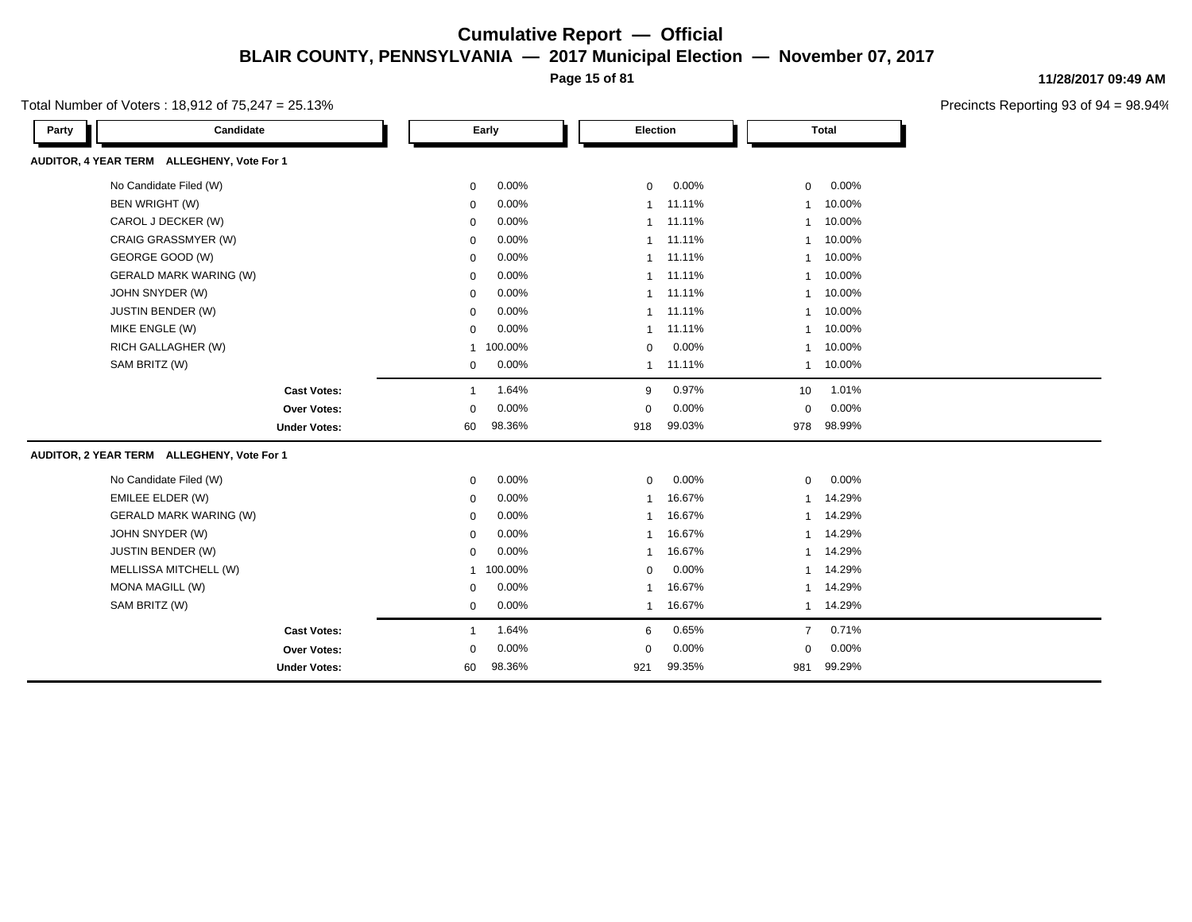# Cumulative Report — Official

## BLAIR COUNTY, PENNSYLVANIA — 2017 Municipal Election — November 07, 2017

11/28/2017 09:49 AM

Total Number of Voters : 18,912 of 75,247 = 25.13%

Precincts Reporting 93 of 94 = 98.94%

### AUDITOR, 4 YEAR TERM ALLEGHENY, Vote For 1

| Party | Candidate | Early | | Election | | Total | |
|---|---|---|---|---|---|---|---|
| | No Candidate Filed (W) | 0 | 0.00% | 0 | 0.00% | 0 | 0.00% |
| | BEN WRIGHT (W) | 0 | 0.00% | 1 | 11.11% | 1 | 10.00% |
| | CAROL J DECKER (W) | 0 | 0.00% | 1 | 11.11% | 1 | 10.00% |
| | CRAIG GRASSMYER (W) | 0 | 0.00% | 1 | 11.11% | 1 | 10.00% |
| | GEORGE GOOD (W) | 0 | 0.00% | 1 | 11.11% | 1 | 10.00% |
| | GERALD MARK WARING (W) | 0 | 0.00% | 1 | 11.11% | 1 | 10.00% |
| | JOHN SNYDER (W) | 0 | 0.00% | 1 | 11.11% | 1 | 10.00% |
| | JUSTIN BENDER (W) | 0 | 0.00% | 1 | 11.11% | 1 | 10.00% |
| | MIKE ENGLE (W) | 0 | 0.00% | 1 | 11.11% | 1 | 10.00% |
| | RICH GALLAGHER (W) | 1 | 100.00% | 0 | 0.00% | 1 | 10.00% |
| | SAM BRITZ (W) | 0 | 0.00% | 1 | 11.11% | 1 | 10.00% |
| | **Cast Votes:** | 1 | 1.64% | 9 | 0.97% | 10 | 1.01% |
| | **Over Votes:** | 0 | 0.00% | 0 | 0.00% | 0 | 0.00% |
| | **Under Votes:** | 60 | 98.36% | 918 | 99.03% | 978 | 98.99% |

### AUDITOR, 2 YEAR TERM ALLEGHENY, Vote For 1

| Party | Candidate | Early | | Election | | Total | |
|---|---|---|---|---|---|---|---|
| | No Candidate Filed (W) | 0 | 0.00% | 0 | 0.00% | 0 | 0.00% |
| | EMILEE ELDER (W) | 0 | 0.00% | 1 | 16.67% | 1 | 14.29% |
| | GERALD MARK WARING (W) | 0 | 0.00% | 1 | 16.67% | 1 | 14.29% |
| | JOHN SNYDER (W) | 0 | 0.00% | 1 | 16.67% | 1 | 14.29% |
| | JUSTIN BENDER (W) | 0 | 0.00% | 1 | 16.67% | 1 | 14.29% |
| | MELLISSA MITCHELL (W) | 1 | 100.00% | 0 | 0.00% | 1 | 14.29% |
| | MONA MAGILL (W) | 0 | 0.00% | 1 | 16.67% | 1 | 14.29% |
| | SAM BRITZ (W) | 0 | 0.00% | 1 | 16.67% | 1 | 14.29% |
| | **Cast Votes:** | 1 | 1.64% | 6 | 0.65% | 7 | 0.71% |
| | **Over Votes:** | 0 | 0.00% | 0 | 0.00% | 0 | 0.00% |
| | **Under Votes:** | 60 | 98.36% | 921 | 99.35% | 981 | 99.29% |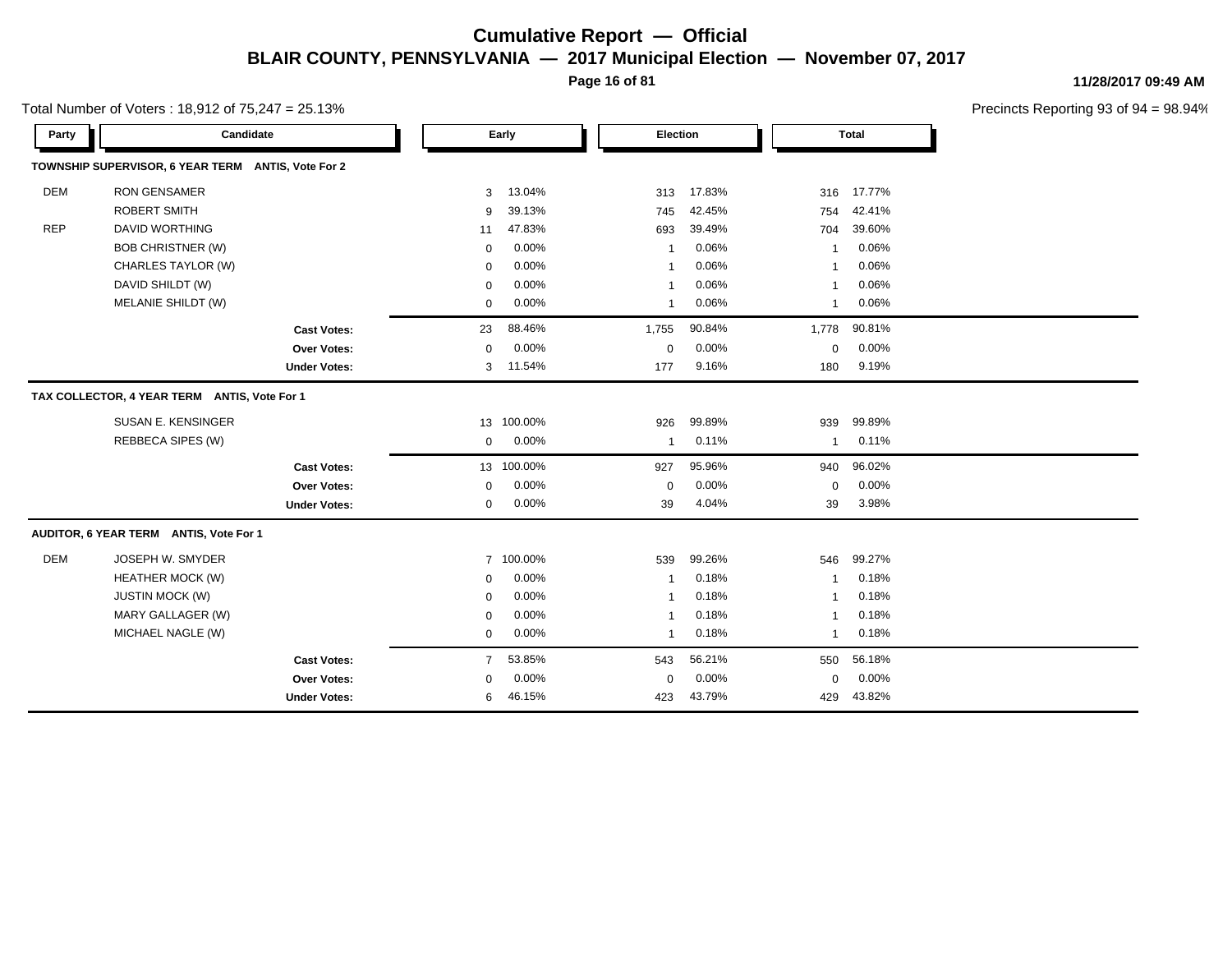# Cumulative Report — Official

## BLAIR COUNTY, PENNSYLVANIA — 2017 Municipal Election — November 07, 2017

11/28/2017 09:49 AM

Total Number of Voters : 18,912 of 75,247 = 25.13%

Precincts Reporting 93 of 94 = 98.94%

| Party | Candidate | Early | | Election | | Total | |
|---|---|---|---|---|---|---|---|
| **TOWNSHIP SUPERVISOR, 6 YEAR TERM ANTIS, Vote For 2** | | | | | | | |
| DEM | RON GENSAMER | 3 | 13.04% | 313 | 17.83% | 316 | 17.77% |
| | ROBERT SMITH | 9 | 39.13% | 745 | 42.45% | 754 | 42.41% |
| REP | DAVID WORTHING | 11 | 47.83% | 693 | 39.49% | 704 | 39.60% |
| | BOB CHRISTNER (W) | 0 | 0.00% | 1 | 0.06% | 1 | 0.06% |
| | CHARLES TAYLOR (W) | 0 | 0.00% | 1 | 0.06% | 1 | 0.06% |
| | DAVID SHILDT (W) | 0 | 0.00% | 1 | 0.06% | 1 | 0.06% |
| | MELANIE SHILDT (W) | 0 | 0.00% | 1 | 0.06% | 1 | 0.06% |
| | **Cast Votes:** | 23 | 88.46% | 1,755 | 90.84% | 1,778 | 90.81% |
| | **Over Votes:** | 0 | 0.00% | 0 | 0.00% | 0 | 0.00% |
| | **Under Votes:** | 3 | 11.54% | 177 | 9.16% | 180 | 9.19% |
| **TAX COLLECTOR, 4 YEAR TERM ANTIS, Vote For 1** | | | | | | | |
| | SUSAN E. KENSINGER | 13 | 100.00% | 926 | 99.89% | 939 | 99.89% |
| | REBBECA SIPES (W) | 0 | 0.00% | 1 | 0.11% | 1 | 0.11% |
| | **Cast Votes:** | 13 | 100.00% | 927 | 95.96% | 940 | 96.02% |
| | **Over Votes:** | 0 | 0.00% | 0 | 0.00% | 0 | 0.00% |
| | **Under Votes:** | 0 | 0.00% | 39 | 4.04% | 39 | 3.98% |
| **AUDITOR, 6 YEAR TERM ANTIS, Vote For 1** | | | | | | | |
| DEM | JOSEPH W. SMYDER | 7 | 100.00% | 539 | 99.26% | 546 | 99.27% |
| | HEATHER MOCK (W) | 0 | 0.00% | 1 | 0.18% | 1 | 0.18% |
| | JUSTIN MOCK (W) | 0 | 0.00% | 1 | 0.18% | 1 | 0.18% |
| | MARY GALLAGER (W) | 0 | 0.00% | 1 | 0.18% | 1 | 0.18% |
| | MICHAEL NAGLE (W) | 0 | 0.00% | 1 | 0.18% | 1 | 0.18% |
| | **Cast Votes:** | 7 | 53.85% | 543 | 56.21% | 550 | 56.18% |
| | **Over Votes:** | 0 | 0.00% | 0 | 0.00% | 0 | 0.00% |
| | **Under Votes:** | 6 | 46.15% | 423 | 43.79% | 429 | 43.82% |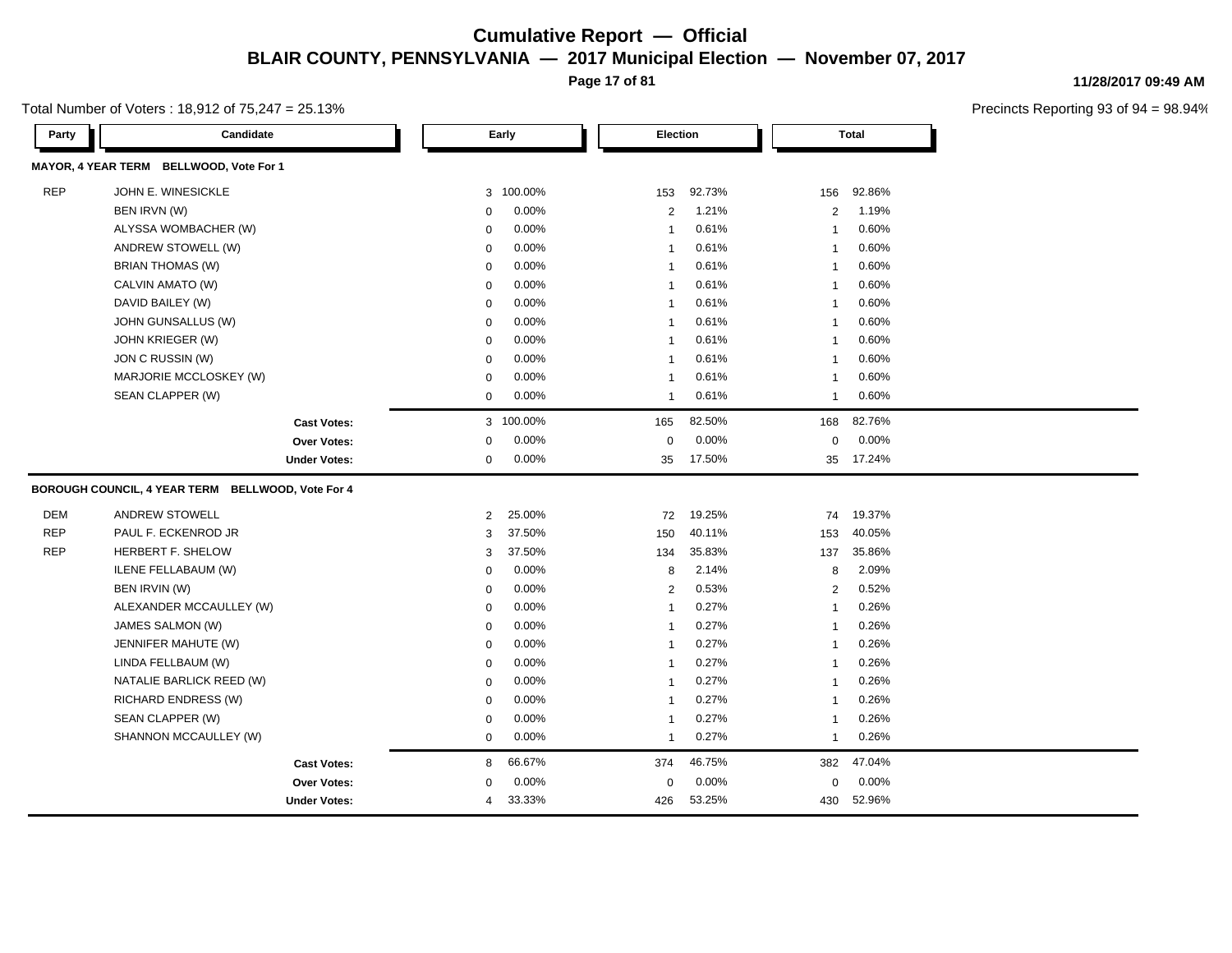# Cumulative Report — Official

## BLAIR COUNTY, PENNSYLVANIA — 2017 Municipal Election — November 07, 2017

11/28/2017 09:49 AM

Total Number of Voters : 18,912 of 75,247 = 25.13%

Precincts Reporting 93 of 94 = 98.94%

### MAYOR, 4 YEAR TERM BELLWOOD, Vote For 1

| Party | Candidate | Early | | Election | | Total | |
|---|---|---|---|---|---|---|---|
| REP | JOHN E. WINESICKLE | 3 | 100.00% | 153 | 92.73% | 156 | 92.86% |
| | BEN IRVN (W) | 0 | 0.00% | 2 | 1.21% | 2 | 1.19% |
| | ALYSSA WOMBACHER (W) | 0 | 0.00% | 1 | 0.61% | 1 | 0.60% |
| | ANDREW STOWELL (W) | 0 | 0.00% | 1 | 0.61% | 1 | 0.60% |
| | BRIAN THOMAS (W) | 0 | 0.00% | 1 | 0.61% | 1 | 0.60% |
| | CALVIN AMATO (W) | 0 | 0.00% | 1 | 0.61% | 1 | 0.60% |
| | DAVID BAILEY (W) | 0 | 0.00% | 1 | 0.61% | 1 | 0.60% |
| | JOHN GUNSALLUS (W) | 0 | 0.00% | 1 | 0.61% | 1 | 0.60% |
| | JOHN KRIEGER (W) | 0 | 0.00% | 1 | 0.61% | 1 | 0.60% |
| | JON C RUSSIN (W) | 0 | 0.00% | 1 | 0.61% | 1 | 0.60% |
| | MARJORIE MCCLOSKEY (W) | 0 | 0.00% | 1 | 0.61% | 1 | 0.60% |
| | SEAN CLAPPER (W) | 0 | 0.00% | 1 | 0.61% | 1 | 0.60% |
| | **Cast Votes:** | 3 | 100.00% | 165 | 82.50% | 168 | 82.76% |
| | **Over Votes:** | 0 | 0.00% | 0 | 0.00% | 0 | 0.00% |
| | **Under Votes:** | 0 | 0.00% | 35 | 17.50% | 35 | 17.24% |

### BOROUGH COUNCIL, 4 YEAR TERM BELLWOOD, Vote For 4

| Party | Candidate | Early | | Election | | Total | |
|---|---|---|---|---|---|---|---|
| DEM | ANDREW STOWELL | 2 | 25.00% | 72 | 19.25% | 74 | 19.37% |
| REP | PAUL F. ECKENROD JR | 3 | 37.50% | 150 | 40.11% | 153 | 40.05% |
| REP | HERBERT F. SHELOW | 3 | 37.50% | 134 | 35.83% | 137 | 35.86% |
| | ILENE FELLABAUM (W) | 0 | 0.00% | 8 | 2.14% | 8 | 2.09% |
| | BEN IRVIN (W) | 0 | 0.00% | 2 | 0.53% | 2 | 0.52% |
| | ALEXANDER MCCAULLEY (W) | 0 | 0.00% | 1 | 0.27% | 1 | 0.26% |
| | JAMES SALMON (W) | 0 | 0.00% | 1 | 0.27% | 1 | 0.26% |
| | JENNIFER MAHUTE (W) | 0 | 0.00% | 1 | 0.27% | 1 | 0.26% |
| | LINDA FELLBAUM (W) | 0 | 0.00% | 1 | 0.27% | 1 | 0.26% |
| | NATALIE BARLICK REED (W) | 0 | 0.00% | 1 | 0.27% | 1 | 0.26% |
| | RICHARD ENDRESS (W) | 0 | 0.00% | 1 | 0.27% | 1 | 0.26% |
| | SEAN CLAPPER (W) | 0 | 0.00% | 1 | 0.27% | 1 | 0.26% |
| | SHANNON MCCAULLEY (W) | 0 | 0.00% | 1 | 0.27% | 1 | 0.26% |
| | **Cast Votes:** | 8 | 66.67% | 374 | 46.75% | 382 | 47.04% |
| | **Over Votes:** | 0 | 0.00% | 0 | 0.00% | 0 | 0.00% |
| | **Under Votes:** | 4 | 33.33% | 426 | 53.25% | 430 | 52.96% |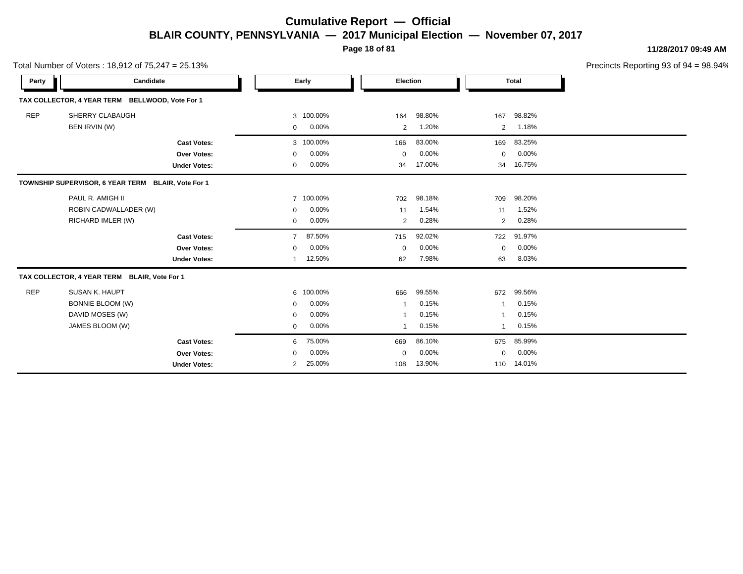# Cumulative Report — Official

## BLAIR COUNTY, PENNSYLVANIA — 2017 Municipal Election — November 07, 2017

11/28/2017 09:49 AM

Total Number of Voters : 18,912 of 75,247 = 25.13%

Precincts Reporting 93 of 94 = 98.94%

| Party | Candidate | Early | | Election | | Total | |
|---|---|---|---|---|---|---|---|
| **TAX COLLECTOR, 4 YEAR TERM BELLWOOD, Vote For 1** | | | | | | | |
| REP | SHERRY CLABAUGH | 3 | 100.00% | 164 | 98.80% | 167 | 98.82% |
| | BEN IRVIN (W) | 0 | 0.00% | 2 | 1.20% | 2 | 1.18% |
| | **Cast Votes:** | 3 | 100.00% | 166 | 83.00% | 169 | 83.25% |
| | **Over Votes:** | 0 | 0.00% | 0 | 0.00% | 0 | 0.00% |
| | **Under Votes:** | 0 | 0.00% | 34 | 17.00% | 34 | 16.75% |
| **TOWNSHIP SUPERVISOR, 6 YEAR TERM BLAIR, Vote For 1** | | | | | | | |
| | PAUL R. AMIGH II | 7 | 100.00% | 702 | 98.18% | 709 | 98.20% |
| | ROBIN CADWALLADER (W) | 0 | 0.00% | 11 | 1.54% | 11 | 1.52% |
| | RICHARD IMLER (W) | 0 | 0.00% | 2 | 0.28% | 2 | 0.28% |
| | **Cast Votes:** | 7 | 87.50% | 715 | 92.02% | 722 | 91.97% |
| | **Over Votes:** | 0 | 0.00% | 0 | 0.00% | 0 | 0.00% |
| | **Under Votes:** | 1 | 12.50% | 62 | 7.98% | 63 | 8.03% |
| **TAX COLLECTOR, 4 YEAR TERM BLAIR, Vote For 1** | | | | | | | |
| REP | SUSAN K. HAUPT | 6 | 100.00% | 666 | 99.55% | 672 | 99.56% |
| | BONNIE BLOOM (W) | 0 | 0.00% | 1 | 0.15% | 1 | 0.15% |
| | DAVID MOSES (W) | 0 | 0.00% | 1 | 0.15% | 1 | 0.15% |
| | JAMES BLOOM (W) | 0 | 0.00% | 1 | 0.15% | 1 | 0.15% |
| | **Cast Votes:** | 6 | 75.00% | 669 | 86.10% | 675 | 85.99% |
| | **Over Votes:** | 0 | 0.00% | 0 | 0.00% | 0 | 0.00% |
| | **Under Votes:** | 2 | 25.00% | 108 | 13.90% | 110 | 14.01% |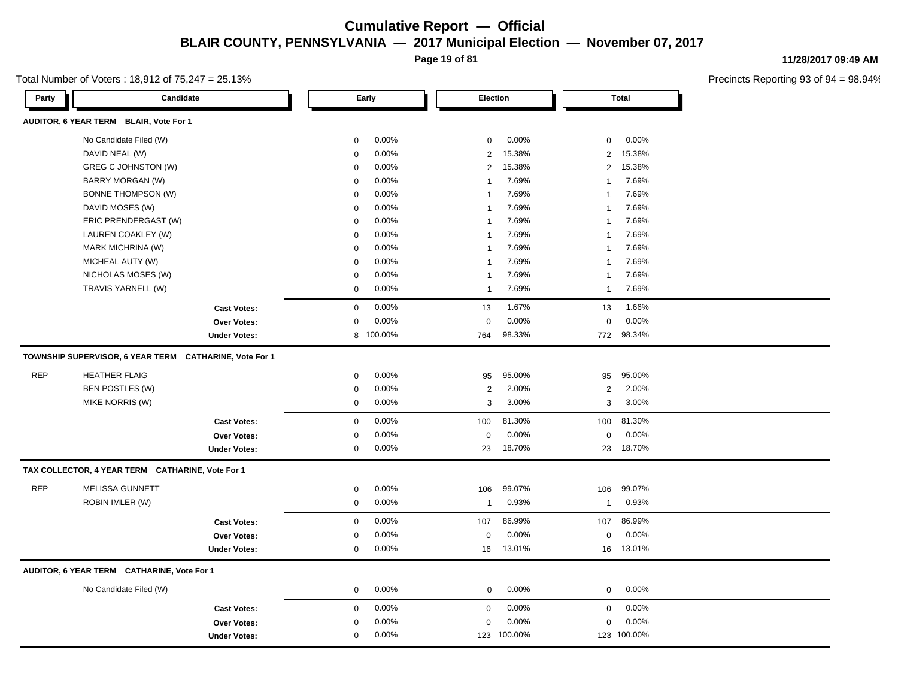# Cumulative Report — Official

## BLAIR COUNTY, PENNSYLVANIA — 2017 Municipal Election — November 07, 2017

11/28/2017 09:49 AM

Total Number of Voters : 18,912 of 75,247 = 25.13%

Precincts Reporting 93 of 94 = 98.94%

| Party | Candidate | Early | | Election | | Total | |
|---|---|---|---|---|---|---|---|
| **AUDITOR, 6 YEAR TERM BLAIR, Vote For 1** | | | | | | | |
| | No Candidate Filed (W) | 0 | 0.00% | 0 | 0.00% | 0 | 0.00% |
| | DAVID NEAL (W) | 0 | 0.00% | 2 | 15.38% | 2 | 15.38% |
| | GREG C JOHNSTON (W) | 0 | 0.00% | 2 | 15.38% | 2 | 15.38% |
| | BARRY MORGAN (W) | 0 | 0.00% | 1 | 7.69% | 1 | 7.69% |
| | BONNE THOMPSON (W) | 0 | 0.00% | 1 | 7.69% | 1 | 7.69% |
| | DAVID MOSES (W) | 0 | 0.00% | 1 | 7.69% | 1 | 7.69% |
| | ERIC PRENDERGAST (W) | 0 | 0.00% | 1 | 7.69% | 1 | 7.69% |
| | LAUREN COAKLEY (W) | 0 | 0.00% | 1 | 7.69% | 1 | 7.69% |
| | MARK MICHRINA (W) | 0 | 0.00% | 1 | 7.69% | 1 | 7.69% |
| | MICHEAL AUTY (W) | 0 | 0.00% | 1 | 7.69% | 1 | 7.69% |
| | NICHOLAS MOSES (W) | 0 | 0.00% | 1 | 7.69% | 1 | 7.69% |
| | TRAVIS YARNELL (W) | 0 | 0.00% | 1 | 7.69% | 1 | 7.69% |
| | **Cast Votes:** | 0 | 0.00% | 13 | 1.67% | 13 | 1.66% |
| | **Over Votes:** | 0 | 0.00% | 0 | 0.00% | 0 | 0.00% |
| | **Under Votes:** | 8 | 100.00% | 764 | 98.33% | 772 | 98.34% |
| **TOWNSHIP SUPERVISOR, 6 YEAR TERM CATHARINE, Vote For 1** | | | | | | | |
| REP | HEATHER FLAIG | 0 | 0.00% | 95 | 95.00% | 95 | 95.00% |
| | BEN POSTLES (W) | 0 | 0.00% | 2 | 2.00% | 2 | 2.00% |
| | MIKE NORRIS (W) | 0 | 0.00% | 3 | 3.00% | 3 | 3.00% |
| | **Cast Votes:** | 0 | 0.00% | 100 | 81.30% | 100 | 81.30% |
| | **Over Votes:** | 0 | 0.00% | 0 | 0.00% | 0 | 0.00% |
| | **Under Votes:** | 0 | 0.00% | 23 | 18.70% | 23 | 18.70% |
| **TAX COLLECTOR, 4 YEAR TERM CATHARINE, Vote For 1** | | | | | | | |
| REP | MELISSA GUNNETT | 0 | 0.00% | 106 | 99.07% | 106 | 99.07% |
| | ROBIN IMLER (W) | 0 | 0.00% | 1 | 0.93% | 1 | 0.93% |
| | **Cast Votes:** | 0 | 0.00% | 107 | 86.99% | 107 | 86.99% |
| | **Over Votes:** | 0 | 0.00% | 0 | 0.00% | 0 | 0.00% |
| | **Under Votes:** | 0 | 0.00% | 16 | 13.01% | 16 | 13.01% |
| **AUDITOR, 6 YEAR TERM CATHARINE, Vote For 1** | | | | | | | |
| | No Candidate Filed (W) | 0 | 0.00% | 0 | 0.00% | 0 | 0.00% |
| | **Cast Votes:** | 0 | 0.00% | 0 | 0.00% | 0 | 0.00% |
| | **Over Votes:** | 0 | 0.00% | 0 | 0.00% | 0 | 0.00% |
| | **Under Votes:** | 0 | 0.00% | 123 | 100.00% | 123 | 100.00% |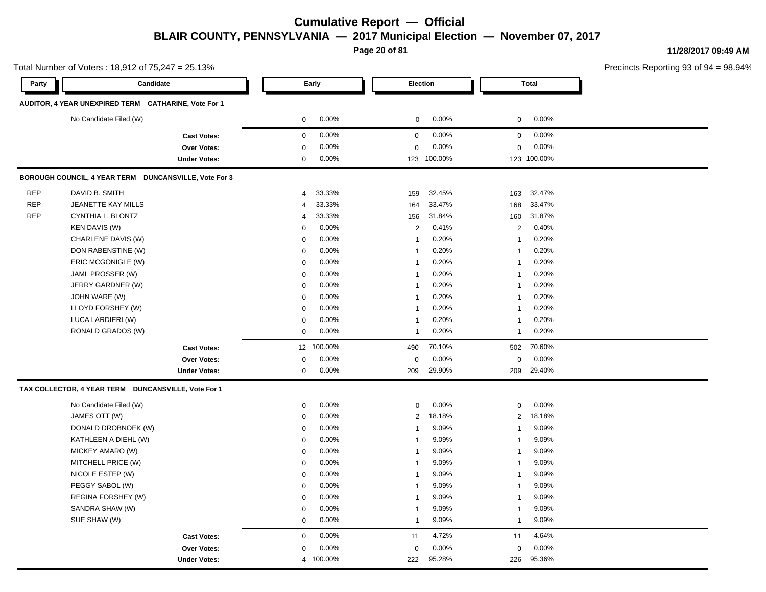# Cumulative Report — Official

## BLAIR COUNTY, PENNSYLVANIA — 2017 Municipal Election — November 07, 2017

11/28/2017 09:49 AM

Total Number of Voters : 18,912 of 75,247 = 25.13%

Precincts Reporting 93 of 94 = 98.94%

### AUDITOR, 4 YEAR UNEXPIRED TERM CATHARINE, Vote For 1

| Party | Candidate | Early | | Election | | Total | |
|---|---|---|---|---|---|---|---|
| | No Candidate Filed (W) | 0 | 0.00% | 0 | 0.00% | 0 | 0.00% |
| | **Cast Votes:** | 0 | 0.00% | 0 | 0.00% | 0 | 0.00% |
| | **Over Votes:** | 0 | 0.00% | 0 | 0.00% | 0 | 0.00% |
| | **Under Votes:** | 0 | 0.00% | 123 | 100.00% | 123 | 100.00% |

### BOROUGH COUNCIL, 4 YEAR TERM DUNCANSVILLE, Vote For 3

| Party | Candidate | Early | | Election | | Total | |
|---|---|---|---|---|---|---|---|
| REP | DAVID B. SMITH | 4 | 33.33% | 159 | 32.45% | 163 | 32.47% |
| REP | JEANETTE KAY MILLS | 4 | 33.33% | 164 | 33.47% | 168 | 33.47% |
| REP | CYNTHIA L. BLONTZ | 4 | 33.33% | 156 | 31.84% | 160 | 31.87% |
| | KEN DAVIS (W) | 0 | 0.00% | 2 | 0.41% | 2 | 0.40% |
| | CHARLENE DAVIS (W) | 0 | 0.00% | 1 | 0.20% | 1 | 0.20% |
| | DON RABENSTINE (W) | 0 | 0.00% | 1 | 0.20% | 1 | 0.20% |
| | ERIC MCGONIGLE (W) | 0 | 0.00% | 1 | 0.20% | 1 | 0.20% |
| | JAMI PROSSER (W) | 0 | 0.00% | 1 | 0.20% | 1 | 0.20% |
| | JERRY GARDNER (W) | 0 | 0.00% | 1 | 0.20% | 1 | 0.20% |
| | JOHN WARE (W) | 0 | 0.00% | 1 | 0.20% | 1 | 0.20% |
| | LLOYD FORSHEY (W) | 0 | 0.00% | 1 | 0.20% | 1 | 0.20% |
| | LUCA LARDIERI (W) | 0 | 0.00% | 1 | 0.20% | 1 | 0.20% |
| | RONALD GRADOS (W) | 0 | 0.00% | 1 | 0.20% | 1 | 0.20% |
| | **Cast Votes:** | 12 | 100.00% | 490 | 70.10% | 502 | 70.60% |
| | **Over Votes:** | 0 | 0.00% | 0 | 0.00% | 0 | 0.00% |
| | **Under Votes:** | 0 | 0.00% | 209 | 29.90% | 209 | 29.40% |

### TAX COLLECTOR, 4 YEAR TERM DUNCANSVILLE, Vote For 1

| Party | Candidate | Early | | Election | | Total | |
|---|---|---|---|---|---|---|---|
| | No Candidate Filed (W) | 0 | 0.00% | 0 | 0.00% | 0 | 0.00% |
| | JAMES OTT (W) | 0 | 0.00% | 2 | 18.18% | 2 | 18.18% |
| | DONALD DROBNOEK (W) | 0 | 0.00% | 1 | 9.09% | 1 | 9.09% |
| | KATHLEEN A DIEHL (W) | 0 | 0.00% | 1 | 9.09% | 1 | 9.09% |
| | MICKEY AMARO (W) | 0 | 0.00% | 1 | 9.09% | 1 | 9.09% |
| | MITCHELL PRICE (W) | 0 | 0.00% | 1 | 9.09% | 1 | 9.09% |
| | NICOLE ESTEP (W) | 0 | 0.00% | 1 | 9.09% | 1 | 9.09% |
| | PEGGY SABOL (W) | 0 | 0.00% | 1 | 9.09% | 1 | 9.09% |
| | REGINA FORSHEY (W) | 0 | 0.00% | 1 | 9.09% | 1 | 9.09% |
| | SANDRA SHAW (W) | 0 | 0.00% | 1 | 9.09% | 1 | 9.09% |
| | SUE SHAW (W) | 0 | 0.00% | 1 | 9.09% | 1 | 9.09% |
| | **Cast Votes:** | 0 | 0.00% | 11 | 4.72% | 11 | 4.64% |
| | **Over Votes:** | 0 | 0.00% | 0 | 0.00% | 0 | 0.00% |
| | **Under Votes:** | 4 | 100.00% | 222 | 95.28% | 226 | 95.36% |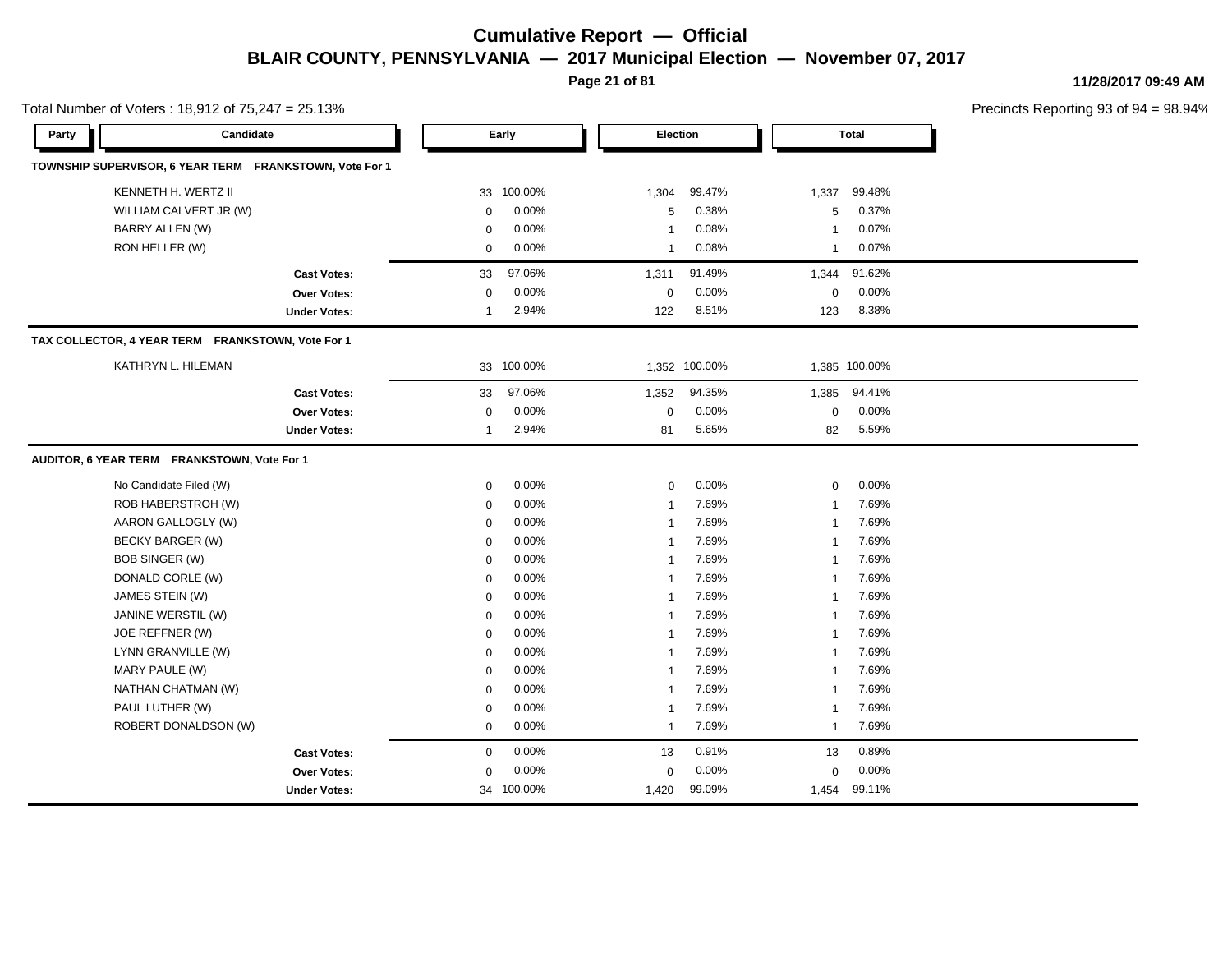# Cumulative Report — Official

## BLAIR COUNTY, PENNSYLVANIA — 2017 Municipal Election — November 07, 2017

11/28/2017 09:49 AM

Total Number of Voters : 18,912 of 75,247 = 25.13%

Precincts Reporting 93 of 94 = 98.94%

### TOWNSHIP SUPERVISOR, 6 YEAR TERM FRANKSTOWN, Vote For 1

| Party | Candidate | Early | | Election | | Total | |
|---|---|---|---|---|---|---|---|
| | KENNETH H. WERTZ II | 33 | 100.00% | 1,304 | 99.47% | 1,337 | 99.48% |
| | WILLIAM CALVERT JR (W) | 0 | 0.00% | 5 | 0.38% | 5 | 0.37% |
| | BARRY ALLEN (W) | 0 | 0.00% | 1 | 0.08% | 1 | 0.07% |
| | RON HELLER (W) | 0 | 0.00% | 1 | 0.08% | 1 | 0.07% |
| | **Cast Votes:** | 33 | 97.06% | 1,311 | 91.49% | 1,344 | 91.62% |
| | **Over Votes:** | 0 | 0.00% | 0 | 0.00% | 0 | 0.00% |
| | **Under Votes:** | 1 | 2.94% | 122 | 8.51% | 123 | 8.38% |

### TAX COLLECTOR, 4 YEAR TERM FRANKSTOWN, Vote For 1

| Party | Candidate | Early | | Election | | Total | |
|---|---|---|---|---|---|---|---|
| | KATHRYN L. HILEMAN | 33 | 100.00% | 1,352 | 100.00% | 1,385 | 100.00% |
| | **Cast Votes:** | 33 | 97.06% | 1,352 | 94.35% | 1,385 | 94.41% |
| | **Over Votes:** | 0 | 0.00% | 0 | 0.00% | 0 | 0.00% |
| | **Under Votes:** | 1 | 2.94% | 81 | 5.65% | 82 | 5.59% |

### AUDITOR, 6 YEAR TERM FRANKSTOWN, Vote For 1

| Party | Candidate | Early | | Election | | Total | |
|---|---|---|---|---|---|---|---|
| | No Candidate Filed (W) | 0 | 0.00% | 0 | 0.00% | 0 | 0.00% |
| | ROB HABERSTROH (W) | 0 | 0.00% | 1 | 7.69% | 1 | 7.69% |
| | AARON GALLOGLY (W) | 0 | 0.00% | 1 | 7.69% | 1 | 7.69% |
| | BECKY BARGER (W) | 0 | 0.00% | 1 | 7.69% | 1 | 7.69% |
| | BOB SINGER (W) | 0 | 0.00% | 1 | 7.69% | 1 | 7.69% |
| | DONALD CORLE (W) | 0 | 0.00% | 1 | 7.69% | 1 | 7.69% |
| | JAMES STEIN (W) | 0 | 0.00% | 1 | 7.69% | 1 | 7.69% |
| | JANINE WERSTIL (W) | 0 | 0.00% | 1 | 7.69% | 1 | 7.69% |
| | JOE REFFNER (W) | 0 | 0.00% | 1 | 7.69% | 1 | 7.69% |
| | LYNN GRANVILLE (W) | 0 | 0.00% | 1 | 7.69% | 1 | 7.69% |
| | MARY PAULE (W) | 0 | 0.00% | 1 | 7.69% | 1 | 7.69% |
| | NATHAN CHATMAN (W) | 0 | 0.00% | 1 | 7.69% | 1 | 7.69% |
| | PAUL LUTHER (W) | 0 | 0.00% | 1 | 7.69% | 1 | 7.69% |
| | ROBERT DONALDSON (W) | 0 | 0.00% | 1 | 7.69% | 1 | 7.69% |
| | **Cast Votes:** | 0 | 0.00% | 13 | 0.91% | 13 | 0.89% |
| | **Over Votes:** | 0 | 0.00% | 0 | 0.00% | 0 | 0.00% |
| | **Under Votes:** | 34 | 100.00% | 1,420 | 99.09% | 1,454 | 99.11% |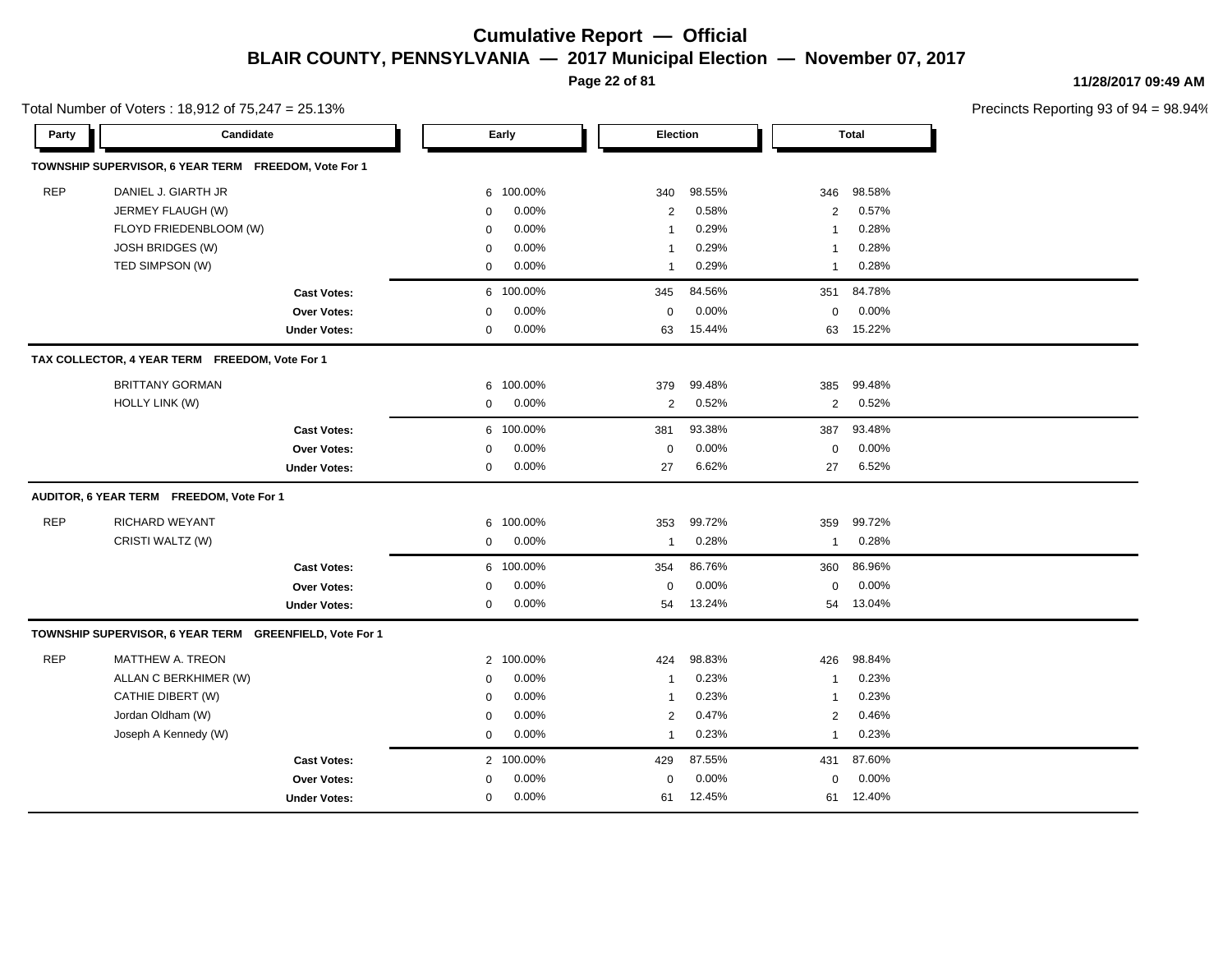# Cumulative Report — Official

## BLAIR COUNTY, PENNSYLVANIA — 2017 Municipal Election — November 07, 2017

11/28/2017 09:49 AM

Total Number of Voters : 18,912 of 75,247 = 25.13%

Precincts Reporting 93 of 94 = 98.94%

| Party | Candidate | Early | | Election | | Total | |
|---|---|---|---|---|---|---|---|
| **TOWNSHIP SUPERVISOR, 6 YEAR TERM FREEDOM, Vote For 1** | | | | | | | |
| REP | DANIEL J. GIARTH JR | 6 | 100.00% | 340 | 98.55% | 346 | 98.58% |
| | JERMEY FLAUGH (W) | 0 | 0.00% | 2 | 0.58% | 2 | 0.57% |
| | FLOYD FRIEDENBLOOM (W) | 0 | 0.00% | 1 | 0.29% | 1 | 0.28% |
| | JOSH BRIDGES (W) | 0 | 0.00% | 1 | 0.29% | 1 | 0.28% |
| | TED SIMPSON (W) | 0 | 0.00% | 1 | 0.29% | 1 | 0.28% |
| | **Cast Votes:** | 6 | 100.00% | 345 | 84.56% | 351 | 84.78% |
| | **Over Votes:** | 0 | 0.00% | 0 | 0.00% | 0 | 0.00% |
| | **Under Votes:** | 0 | 0.00% | 63 | 15.44% | 63 | 15.22% |
| **TAX COLLECTOR, 4 YEAR TERM FREEDOM, Vote For 1** | | | | | | | |
| | BRITTANY GORMAN | 6 | 100.00% | 379 | 99.48% | 385 | 99.48% |
| | HOLLY LINK (W) | 0 | 0.00% | 2 | 0.52% | 2 | 0.52% |
| | **Cast Votes:** | 6 | 100.00% | 381 | 93.38% | 387 | 93.48% |
| | **Over Votes:** | 0 | 0.00% | 0 | 0.00% | 0 | 0.00% |
| | **Under Votes:** | 0 | 0.00% | 27 | 6.62% | 27 | 6.52% |
| **AUDITOR, 6 YEAR TERM FREEDOM, Vote For 1** | | | | | | | |
| REP | RICHARD WEYANT | 6 | 100.00% | 353 | 99.72% | 359 | 99.72% |
| | CRISTI WALTZ (W) | 0 | 0.00% | 1 | 0.28% | 1 | 0.28% |
| | **Cast Votes:** | 6 | 100.00% | 354 | 86.76% | 360 | 86.96% |
| | **Over Votes:** | 0 | 0.00% | 0 | 0.00% | 0 | 0.00% |
| | **Under Votes:** | 0 | 0.00% | 54 | 13.24% | 54 | 13.04% |
| **TOWNSHIP SUPERVISOR, 6 YEAR TERM GREENFIELD, Vote For 1** | | | | | | | |
| REP | MATTHEW A. TREON | 2 | 100.00% | 424 | 98.83% | 426 | 98.84% |
| | ALLAN C BERKHIMER (W) | 0 | 0.00% | 1 | 0.23% | 1 | 0.23% |
| | CATHIE DIBERT (W) | 0 | 0.00% | 1 | 0.23% | 1 | 0.23% |
| | Jordan Oldham (W) | 0 | 0.00% | 2 | 0.47% | 2 | 0.46% |
| | Joseph A Kennedy (W) | 0 | 0.00% | 1 | 0.23% | 1 | 0.23% |
| | **Cast Votes:** | 2 | 100.00% | 429 | 87.55% | 431 | 87.60% |
| | **Over Votes:** | 0 | 0.00% | 0 | 0.00% | 0 | 0.00% |
| | **Under Votes:** | 0 | 0.00% | 61 | 12.45% | 61 | 12.40% |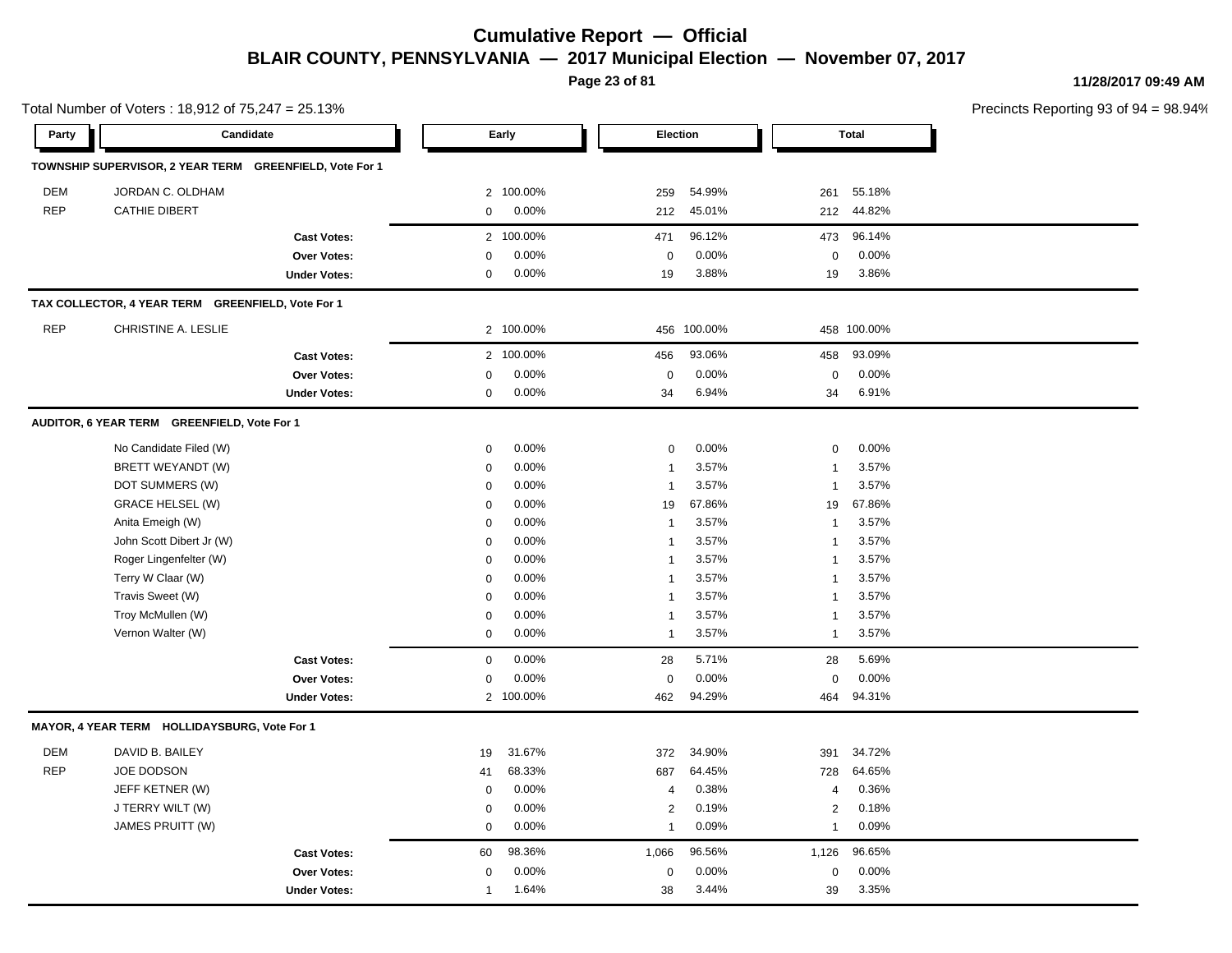# Cumulative Report — Official

## BLAIR COUNTY, PENNSYLVANIA — 2017 Municipal Election — November 07, 2017

11/28/2017 09:49 AM

Total Number of Voters : 18,912 of 75,247 = 25.13%

Precincts Reporting 93 of 94 = 98.94%

| Party | Candidate | Early | | Election | | Total | |
|---|---|---|---|---|---|---|---|
| **TOWNSHIP SUPERVISOR, 2 YEAR TERM GREENFIELD, Vote For 1** | | | | | | | |
| DEM | JORDAN C. OLDHAM | 2 | 100.00% | 259 | 54.99% | 261 | 55.18% |
| REP | CATHIE DIBERT | 0 | 0.00% | 212 | 45.01% | 212 | 44.82% |
| | **Cast Votes:** | 2 | 100.00% | 471 | 96.12% | 473 | 96.14% |
| | **Over Votes:** | 0 | 0.00% | 0 | 0.00% | 0 | 0.00% |
| | **Under Votes:** | 0 | 0.00% | 19 | 3.88% | 19 | 3.86% |
| **TAX COLLECTOR, 4 YEAR TERM GREENFIELD, Vote For 1** | | | | | | | |
| REP | CHRISTINE A. LESLIE | 2 | 100.00% | 456 | 100.00% | 458 | 100.00% |
| | **Cast Votes:** | 2 | 100.00% | 456 | 93.06% | 458 | 93.09% |
| | **Over Votes:** | 0 | 0.00% | 0 | 0.00% | 0 | 0.00% |
| | **Under Votes:** | 0 | 0.00% | 34 | 6.94% | 34 | 6.91% |
| **AUDITOR, 6 YEAR TERM GREENFIELD, Vote For 1** | | | | | | | |
| | No Candidate Filed (W) | 0 | 0.00% | 0 | 0.00% | 0 | 0.00% |
| | BRETT WEYANDT (W) | 0 | 0.00% | 1 | 3.57% | 1 | 3.57% |
| | DOT SUMMERS (W) | 0 | 0.00% | 1 | 3.57% | 1 | 3.57% |
| | GRACE HELSEL (W) | 0 | 0.00% | 19 | 67.86% | 19 | 67.86% |
| | Anita Emeigh (W) | 0 | 0.00% | 1 | 3.57% | 1 | 3.57% |
| | John Scott Dibert Jr (W) | 0 | 0.00% | 1 | 3.57% | 1 | 3.57% |
| | Roger Lingenfelter (W) | 0 | 0.00% | 1 | 3.57% | 1 | 3.57% |
| | Terry W Claar (W) | 0 | 0.00% | 1 | 3.57% | 1 | 3.57% |
| | Travis Sweet (W) | 0 | 0.00% | 1 | 3.57% | 1 | 3.57% |
| | Troy McMullen (W) | 0 | 0.00% | 1 | 3.57% | 1 | 3.57% |
| | Vernon Walter (W) | 0 | 0.00% | 1 | 3.57% | 1 | 3.57% |
| | **Cast Votes:** | 0 | 0.00% | 28 | 5.71% | 28 | 5.69% |
| | **Over Votes:** | 0 | 0.00% | 0 | 0.00% | 0 | 0.00% |
| | **Under Votes:** | 2 | 100.00% | 462 | 94.29% | 464 | 94.31% |
| **MAYOR, 4 YEAR TERM HOLLIDAYSBURG, Vote For 1** | | | | | | | |
| DEM | DAVID B. BAILEY | 19 | 31.67% | 372 | 34.90% | 391 | 34.72% |
| REP | JOE DODSON | 41 | 68.33% | 687 | 64.45% | 728 | 64.65% |
| | JEFF KETNER (W) | 0 | 0.00% | 4 | 0.38% | 4 | 0.36% |
| | J TERRY WILT (W) | 0 | 0.00% | 2 | 0.19% | 2 | 0.18% |
| | JAMES PRUITT (W) | 0 | 0.00% | 1 | 0.09% | 1 | 0.09% |
| | **Cast Votes:** | 60 | 98.36% | 1,066 | 96.56% | 1,126 | 96.65% |
| | **Over Votes:** | 0 | 0.00% | 0 | 0.00% | 0 | 0.00% |
| | **Under Votes:** | 1 | 1.64% | 38 | 3.44% | 39 | 3.35% |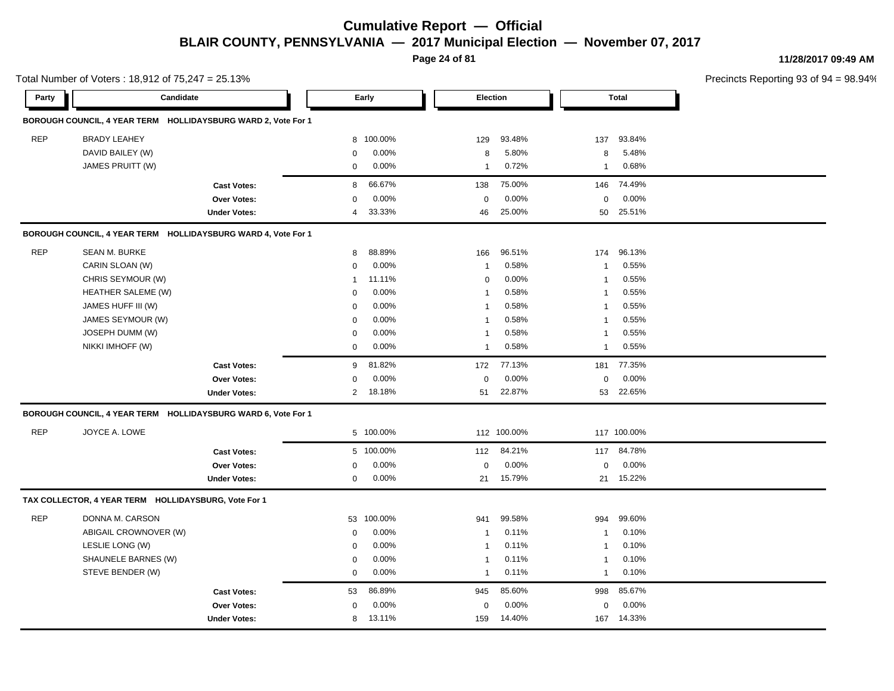# Cumulative Report — Official

## BLAIR COUNTY, PENNSYLVANIA — 2017 Municipal Election — November 07, 2017

11/28/2017 09:49 AM

Total Number of Voters : 18,912 of 75,247 = 25.13%

Precincts Reporting 93 of 94 = 98.94%

| Party | Candidate | Early | | Election | | Total | |
|---|---|---|---|---|---|---|---|
| **BOROUGH COUNCIL, 4 YEAR TERM HOLLIDAYSBURG WARD 2, Vote For 1** | | | | | | | |
| REP | BRADY LEAHEY | 8 | 100.00% | 129 | 93.48% | 137 | 93.84% |
| | DAVID BAILEY (W) | 0 | 0.00% | 8 | 5.80% | 8 | 5.48% |
| | JAMES PRUITT (W) | 0 | 0.00% | 1 | 0.72% | 1 | 0.68% |
| | **Cast Votes:** | 8 | 66.67% | 138 | 75.00% | 146 | 74.49% |
| | **Over Votes:** | 0 | 0.00% | 0 | 0.00% | 0 | 0.00% |
| | **Under Votes:** | 4 | 33.33% | 46 | 25.00% | 50 | 25.51% |
| **BOROUGH COUNCIL, 4 YEAR TERM HOLLIDAYSBURG WARD 4, Vote For 1** | | | | | | | |
| REP | SEAN M. BURKE | 8 | 88.89% | 166 | 96.51% | 174 | 96.13% |
| | CARIN SLOAN (W) | 0 | 0.00% | 1 | 0.58% | 1 | 0.55% |
| | CHRIS SEYMOUR (W) | 1 | 11.11% | 0 | 0.00% | 1 | 0.55% |
| | HEATHER SALEME (W) | 0 | 0.00% | 1 | 0.58% | 1 | 0.55% |
| | JAMES HUFF III (W) | 0 | 0.00% | 1 | 0.58% | 1 | 0.55% |
| | JAMES SEYMOUR (W) | 0 | 0.00% | 1 | 0.58% | 1 | 0.55% |
| | JOSEPH DUMM (W) | 0 | 0.00% | 1 | 0.58% | 1 | 0.55% |
| | NIKKI IMHOFF (W) | 0 | 0.00% | 1 | 0.58% | 1 | 0.55% |
| | **Cast Votes:** | 9 | 81.82% | 172 | 77.13% | 181 | 77.35% |
| | **Over Votes:** | 0 | 0.00% | 0 | 0.00% | 0 | 0.00% |
| | **Under Votes:** | 2 | 18.18% | 51 | 22.87% | 53 | 22.65% |
| **BOROUGH COUNCIL, 4 YEAR TERM HOLLIDAYSBURG WARD 6, Vote For 1** | | | | | | | |
| REP | JOYCE A. LOWE | 5 | 100.00% | 112 | 100.00% | 117 | 100.00% |
| | **Cast Votes:** | 5 | 100.00% | 112 | 84.21% | 117 | 84.78% |
| | **Over Votes:** | 0 | 0.00% | 0 | 0.00% | 0 | 0.00% |
| | **Under Votes:** | 0 | 0.00% | 21 | 15.79% | 21 | 15.22% |
| **TAX COLLECTOR, 4 YEAR TERM HOLLIDAYSBURG, Vote For 1** | | | | | | | |
| REP | DONNA M. CARSON | 53 | 100.00% | 941 | 99.58% | 994 | 99.60% |
| | ABIGAIL CROWNOVER (W) | 0 | 0.00% | 1 | 0.11% | 1 | 0.10% |
| | LESLIE LONG (W) | 0 | 0.00% | 1 | 0.11% | 1 | 0.10% |
| | SHAUNELE BARNES (W) | 0 | 0.00% | 1 | 0.11% | 1 | 0.10% |
| | STEVE BENDER (W) | 0 | 0.00% | 1 | 0.11% | 1 | 0.10% |
| | **Cast Votes:** | 53 | 86.89% | 945 | 85.60% | 998 | 85.67% |
| | **Over Votes:** | 0 | 0.00% | 0 | 0.00% | 0 | 0.00% |
| | **Under Votes:** | 8 | 13.11% | 159 | 14.40% | 167 | 14.33% |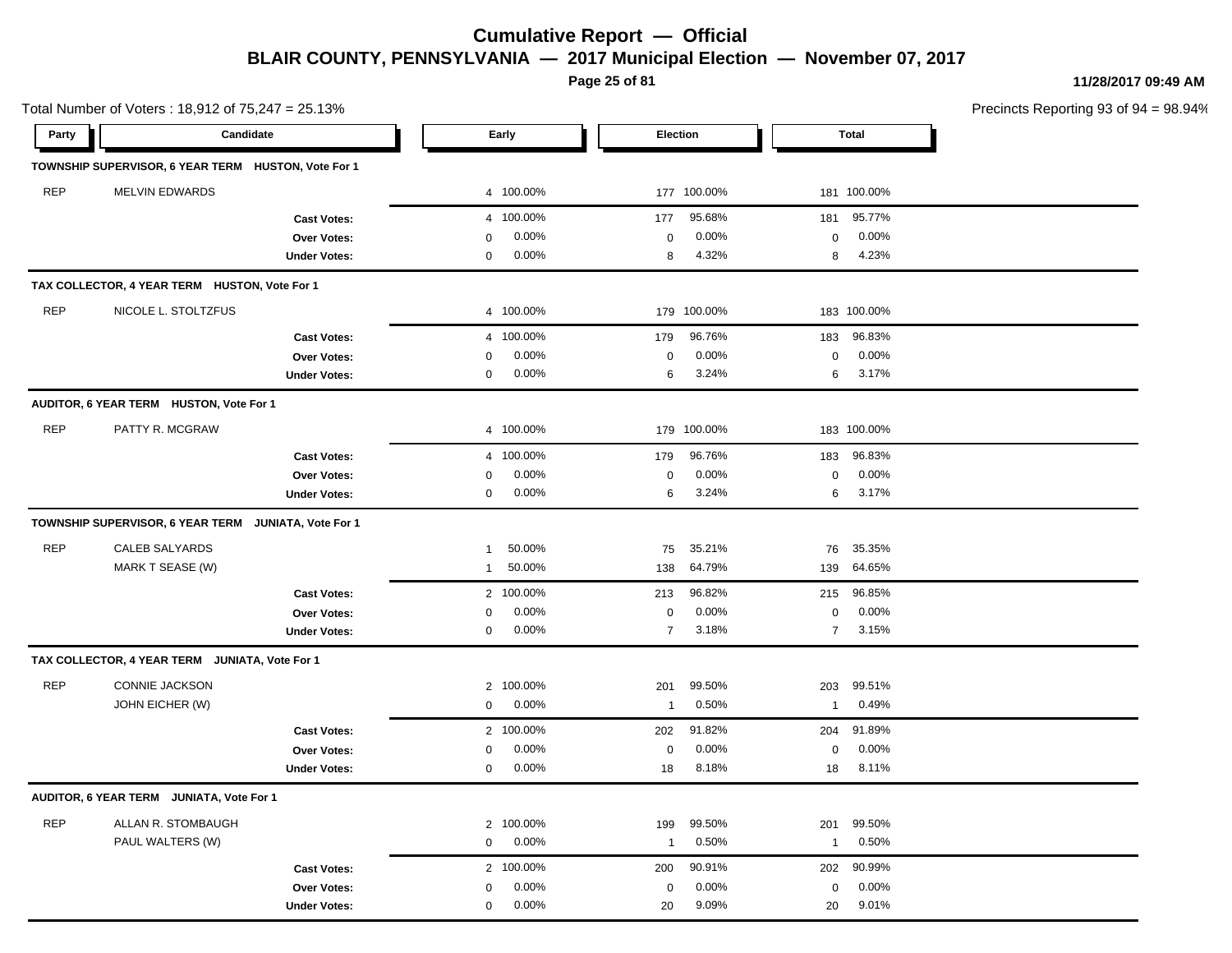# Cumulative Report — Official

## BLAIR COUNTY, PENNSYLVANIA — 2017 Municipal Election — November 07, 2017

11/28/2017 09:49 AM

Total Number of Voters : 18,912 of 75,247 = 25.13%

Precincts Reporting 93 of 94 = 98.94%

| Party | Candidate | Early | | Election | | Total | |
|---|---|---|---|---|---|---|---|
| **TOWNSHIP SUPERVISOR, 6 YEAR TERM HUSTON, Vote For 1** | | | | | | | |
| REP | MELVIN EDWARDS | 4 | 100.00% | 177 | 100.00% | 181 | 100.00% |
| | **Cast Votes:** | 4 | 100.00% | 177 | 95.68% | 181 | 95.77% |
| | **Over Votes:** | 0 | 0.00% | 0 | 0.00% | 0 | 0.00% |
| | **Under Votes:** | 0 | 0.00% | 8 | 4.32% | 8 | 4.23% |
| **TAX COLLECTOR, 4 YEAR TERM HUSTON, Vote For 1** | | | | | | | |
| REP | NICOLE L. STOLTZFUS | 4 | 100.00% | 179 | 100.00% | 183 | 100.00% |
| | **Cast Votes:** | 4 | 100.00% | 179 | 96.76% | 183 | 96.83% |
| | **Over Votes:** | 0 | 0.00% | 0 | 0.00% | 0 | 0.00% |
| | **Under Votes:** | 0 | 0.00% | 6 | 3.24% | 6 | 3.17% |
| **AUDITOR, 6 YEAR TERM HUSTON, Vote For 1** | | | | | | | |
| REP | PATTY R. MCGRAW | 4 | 100.00% | 179 | 100.00% | 183 | 100.00% |
| | **Cast Votes:** | 4 | 100.00% | 179 | 96.76% | 183 | 96.83% |
| | **Over Votes:** | 0 | 0.00% | 0 | 0.00% | 0 | 0.00% |
| | **Under Votes:** | 0 | 0.00% | 6 | 3.24% | 6 | 3.17% |
| **TOWNSHIP SUPERVISOR, 6 YEAR TERM JUNIATA, Vote For 1** | | | | | | | |
| REP | CALEB SALYARDS | 1 | 50.00% | 75 | 35.21% | 76 | 35.35% |
| | MARK T SEASE (W) | 1 | 50.00% | 138 | 64.79% | 139 | 64.65% |
| | **Cast Votes:** | 2 | 100.00% | 213 | 96.82% | 215 | 96.85% |
| | **Over Votes:** | 0 | 0.00% | 0 | 0.00% | 0 | 0.00% |
| | **Under Votes:** | 0 | 0.00% | 7 | 3.18% | 7 | 3.15% |
| **TAX COLLECTOR, 4 YEAR TERM JUNIATA, Vote For 1** | | | | | | | |
| REP | CONNIE JACKSON | 2 | 100.00% | 201 | 99.50% | 203 | 99.51% |
| | JOHN EICHER (W) | 0 | 0.00% | 1 | 0.50% | 1 | 0.49% |
| | **Cast Votes:** | 2 | 100.00% | 202 | 91.82% | 204 | 91.89% |
| | **Over Votes:** | 0 | 0.00% | 0 | 0.00% | 0 | 0.00% |
| | **Under Votes:** | 0 | 0.00% | 18 | 8.18% | 18 | 8.11% |
| **AUDITOR, 6 YEAR TERM JUNIATA, Vote For 1** | | | | | | | |
| REP | ALLAN R. STOMBAUGH | 2 | 100.00% | 199 | 99.50% | 201 | 99.50% |
| | PAUL WALTERS (W) | 0 | 0.00% | 1 | 0.50% | 1 | 0.50% |
| | **Cast Votes:** | 2 | 100.00% | 200 | 90.91% | 202 | 90.99% |
| | **Over Votes:** | 0 | 0.00% | 0 | 0.00% | 0 | 0.00% |
| | **Under Votes:** | 0 | 0.00% | 20 | 9.09% | 20 | 9.01% |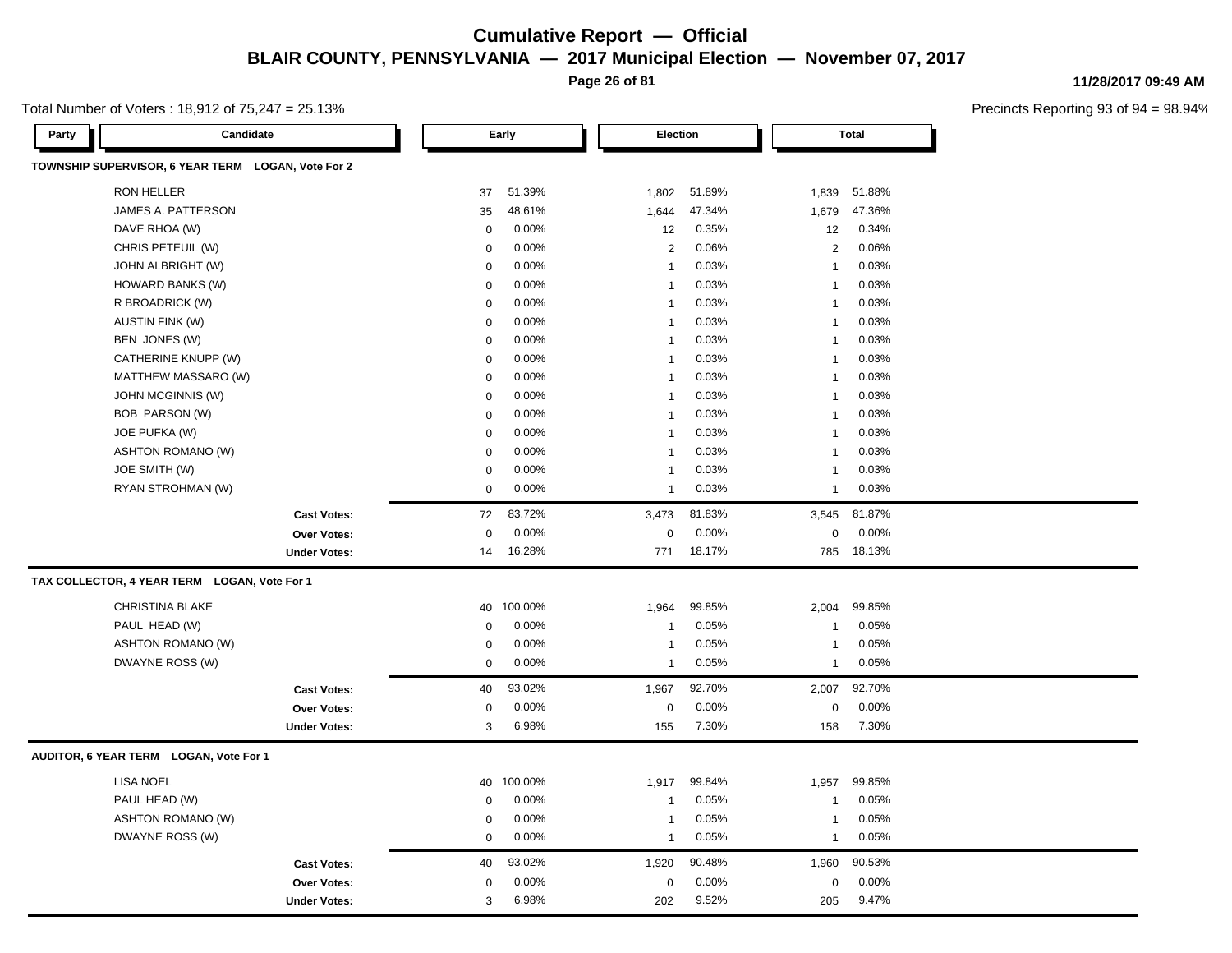# Cumulative Report — Official

## BLAIR COUNTY, PENNSYLVANIA — 2017 Municipal Election — November 07, 2017

11/28/2017 09:49 AM

Total Number of Voters : 18,912 of 75,247 = 25.13%

Precincts Reporting 93 of 94 = 98.94%

### TOWNSHIP SUPERVISOR, 6 YEAR TERM LOGAN, Vote For 2

| Party | Candidate | Early | | Election | | Total | |
|---|---|---|---|---|---|---|---|
| | RON HELLER | 37 | 51.39% | 1,802 | 51.89% | 1,839 | 51.88% |
| | JAMES A. PATTERSON | 35 | 48.61% | 1,644 | 47.34% | 1,679 | 47.36% |
| | DAVE RHOA (W) | 0 | 0.00% | 12 | 0.35% | 12 | 0.34% |
| | CHRIS PETEUIL (W) | 0 | 0.00% | 2 | 0.06% | 2 | 0.06% |
| | JOHN ALBRIGHT (W) | 0 | 0.00% | 1 | 0.03% | 1 | 0.03% |
| | HOWARD BANKS (W) | 0 | 0.00% | 1 | 0.03% | 1 | 0.03% |
| | R BROADRICK (W) | 0 | 0.00% | 1 | 0.03% | 1 | 0.03% |
| | AUSTIN FINK (W) | 0 | 0.00% | 1 | 0.03% | 1 | 0.03% |
| | BEN JONES (W) | 0 | 0.00% | 1 | 0.03% | 1 | 0.03% |
| | CATHERINE KNUPP (W) | 0 | 0.00% | 1 | 0.03% | 1 | 0.03% |
| | MATTHEW MASSARO (W) | 0 | 0.00% | 1 | 0.03% | 1 | 0.03% |
| | JOHN MCGINNIS (W) | 0 | 0.00% | 1 | 0.03% | 1 | 0.03% |
| | BOB PARSON (W) | 0 | 0.00% | 1 | 0.03% | 1 | 0.03% |
| | JOE PUFKA (W) | 0 | 0.00% | 1 | 0.03% | 1 | 0.03% |
| | ASHTON ROMANO (W) | 0 | 0.00% | 1 | 0.03% | 1 | 0.03% |
| | JOE SMITH (W) | 0 | 0.00% | 1 | 0.03% | 1 | 0.03% |
| | RYAN STROHMAN (W) | 0 | 0.00% | 1 | 0.03% | 1 | 0.03% |
| | **Cast Votes:** | 72 | 83.72% | 3,473 | 81.83% | 3,545 | 81.87% |
| | **Over Votes:** | 0 | 0.00% | 0 | 0.00% | 0 | 0.00% |
| | **Under Votes:** | 14 | 16.28% | 771 | 18.17% | 785 | 18.13% |

### TAX COLLECTOR, 4 YEAR TERM LOGAN, Vote For 1

| Party | Candidate | Early | | Election | | Total | |
|---|---|---|---|---|---|---|---|
| | CHRISTINA BLAKE | 40 | 100.00% | 1,964 | 99.85% | 2,004 | 99.85% |
| | PAUL HEAD (W) | 0 | 0.00% | 1 | 0.05% | 1 | 0.05% |
| | ASHTON ROMANO (W) | 0 | 0.00% | 1 | 0.05% | 1 | 0.05% |
| | DWAYNE ROSS (W) | 0 | 0.00% | 1 | 0.05% | 1 | 0.05% |
| | **Cast Votes:** | 40 | 93.02% | 1,967 | 92.70% | 2,007 | 92.70% |
| | **Over Votes:** | 0 | 0.00% | 0 | 0.00% | 0 | 0.00% |
| | **Under Votes:** | 3 | 6.98% | 155 | 7.30% | 158 | 7.30% |

### AUDITOR, 6 YEAR TERM LOGAN, Vote For 1

| Party | Candidate | Early | | Election | | Total | |
|---|---|---|---|---|---|---|---|
| | LISA NOEL | 40 | 100.00% | 1,917 | 99.84% | 1,957 | 99.85% |
| | PAUL HEAD (W) | 0 | 0.00% | 1 | 0.05% | 1 | 0.05% |
| | ASHTON ROMANO (W) | 0 | 0.00% | 1 | 0.05% | 1 | 0.05% |
| | DWAYNE ROSS (W) | 0 | 0.00% | 1 | 0.05% | 1 | 0.05% |
| | **Cast Votes:** | 40 | 93.02% | 1,920 | 90.48% | 1,960 | 90.53% |
| | **Over Votes:** | 0 | 0.00% | 0 | 0.00% | 0 | 0.00% |
| | **Under Votes:** | 3 | 6.98% | 202 | 9.52% | 205 | 9.47% |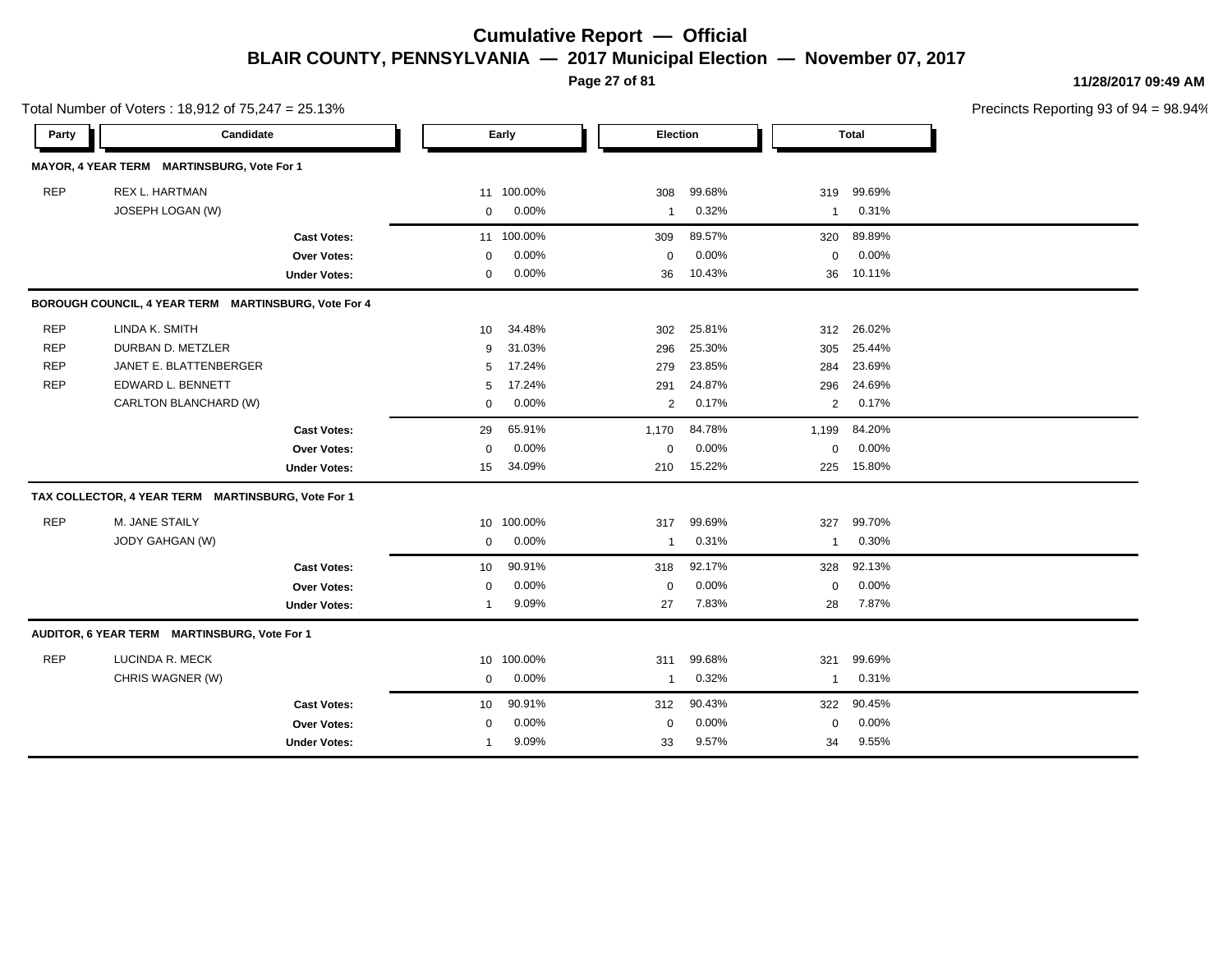# Cumulative Report — Official

## BLAIR COUNTY, PENNSYLVANIA — 2017 Municipal Election — November 07, 2017

11/28/2017 09:49 AM

Total Number of Voters : 18,912 of 75,247 = 25.13%

Precincts Reporting 93 of 94 = 98.94%

| Party | Candidate | Early | | Election | | Total | |
|---|---|---|---|---|---|---|---|
| **MAYOR, 4 YEAR TERM MARTINSBURG, Vote For 1** | | | | | | | |
| REP | REX L. HARTMAN | 11 | 100.00% | 308 | 99.68% | 319 | 99.69% |
| | JOSEPH LOGAN (W) | 0 | 0.00% | 1 | 0.32% | 1 | 0.31% |
| | **Cast Votes:** | 11 | 100.00% | 309 | 89.57% | 320 | 89.89% |
| | **Over Votes:** | 0 | 0.00% | 0 | 0.00% | 0 | 0.00% |
| | **Under Votes:** | 0 | 0.00% | 36 | 10.43% | 36 | 10.11% |
| **BOROUGH COUNCIL, 4 YEAR TERM MARTINSBURG, Vote For 4** | | | | | | | |
| REP | LINDA K. SMITH | 10 | 34.48% | 302 | 25.81% | 312 | 26.02% |
| REP | DURBAN D. METZLER | 9 | 31.03% | 296 | 25.30% | 305 | 25.44% |
| REP | JANET E. BLATTENBERGER | 5 | 17.24% | 279 | 23.85% | 284 | 23.69% |
| REP | EDWARD L. BENNETT | 5 | 17.24% | 291 | 24.87% | 296 | 24.69% |
| | CARLTON BLANCHARD (W) | 0 | 0.00% | 2 | 0.17% | 2 | 0.17% |
| | **Cast Votes:** | 29 | 65.91% | 1,170 | 84.78% | 1,199 | 84.20% |
| | **Over Votes:** | 0 | 0.00% | 0 | 0.00% | 0 | 0.00% |
| | **Under Votes:** | 15 | 34.09% | 210 | 15.22% | 225 | 15.80% |
| **TAX COLLECTOR, 4 YEAR TERM MARTINSBURG, Vote For 1** | | | | | | | |
| REP | M. JANE STAILY | 10 | 100.00% | 317 | 99.69% | 327 | 99.70% |
| | JODY GAHGAN (W) | 0 | 0.00% | 1 | 0.31% | 1 | 0.30% |
| | **Cast Votes:** | 10 | 90.91% | 318 | 92.17% | 328 | 92.13% |
| | **Over Votes:** | 0 | 0.00% | 0 | 0.00% | 0 | 0.00% |
| | **Under Votes:** | 1 | 9.09% | 27 | 7.83% | 28 | 7.87% |
| **AUDITOR, 6 YEAR TERM MARTINSBURG, Vote For 1** | | | | | | | |
| REP | LUCINDA R. MECK | 10 | 100.00% | 311 | 99.68% | 321 | 99.69% |
| | CHRIS WAGNER (W) | 0 | 0.00% | 1 | 0.32% | 1 | 0.31% |
| | **Cast Votes:** | 10 | 90.91% | 312 | 90.43% | 322 | 90.45% |
| | **Over Votes:** | 0 | 0.00% | 0 | 0.00% | 0 | 0.00% |
| | **Under Votes:** | 1 | 9.09% | 33 | 9.57% | 34 | 9.55% |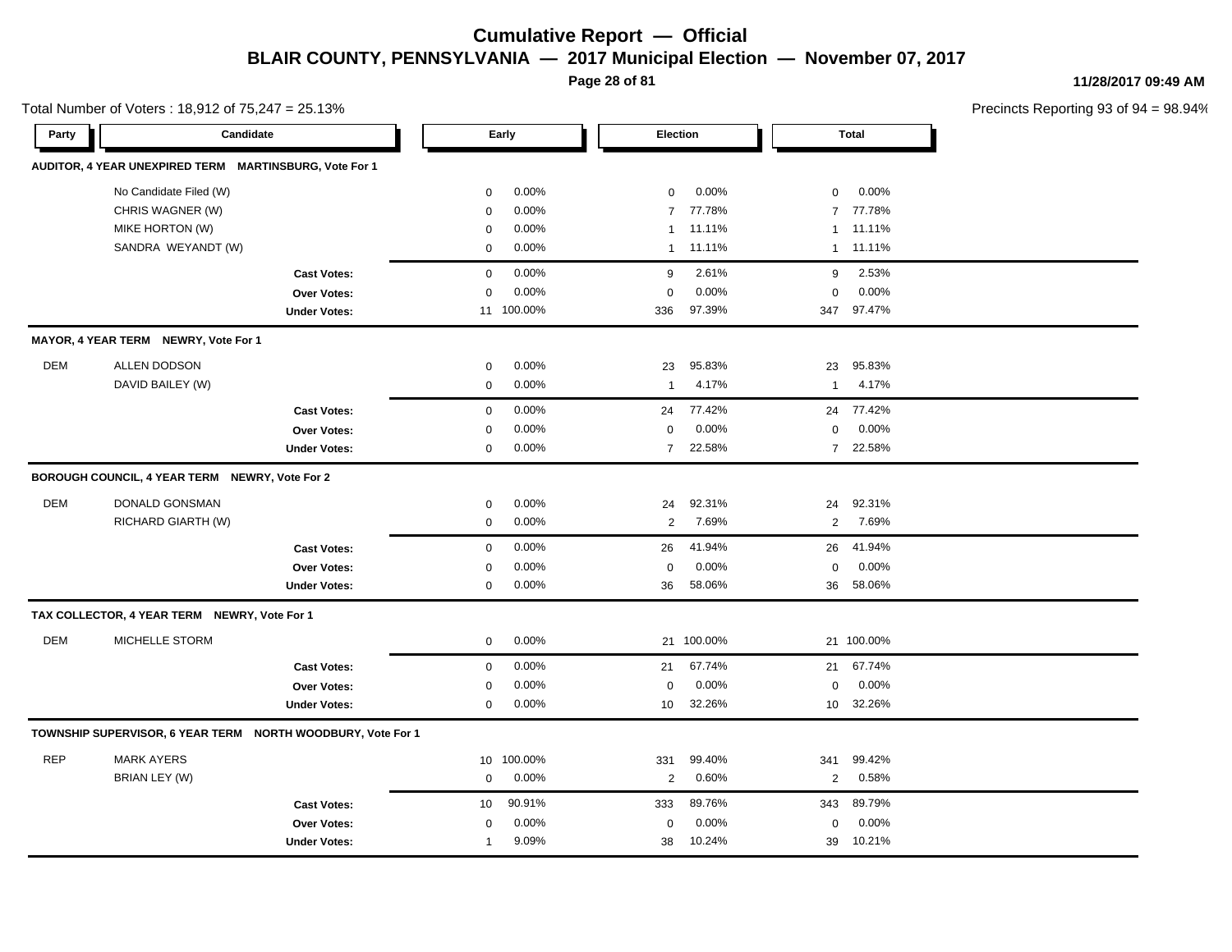# Cumulative Report — Official

## BLAIR COUNTY, PENNSYLVANIA — 2017 Municipal Election — November 07, 2017

11/28/2017 09:49 AM

Total Number of Voters : 18,912 of 75,247 = 25.13%

Precincts Reporting 93 of 94 = 98.94%

| Party | Candidate | Early | | Election | | Total | |
|---|---|---|---|---|---|---|---|
| **AUDITOR, 4 YEAR UNEXPIRED TERM MARTINSBURG, Vote For 1** | | | | | | | |
| | No Candidate Filed (W) | 0 | 0.00% | 0 | 0.00% | 0 | 0.00% |
| | CHRIS WAGNER (W) | 0 | 0.00% | 7 | 77.78% | 7 | 77.78% |
| | MIKE HORTON (W) | 0 | 0.00% | 1 | 11.11% | 1 | 11.11% |
| | SANDRA WEYANDT (W) | 0 | 0.00% | 1 | 11.11% | 1 | 11.11% |
| | **Cast Votes:** | 0 | 0.00% | 9 | 2.61% | 9 | 2.53% |
| | **Over Votes:** | 0 | 0.00% | 0 | 0.00% | 0 | 0.00% |
| | **Under Votes:** | 11 | 100.00% | 336 | 97.39% | 347 | 97.47% |
| **MAYOR, 4 YEAR TERM NEWRY, Vote For 1** | | | | | | | |
| DEM | ALLEN DODSON | 0 | 0.00% | 23 | 95.83% | 23 | 95.83% |
| | DAVID BAILEY (W) | 0 | 0.00% | 1 | 4.17% | 1 | 4.17% |
| | **Cast Votes:** | 0 | 0.00% | 24 | 77.42% | 24 | 77.42% |
| | **Over Votes:** | 0 | 0.00% | 0 | 0.00% | 0 | 0.00% |
| | **Under Votes:** | 0 | 0.00% | 7 | 22.58% | 7 | 22.58% |
| **BOROUGH COUNCIL, 4 YEAR TERM NEWRY, Vote For 2** | | | | | | | |
| DEM | DONALD GONSMAN | 0 | 0.00% | 24 | 92.31% | 24 | 92.31% |
| | RICHARD GIARTH (W) | 0 | 0.00% | 2 | 7.69% | 2 | 7.69% |
| | **Cast Votes:** | 0 | 0.00% | 26 | 41.94% | 26 | 41.94% |
| | **Over Votes:** | 0 | 0.00% | 0 | 0.00% | 0 | 0.00% |
| | **Under Votes:** | 0 | 0.00% | 36 | 58.06% | 36 | 58.06% |
| **TAX COLLECTOR, 4 YEAR TERM NEWRY, Vote For 1** | | | | | | | |
| DEM | MICHELLE STORM | 0 | 0.00% | 21 | 100.00% | 21 | 100.00% |
| | **Cast Votes:** | 0 | 0.00% | 21 | 67.74% | 21 | 67.74% |
| | **Over Votes:** | 0 | 0.00% | 0 | 0.00% | 0 | 0.00% |
| | **Under Votes:** | 0 | 0.00% | 10 | 32.26% | 10 | 32.26% |
| **TOWNSHIP SUPERVISOR, 6 YEAR TERM NORTH WOODBURY, Vote For 1** | | | | | | | |
| REP | MARK AYERS | 10 | 100.00% | 331 | 99.40% | 341 | 99.42% |
| | BRIAN LEY (W) | 0 | 0.00% | 2 | 0.60% | 2 | 0.58% |
| | **Cast Votes:** | 10 | 90.91% | 333 | 89.76% | 343 | 89.79% |
| | **Over Votes:** | 0 | 0.00% | 0 | 0.00% | 0 | 0.00% |
| | **Under Votes:** | 1 | 9.09% | 38 | 10.24% | 39 | 10.21% |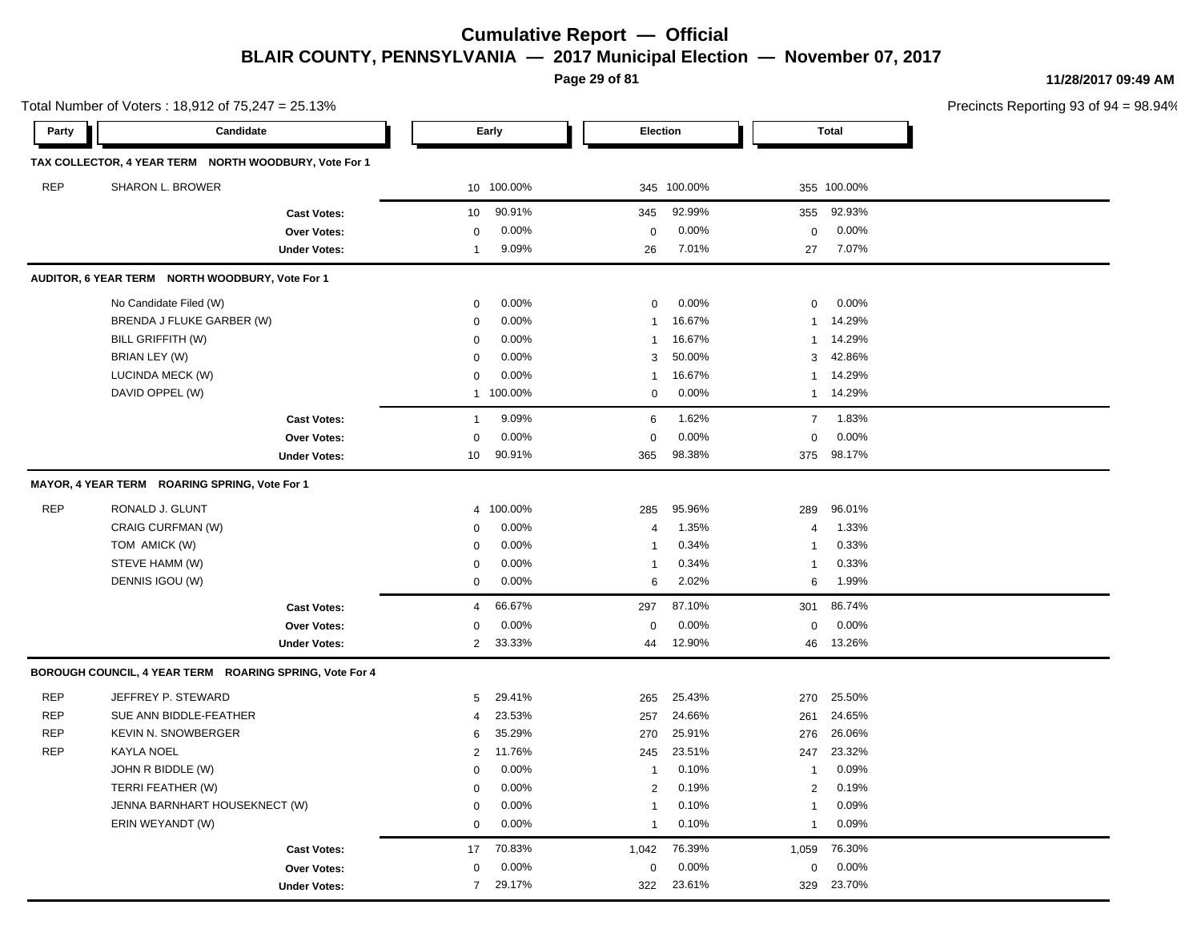# Cumulative Report — Official

## BLAIR COUNTY, PENNSYLVANIA — 2017 Municipal Election — November 07, 2017

11/28/2017 09:49 AM

Total Number of Voters : 18,912 of 75,247 = 25.13%

Precincts Reporting 93 of 94 = 98.94%

| Party | Candidate | Early | | Election | | Total | |
|---|---|---|---|---|---|---|---|
| **TAX COLLECTOR, 4 YEAR TERM NORTH WOODBURY, Vote For 1** | | | | | | | |
| REP | SHARON L. BROWER | 10 | 100.00% | 345 | 100.00% | 355 | 100.00% |
| | **Cast Votes:** | 10 | 90.91% | 345 | 92.99% | 355 | 92.93% |
| | **Over Votes:** | 0 | 0.00% | 0 | 0.00% | 0 | 0.00% |
| | **Under Votes:** | 1 | 9.09% | 26 | 7.01% | 27 | 7.07% |
| **AUDITOR, 6 YEAR TERM NORTH WOODBURY, Vote For 1** | | | | | | | |
| | No Candidate Filed (W) | 0 | 0.00% | 0 | 0.00% | 0 | 0.00% |
| | BRENDA J FLUKE GARBER (W) | 0 | 0.00% | 1 | 16.67% | 1 | 14.29% |
| | BILL GRIFFITH (W) | 0 | 0.00% | 1 | 16.67% | 1 | 14.29% |
| | BRIAN LEY (W) | 0 | 0.00% | 3 | 50.00% | 3 | 42.86% |
| | LUCINDA MECK (W) | 0 | 0.00% | 1 | 16.67% | 1 | 14.29% |
| | DAVID OPPEL (W) | 1 | 100.00% | 0 | 0.00% | 1 | 14.29% |
| | **Cast Votes:** | 1 | 9.09% | 6 | 1.62% | 7 | 1.83% |
| | **Over Votes:** | 0 | 0.00% | 0 | 0.00% | 0 | 0.00% |
| | **Under Votes:** | 10 | 90.91% | 365 | 98.38% | 375 | 98.17% |
| **MAYOR, 4 YEAR TERM ROARING SPRING, Vote For 1** | | | | | | | |
| REP | RONALD J. GLUNT | 4 | 100.00% | 285 | 95.96% | 289 | 96.01% |
| | CRAIG CURFMAN (W) | 0 | 0.00% | 4 | 1.35% | 4 | 1.33% |
| | TOM AMICK (W) | 0 | 0.00% | 1 | 0.34% | 1 | 0.33% |
| | STEVE HAMM (W) | 0 | 0.00% | 1 | 0.34% | 1 | 0.33% |
| | DENNIS IGOU (W) | 0 | 0.00% | 6 | 2.02% | 6 | 1.99% |
| | **Cast Votes:** | 4 | 66.67% | 297 | 87.10% | 301 | 86.74% |
| | **Over Votes:** | 0 | 0.00% | 0 | 0.00% | 0 | 0.00% |
| | **Under Votes:** | 2 | 33.33% | 44 | 12.90% | 46 | 13.26% |
| **BOROUGH COUNCIL, 4 YEAR TERM ROARING SPRING, Vote For 4** | | | | | | | |
| REP | JEFFREY P. STEWARD | 5 | 29.41% | 265 | 25.43% | 270 | 25.50% |
| REP | SUE ANN BIDDLE-FEATHER | 4 | 23.53% | 257 | 24.66% | 261 | 24.65% |
| REP | KEVIN N. SNOWBERGER | 6 | 35.29% | 270 | 25.91% | 276 | 26.06% |
| REP | KAYLA NOEL | 2 | 11.76% | 245 | 23.51% | 247 | 23.32% |
| | JOHN R BIDDLE (W) | 0 | 0.00% | 1 | 0.10% | 1 | 0.09% |
| | TERRI FEATHER (W) | 0 | 0.00% | 2 | 0.19% | 2 | 0.19% |
| | JENNA BARNHART HOUSEKNECT (W) | 0 | 0.00% | 1 | 0.10% | 1 | 0.09% |
| | ERIN WEYANDT (W) | 0 | 0.00% | 1 | 0.10% | 1 | 0.09% |
| | **Cast Votes:** | 17 | 70.83% | 1,042 | 76.39% | 1,059 | 76.30% |
| | **Over Votes:** | 0 | 0.00% | 0 | 0.00% | 0 | 0.00% |
| | **Under Votes:** | 7 | 29.17% | 322 | 23.61% | 329 | 23.70% |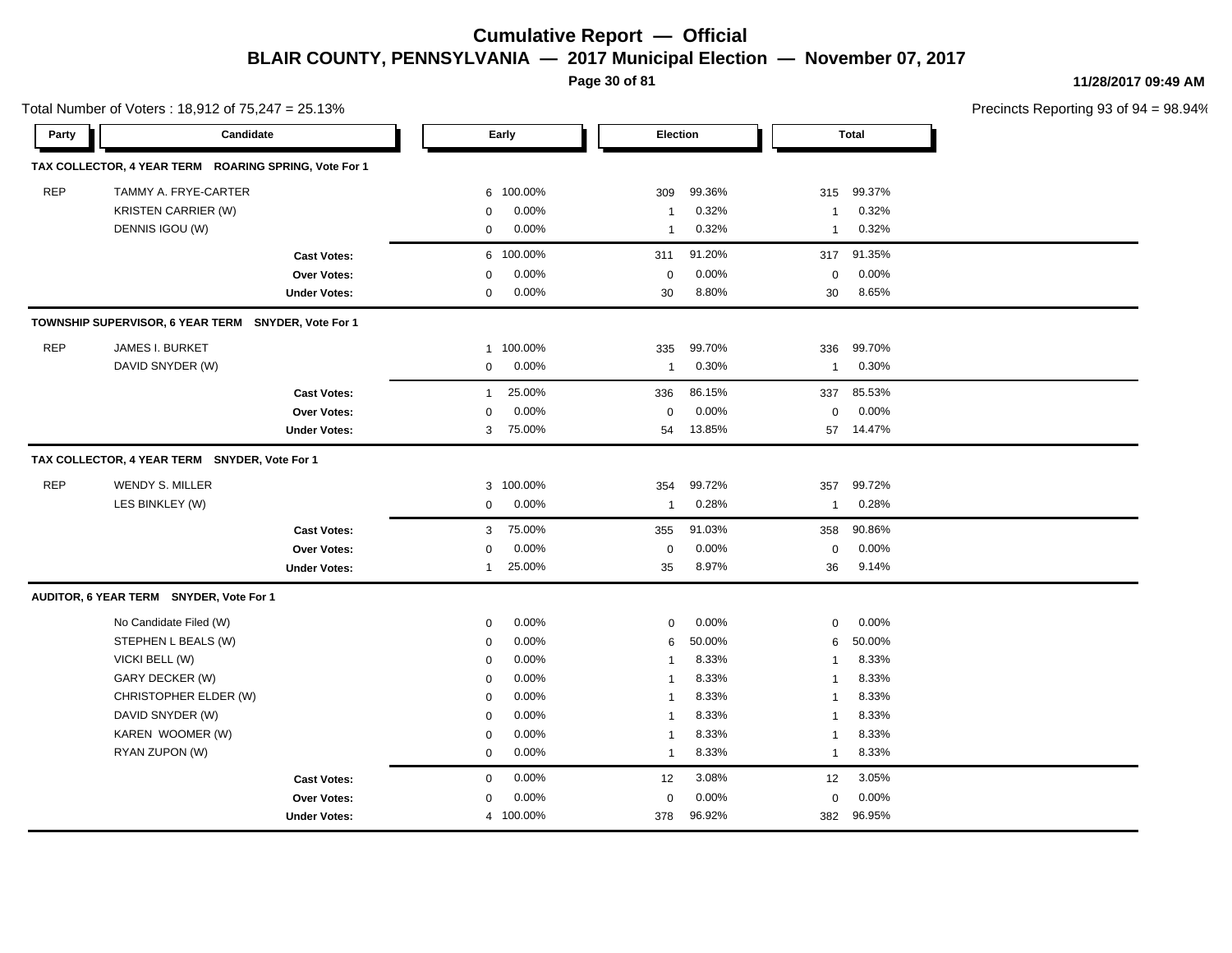# Cumulative Report — Official

## BLAIR COUNTY, PENNSYLVANIA — 2017 Municipal Election — November 07, 2017

11/28/2017 09:49 AM

Total Number of Voters : 18,912 of 75,247 = 25.13%

Precincts Reporting 93 of 94 = 98.94%

| Party | Candidate | Early | | Election | | Total | |
|---|---|---|---|---|---|---|---|
| **TAX COLLECTOR, 4 YEAR TERM ROARING SPRING, Vote For 1** | | | | | | | |
| REP | TAMMY A. FRYE-CARTER | 6 | 100.00% | 309 | 99.36% | 315 | 99.37% |
| | KRISTEN CARRIER (W) | 0 | 0.00% | 1 | 0.32% | 1 | 0.32% |
| | DENNIS IGOU (W) | 0 | 0.00% | 1 | 0.32% | 1 | 0.32% |
| | **Cast Votes:** | 6 | 100.00% | 311 | 91.20% | 317 | 91.35% |
| | **Over Votes:** | 0 | 0.00% | 0 | 0.00% | 0 | 0.00% |
| | **Under Votes:** | 0 | 0.00% | 30 | 8.80% | 30 | 8.65% |
| **TOWNSHIP SUPERVISOR, 6 YEAR TERM SNYDER, Vote For 1** | | | | | | | |
| REP | JAMES I. BURKET | 1 | 100.00% | 335 | 99.70% | 336 | 99.70% |
| | DAVID SNYDER (W) | 0 | 0.00% | 1 | 0.30% | 1 | 0.30% |
| | **Cast Votes:** | 1 | 25.00% | 336 | 86.15% | 337 | 85.53% |
| | **Over Votes:** | 0 | 0.00% | 0 | 0.00% | 0 | 0.00% |
| | **Under Votes:** | 3 | 75.00% | 54 | 13.85% | 57 | 14.47% |
| **TAX COLLECTOR, 4 YEAR TERM SNYDER, Vote For 1** | | | | | | | |
| REP | WENDY S. MILLER | 3 | 100.00% | 354 | 99.72% | 357 | 99.72% |
| | LES BINKLEY (W) | 0 | 0.00% | 1 | 0.28% | 1 | 0.28% |
| | **Cast Votes:** | 3 | 75.00% | 355 | 91.03% | 358 | 90.86% |
| | **Over Votes:** | 0 | 0.00% | 0 | 0.00% | 0 | 0.00% |
| | **Under Votes:** | 1 | 25.00% | 35 | 8.97% | 36 | 9.14% |
| **AUDITOR, 6 YEAR TERM SNYDER, Vote For 1** | | | | | | | |
| | No Candidate Filed (W) | 0 | 0.00% | 0 | 0.00% | 0 | 0.00% |
| | STEPHEN L BEALS (W) | 0 | 0.00% | 6 | 50.00% | 6 | 50.00% |
| | VICKI BELL (W) | 0 | 0.00% | 1 | 8.33% | 1 | 8.33% |
| | GARY DECKER (W) | 0 | 0.00% | 1 | 8.33% | 1 | 8.33% |
| | CHRISTOPHER ELDER (W) | 0 | 0.00% | 1 | 8.33% | 1 | 8.33% |
| | DAVID SNYDER (W) | 0 | 0.00% | 1 | 8.33% | 1 | 8.33% |
| | KAREN WOOMER (W) | 0 | 0.00% | 1 | 8.33% | 1 | 8.33% |
| | RYAN ZUPON (W) | 0 | 0.00% | 1 | 8.33% | 1 | 8.33% |
| | **Cast Votes:** | 0 | 0.00% | 12 | 3.08% | 12 | 3.05% |
| | **Over Votes:** | 0 | 0.00% | 0 | 0.00% | 0 | 0.00% |
| | **Under Votes:** | 4 | 100.00% | 378 | 96.92% | 382 | 96.95% |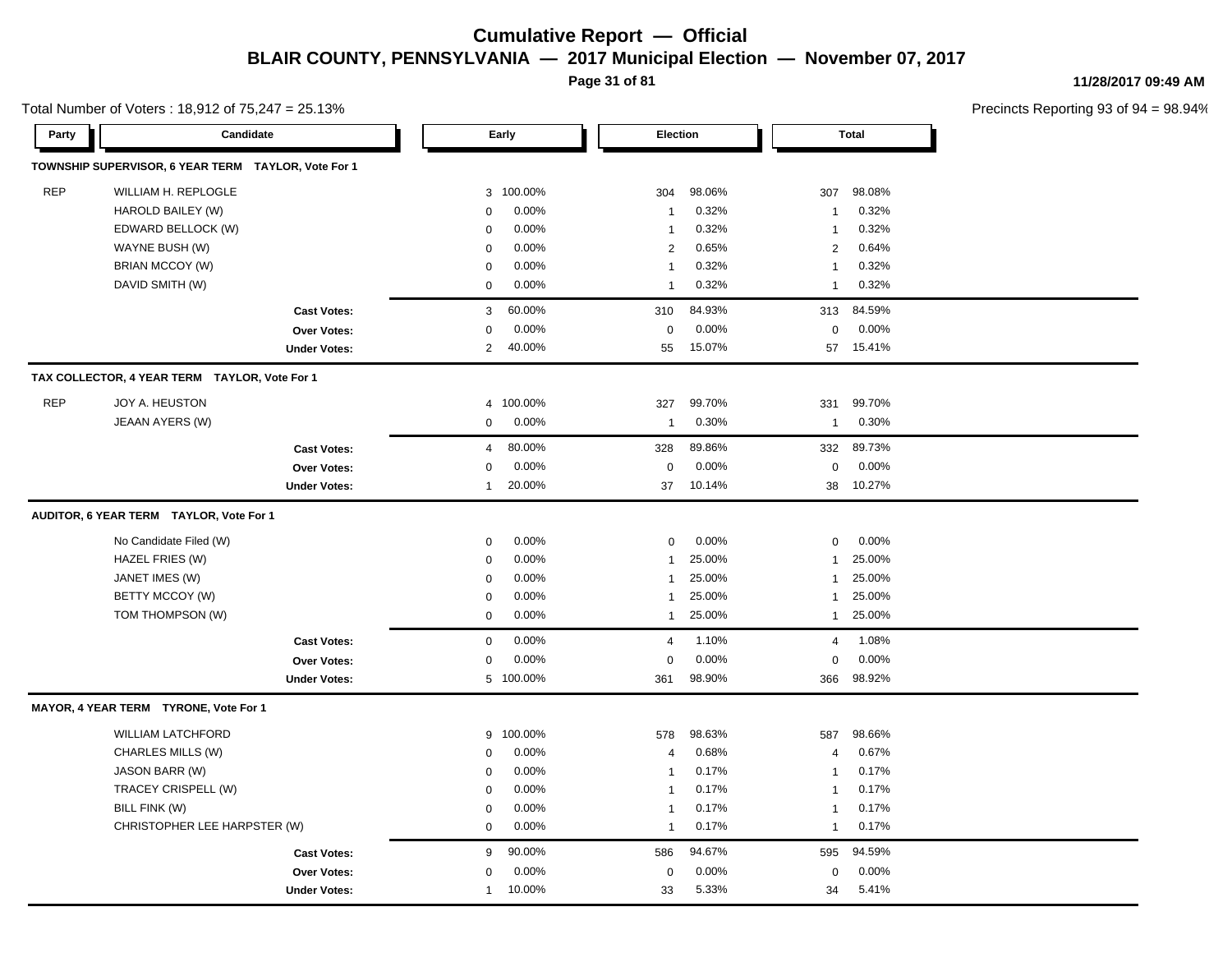# Cumulative Report — Official

## BLAIR COUNTY, PENNSYLVANIA — 2017 Municipal Election — November 07, 2017

11/28/2017 09:49 AM

Total Number of Voters : 18,912 of 75,247 = 25.13%

Precincts Reporting 93 of 94 = 98.94%

### TOWNSHIP SUPERVISOR, 6 YEAR TERM TAYLOR, Vote For 1

| Party | Candidate | Early | | Election | | Total | |
|---|---|---|---|---|---|---|---|
| REP | WILLIAM H. REPLOGLE | 3 | 100.00% | 304 | 98.06% | 307 | 98.08% |
| | HAROLD BAILEY (W) | 0 | 0.00% | 1 | 0.32% | 1 | 0.32% |
| | EDWARD BELLOCK (W) | 0 | 0.00% | 1 | 0.32% | 1 | 0.32% |
| | WAYNE BUSH (W) | 0 | 0.00% | 2 | 0.65% | 2 | 0.64% |
| | BRIAN MCCOY (W) | 0 | 0.00% | 1 | 0.32% | 1 | 0.32% |
| | DAVID SMITH (W) | 0 | 0.00% | 1 | 0.32% | 1 | 0.32% |
| | **Cast Votes:** | 3 | 60.00% | 310 | 84.93% | 313 | 84.59% |
| | **Over Votes:** | 0 | 0.00% | 0 | 0.00% | 0 | 0.00% |
| | **Under Votes:** | 2 | 40.00% | 55 | 15.07% | 57 | 15.41% |

### TAX COLLECTOR, 4 YEAR TERM TAYLOR, Vote For 1

| Party | Candidate | Early | | Election | | Total | |
|---|---|---|---|---|---|---|---|
| REP | JOY A. HEUSTON | 4 | 100.00% | 327 | 99.70% | 331 | 99.70% |
| | JEAAN AYERS (W) | 0 | 0.00% | 1 | 0.30% | 1 | 0.30% |
| | **Cast Votes:** | 4 | 80.00% | 328 | 89.86% | 332 | 89.73% |
| | **Over Votes:** | 0 | 0.00% | 0 | 0.00% | 0 | 0.00% |
| | **Under Votes:** | 1 | 20.00% | 37 | 10.14% | 38 | 10.27% |

### AUDITOR, 6 YEAR TERM TAYLOR, Vote For 1

| Party | Candidate | Early | | Election | | Total | |
|---|---|---|---|---|---|---|---|
| | No Candidate Filed (W) | 0 | 0.00% | 0 | 0.00% | 0 | 0.00% |
| | HAZEL FRIES (W) | 0 | 0.00% | 1 | 25.00% | 1 | 25.00% |
| | JANET IMES (W) | 0 | 0.00% | 1 | 25.00% | 1 | 25.00% |
| | BETTY MCCOY (W) | 0 | 0.00% | 1 | 25.00% | 1 | 25.00% |
| | TOM THOMPSON (W) | 0 | 0.00% | 1 | 25.00% | 1 | 25.00% |
| | **Cast Votes:** | 0 | 0.00% | 4 | 1.10% | 4 | 1.08% |
| | **Over Votes:** | 0 | 0.00% | 0 | 0.00% | 0 | 0.00% |
| | **Under Votes:** | 5 | 100.00% | 361 | 98.90% | 366 | 98.92% |

### MAYOR, 4 YEAR TERM TYRONE, Vote For 1

| Party | Candidate | Early | | Election | | Total | |
|---|---|---|---|---|---|---|---|
| | WILLIAM LATCHFORD | 9 | 100.00% | 578 | 98.63% | 587 | 98.66% |
| | CHARLES MILLS (W) | 0 | 0.00% | 4 | 0.68% | 4 | 0.67% |
| | JASON BARR (W) | 0 | 0.00% | 1 | 0.17% | 1 | 0.17% |
| | TRACEY CRISPELL (W) | 0 | 0.00% | 1 | 0.17% | 1 | 0.17% |
| | BILL FINK (W) | 0 | 0.00% | 1 | 0.17% | 1 | 0.17% |
| | CHRISTOPHER LEE HARPSTER (W) | 0 | 0.00% | 1 | 0.17% | 1 | 0.17% |
| | **Cast Votes:** | 9 | 90.00% | 586 | 94.67% | 595 | 94.59% |
| | **Over Votes:** | 0 | 0.00% | 0 | 0.00% | 0 | 0.00% |
| | **Under Votes:** | 1 | 10.00% | 33 | 5.33% | 34 | 5.41% |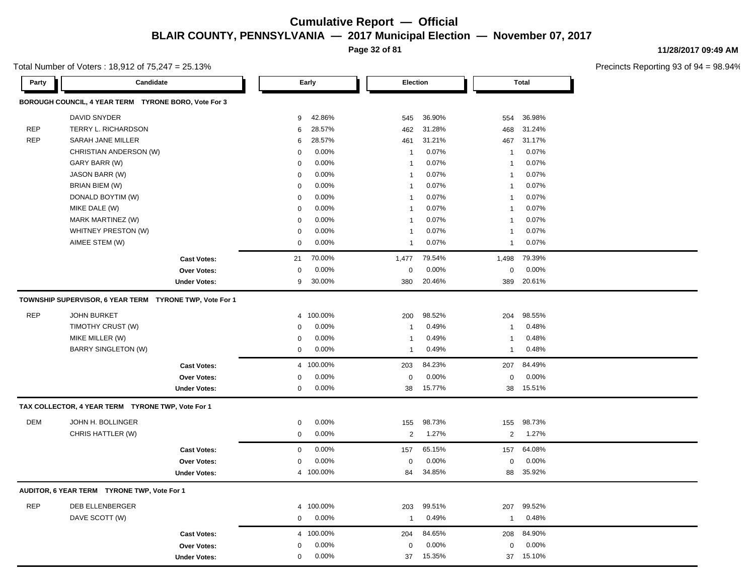# Cumulative Report — Official

## BLAIR COUNTY, PENNSYLVANIA — 2017 Municipal Election — November 07, 2017

11/28/2017 09:49 AM

Total Number of Voters : 18,912 of 75,247 = 25.13%

Precincts Reporting 93 of 94 = 98.94%

| Party | Candidate | Early | | Election | | Total | |
|---|---|---|---|---|---|---|---|
| **BOROUGH COUNCIL, 4 YEAR TERM TYRONE BORO, Vote For 3** | | | | | | | |
| | DAVID SNYDER | 9 | 42.86% | 545 | 36.90% | 554 | 36.98% |
| REP | TERRY L. RICHARDSON | 6 | 28.57% | 462 | 31.28% | 468 | 31.24% |
| REP | SARAH JANE MILLER | 6 | 28.57% | 461 | 31.21% | 467 | 31.17% |
| | CHRISTIAN ANDERSON (W) | 0 | 0.00% | 1 | 0.07% | 1 | 0.07% |
| | GARY BARR (W) | 0 | 0.00% | 1 | 0.07% | 1 | 0.07% |
| | JASON BARR (W) | 0 | 0.00% | 1 | 0.07% | 1 | 0.07% |
| | BRIAN BIEM (W) | 0 | 0.00% | 1 | 0.07% | 1 | 0.07% |
| | DONALD BOYTIM (W) | 0 | 0.00% | 1 | 0.07% | 1 | 0.07% |
| | MIKE DALE (W) | 0 | 0.00% | 1 | 0.07% | 1 | 0.07% |
| | MARK MARTINEZ (W) | 0 | 0.00% | 1 | 0.07% | 1 | 0.07% |
| | WHITNEY PRESTON (W) | 0 | 0.00% | 1 | 0.07% | 1 | 0.07% |
| | AIMEE STEM (W) | 0 | 0.00% | 1 | 0.07% | 1 | 0.07% |
| | **Cast Votes:** | 21 | 70.00% | 1,477 | 79.54% | 1,498 | 79.39% |
| | **Over Votes:** | 0 | 0.00% | 0 | 0.00% | 0 | 0.00% |
| | **Under Votes:** | 9 | 30.00% | 380 | 20.46% | 389 | 20.61% |
| **TOWNSHIP SUPERVISOR, 6 YEAR TERM TYRONE TWP, Vote For 1** | | | | | | | |
| REP | JOHN BURKET | 4 | 100.00% | 200 | 98.52% | 204 | 98.55% |
| | TIMOTHY CRUST (W) | 0 | 0.00% | 1 | 0.49% | 1 | 0.48% |
| | MIKE MILLER (W) | 0 | 0.00% | 1 | 0.49% | 1 | 0.48% |
| | BARRY SINGLETON (W) | 0 | 0.00% | 1 | 0.49% | 1 | 0.48% |
| | **Cast Votes:** | 4 | 100.00% | 203 | 84.23% | 207 | 84.49% |
| | **Over Votes:** | 0 | 0.00% | 0 | 0.00% | 0 | 0.00% |
| | **Under Votes:** | 0 | 0.00% | 38 | 15.77% | 38 | 15.51% |
| **TAX COLLECTOR, 4 YEAR TERM TYRONE TWP, Vote For 1** | | | | | | | |
| DEM | JOHN H. BOLLINGER | 0 | 0.00% | 155 | 98.73% | 155 | 98.73% |
| | CHRIS HATTLER (W) | 0 | 0.00% | 2 | 1.27% | 2 | 1.27% |
| | **Cast Votes:** | 0 | 0.00% | 157 | 65.15% | 157 | 64.08% |
| | **Over Votes:** | 0 | 0.00% | 0 | 0.00% | 0 | 0.00% |
| | **Under Votes:** | 4 | 100.00% | 84 | 34.85% | 88 | 35.92% |
| **AUDITOR, 6 YEAR TERM TYRONE TWP, Vote For 1** | | | | | | | |
| REP | DEB ELLENBERGER | 4 | 100.00% | 203 | 99.51% | 207 | 99.52% |
| | DAVE SCOTT (W) | 0 | 0.00% | 1 | 0.49% | 1 | 0.48% |
| | **Cast Votes:** | 4 | 100.00% | 204 | 84.65% | 208 | 84.90% |
| | **Over Votes:** | 0 | 0.00% | 0 | 0.00% | 0 | 0.00% |
| | **Under Votes:** | 0 | 0.00% | 37 | 15.35% | 37 | 15.10% |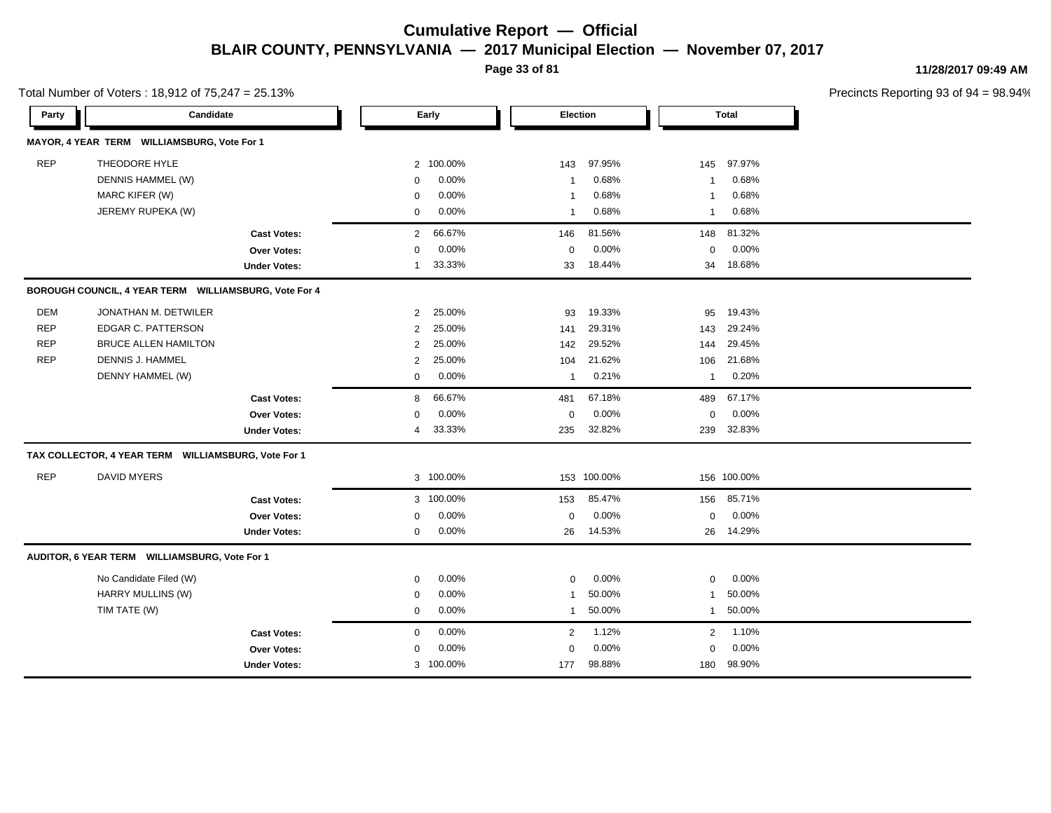# Cumulative Report — Official

## BLAIR COUNTY, PENNSYLVANIA — 2017 Municipal Election — November 07, 2017

11/28/2017 09:49 AM

Total Number of Voters : 18,912 of 75,247 = 25.13%

Precincts Reporting 93 of 94 = 98.94%

### MAYOR, 4 YEAR TERM WILLIAMSBURG, Vote For 1

| Party | Candidate | Early | | Election | | Total | |
|---|---|---|---|---|---|---|---|
| REP | THEODORE HYLE | 2 | 100.00% | 143 | 97.95% | 145 | 97.97% |
| | DENNIS HAMMEL (W) | 0 | 0.00% | 1 | 0.68% | 1 | 0.68% |
| | MARC KIFER (W) | 0 | 0.00% | 1 | 0.68% | 1 | 0.68% |
| | JEREMY RUPEKA (W) | 0 | 0.00% | 1 | 0.68% | 1 | 0.68% |
| | **Cast Votes:** | 2 | 66.67% | 146 | 81.56% | 148 | 81.32% |
| | **Over Votes:** | 0 | 0.00% | 0 | 0.00% | 0 | 0.00% |
| | **Under Votes:** | 1 | 33.33% | 33 | 18.44% | 34 | 18.68% |

### BOROUGH COUNCIL, 4 YEAR TERM WILLIAMSBURG, Vote For 4

| Party | Candidate | Early | | Election | | Total | |
|---|---|---|---|---|---|---|---|
| DEM | JONATHAN M. DETWILER | 2 | 25.00% | 93 | 19.33% | 95 | 19.43% |
| REP | EDGAR C. PATTERSON | 2 | 25.00% | 141 | 29.31% | 143 | 29.24% |
| REP | BRUCE ALLEN HAMILTON | 2 | 25.00% | 142 | 29.52% | 144 | 29.45% |
| REP | DENNIS J. HAMMEL | 2 | 25.00% | 104 | 21.62% | 106 | 21.68% |
| | DENNY HAMMEL (W) | 0 | 0.00% | 1 | 0.21% | 1 | 0.20% |
| | **Cast Votes:** | 8 | 66.67% | 481 | 67.18% | 489 | 67.17% |
| | **Over Votes:** | 0 | 0.00% | 0 | 0.00% | 0 | 0.00% |
| | **Under Votes:** | 4 | 33.33% | 235 | 32.82% | 239 | 32.83% |

### TAX COLLECTOR, 4 YEAR TERM WILLIAMSBURG, Vote For 1

| Party | Candidate | Early | | Election | | Total | |
|---|---|---|---|---|---|---|---|
| REP | DAVID MYERS | 3 | 100.00% | 153 | 100.00% | 156 | 100.00% |
| | **Cast Votes:** | 3 | 100.00% | 153 | 85.47% | 156 | 85.71% |
| | **Over Votes:** | 0 | 0.00% | 0 | 0.00% | 0 | 0.00% |
| | **Under Votes:** | 0 | 0.00% | 26 | 14.53% | 26 | 14.29% |

### AUDITOR, 6 YEAR TERM WILLIAMSBURG, Vote For 1

| Party | Candidate | Early | | Election | | Total | |
|---|---|---|---|---|---|---|---|
| | No Candidate Filed (W) | 0 | 0.00% | 0 | 0.00% | 0 | 0.00% |
| | HARRY MULLINS (W) | 0 | 0.00% | 1 | 50.00% | 1 | 50.00% |
| | TIM TATE (W) | 0 | 0.00% | 1 | 50.00% | 1 | 50.00% |
| | **Cast Votes:** | 0 | 0.00% | 2 | 1.12% | 2 | 1.10% |
| | **Over Votes:** | 0 | 0.00% | 0 | 0.00% | 0 | 0.00% |
| | **Under Votes:** | 3 | 100.00% | 177 | 98.88% | 180 | 98.90% |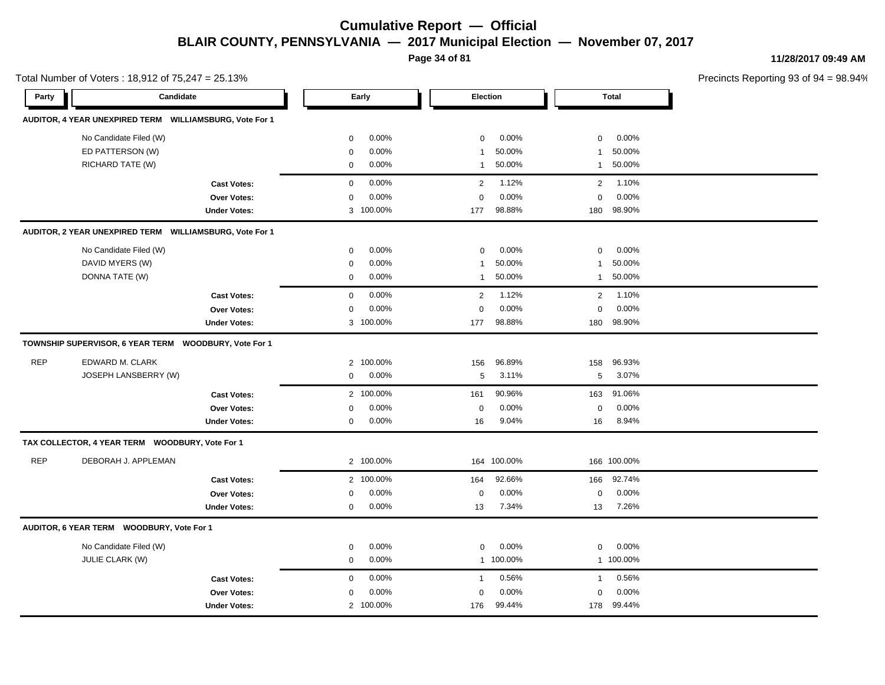# Cumulative Report — Official

## BLAIR COUNTY, PENNSYLVANIA — 2017 Municipal Election — November 07, 2017

11/28/2017 09:49 AM

Total Number of Voters : 18,912 of 75,247 = 25.13%

Precincts Reporting 93 of 94 = 98.94%

### AUDITOR, 4 YEAR UNEXPIRED TERM WILLIAMSBURG, Vote For 1

| Party | Candidate | Early | | Election | | Total | |
|---|---|---|---|---|---|---|---|
| | No Candidate Filed (W) | 0 | 0.00% | 0 | 0.00% | 0 | 0.00% |
| | ED PATTERSON (W) | 0 | 0.00% | 1 | 50.00% | 1 | 50.00% |
| | RICHARD TATE (W) | 0 | 0.00% | 1 | 50.00% | 1 | 50.00% |
| | **Cast Votes:** | 0 | 0.00% | 2 | 1.12% | 2 | 1.10% |
| | **Over Votes:** | 0 | 0.00% | 0 | 0.00% | 0 | 0.00% |
| | **Under Votes:** | 3 | 100.00% | 177 | 98.88% | 180 | 98.90% |

### AUDITOR, 2 YEAR UNEXPIRED TERM WILLIAMSBURG, Vote For 1

| Party | Candidate | Early | | Election | | Total | |
|---|---|---|---|---|---|---|---|
| | No Candidate Filed (W) | 0 | 0.00% | 0 | 0.00% | 0 | 0.00% |
| | DAVID MYERS (W) | 0 | 0.00% | 1 | 50.00% | 1 | 50.00% |
| | DONNA TATE (W) | 0 | 0.00% | 1 | 50.00% | 1 | 50.00% |
| | **Cast Votes:** | 0 | 0.00% | 2 | 1.12% | 2 | 1.10% |
| | **Over Votes:** | 0 | 0.00% | 0 | 0.00% | 0 | 0.00% |
| | **Under Votes:** | 3 | 100.00% | 177 | 98.88% | 180 | 98.90% |

### TOWNSHIP SUPERVISOR, 6 YEAR TERM WOODBURY, Vote For 1

| Party | Candidate | Early | | Election | | Total | |
|---|---|---|---|---|---|---|---|
| REP | EDWARD M. CLARK | 2 | 100.00% | 156 | 96.89% | 158 | 96.93% |
| | JOSEPH LANSBERRY (W) | 0 | 0.00% | 5 | 3.11% | 5 | 3.07% |
| | **Cast Votes:** | 2 | 100.00% | 161 | 90.96% | 163 | 91.06% |
| | **Over Votes:** | 0 | 0.00% | 0 | 0.00% | 0 | 0.00% |
| | **Under Votes:** | 0 | 0.00% | 16 | 9.04% | 16 | 8.94% |

### TAX COLLECTOR, 4 YEAR TERM WOODBURY, Vote For 1

| Party | Candidate | Early | | Election | | Total | |
|---|---|---|---|---|---|---|---|
| REP | DEBORAH J. APPLEMAN | 2 | 100.00% | 164 | 100.00% | 166 | 100.00% |
| | **Cast Votes:** | 2 | 100.00% | 164 | 92.66% | 166 | 92.74% |
| | **Over Votes:** | 0 | 0.00% | 0 | 0.00% | 0 | 0.00% |
| | **Under Votes:** | 0 | 0.00% | 13 | 7.34% | 13 | 7.26% |

### AUDITOR, 6 YEAR TERM WOODBURY, Vote For 1

| Party | Candidate | Early | | Election | | Total | |
|---|---|---|---|---|---|---|---|
| | No Candidate Filed (W) | 0 | 0.00% | 0 | 0.00% | 0 | 0.00% |
| | JULIE CLARK (W) | 0 | 0.00% | 1 | 100.00% | 1 | 100.00% |
| | **Cast Votes:** | 0 | 0.00% | 1 | 0.56% | 1 | 0.56% |
| | **Over Votes:** | 0 | 0.00% | 0 | 0.00% | 0 | 0.00% |
| | **Under Votes:** | 2 | 100.00% | 176 | 99.44% | 178 | 99.44% |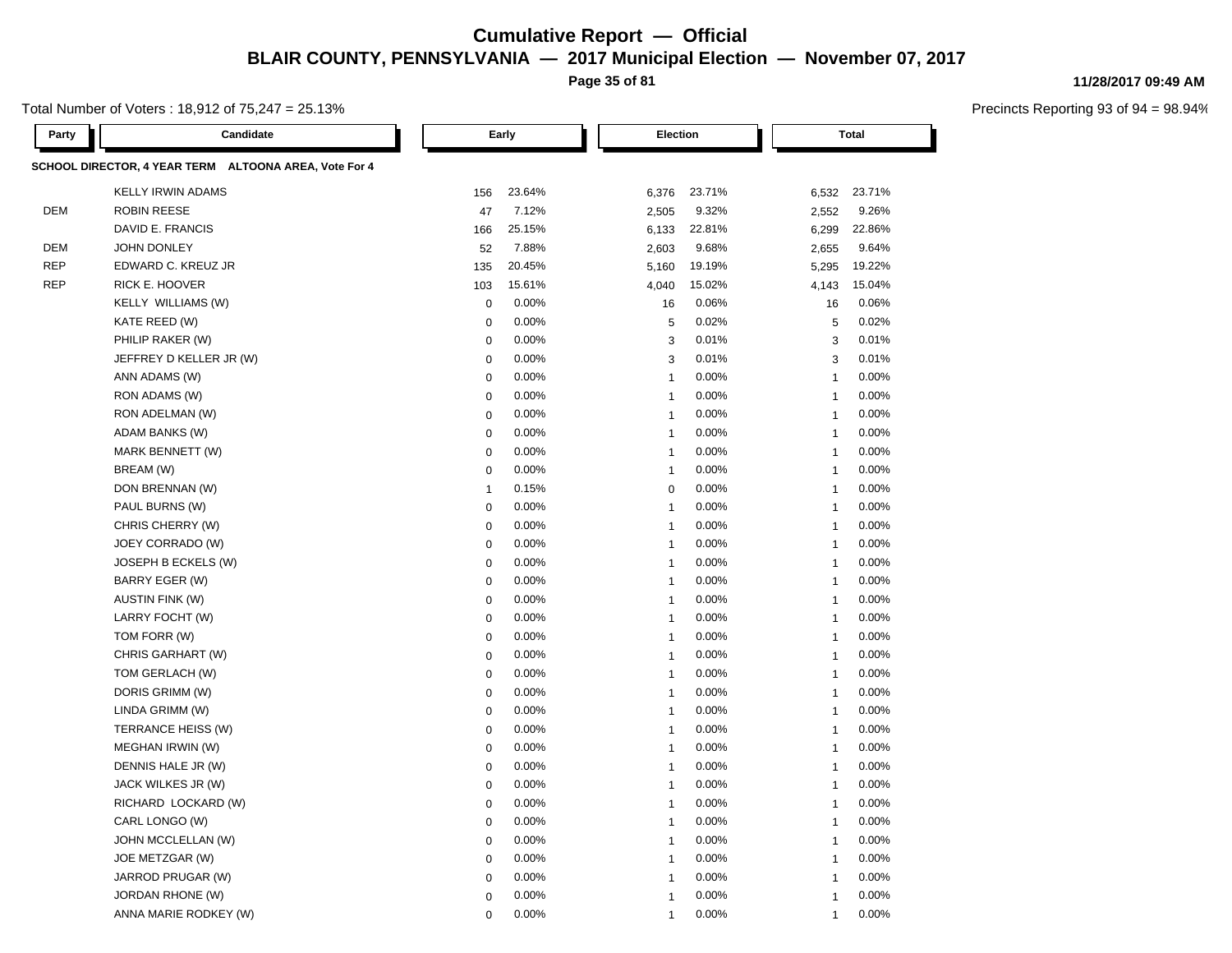# Cumulative Report — Official

## BLAIR COUNTY, PENNSYLVANIA — 2017 Municipal Election — November 07, 2017

11/28/2017 09:49 AM

Total Number of Voters : 18,912 of 75,247 = 25.13%

Precincts Reporting 93 of 94 = 98.94%

**SCHOOL DIRECTOR, 4 YEAR TERM ALTOONA AREA, Vote For 4**

| Party | Candidate | Early | | Election | | Total | |
|---|---|---|---|---|---|---|---|
| | KELLY IRWIN ADAMS | 156 | 23.64% | 6,376 | 23.71% | 6,532 | 23.71% |
| DEM | ROBIN REESE | 47 | 7.12% | 2,505 | 9.32% | 2,552 | 9.26% |
| | DAVID E. FRANCIS | 166 | 25.15% | 6,133 | 22.81% | 6,299 | 22.86% |
| DEM | JOHN DONLEY | 52 | 7.88% | 2,603 | 9.68% | 2,655 | 9.64% |
| REP | EDWARD C. KREUZ JR | 135 | 20.45% | 5,160 | 19.19% | 5,295 | 19.22% |
| REP | RICK E. HOOVER | 103 | 15.61% | 4,040 | 15.02% | 4,143 | 15.04% |
| | KELLY WILLIAMS (W) | 0 | 0.00% | 16 | 0.06% | 16 | 0.06% |
| | KATE REED (W) | 0 | 0.00% | 5 | 0.02% | 5 | 0.02% |
| | PHILIP RAKER (W) | 0 | 0.00% | 3 | 0.01% | 3 | 0.01% |
| | JEFFREY D KELLER JR (W) | 0 | 0.00% | 3 | 0.01% | 3 | 0.01% |
| | ANN ADAMS (W) | 0 | 0.00% | 1 | 0.00% | 1 | 0.00% |
| | RON ADAMS (W) | 0 | 0.00% | 1 | 0.00% | 1 | 0.00% |
| | RON ADELMAN (W) | 0 | 0.00% | 1 | 0.00% | 1 | 0.00% |
| | ADAM BANKS (W) | 0 | 0.00% | 1 | 0.00% | 1 | 0.00% |
| | MARK BENNETT (W) | 0 | 0.00% | 1 | 0.00% | 1 | 0.00% |
| | BREAM (W) | 0 | 0.00% | 1 | 0.00% | 1 | 0.00% |
| | DON BRENNAN (W) | 1 | 0.15% | 0 | 0.00% | 1 | 0.00% |
| | PAUL BURNS (W) | 0 | 0.00% | 1 | 0.00% | 1 | 0.00% |
| | CHRIS CHERRY (W) | 0 | 0.00% | 1 | 0.00% | 1 | 0.00% |
| | JOEY CORRADO (W) | 0 | 0.00% | 1 | 0.00% | 1 | 0.00% |
| | JOSEPH B ECKELS (W) | 0 | 0.00% | 1 | 0.00% | 1 | 0.00% |
| | BARRY EGER (W) | 0 | 0.00% | 1 | 0.00% | 1 | 0.00% |
| | AUSTIN FINK (W) | 0 | 0.00% | 1 | 0.00% | 1 | 0.00% |
| | LARRY FOCHT (W) | 0 | 0.00% | 1 | 0.00% | 1 | 0.00% |
| | TOM FORR (W) | 0 | 0.00% | 1 | 0.00% | 1 | 0.00% |
| | CHRIS GARHART (W) | 0 | 0.00% | 1 | 0.00% | 1 | 0.00% |
| | TOM GERLACH (W) | 0 | 0.00% | 1 | 0.00% | 1 | 0.00% |
| | DORIS GRIMM (W) | 0 | 0.00% | 1 | 0.00% | 1 | 0.00% |
| | LINDA GRIMM (W) | 0 | 0.00% | 1 | 0.00% | 1 | 0.00% |
| | TERRANCE HEISS (W) | 0 | 0.00% | 1 | 0.00% | 1 | 0.00% |
| | MEGHAN IRWIN (W) | 0 | 0.00% | 1 | 0.00% | 1 | 0.00% |
| | DENNIS HALE JR (W) | 0 | 0.00% | 1 | 0.00% | 1 | 0.00% |
| | JACK WILKES JR (W) | 0 | 0.00% | 1 | 0.00% | 1 | 0.00% |
| | RICHARD LOCKARD (W) | 0 | 0.00% | 1 | 0.00% | 1 | 0.00% |
| | CARL LONGO (W) | 0 | 0.00% | 1 | 0.00% | 1 | 0.00% |
| | JOHN MCCLELLAN (W) | 0 | 0.00% | 1 | 0.00% | 1 | 0.00% |
| | JOE METZGAR (W) | 0 | 0.00% | 1 | 0.00% | 1 | 0.00% |
| | JARROD PRUGAR (W) | 0 | 0.00% | 1 | 0.00% | 1 | 0.00% |
| | JORDAN RHONE (W) | 0 | 0.00% | 1 | 0.00% | 1 | 0.00% |
| | ANNA MARIE RODKEY (W) | 0 | 0.00% | 1 | 0.00% | 1 | 0.00% |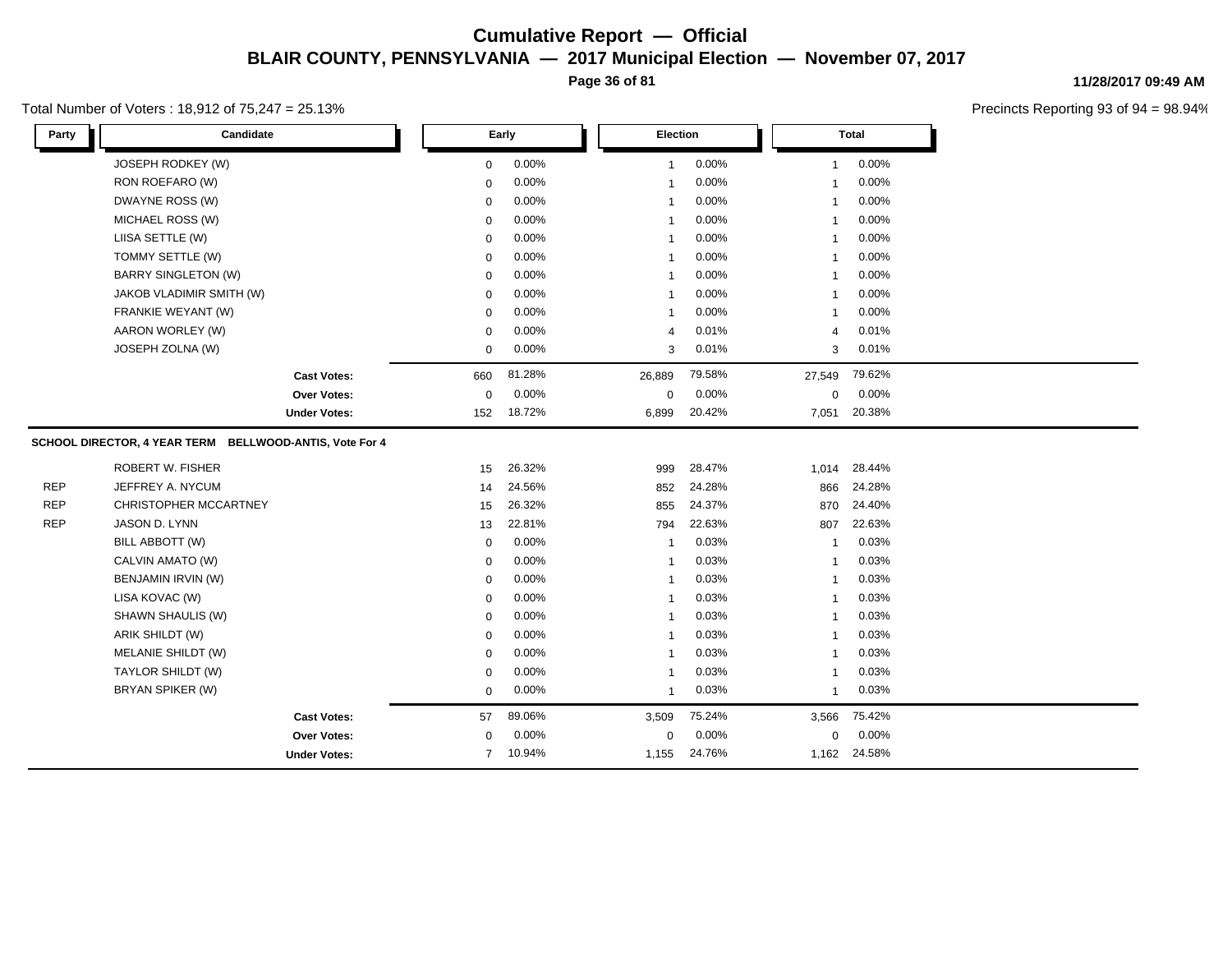# Cumulative Report — Official

## BLAIR COUNTY, PENNSYLVANIA — 2017 Municipal Election — November 07, 2017

11/28/2017 09:49 AM

Total Number of Voters : 18,912 of 75,247 = 25.13%

Precincts Reporting 93 of 94 = 98.94%

| Party | Candidate | Early | | Election | | Total | |
|---|---|---|---|---|---|---|---|
| | JOSEPH RODKEY (W) | 0 | 0.00% | 1 | 0.00% | 1 | 0.00% |
| | RON ROEFARO (W) | 0 | 0.00% | 1 | 0.00% | 1 | 0.00% |
| | DWAYNE ROSS (W) | 0 | 0.00% | 1 | 0.00% | 1 | 0.00% |
| | MICHAEL ROSS (W) | 0 | 0.00% | 1 | 0.00% | 1 | 0.00% |
| | LIISA SETTLE (W) | 0 | 0.00% | 1 | 0.00% | 1 | 0.00% |
| | TOMMY SETTLE (W) | 0 | 0.00% | 1 | 0.00% | 1 | 0.00% |
| | BARRY SINGLETON (W) | 0 | 0.00% | 1 | 0.00% | 1 | 0.00% |
| | JAKOB VLADIMIR SMITH (W) | 0 | 0.00% | 1 | 0.00% | 1 | 0.00% |
| | FRANKIE WEYANT (W) | 0 | 0.00% | 1 | 0.00% | 1 | 0.00% |
| | AARON WORLEY (W) | 0 | 0.00% | 4 | 0.01% | 4 | 0.01% |
| | JOSEPH ZOLNA (W) | 0 | 0.00% | 3 | 0.01% | 3 | 0.01% |
| | **Cast Votes:** | 660 | 81.28% | 26,889 | 79.58% | 27,549 | 79.62% |
| | **Over Votes:** | 0 | 0.00% | 0 | 0.00% | 0 | 0.00% |
| | **Under Votes:** | 152 | 18.72% | 6,899 | 20.42% | 7,051 | 20.38% |

### SCHOOL DIRECTOR, 4 YEAR TERM BELLWOOD-ANTIS, Vote For 4

| Party | Candidate | Early | | Election | | Total | |
|---|---|---|---|---|---|---|---|
| | ROBERT W. FISHER | 15 | 26.32% | 999 | 28.47% | 1,014 | 28.44% |
| REP | JEFFREY A. NYCUM | 14 | 24.56% | 852 | 24.28% | 866 | 24.28% |
| REP | CHRISTOPHER MCCARTNEY | 15 | 26.32% | 855 | 24.37% | 870 | 24.40% |
| REP | JASON D. LYNN | 13 | 22.81% | 794 | 22.63% | 807 | 22.63% |
| | BILL ABBOTT (W) | 0 | 0.00% | 1 | 0.03% | 1 | 0.03% |
| | CALVIN AMATO (W) | 0 | 0.00% | 1 | 0.03% | 1 | 0.03% |
| | BENJAMIN IRVIN (W) | 0 | 0.00% | 1 | 0.03% | 1 | 0.03% |
| | LISA KOVAC (W) | 0 | 0.00% | 1 | 0.03% | 1 | 0.03% |
| | SHAWN SHAULIS (W) | 0 | 0.00% | 1 | 0.03% | 1 | 0.03% |
| | ARIK SHILDT (W) | 0 | 0.00% | 1 | 0.03% | 1 | 0.03% |
| | MELANIE SHILDT (W) | 0 | 0.00% | 1 | 0.03% | 1 | 0.03% |
| | TAYLOR SHILDT (W) | 0 | 0.00% | 1 | 0.03% | 1 | 0.03% |
| | BRYAN SPIKER (W) | 0 | 0.00% | 1 | 0.03% | 1 | 0.03% |
| | **Cast Votes:** | 57 | 89.06% | 3,509 | 75.24% | 3,566 | 75.42% |
| | **Over Votes:** | 0 | 0.00% | 0 | 0.00% | 0 | 0.00% |
| | **Under Votes:** | 7 | 10.94% | 1,155 | 24.76% | 1,162 | 24.58% |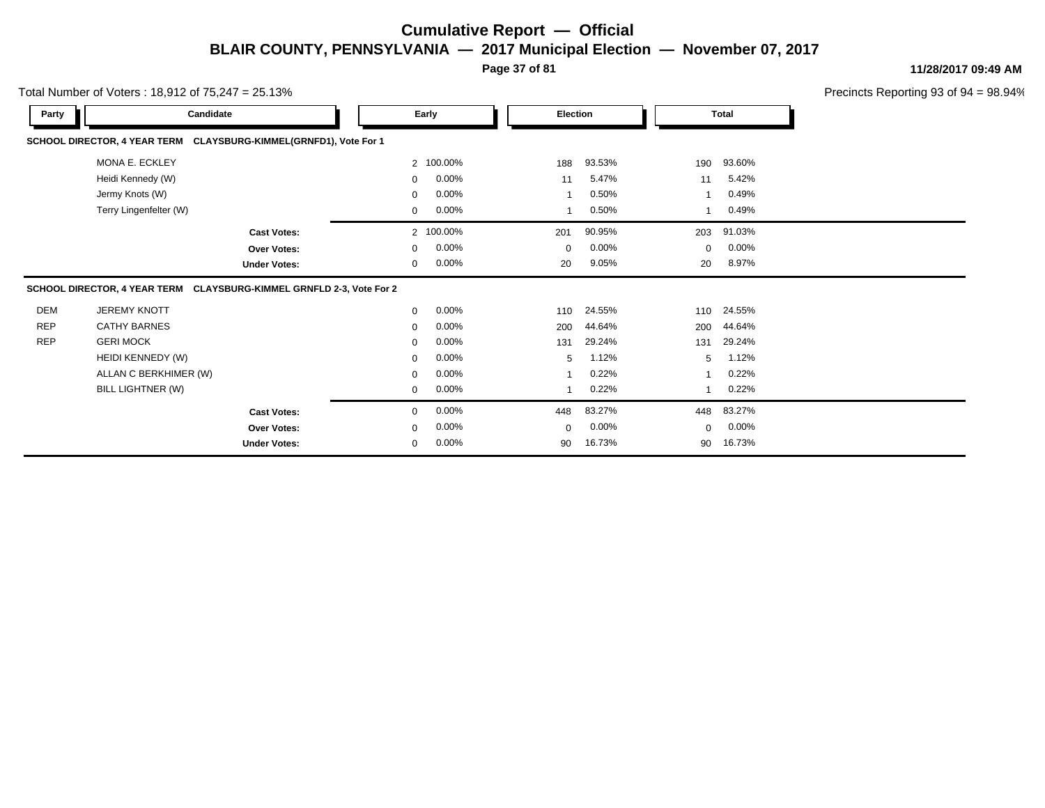# Cumulative Report — Official

## BLAIR COUNTY, PENNSYLVANIA — 2017 Municipal Election — November 07, 2017

Total Number of Voters : 18,912 of 75,247 = 25.13%

Precincts Reporting 93 of 94 = 98.94%

### SCHOOL DIRECTOR, 4 YEAR TERM CLAYSBURG-KIMMEL(GRNFD1), Vote For 1

| Party | Candidate | Early | | Election | | Total | |
|---|---|---|---|---|---|---|---|
| | MONA E. ECKLEY | 2 | 100.00% | 188 | 93.53% | 190 | 93.60% |
| | Heidi Kennedy (W) | 0 | 0.00% | 11 | 5.47% | 11 | 5.42% |
| | Jermy Knots (W) | 0 | 0.00% | 1 | 0.50% | 1 | 0.49% |
| | Terry Lingenfelter (W) | 0 | 0.00% | 1 | 0.50% | 1 | 0.49% |
| | **Cast Votes:** | 2 | 100.00% | 201 | 90.95% | 203 | 91.03% |
| | **Over Votes:** | 0 | 0.00% | 0 | 0.00% | 0 | 0.00% |
| | **Under Votes:** | 0 | 0.00% | 20 | 9.05% | 20 | 8.97% |

### SCHOOL DIRECTOR, 4 YEAR TERM CLAYSBURG-KIMMEL GRNFLD 2-3, Vote For 2

| Party | Candidate | Early | | Election | | Total | |
|---|---|---|---|---|---|---|---|
| DEM | JEREMY KNOTT | 0 | 0.00% | 110 | 24.55% | 110 | 24.55% |
| REP | CATHY BARNES | 0 | 0.00% | 200 | 44.64% | 200 | 44.64% |
| REP | GERI MOCK | 0 | 0.00% | 131 | 29.24% | 131 | 29.24% |
| | HEIDI KENNEDY (W) | 0 | 0.00% | 5 | 1.12% | 5 | 1.12% |
| | ALLAN C BERKHIMER (W) | 0 | 0.00% | 1 | 0.22% | 1 | 0.22% |
| | BILL LIGHTNER (W) | 0 | 0.00% | 1 | 0.22% | 1 | 0.22% |
| | **Cast Votes:** | 0 | 0.00% | 448 | 83.27% | 448 | 83.27% |
| | **Over Votes:** | 0 | 0.00% | 0 | 0.00% | 0 | 0.00% |
| | **Under Votes:** | 0 | 0.00% | 90 | 16.73% | 90 | 16.73% |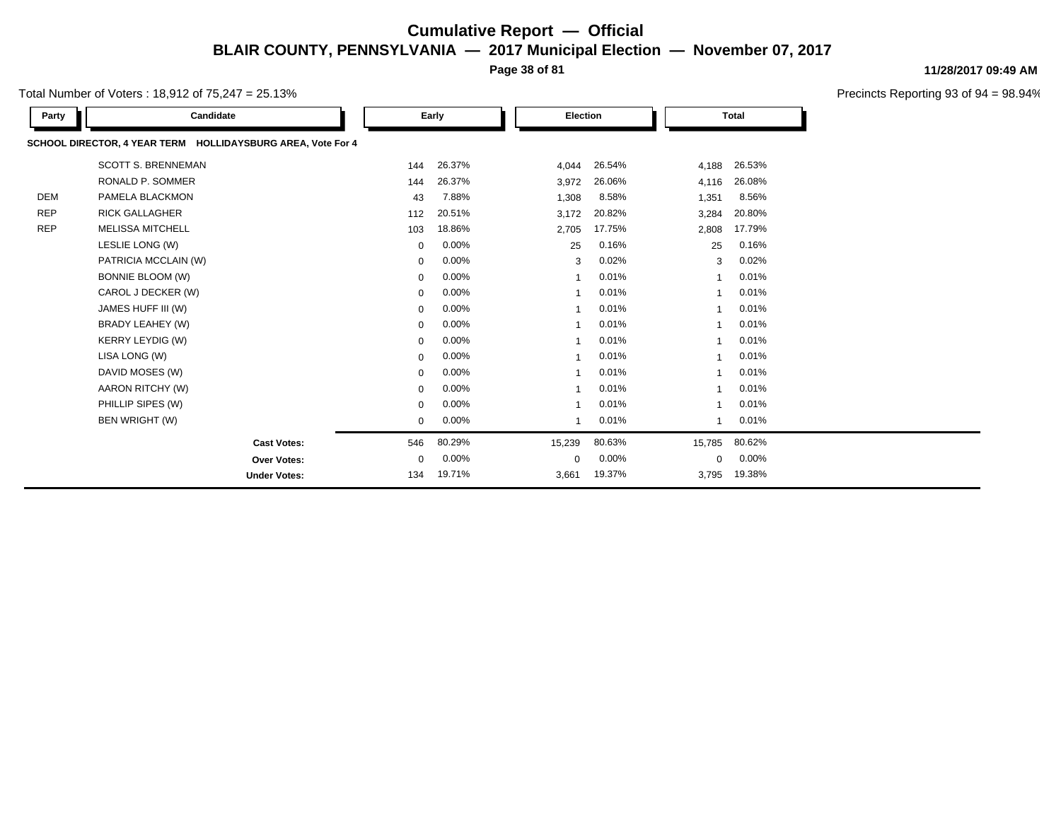# Cumulative Report — Official

## BLAIR COUNTY, PENNSYLVANIA — 2017 Municipal Election — November 07, 2017

11/28/2017 09:49 AM

Total Number of Voters : 18,912 of 75,247 = 25.13%

Precincts Reporting 93 of 94 = 98.94%

### SCHOOL DIRECTOR, 4 YEAR TERM HOLLIDAYSBURG AREA, Vote For 4

| Party | Candidate | Early | | Election | | Total | |
|---|---|---|---|---|---|---|---|
| | SCOTT S. BRENNEMAN | 144 | 26.37% | 4,044 | 26.54% | 4,188 | 26.53% |
| | RONALD P. SOMMER | 144 | 26.37% | 3,972 | 26.06% | 4,116 | 26.08% |
| DEM | PAMELA BLACKMON | 43 | 7.88% | 1,308 | 8.58% | 1,351 | 8.56% |
| REP | RICK GALLAGHER | 112 | 20.51% | 3,172 | 20.82% | 3,284 | 20.80% |
| REP | MELISSA MITCHELL | 103 | 18.86% | 2,705 | 17.75% | 2,808 | 17.79% |
| | LESLIE LONG (W) | 0 | 0.00% | 25 | 0.16% | 25 | 0.16% |
| | PATRICIA MCCLAIN (W) | 0 | 0.00% | 3 | 0.02% | 3 | 0.02% |
| | BONNIE BLOOM (W) | 0 | 0.00% | 1 | 0.01% | 1 | 0.01% |
| | CAROL J DECKER (W) | 0 | 0.00% | 1 | 0.01% | 1 | 0.01% |
| | JAMES HUFF III (W) | 0 | 0.00% | 1 | 0.01% | 1 | 0.01% |
| | BRADY LEAHEY (W) | 0 | 0.00% | 1 | 0.01% | 1 | 0.01% |
| | KERRY LEYDIG (W) | 0 | 0.00% | 1 | 0.01% | 1 | 0.01% |
| | LISA LONG (W) | 0 | 0.00% | 1 | 0.01% | 1 | 0.01% |
| | DAVID MOSES (W) | 0 | 0.00% | 1 | 0.01% | 1 | 0.01% |
| | AARON RITCHY (W) | 0 | 0.00% | 1 | 0.01% | 1 | 0.01% |
| | PHILLIP SIPES (W) | 0 | 0.00% | 1 | 0.01% | 1 | 0.01% |
| | BEN WRIGHT (W) | 0 | 0.00% | 1 | 0.01% | 1 | 0.01% |
| | **Cast Votes:** | 546 | 80.29% | 15,239 | 80.63% | 15,785 | 80.62% |
| | **Over Votes:** | 0 | 0.00% | 0 | 0.00% | 0 | 0.00% |
| | **Under Votes:** | 134 | 19.71% | 3,661 | 19.37% | 3,795 | 19.38% |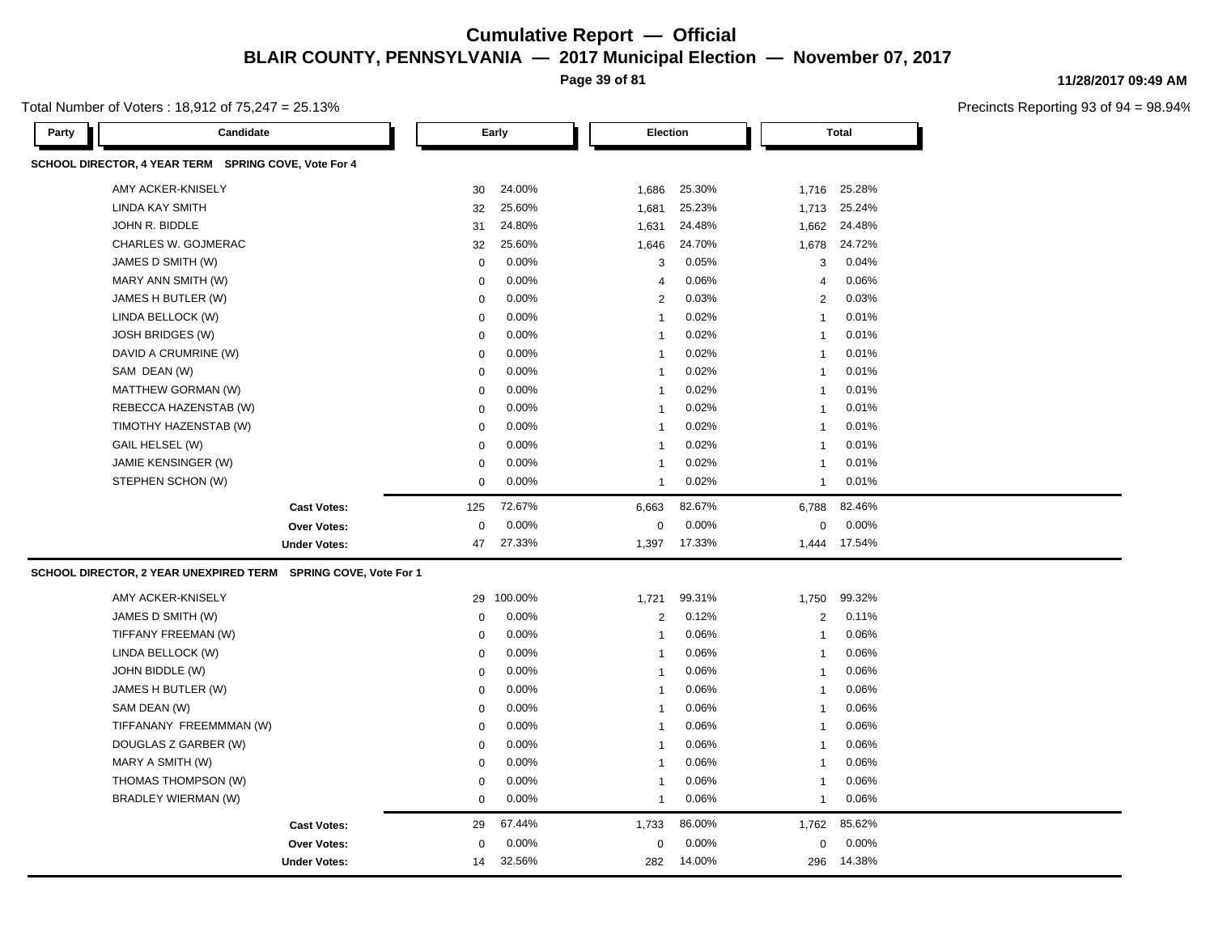# Cumulative Report — Official

## BLAIR COUNTY, PENNSYLVANIA — 2017 Municipal Election — November 07, 2017

11/28/2017 09:49 AM

Total Number of Voters : 18,912 of 75,247 = 25.13%

Precincts Reporting 93 of 94 = 98.94%

### SCHOOL DIRECTOR, 4 YEAR TERM SPRING COVE, Vote For 4

| Party | Candidate | Early | | Election | | Total | |
|---|---|---|---|---|---|---|---|
| | AMY ACKER-KNISELY | 30 | 24.00% | 1,686 | 25.30% | 1,716 | 25.28% |
| | LINDA KAY SMITH | 32 | 25.60% | 1,681 | 25.23% | 1,713 | 25.24% |
| | JOHN R. BIDDLE | 31 | 24.80% | 1,631 | 24.48% | 1,662 | 24.48% |
| | CHARLES W. GOJMERAC | 32 | 25.60% | 1,646 | 24.70% | 1,678 | 24.72% |
| | JAMES D SMITH (W) | 0 | 0.00% | 3 | 0.05% | 3 | 0.04% |
| | MARY ANN SMITH (W) | 0 | 0.00% | 4 | 0.06% | 4 | 0.06% |
| | JAMES H BUTLER (W) | 0 | 0.00% | 2 | 0.03% | 2 | 0.03% |
| | LINDA BELLOCK (W) | 0 | 0.00% | 1 | 0.02% | 1 | 0.01% |
| | JOSH BRIDGES (W) | 0 | 0.00% | 1 | 0.02% | 1 | 0.01% |
| | DAVID A CRUMRINE (W) | 0 | 0.00% | 1 | 0.02% | 1 | 0.01% |
| | SAM DEAN (W) | 0 | 0.00% | 1 | 0.02% | 1 | 0.01% |
| | MATTHEW GORMAN (W) | 0 | 0.00% | 1 | 0.02% | 1 | 0.01% |
| | REBECCA HAZENSTAB (W) | 0 | 0.00% | 1 | 0.02% | 1 | 0.01% |
| | TIMOTHY HAZENSTAB (W) | 0 | 0.00% | 1 | 0.02% | 1 | 0.01% |
| | GAIL HELSEL (W) | 0 | 0.00% | 1 | 0.02% | 1 | 0.01% |
| | JAMIE KENSINGER (W) | 0 | 0.00% | 1 | 0.02% | 1 | 0.01% |
| | STEPHEN SCHON (W) | 0 | 0.00% | 1 | 0.02% | 1 | 0.01% |
| | **Cast Votes:** | 125 | 72.67% | 6,663 | 82.67% | 6,788 | 82.46% |
| | **Over Votes:** | 0 | 0.00% | 0 | 0.00% | 0 | 0.00% |
| | **Under Votes:** | 47 | 27.33% | 1,397 | 17.33% | 1,444 | 17.54% |

### SCHOOL DIRECTOR, 2 YEAR UNEXPIRED TERM SPRING COVE, Vote For 1

| Party | Candidate | Early | | Election | | Total | |
|---|---|---|---|---|---|---|---|
| | AMY ACKER-KNISELY | 29 | 100.00% | 1,721 | 99.31% | 1,750 | 99.32% |
| | JAMES D SMITH (W) | 0 | 0.00% | 2 | 0.12% | 2 | 0.11% |
| | TIFFANY FREEMAN (W) | 0 | 0.00% | 1 | 0.06% | 1 | 0.06% |
| | LINDA BELLOCK (W) | 0 | 0.00% | 1 | 0.06% | 1 | 0.06% |
| | JOHN BIDDLE (W) | 0 | 0.00% | 1 | 0.06% | 1 | 0.06% |
| | JAMES H BUTLER (W) | 0 | 0.00% | 1 | 0.06% | 1 | 0.06% |
| | SAM DEAN (W) | 0 | 0.00% | 1 | 0.06% | 1 | 0.06% |
| | TIFFANANY FREEMMMAN (W) | 0 | 0.00% | 1 | 0.06% | 1 | 0.06% |
| | DOUGLAS Z GARBER (W) | 0 | 0.00% | 1 | 0.06% | 1 | 0.06% |
| | MARY A SMITH (W) | 0 | 0.00% | 1 | 0.06% | 1 | 0.06% |
| | THOMAS THOMPSON (W) | 0 | 0.00% | 1 | 0.06% | 1 | 0.06% |
| | BRADLEY WIERMAN (W) | 0 | 0.00% | 1 | 0.06% | 1 | 0.06% |
| | **Cast Votes:** | 29 | 67.44% | 1,733 | 86.00% | 1,762 | 85.62% |
| | **Over Votes:** | 0 | 0.00% | 0 | 0.00% | 0 | 0.00% |
| | **Under Votes:** | 14 | 32.56% | 282 | 14.00% | 296 | 14.38% |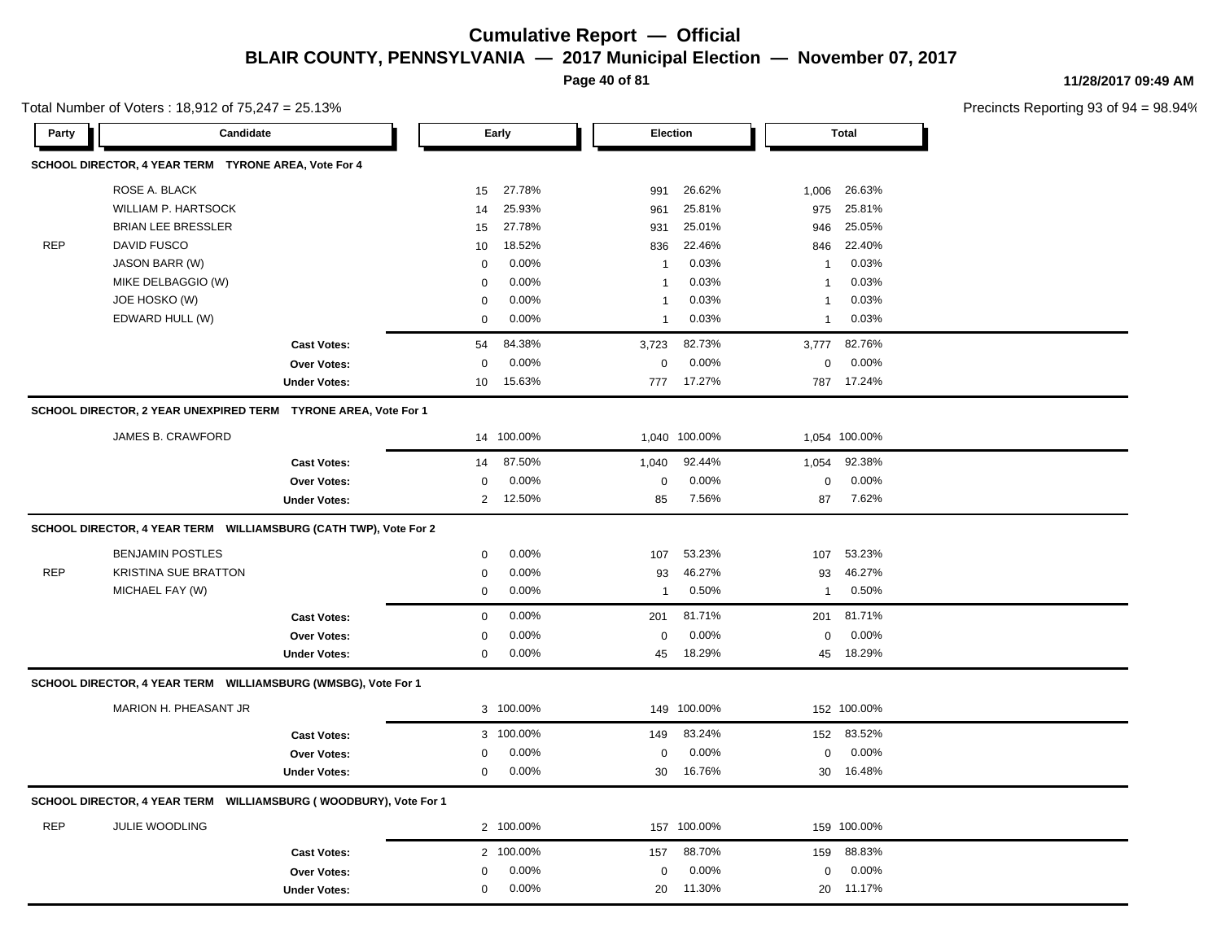# Cumulative Report — Official

## BLAIR COUNTY, PENNSYLVANIA — 2017 Municipal Election — November 07, 2017

11/28/2017 09:49 AM

Total Number of Voters : 18,912 of 75,247 = 25.13%

Precincts Reporting 93 of 94 = 98.94%

### SCHOOL DIRECTOR, 4 YEAR TERM TYRONE AREA, Vote For 4

| Party | Candidate | Early | | Election | | Total | |
|---|---|---|---|---|---|---|---|
| | ROSE A. BLACK | 15 | 27.78% | 991 | 26.62% | 1,006 | 26.63% |
| | WILLIAM P. HARTSOCK | 14 | 25.93% | 961 | 25.81% | 975 | 25.81% |
| | BRIAN LEE BRESSLER | 15 | 27.78% | 931 | 25.01% | 946 | 25.05% |
| REP | DAVID FUSCO | 10 | 18.52% | 836 | 22.46% | 846 | 22.40% |
| | JASON BARR (W) | 0 | 0.00% | 1 | 0.03% | 1 | 0.03% |
| | MIKE DELBAGGIO (W) | 0 | 0.00% | 1 | 0.03% | 1 | 0.03% |
| | JOE HOSKO (W) | 0 | 0.00% | 1 | 0.03% | 1 | 0.03% |
| | EDWARD HULL (W) | 0 | 0.00% | 1 | 0.03% | 1 | 0.03% |
| | **Cast Votes:** | 54 | 84.38% | 3,723 | 82.73% | 3,777 | 82.76% |
| | **Over Votes:** | 0 | 0.00% | 0 | 0.00% | 0 | 0.00% |
| | **Under Votes:** | 10 | 15.63% | 777 | 17.27% | 787 | 17.24% |

### SCHOOL DIRECTOR, 2 YEAR UNEXPIRED TERM TYRONE AREA, Vote For 1

| Party | Candidate | Early | | Election | | Total | |
|---|---|---|---|---|---|---|---|
| | JAMES B. CRAWFORD | 14 | 100.00% | 1,040 | 100.00% | 1,054 | 100.00% |
| | **Cast Votes:** | 14 | 87.50% | 1,040 | 92.44% | 1,054 | 92.38% |
| | **Over Votes:** | 0 | 0.00% | 0 | 0.00% | 0 | 0.00% |
| | **Under Votes:** | 2 | 12.50% | 85 | 7.56% | 87 | 7.62% |

### SCHOOL DIRECTOR, 4 YEAR TERM WILLIAMSBURG (CATH TWP), Vote For 2

| Party | Candidate | Early | | Election | | Total | |
|---|---|---|---|---|---|---|---|
| | BENJAMIN POSTLES | 0 | 0.00% | 107 | 53.23% | 107 | 53.23% |
| REP | KRISTINA SUE BRATTON | 0 | 0.00% | 93 | 46.27% | 93 | 46.27% |
| | MICHAEL FAY (W) | 0 | 0.00% | 1 | 0.50% | 1 | 0.50% |
| | **Cast Votes:** | 0 | 0.00% | 201 | 81.71% | 201 | 81.71% |
| | **Over Votes:** | 0 | 0.00% | 0 | 0.00% | 0 | 0.00% |
| | **Under Votes:** | 0 | 0.00% | 45 | 18.29% | 45 | 18.29% |

### SCHOOL DIRECTOR, 4 YEAR TERM WILLIAMSBURG (WMSBG), Vote For 1

| Party | Candidate | Early | | Election | | Total | |
|---|---|---|---|---|---|---|---|
| | MARION H. PHEASANT JR | 3 | 100.00% | 149 | 100.00% | 152 | 100.00% |
| | **Cast Votes:** | 3 | 100.00% | 149 | 83.24% | 152 | 83.52% |
| | **Over Votes:** | 0 | 0.00% | 0 | 0.00% | 0 | 0.00% |
| | **Under Votes:** | 0 | 0.00% | 30 | 16.76% | 30 | 16.48% |

### SCHOOL DIRECTOR, 4 YEAR TERM WILLIAMSBURG ( WOODBURY), Vote For 1

| Party | Candidate | Early | | Election | | Total | |
|---|---|---|---|---|---|---|---|
| REP | JULIE WOODLING | 2 | 100.00% | 157 | 100.00% | 159 | 100.00% |
| | **Cast Votes:** | 2 | 100.00% | 157 | 88.70% | 159 | 88.83% |
| | **Over Votes:** | 0 | 0.00% | 0 | 0.00% | 0 | 0.00% |
| | **Under Votes:** | 0 | 0.00% | 20 | 11.30% | 20 | 11.17% |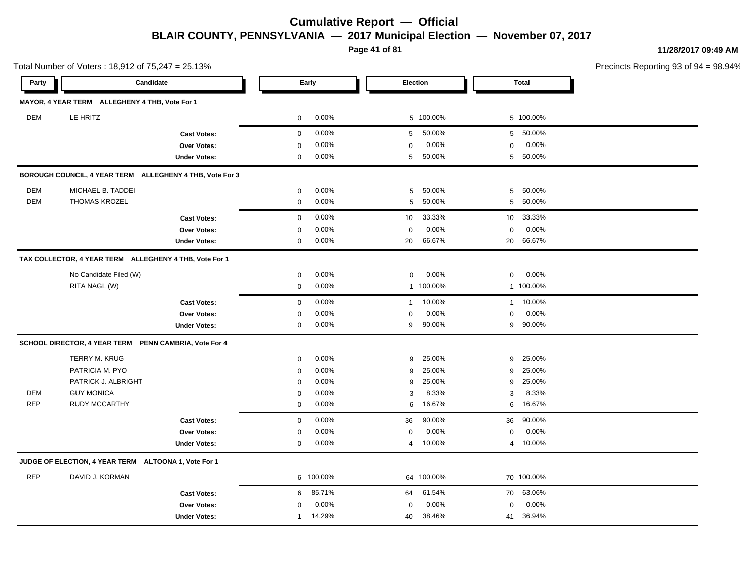# Cumulative Report — Official

## BLAIR COUNTY, PENNSYLVANIA — 2017 Municipal Election — November 07, 2017

11/28/2017 09:49 AM

Total Number of Voters : 18,912 of 75,247 = 25.13%

Precincts Reporting 93 of 94 = 98.94%

| Party | Candidate | Early | | Election | | Total | |
|---|---|---|---|---|---|---|---|
| **MAYOR, 4 YEAR TERM ALLEGHENY 4 THB, Vote For 1** | | | | | | | |
| DEM | LE HRITZ | 0 | 0.00% | 5 | 100.00% | 5 | 100.00% |
| | **Cast Votes:** | 0 | 0.00% | 5 | 50.00% | 5 | 50.00% |
| | **Over Votes:** | 0 | 0.00% | 0 | 0.00% | 0 | 0.00% |
| | **Under Votes:** | 0 | 0.00% | 5 | 50.00% | 5 | 50.00% |
| **BOROUGH COUNCIL, 4 YEAR TERM ALLEGHENY 4 THB, Vote For 3** | | | | | | | |
| DEM | MICHAEL B. TADDEI | 0 | 0.00% | 5 | 50.00% | 5 | 50.00% |
| DEM | THOMAS KROZEL | 0 | 0.00% | 5 | 50.00% | 5 | 50.00% |
| | **Cast Votes:** | 0 | 0.00% | 10 | 33.33% | 10 | 33.33% |
| | **Over Votes:** | 0 | 0.00% | 0 | 0.00% | 0 | 0.00% |
| | **Under Votes:** | 0 | 0.00% | 20 | 66.67% | 20 | 66.67% |
| **TAX COLLECTOR, 4 YEAR TERM ALLEGHENY 4 THB, Vote For 1** | | | | | | | |
| | No Candidate Filed (W) | 0 | 0.00% | 0 | 0.00% | 0 | 0.00% |
| | RITA NAGL (W) | 0 | 0.00% | 1 | 100.00% | 1 | 100.00% |
| | **Cast Votes:** | 0 | 0.00% | 1 | 10.00% | 1 | 10.00% |
| | **Over Votes:** | 0 | 0.00% | 0 | 0.00% | 0 | 0.00% |
| | **Under Votes:** | 0 | 0.00% | 9 | 90.00% | 9 | 90.00% |
| **SCHOOL DIRECTOR, 4 YEAR TERM PENN CAMBRIA, Vote For 4** | | | | | | | |
| | TERRY M. KRUG | 0 | 0.00% | 9 | 25.00% | 9 | 25.00% |
| | PATRICIA M. PYO | 0 | 0.00% | 9 | 25.00% | 9 | 25.00% |
| | PATRICK J. ALBRIGHT | 0 | 0.00% | 9 | 25.00% | 9 | 25.00% |
| DEM | GUY MONICA | 0 | 0.00% | 3 | 8.33% | 3 | 8.33% |
| REP | RUDY MCCARTHY | 0 | 0.00% | 6 | 16.67% | 6 | 16.67% |
| | **Cast Votes:** | 0 | 0.00% | 36 | 90.00% | 36 | 90.00% |
| | **Over Votes:** | 0 | 0.00% | 0 | 0.00% | 0 | 0.00% |
| | **Under Votes:** | 0 | 0.00% | 4 | 10.00% | 4 | 10.00% |
| **JUDGE OF ELECTION, 4 YEAR TERM ALTOONA 1, Vote For 1** | | | | | | | |
| REP | DAVID J. KORMAN | 6 | 100.00% | 64 | 100.00% | 70 | 100.00% |
| | **Cast Votes:** | 6 | 85.71% | 64 | 61.54% | 70 | 63.06% |
| | **Over Votes:** | 0 | 0.00% | 0 | 0.00% | 0 | 0.00% |
| | **Under Votes:** | 1 | 14.29% | 40 | 38.46% | 41 | 36.94% |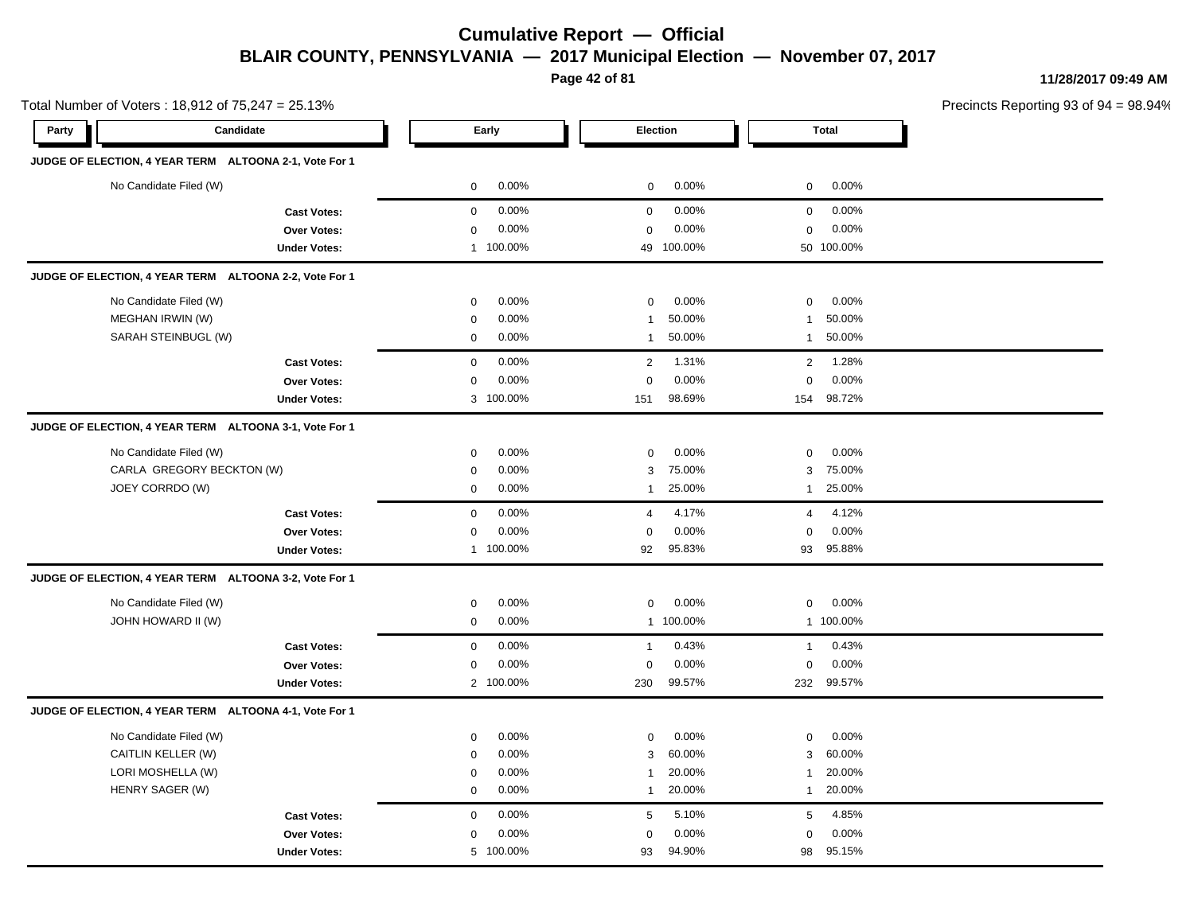# Cumulative Report — Official

## BLAIR COUNTY, PENNSYLVANIA — 2017 Municipal Election — November 07, 2017

11/28/2017 09:49 AM

Total Number of Voters : 18,912 of 75,247 = 25.13%

Precincts Reporting 93 of 94 = 98.94%

### JUDGE OF ELECTION, 4 YEAR TERM ALTOONA 2-1, Vote For 1

| Party | Candidate | Early | | Election | | Total | |
|---|---|---|---|---|---|---|---|
| | No Candidate Filed (W) | 0 | 0.00% | 0 | 0.00% | 0 | 0.00% |
| | **Cast Votes:** | 0 | 0.00% | 0 | 0.00% | 0 | 0.00% |
| | **Over Votes:** | 0 | 0.00% | 0 | 0.00% | 0 | 0.00% |
| | **Under Votes:** | 1 | 100.00% | 49 | 100.00% | 50 | 100.00% |

### JUDGE OF ELECTION, 4 YEAR TERM ALTOONA 2-2, Vote For 1

| Party | Candidate | Early | | Election | | Total | |
|---|---|---|---|---|---|---|---|
| | No Candidate Filed (W) | 0 | 0.00% | 0 | 0.00% | 0 | 0.00% |
| | MEGHAN IRWIN (W) | 0 | 0.00% | 1 | 50.00% | 1 | 50.00% |
| | SARAH STEINBUGL (W) | 0 | 0.00% | 1 | 50.00% | 1 | 50.00% |
| | **Cast Votes:** | 0 | 0.00% | 2 | 1.31% | 2 | 1.28% |
| | **Over Votes:** | 0 | 0.00% | 0 | 0.00% | 0 | 0.00% |
| | **Under Votes:** | 3 | 100.00% | 151 | 98.69% | 154 | 98.72% |

### JUDGE OF ELECTION, 4 YEAR TERM ALTOONA 3-1, Vote For 1

| Party | Candidate | Early | | Election | | Total | |
|---|---|---|---|---|---|---|---|
| | No Candidate Filed (W) | 0 | 0.00% | 0 | 0.00% | 0 | 0.00% |
| | CARLA GREGORY BECKTON (W) | 0 | 0.00% | 3 | 75.00% | 3 | 75.00% |
| | JOEY CORRDO (W) | 0 | 0.00% | 1 | 25.00% | 1 | 25.00% |
| | **Cast Votes:** | 0 | 0.00% | 4 | 4.17% | 4 | 4.12% |
| | **Over Votes:** | 0 | 0.00% | 0 | 0.00% | 0 | 0.00% |
| | **Under Votes:** | 1 | 100.00% | 92 | 95.83% | 93 | 95.88% |

### JUDGE OF ELECTION, 4 YEAR TERM ALTOONA 3-2, Vote For 1

| Party | Candidate | Early | | Election | | Total | |
|---|---|---|---|---|---|---|---|
| | No Candidate Filed (W) | 0 | 0.00% | 0 | 0.00% | 0 | 0.00% |
| | JOHN HOWARD II (W) | 0 | 0.00% | 1 | 100.00% | 1 | 100.00% |
| | **Cast Votes:** | 0 | 0.00% | 1 | 0.43% | 1 | 0.43% |
| | **Over Votes:** | 0 | 0.00% | 0 | 0.00% | 0 | 0.00% |
| | **Under Votes:** | 2 | 100.00% | 230 | 99.57% | 232 | 99.57% |

### JUDGE OF ELECTION, 4 YEAR TERM ALTOONA 4-1, Vote For 1

| Party | Candidate | Early | | Election | | Total | |
|---|---|---|---|---|---|---|---|
| | No Candidate Filed (W) | 0 | 0.00% | 0 | 0.00% | 0 | 0.00% |
| | CAITLIN KELLER (W) | 0 | 0.00% | 3 | 60.00% | 3 | 60.00% |
| | LORI MOSHELLA (W) | 0 | 0.00% | 1 | 20.00% | 1 | 20.00% |
| | HENRY SAGER (W) | 0 | 0.00% | 1 | 20.00% | 1 | 20.00% |
| | **Cast Votes:** | 0 | 0.00% | 5 | 5.10% | 5 | 4.85% |
| | **Over Votes:** | 0 | 0.00% | 0 | 0.00% | 0 | 0.00% |
| | **Under Votes:** | 5 | 100.00% | 93 | 94.90% | 98 | 95.15% |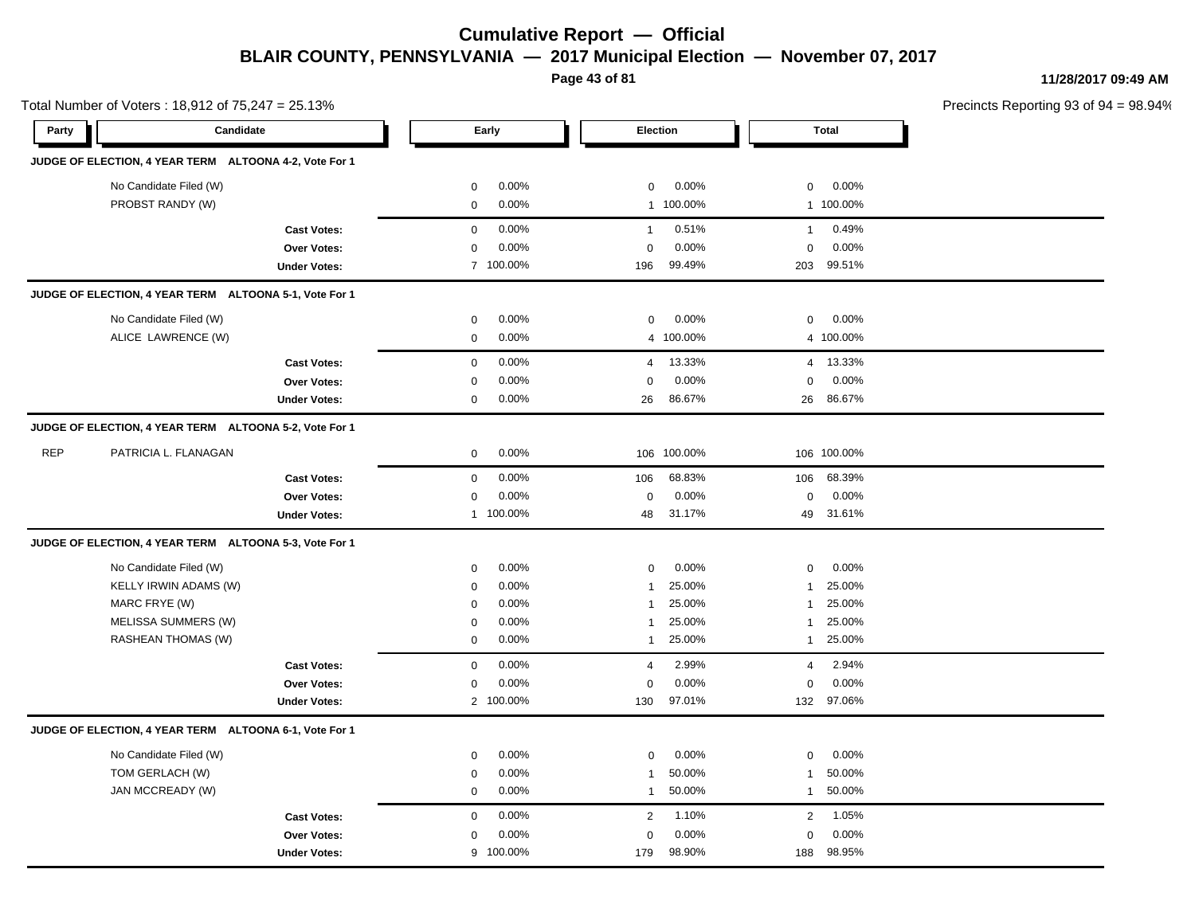# Cumulative Report — Official

## BLAIR COUNTY, PENNSYLVANIA — 2017 Municipal Election — November 07, 2017

11/28/2017 09:49 AM

Total Number of Voters : 18,912 of 75,247 = 25.13%

Precincts Reporting 93 of 94 = 98.94%

| Party | Candidate | Early | | Election | | Total | |
|---|---|---|---|---|---|---|---|
| **JUDGE OF ELECTION, 4 YEAR TERM ALTOONA 4-2, Vote For 1** | | | | | | | |
| | No Candidate Filed (W) | 0 | 0.00% | 0 | 0.00% | 0 | 0.00% |
| | PROBST RANDY (W) | 0 | 0.00% | 1 | 100.00% | 1 | 100.00% |
| | **Cast Votes:** | 0 | 0.00% | 1 | 0.51% | 1 | 0.49% |
| | **Over Votes:** | 0 | 0.00% | 0 | 0.00% | 0 | 0.00% |
| | **Under Votes:** | 7 | 100.00% | 196 | 99.49% | 203 | 99.51% |
| **JUDGE OF ELECTION, 4 YEAR TERM ALTOONA 5-1, Vote For 1** | | | | | | | |
| | No Candidate Filed (W) | 0 | 0.00% | 0 | 0.00% | 0 | 0.00% |
| | ALICE LAWRENCE (W) | 0 | 0.00% | 4 | 100.00% | 4 | 100.00% |
| | **Cast Votes:** | 0 | 0.00% | 4 | 13.33% | 4 | 13.33% |
| | **Over Votes:** | 0 | 0.00% | 0 | 0.00% | 0 | 0.00% |
| | **Under Votes:** | 0 | 0.00% | 26 | 86.67% | 26 | 86.67% |
| **JUDGE OF ELECTION, 4 YEAR TERM ALTOONA 5-2, Vote For 1** | | | | | | | |
| REP | PATRICIA L. FLANAGAN | 0 | 0.00% | 106 | 100.00% | 106 | 100.00% |
| | **Cast Votes:** | 0 | 0.00% | 106 | 68.83% | 106 | 68.39% |
| | **Over Votes:** | 0 | 0.00% | 0 | 0.00% | 0 | 0.00% |
| | **Under Votes:** | 1 | 100.00% | 48 | 31.17% | 49 | 31.61% |
| **JUDGE OF ELECTION, 4 YEAR TERM ALTOONA 5-3, Vote For 1** | | | | | | | |
| | No Candidate Filed (W) | 0 | 0.00% | 0 | 0.00% | 0 | 0.00% |
| | KELLY IRWIN ADAMS (W) | 0 | 0.00% | 1 | 25.00% | 1 | 25.00% |
| | MARC FRYE (W) | 0 | 0.00% | 1 | 25.00% | 1 | 25.00% |
| | MELISSA SUMMERS (W) | 0 | 0.00% | 1 | 25.00% | 1 | 25.00% |
| | RASHEAN THOMAS (W) | 0 | 0.00% | 1 | 25.00% | 1 | 25.00% |
| | **Cast Votes:** | 0 | 0.00% | 4 | 2.99% | 4 | 2.94% |
| | **Over Votes:** | 0 | 0.00% | 0 | 0.00% | 0 | 0.00% |
| | **Under Votes:** | 2 | 100.00% | 130 | 97.01% | 132 | 97.06% |
| **JUDGE OF ELECTION, 4 YEAR TERM ALTOONA 6-1, Vote For 1** | | | | | | | |
| | No Candidate Filed (W) | 0 | 0.00% | 0 | 0.00% | 0 | 0.00% |
| | TOM GERLACH (W) | 0 | 0.00% | 1 | 50.00% | 1 | 50.00% |
| | JAN MCCREADY (W) | 0 | 0.00% | 1 | 50.00% | 1 | 50.00% |
| | **Cast Votes:** | 0 | 0.00% | 2 | 1.10% | 2 | 1.05% |
| | **Over Votes:** | 0 | 0.00% | 0 | 0.00% | 0 | 0.00% |
| | **Under Votes:** | 9 | 100.00% | 179 | 98.90% | 188 | 98.95% |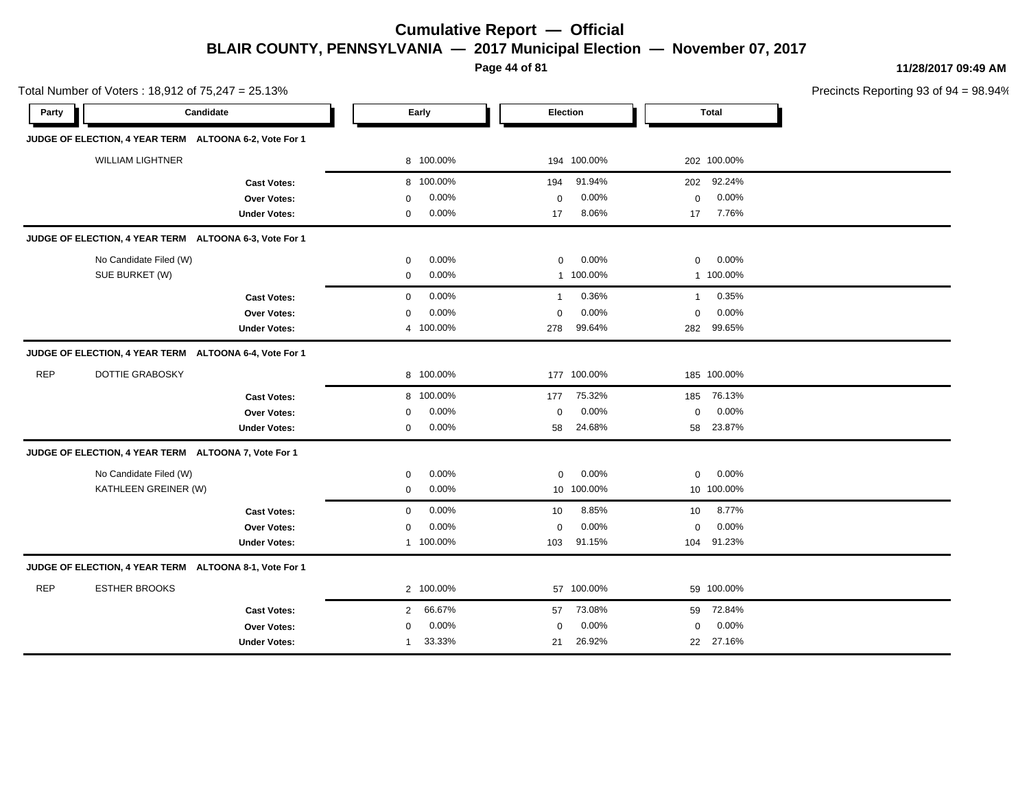# Cumulative Report — Official

## BLAIR COUNTY, PENNSYLVANIA — 2017 Municipal Election — November 07, 2017

11/28/2017 09:49 AM

Total Number of Voters : 18,912 of 75,247 = 25.13%

Precincts Reporting 93 of 94 = 98.94%

| Party | Candidate | Early | | Election | | Total | |
|---|---|---|---|---|---|---|---|
| **JUDGE OF ELECTION, 4 YEAR TERM ALTOONA 6-2, Vote For 1** | | | | | | | |
| | WILLIAM LIGHTNER | 8 | 100.00% | 194 | 100.00% | 202 | 100.00% |
| | **Cast Votes:** | 8 | 100.00% | 194 | 91.94% | 202 | 92.24% |
| | **Over Votes:** | 0 | 0.00% | 0 | 0.00% | 0 | 0.00% |
| | **Under Votes:** | 0 | 0.00% | 17 | 8.06% | 17 | 7.76% |
| **JUDGE OF ELECTION, 4 YEAR TERM ALTOONA 6-3, Vote For 1** | | | | | | | |
| | No Candidate Filed (W) | 0 | 0.00% | 0 | 0.00% | 0 | 0.00% |
| | SUE BURKET (W) | 0 | 0.00% | 1 | 100.00% | 1 | 100.00% |
| | **Cast Votes:** | 0 | 0.00% | 1 | 0.36% | 1 | 0.35% |
| | **Over Votes:** | 0 | 0.00% | 0 | 0.00% | 0 | 0.00% |
| | **Under Votes:** | 4 | 100.00% | 278 | 99.64% | 282 | 99.65% |
| **JUDGE OF ELECTION, 4 YEAR TERM ALTOONA 6-4, Vote For 1** | | | | | | | |
| REP | DOTTIE GRABOSKY | 8 | 100.00% | 177 | 100.00% | 185 | 100.00% |
| | **Cast Votes:** | 8 | 100.00% | 177 | 75.32% | 185 | 76.13% |
| | **Over Votes:** | 0 | 0.00% | 0 | 0.00% | 0 | 0.00% |
| | **Under Votes:** | 0 | 0.00% | 58 | 24.68% | 58 | 23.87% |
| **JUDGE OF ELECTION, 4 YEAR TERM ALTOONA 7, Vote For 1** | | | | | | | |
| | No Candidate Filed (W) | 0 | 0.00% | 0 | 0.00% | 0 | 0.00% |
| | KATHLEEN GREINER (W) | 0 | 0.00% | 10 | 100.00% | 10 | 100.00% |
| | **Cast Votes:** | 0 | 0.00% | 10 | 8.85% | 10 | 8.77% |
| | **Over Votes:** | 0 | 0.00% | 0 | 0.00% | 0 | 0.00% |
| | **Under Votes:** | 1 | 100.00% | 103 | 91.15% | 104 | 91.23% |
| **JUDGE OF ELECTION, 4 YEAR TERM ALTOONA 8-1, Vote For 1** | | | | | | | |
| REP | ESTHER BROOKS | 2 | 100.00% | 57 | 100.00% | 59 | 100.00% |
| | **Cast Votes:** | 2 | 66.67% | 57 | 73.08% | 59 | 72.84% |
| | **Over Votes:** | 0 | 0.00% | 0 | 0.00% | 0 | 0.00% |
| | **Under Votes:** | 1 | 33.33% | 21 | 26.92% | 22 | 27.16% |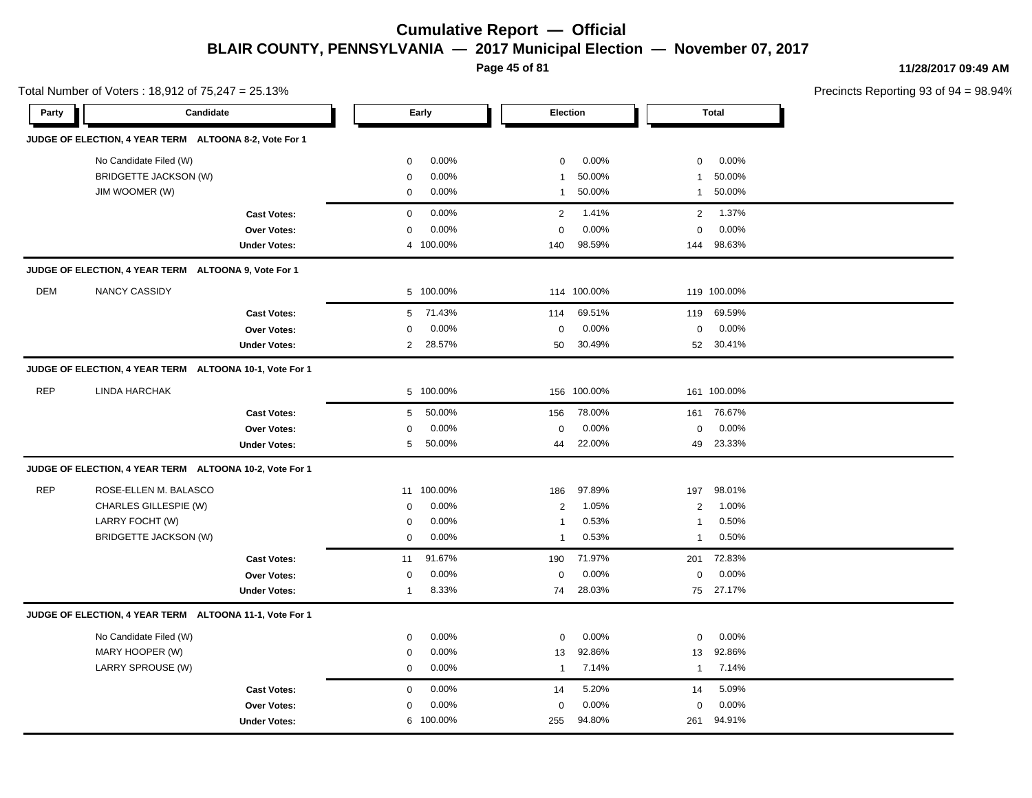# Cumulative Report — Official

## BLAIR COUNTY, PENNSYLVANIA — 2017 Municipal Election — November 07, 2017

11/28/2017 09:49 AM

Total Number of Voters : 18,912 of 75,247 = 25.13%

Precincts Reporting 93 of 94 = 98.94%

### JUDGE OF ELECTION, 4 YEAR TERM ALTOONA 8-2, Vote For 1

| Party | Candidate | Early | | Election | | Total | |
|---|---|---|---|---|---|---|---|
| | No Candidate Filed (W) | 0 | 0.00% | 0 | 0.00% | 0 | 0.00% |
| | BRIDGETTE JACKSON (W) | 0 | 0.00% | 1 | 50.00% | 1 | 50.00% |
| | JIM WOOMER (W) | 0 | 0.00% | 1 | 50.00% | 1 | 50.00% |
| | **Cast Votes:** | 0 | 0.00% | 2 | 1.41% | 2 | 1.37% |
| | **Over Votes:** | 0 | 0.00% | 0 | 0.00% | 0 | 0.00% |
| | **Under Votes:** | 4 | 100.00% | 140 | 98.59% | 144 | 98.63% |

### JUDGE OF ELECTION, 4 YEAR TERM ALTOONA 9, Vote For 1

| Party | Candidate | Early | | Election | | Total | |
|---|---|---|---|---|---|---|---|
| DEM | NANCY CASSIDY | 5 | 100.00% | 114 | 100.00% | 119 | 100.00% |
| | **Cast Votes:** | 5 | 71.43% | 114 | 69.51% | 119 | 69.59% |
| | **Over Votes:** | 0 | 0.00% | 0 | 0.00% | 0 | 0.00% |
| | **Under Votes:** | 2 | 28.57% | 50 | 30.49% | 52 | 30.41% |

### JUDGE OF ELECTION, 4 YEAR TERM ALTOONA 10-1, Vote For 1

| Party | Candidate | Early | | Election | | Total | |
|---|---|---|---|---|---|---|---|
| REP | LINDA HARCHAK | 5 | 100.00% | 156 | 100.00% | 161 | 100.00% |
| | **Cast Votes:** | 5 | 50.00% | 156 | 78.00% | 161 | 76.67% |
| | **Over Votes:** | 0 | 0.00% | 0 | 0.00% | 0 | 0.00% |
| | **Under Votes:** | 5 | 50.00% | 44 | 22.00% | 49 | 23.33% |

### JUDGE OF ELECTION, 4 YEAR TERM ALTOONA 10-2, Vote For 1

| Party | Candidate | Early | | Election | | Total | |
|---|---|---|---|---|---|---|---|
| REP | ROSE-ELLEN M. BALASCO | 11 | 100.00% | 186 | 97.89% | 197 | 98.01% |
| | CHARLES GILLESPIE (W) | 0 | 0.00% | 2 | 1.05% | 2 | 1.00% |
| | LARRY FOCHT (W) | 0 | 0.00% | 1 | 0.53% | 1 | 0.50% |
| | BRIDGETTE JACKSON (W) | 0 | 0.00% | 1 | 0.53% | 1 | 0.50% |
| | **Cast Votes:** | 11 | 91.67% | 190 | 71.97% | 201 | 72.83% |
| | **Over Votes:** | 0 | 0.00% | 0 | 0.00% | 0 | 0.00% |
| | **Under Votes:** | 1 | 8.33% | 74 | 28.03% | 75 | 27.17% |

### JUDGE OF ELECTION, 4 YEAR TERM ALTOONA 11-1, Vote For 1

| Party | Candidate | Early | | Election | | Total | |
|---|---|---|---|---|---|---|---|
| | No Candidate Filed (W) | 0 | 0.00% | 0 | 0.00% | 0 | 0.00% |
| | MARY HOOPER (W) | 0 | 0.00% | 13 | 92.86% | 13 | 92.86% |
| | LARRY SPROUSE (W) | 0 | 0.00% | 1 | 7.14% | 1 | 7.14% |
| | **Cast Votes:** | 0 | 0.00% | 14 | 5.20% | 14 | 5.09% |
| | **Over Votes:** | 0 | 0.00% | 0 | 0.00% | 0 | 0.00% |
| | **Under Votes:** | 6 | 100.00% | 255 | 94.80% | 261 | 94.91% |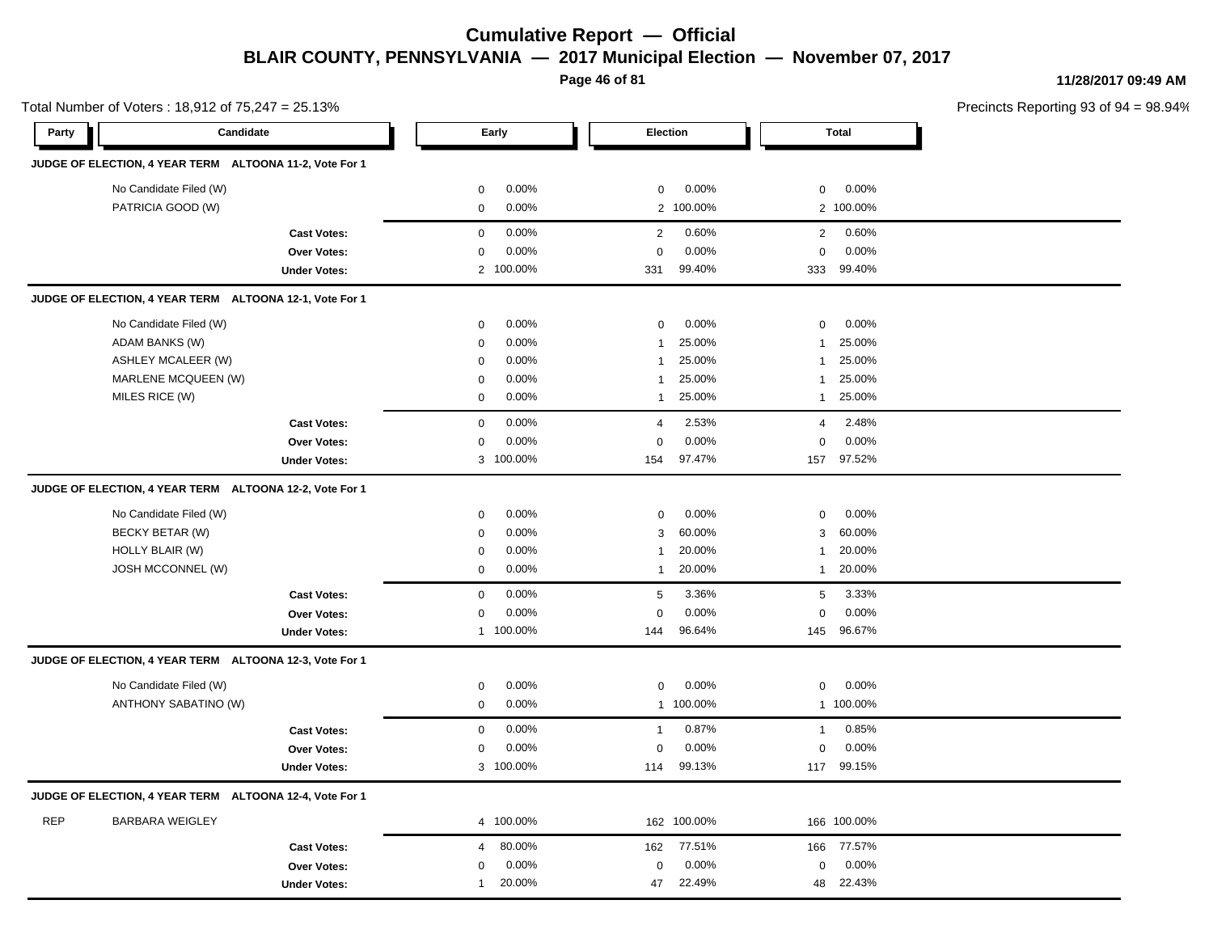# Cumulative Report — Official

## BLAIR COUNTY, PENNSYLVANIA — 2017 Municipal Election — November 07, 2017

11/28/2017 09:49 AM

Total Number of Voters : 18,912 of 75,247 = 25.13%

Precincts Reporting 93 of 94 = 98.94%

| Party | Candidate | Early | | Election | | Total | |
|---|---|---|---|---|---|---|---|
| **JUDGE OF ELECTION, 4 YEAR TERM ALTOONA 11-2, Vote For 1** | | | | | | | |
| | No Candidate Filed (W) | 0 | 0.00% | 0 | 0.00% | 0 | 0.00% |
| | PATRICIA GOOD (W) | 0 | 0.00% | 2 | 100.00% | 2 | 100.00% |
| | **Cast Votes:** | 0 | 0.00% | 2 | 0.60% | 2 | 0.60% |
| | **Over Votes:** | 0 | 0.00% | 0 | 0.00% | 0 | 0.00% |
| | **Under Votes:** | 2 | 100.00% | 331 | 99.40% | 333 | 99.40% |
| **JUDGE OF ELECTION, 4 YEAR TERM ALTOONA 12-1, Vote For 1** | | | | | | | |
| | No Candidate Filed (W) | 0 | 0.00% | 0 | 0.00% | 0 | 0.00% |
| | ADAM BANKS (W) | 0 | 0.00% | 1 | 25.00% | 1 | 25.00% |
| | ASHLEY MCALEER (W) | 0 | 0.00% | 1 | 25.00% | 1 | 25.00% |
| | MARLENE MCQUEEN (W) | 0 | 0.00% | 1 | 25.00% | 1 | 25.00% |
| | MILES RICE (W) | 0 | 0.00% | 1 | 25.00% | 1 | 25.00% |
| | **Cast Votes:** | 0 | 0.00% | 4 | 2.53% | 4 | 2.48% |
| | **Over Votes:** | 0 | 0.00% | 0 | 0.00% | 0 | 0.00% |
| | **Under Votes:** | 3 | 100.00% | 154 | 97.47% | 157 | 97.52% |
| **JUDGE OF ELECTION, 4 YEAR TERM ALTOONA 12-2, Vote For 1** | | | | | | | |
| | No Candidate Filed (W) | 0 | 0.00% | 0 | 0.00% | 0 | 0.00% |
| | BECKY BETAR (W) | 0 | 0.00% | 3 | 60.00% | 3 | 60.00% |
| | HOLLY BLAIR (W) | 0 | 0.00% | 1 | 20.00% | 1 | 20.00% |
| | JOSH MCCONNEL (W) | 0 | 0.00% | 1 | 20.00% | 1 | 20.00% |
| | **Cast Votes:** | 0 | 0.00% | 5 | 3.36% | 5 | 3.33% |
| | **Over Votes:** | 0 | 0.00% | 0 | 0.00% | 0 | 0.00% |
| | **Under Votes:** | 1 | 100.00% | 144 | 96.64% | 145 | 96.67% |
| **JUDGE OF ELECTION, 4 YEAR TERM ALTOONA 12-3, Vote For 1** | | | | | | | |
| | No Candidate Filed (W) | 0 | 0.00% | 0 | 0.00% | 0 | 0.00% |
| | ANTHONY SABATINO (W) | 0 | 0.00% | 1 | 100.00% | 1 | 100.00% |
| | **Cast Votes:** | 0 | 0.00% | 1 | 0.87% | 1 | 0.85% |
| | **Over Votes:** | 0 | 0.00% | 0 | 0.00% | 0 | 0.00% |
| | **Under Votes:** | 3 | 100.00% | 114 | 99.13% | 117 | 99.15% |
| **JUDGE OF ELECTION, 4 YEAR TERM ALTOONA 12-4, Vote For 1** | | | | | | | |
| REP | BARBARA WEIGLEY | 4 | 100.00% | 162 | 100.00% | 166 | 100.00% |
| | **Cast Votes:** | 4 | 80.00% | 162 | 77.51% | 166 | 77.57% |
| | **Over Votes:** | 0 | 0.00% | 0 | 0.00% | 0 | 0.00% |
| | **Under Votes:** | 1 | 20.00% | 47 | 22.49% | 48 | 22.43% |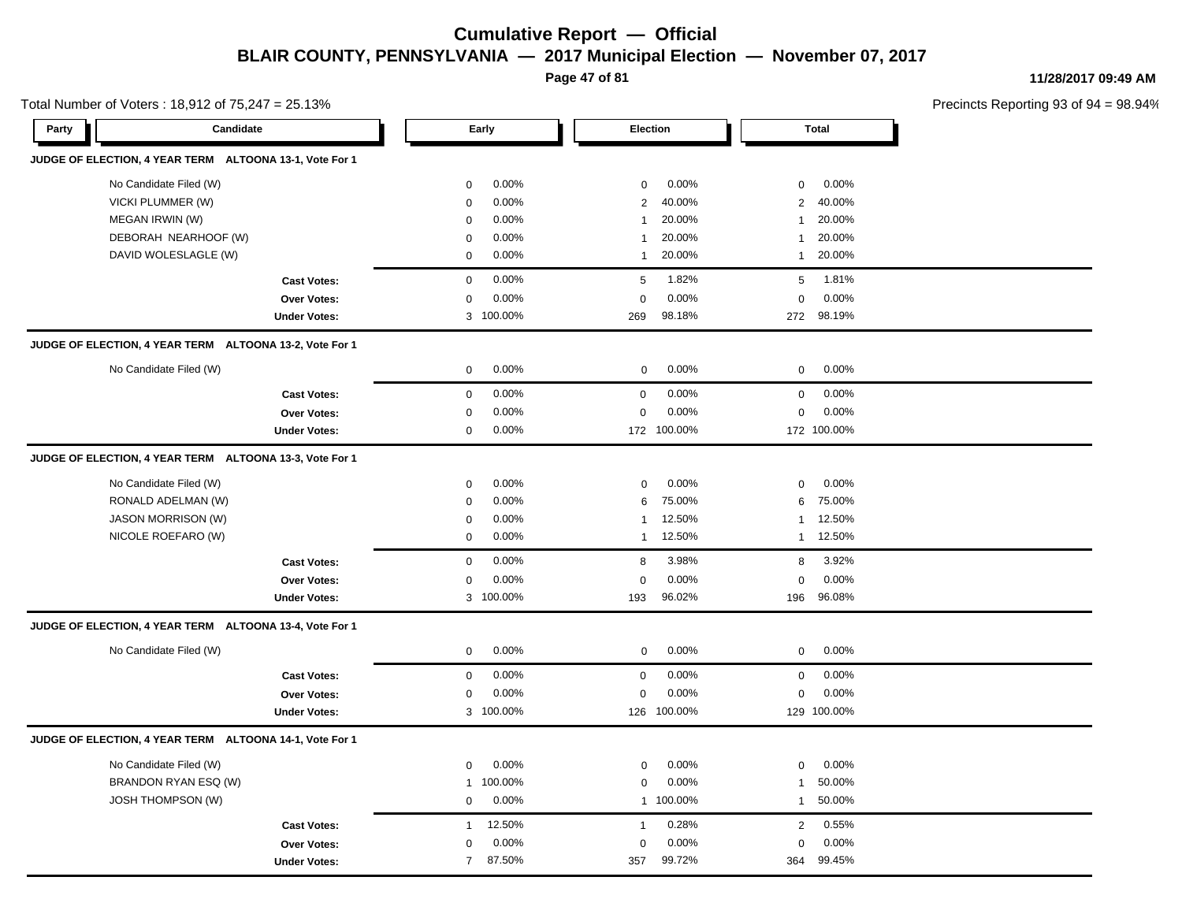# Cumulative Report — Official

## BLAIR COUNTY, PENNSYLVANIA — 2017 Municipal Election — November 07, 2017

11/28/2017 09:49 AM

Total Number of Voters : 18,912 of 75,247 = 25.13%

Precincts Reporting 93 of 94 = 98.94%

### JUDGE OF ELECTION, 4 YEAR TERM ALTOONA 13-1, Vote For 1

| Party | Candidate | Early | | Election | | Total | |
|---|---|---|---|---|---|---|---|
| | No Candidate Filed (W) | 0 | 0.00% | 0 | 0.00% | 0 | 0.00% |
| | VICKI PLUMMER (W) | 0 | 0.00% | 2 | 40.00% | 2 | 40.00% |
| | MEGAN IRWIN (W) | 0 | 0.00% | 1 | 20.00% | 1 | 20.00% |
| | DEBORAH NEARHOOF (W) | 0 | 0.00% | 1 | 20.00% | 1 | 20.00% |
| | DAVID WOLESLAGLE (W) | 0 | 0.00% | 1 | 20.00% | 1 | 20.00% |
| | **Cast Votes:** | 0 | 0.00% | 5 | 1.82% | 5 | 1.81% |
| | **Over Votes:** | 0 | 0.00% | 0 | 0.00% | 0 | 0.00% |
| | **Under Votes:** | 3 | 100.00% | 269 | 98.18% | 272 | 98.19% |

### JUDGE OF ELECTION, 4 YEAR TERM ALTOONA 13-2, Vote For 1

| Party | Candidate | Early | | Election | | Total | |
|---|---|---|---|---|---|---|---|
| | No Candidate Filed (W) | 0 | 0.00% | 0 | 0.00% | 0 | 0.00% |
| | **Cast Votes:** | 0 | 0.00% | 0 | 0.00% | 0 | 0.00% |
| | **Over Votes:** | 0 | 0.00% | 0 | 0.00% | 0 | 0.00% |
| | **Under Votes:** | 0 | 0.00% | 172 | 100.00% | 172 | 100.00% |

### JUDGE OF ELECTION, 4 YEAR TERM ALTOONA 13-3, Vote For 1

| Party | Candidate | Early | | Election | | Total | |
|---|---|---|---|---|---|---|---|
| | No Candidate Filed (W) | 0 | 0.00% | 0 | 0.00% | 0 | 0.00% |
| | RONALD ADELMAN (W) | 0 | 0.00% | 6 | 75.00% | 6 | 75.00% |
| | JASON MORRISON (W) | 0 | 0.00% | 1 | 12.50% | 1 | 12.50% |
| | NICOLE ROEFARO (W) | 0 | 0.00% | 1 | 12.50% | 1 | 12.50% |
| | **Cast Votes:** | 0 | 0.00% | 8 | 3.98% | 8 | 3.92% |
| | **Over Votes:** | 0 | 0.00% | 0 | 0.00% | 0 | 0.00% |
| | **Under Votes:** | 3 | 100.00% | 193 | 96.02% | 196 | 96.08% |

### JUDGE OF ELECTION, 4 YEAR TERM ALTOONA 13-4, Vote For 1

| Party | Candidate | Early | | Election | | Total | |
|---|---|---|---|---|---|---|---|
| | No Candidate Filed (W) | 0 | 0.00% | 0 | 0.00% | 0 | 0.00% |
| | **Cast Votes:** | 0 | 0.00% | 0 | 0.00% | 0 | 0.00% |
| | **Over Votes:** | 0 | 0.00% | 0 | 0.00% | 0 | 0.00% |
| | **Under Votes:** | 3 | 100.00% | 126 | 100.00% | 129 | 100.00% |

### JUDGE OF ELECTION, 4 YEAR TERM ALTOONA 14-1, Vote For 1

| Party | Candidate | Early | | Election | | Total | |
|---|---|---|---|---|---|---|---|
| | No Candidate Filed (W) | 0 | 0.00% | 0 | 0.00% | 0 | 0.00% |
| | BRANDON RYAN ESQ (W) | 1 | 100.00% | 0 | 0.00% | 1 | 50.00% |
| | JOSH THOMPSON (W) | 0 | 0.00% | 1 | 100.00% | 1 | 50.00% |
| | **Cast Votes:** | 1 | 12.50% | 1 | 0.28% | 2 | 0.55% |
| | **Over Votes:** | 0 | 0.00% | 0 | 0.00% | 0 | 0.00% |
| | **Under Votes:** | 7 | 87.50% | 357 | 99.72% | 364 | 99.45% |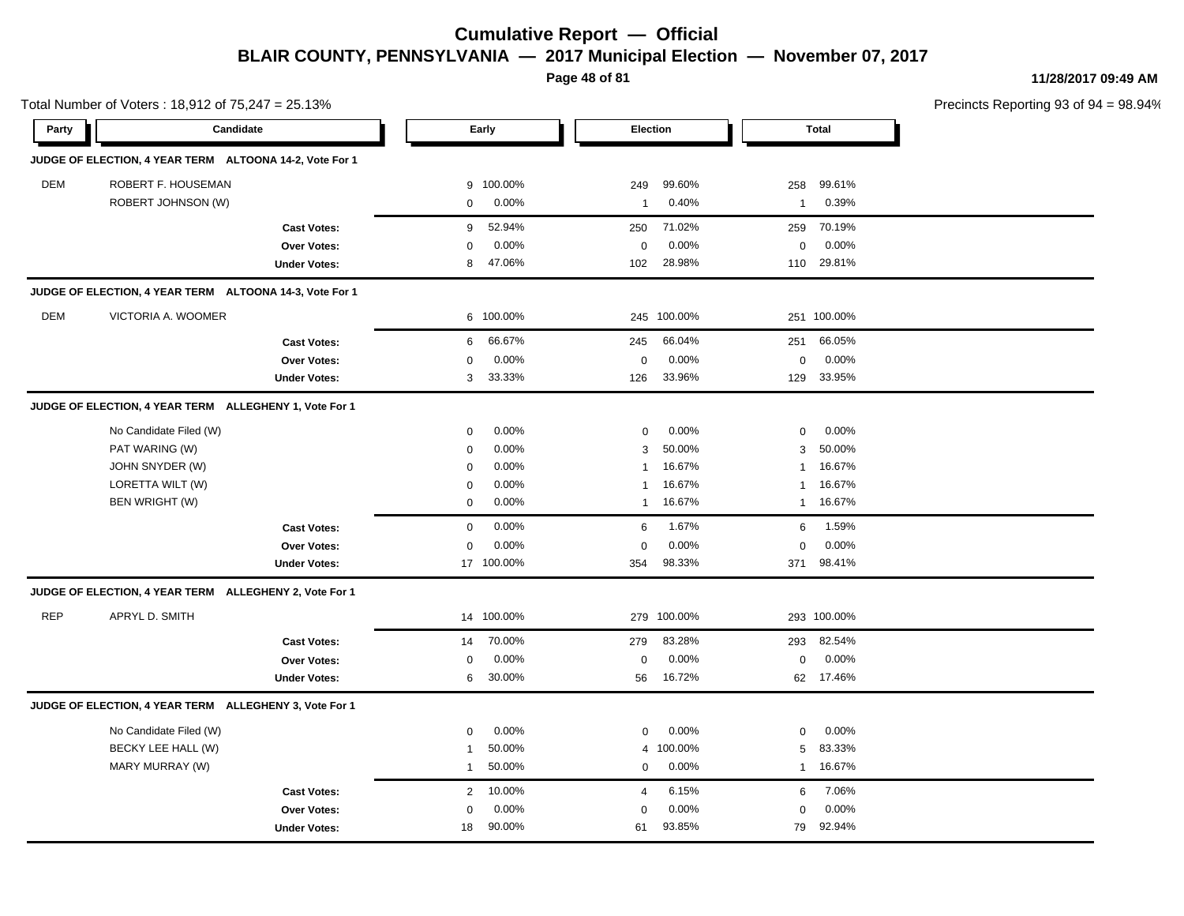# Cumulative Report — Official

## BLAIR COUNTY, PENNSYLVANIA — 2017 Municipal Election — November 07, 2017

11/28/2017 09:49 AM

Total Number of Voters : 18,912 of 75,247 = 25.13%

Precincts Reporting 93 of 94 = 98.94%

| Party | Candidate | Early | | Election | | Total | |
|---|---|---|---|---|---|---|---|
| **JUDGE OF ELECTION, 4 YEAR TERM ALTOONA 14-2, Vote For 1** | | | | | | | |
| DEM | ROBERT F. HOUSEMAN | 9 | 100.00% | 249 | 99.60% | 258 | 99.61% |
| | ROBERT JOHNSON (W) | 0 | 0.00% | 1 | 0.40% | 1 | 0.39% |
| | **Cast Votes:** | 9 | 52.94% | 250 | 71.02% | 259 | 70.19% |
| | **Over Votes:** | 0 | 0.00% | 0 | 0.00% | 0 | 0.00% |
| | **Under Votes:** | 8 | 47.06% | 102 | 28.98% | 110 | 29.81% |
| **JUDGE OF ELECTION, 4 YEAR TERM ALTOONA 14-3, Vote For 1** | | | | | | | |
| DEM | VICTORIA A. WOOMER | 6 | 100.00% | 245 | 100.00% | 251 | 100.00% |
| | **Cast Votes:** | 6 | 66.67% | 245 | 66.04% | 251 | 66.05% |
| | **Over Votes:** | 0 | 0.00% | 0 | 0.00% | 0 | 0.00% |
| | **Under Votes:** | 3 | 33.33% | 126 | 33.96% | 129 | 33.95% |
| **JUDGE OF ELECTION, 4 YEAR TERM ALLEGHENY 1, Vote For 1** | | | | | | | |
| | No Candidate Filed (W) | 0 | 0.00% | 0 | 0.00% | 0 | 0.00% |
| | PAT WARING (W) | 0 | 0.00% | 3 | 50.00% | 3 | 50.00% |
| | JOHN SNYDER (W) | 0 | 0.00% | 1 | 16.67% | 1 | 16.67% |
| | LORETTA WILT (W) | 0 | 0.00% | 1 | 16.67% | 1 | 16.67% |
| | BEN WRIGHT (W) | 0 | 0.00% | 1 | 16.67% | 1 | 16.67% |
| | **Cast Votes:** | 0 | 0.00% | 6 | 1.67% | 6 | 1.59% |
| | **Over Votes:** | 0 | 0.00% | 0 | 0.00% | 0 | 0.00% |
| | **Under Votes:** | 17 | 100.00% | 354 | 98.33% | 371 | 98.41% |
| **JUDGE OF ELECTION, 4 YEAR TERM ALLEGHENY 2, Vote For 1** | | | | | | | |
| REP | APRYL D. SMITH | 14 | 100.00% | 279 | 100.00% | 293 | 100.00% |
| | **Cast Votes:** | 14 | 70.00% | 279 | 83.28% | 293 | 82.54% |
| | **Over Votes:** | 0 | 0.00% | 0 | 0.00% | 0 | 0.00% |
| | **Under Votes:** | 6 | 30.00% | 56 | 16.72% | 62 | 17.46% |
| **JUDGE OF ELECTION, 4 YEAR TERM ALLEGHENY 3, Vote For 1** | | | | | | | |
| | No Candidate Filed (W) | 0 | 0.00% | 0 | 0.00% | 0 | 0.00% |
| | BECKY LEE HALL (W) | 1 | 50.00% | 4 | 100.00% | 5 | 83.33% |
| | MARY MURRAY (W) | 1 | 50.00% | 0 | 0.00% | 1 | 16.67% |
| | **Cast Votes:** | 2 | 10.00% | 4 | 6.15% | 6 | 7.06% |
| | **Over Votes:** | 0 | 0.00% | 0 | 0.00% | 0 | 0.00% |
| | **Under Votes:** | 18 | 90.00% | 61 | 93.85% | 79 | 92.94% |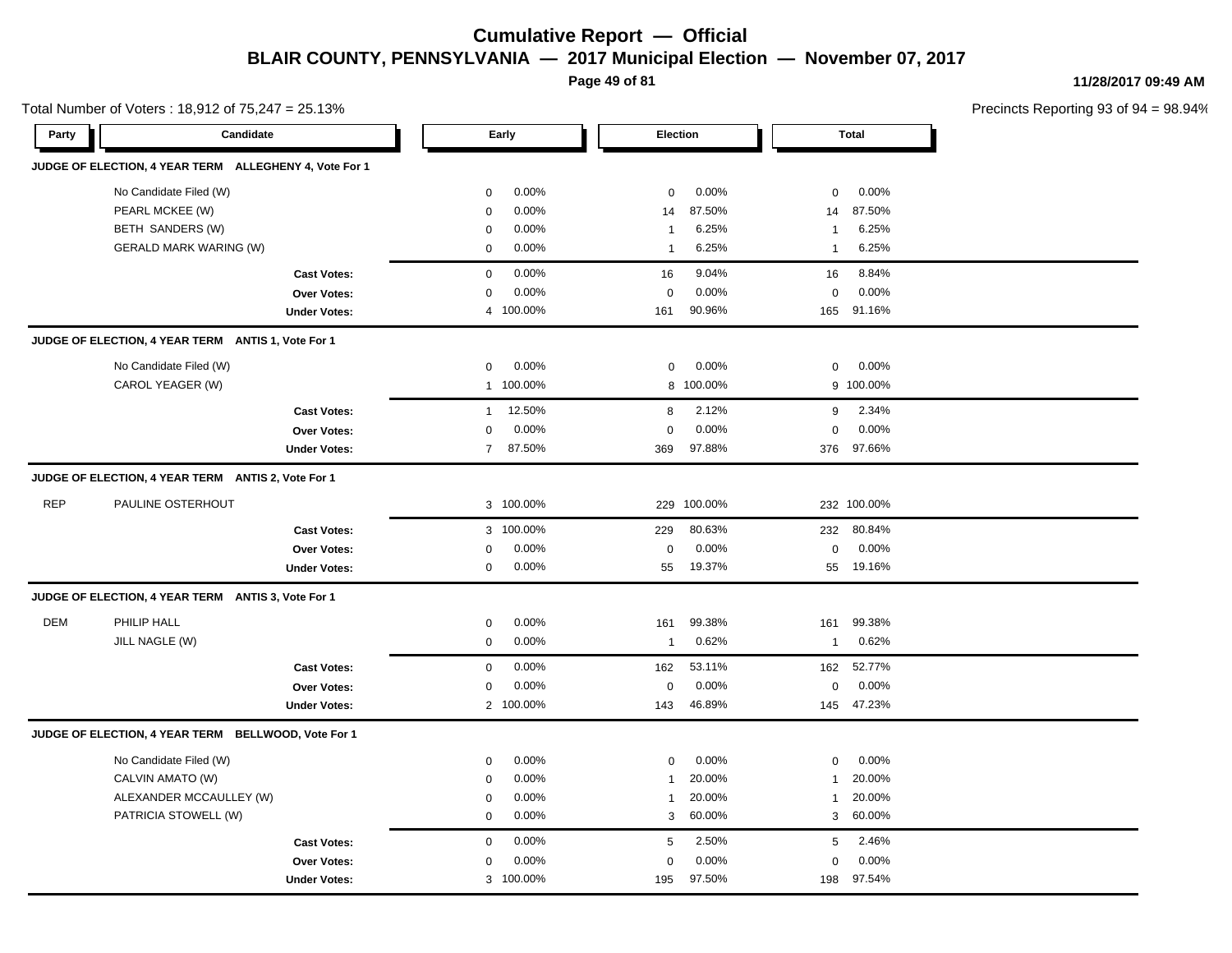# Cumulative Report — Official

## BLAIR COUNTY, PENNSYLVANIA — 2017 Municipal Election — November 07, 2017

11/28/2017 09:49 AM

Total Number of Voters : 18,912 of 75,247 = 25.13%

Precincts Reporting 93 of 94 = 98.94%

| Party | Candidate | Early | | Election | | Total | |
|---|---|---|---|---|---|---|---|
| **JUDGE OF ELECTION, 4 YEAR TERM ALLEGHENY 4, Vote For 1** | | | | | | | |
| | No Candidate Filed (W) | 0 | 0.00% | 0 | 0.00% | 0 | 0.00% |
| | PEARL MCKEE (W) | 0 | 0.00% | 14 | 87.50% | 14 | 87.50% |
| | BETH SANDERS (W) | 0 | 0.00% | 1 | 6.25% | 1 | 6.25% |
| | GERALD MARK WARING (W) | 0 | 0.00% | 1 | 6.25% | 1 | 6.25% |
| | **Cast Votes:** | 0 | 0.00% | 16 | 9.04% | 16 | 8.84% |
| | **Over Votes:** | 0 | 0.00% | 0 | 0.00% | 0 | 0.00% |
| | **Under Votes:** | 4 | 100.00% | 161 | 90.96% | 165 | 91.16% |
| **JUDGE OF ELECTION, 4 YEAR TERM ANTIS 1, Vote For 1** | | | | | | | |
| | No Candidate Filed (W) | 0 | 0.00% | 0 | 0.00% | 0 | 0.00% |
| | CAROL YEAGER (W) | 1 | 100.00% | 8 | 100.00% | 9 | 100.00% |
| | **Cast Votes:** | 1 | 12.50% | 8 | 2.12% | 9 | 2.34% |
| | **Over Votes:** | 0 | 0.00% | 0 | 0.00% | 0 | 0.00% |
| | **Under Votes:** | 7 | 87.50% | 369 | 97.88% | 376 | 97.66% |
| **JUDGE OF ELECTION, 4 YEAR TERM ANTIS 2, Vote For 1** | | | | | | | |
| REP | PAULINE OSTERHOUT | 3 | 100.00% | 229 | 100.00% | 232 | 100.00% |
| | **Cast Votes:** | 3 | 100.00% | 229 | 80.63% | 232 | 80.84% |
| | **Over Votes:** | 0 | 0.00% | 0 | 0.00% | 0 | 0.00% |
| | **Under Votes:** | 0 | 0.00% | 55 | 19.37% | 55 | 19.16% |
| **JUDGE OF ELECTION, 4 YEAR TERM ANTIS 3, Vote For 1** | | | | | | | |
| DEM | PHILIP HALL | 0 | 0.00% | 161 | 99.38% | 161 | 99.38% |
| | JILL NAGLE (W) | 0 | 0.00% | 1 | 0.62% | 1 | 0.62% |
| | **Cast Votes:** | 0 | 0.00% | 162 | 53.11% | 162 | 52.77% |
| | **Over Votes:** | 0 | 0.00% | 0 | 0.00% | 0 | 0.00% |
| | **Under Votes:** | 2 | 100.00% | 143 | 46.89% | 145 | 47.23% |
| **JUDGE OF ELECTION, 4 YEAR TERM BELLWOOD, Vote For 1** | | | | | | | |
| | No Candidate Filed (W) | 0 | 0.00% | 0 | 0.00% | 0 | 0.00% |
| | CALVIN AMATO (W) | 0 | 0.00% | 1 | 20.00% | 1 | 20.00% |
| | ALEXANDER MCCAULLEY (W) | 0 | 0.00% | 1 | 20.00% | 1 | 20.00% |
| | PATRICIA STOWELL (W) | 0 | 0.00% | 3 | 60.00% | 3 | 60.00% |
| | **Cast Votes:** | 0 | 0.00% | 5 | 2.50% | 5 | 2.46% |
| | **Over Votes:** | 0 | 0.00% | 0 | 0.00% | 0 | 0.00% |
| | **Under Votes:** | 3 | 100.00% | 195 | 97.50% | 198 | 97.54% |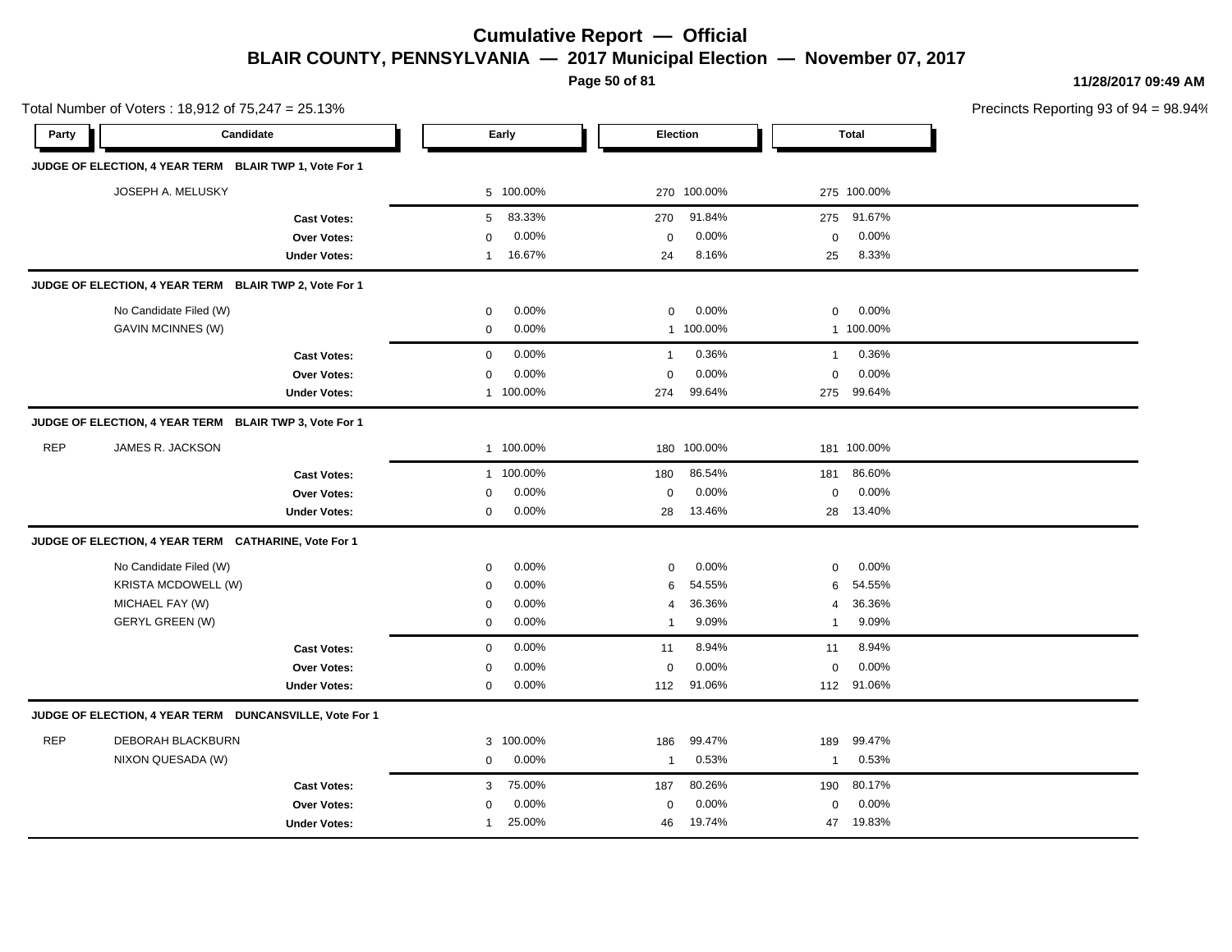# Cumulative Report — Official

## BLAIR COUNTY, PENNSYLVANIA — 2017 Municipal Election — November 07, 2017

11/28/2017 09:49 AM

Total Number of Voters : 18,912 of 75,247 = 25.13%

Precincts Reporting 93 of 94 = 98.94%

| Party | Candidate | Early | | Election | | Total | |
|---|---|---|---|---|---|---|---|
| **JUDGE OF ELECTION, 4 YEAR TERM BLAIR TWP 1, Vote For 1** | | | | | | | |
| | JOSEPH A. MELUSKY | 5 | 100.00% | 270 | 100.00% | 275 | 100.00% |
| | **Cast Votes:** | 5 | 83.33% | 270 | 91.84% | 275 | 91.67% |
| | **Over Votes:** | 0 | 0.00% | 0 | 0.00% | 0 | 0.00% |
| | **Under Votes:** | 1 | 16.67% | 24 | 8.16% | 25 | 8.33% |
| **JUDGE OF ELECTION, 4 YEAR TERM BLAIR TWP 2, Vote For 1** | | | | | | | |
| | No Candidate Filed (W) | 0 | 0.00% | 0 | 0.00% | 0 | 0.00% |
| | GAVIN MCINNES (W) | 0 | 0.00% | 1 | 100.00% | 1 | 100.00% |
| | **Cast Votes:** | 0 | 0.00% | 1 | 0.36% | 1 | 0.36% |
| | **Over Votes:** | 0 | 0.00% | 0 | 0.00% | 0 | 0.00% |
| | **Under Votes:** | 1 | 100.00% | 274 | 99.64% | 275 | 99.64% |
| **JUDGE OF ELECTION, 4 YEAR TERM BLAIR TWP 3, Vote For 1** | | | | | | | |
| REP | JAMES R. JACKSON | 1 | 100.00% | 180 | 100.00% | 181 | 100.00% |
| | **Cast Votes:** | 1 | 100.00% | 180 | 86.54% | 181 | 86.60% |
| | **Over Votes:** | 0 | 0.00% | 0 | 0.00% | 0 | 0.00% |
| | **Under Votes:** | 0 | 0.00% | 28 | 13.46% | 28 | 13.40% |
| **JUDGE OF ELECTION, 4 YEAR TERM CATHARINE, Vote For 1** | | | | | | | |
| | No Candidate Filed (W) | 0 | 0.00% | 0 | 0.00% | 0 | 0.00% |
| | KRISTA MCDOWELL (W) | 0 | 0.00% | 6 | 54.55% | 6 | 54.55% |
| | MICHAEL FAY (W) | 0 | 0.00% | 4 | 36.36% | 4 | 36.36% |
| | GERYL GREEN (W) | 0 | 0.00% | 1 | 9.09% | 1 | 9.09% |
| | **Cast Votes:** | 0 | 0.00% | 11 | 8.94% | 11 | 8.94% |
| | **Over Votes:** | 0 | 0.00% | 0 | 0.00% | 0 | 0.00% |
| | **Under Votes:** | 0 | 0.00% | 112 | 91.06% | 112 | 91.06% |
| **JUDGE OF ELECTION, 4 YEAR TERM DUNCANSVILLE, Vote For 1** | | | | | | | |
| REP | DEBORAH BLACKBURN | 3 | 100.00% | 186 | 99.47% | 189 | 99.47% |
| | NIXON QUESADA (W) | 0 | 0.00% | 1 | 0.53% | 1 | 0.53% |
| | **Cast Votes:** | 3 | 75.00% | 187 | 80.26% | 190 | 80.17% |
| | **Over Votes:** | 0 | 0.00% | 0 | 0.00% | 0 | 0.00% |
| | **Under Votes:** | 1 | 25.00% | 46 | 19.74% | 47 | 19.83% |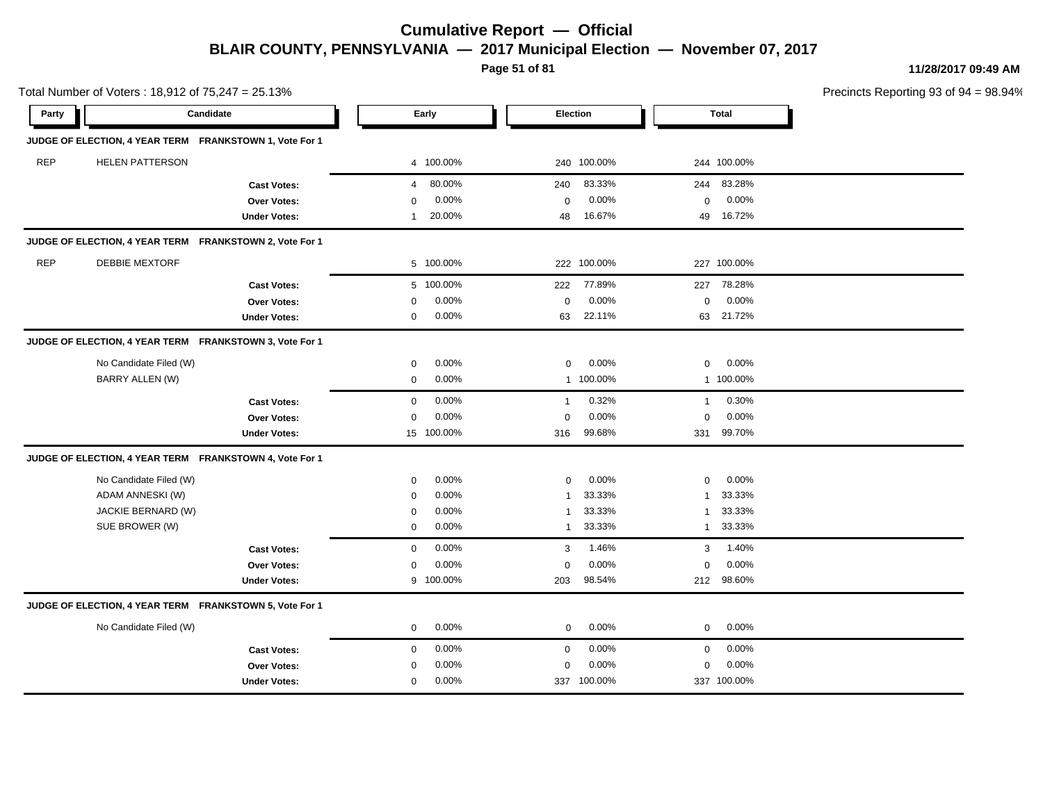# Cumulative Report — Official

## BLAIR COUNTY, PENNSYLVANIA — 2017 Municipal Election — November 07, 2017

11/28/2017 09:49 AM

Total Number of Voters : 18,912 of 75,247 = 25.13%

Precincts Reporting 93 of 94 = 98.94%

| Party | Candidate | Early | | Election | | Total | |
|---|---|---|---|---|---|---|---|
| **JUDGE OF ELECTION, 4 YEAR TERM FRANKSTOWN 1, Vote For 1** | | | | | | | |
| REP | HELEN PATTERSON | 4 | 100.00% | 240 | 100.00% | 244 | 100.00% |
| | **Cast Votes:** | 4 | 80.00% | 240 | 83.33% | 244 | 83.28% |
| | **Over Votes:** | 0 | 0.00% | 0 | 0.00% | 0 | 0.00% |
| | **Under Votes:** | 1 | 20.00% | 48 | 16.67% | 49 | 16.72% |
| **JUDGE OF ELECTION, 4 YEAR TERM FRANKSTOWN 2, Vote For 1** | | | | | | | |
| REP | DEBBIE MEXTORF | 5 | 100.00% | 222 | 100.00% | 227 | 100.00% |
| | **Cast Votes:** | 5 | 100.00% | 222 | 77.89% | 227 | 78.28% |
| | **Over Votes:** | 0 | 0.00% | 0 | 0.00% | 0 | 0.00% |
| | **Under Votes:** | 0 | 0.00% | 63 | 22.11% | 63 | 21.72% |
| **JUDGE OF ELECTION, 4 YEAR TERM FRANKSTOWN 3, Vote For 1** | | | | | | | |
| | No Candidate Filed (W) | 0 | 0.00% | 0 | 0.00% | 0 | 0.00% |
| | BARRY ALLEN (W) | 0 | 0.00% | 1 | 100.00% | 1 | 100.00% |
| | **Cast Votes:** | 0 | 0.00% | 1 | 0.32% | 1 | 0.30% |
| | **Over Votes:** | 0 | 0.00% | 0 | 0.00% | 0 | 0.00% |
| | **Under Votes:** | 15 | 100.00% | 316 | 99.68% | 331 | 99.70% |
| **JUDGE OF ELECTION, 4 YEAR TERM FRANKSTOWN 4, Vote For 1** | | | | | | | |
| | No Candidate Filed (W) | 0 | 0.00% | 0 | 0.00% | 0 | 0.00% |
| | ADAM ANNESKI (W) | 0 | 0.00% | 1 | 33.33% | 1 | 33.33% |
| | JACKIE BERNARD (W) | 0 | 0.00% | 1 | 33.33% | 1 | 33.33% |
| | SUE BROWER (W) | 0 | 0.00% | 1 | 33.33% | 1 | 33.33% |
| | **Cast Votes:** | 0 | 0.00% | 3 | 1.46% | 3 | 1.40% |
| | **Over Votes:** | 0 | 0.00% | 0 | 0.00% | 0 | 0.00% |
| | **Under Votes:** | 9 | 100.00% | 203 | 98.54% | 212 | 98.60% |
| **JUDGE OF ELECTION, 4 YEAR TERM FRANKSTOWN 5, Vote For 1** | | | | | | | |
| | No Candidate Filed (W) | 0 | 0.00% | 0 | 0.00% | 0 | 0.00% |
| | **Cast Votes:** | 0 | 0.00% | 0 | 0.00% | 0 | 0.00% |
| | **Over Votes:** | 0 | 0.00% | 0 | 0.00% | 0 | 0.00% |
| | **Under Votes:** | 0 | 0.00% | 337 | 100.00% | 337 | 100.00% |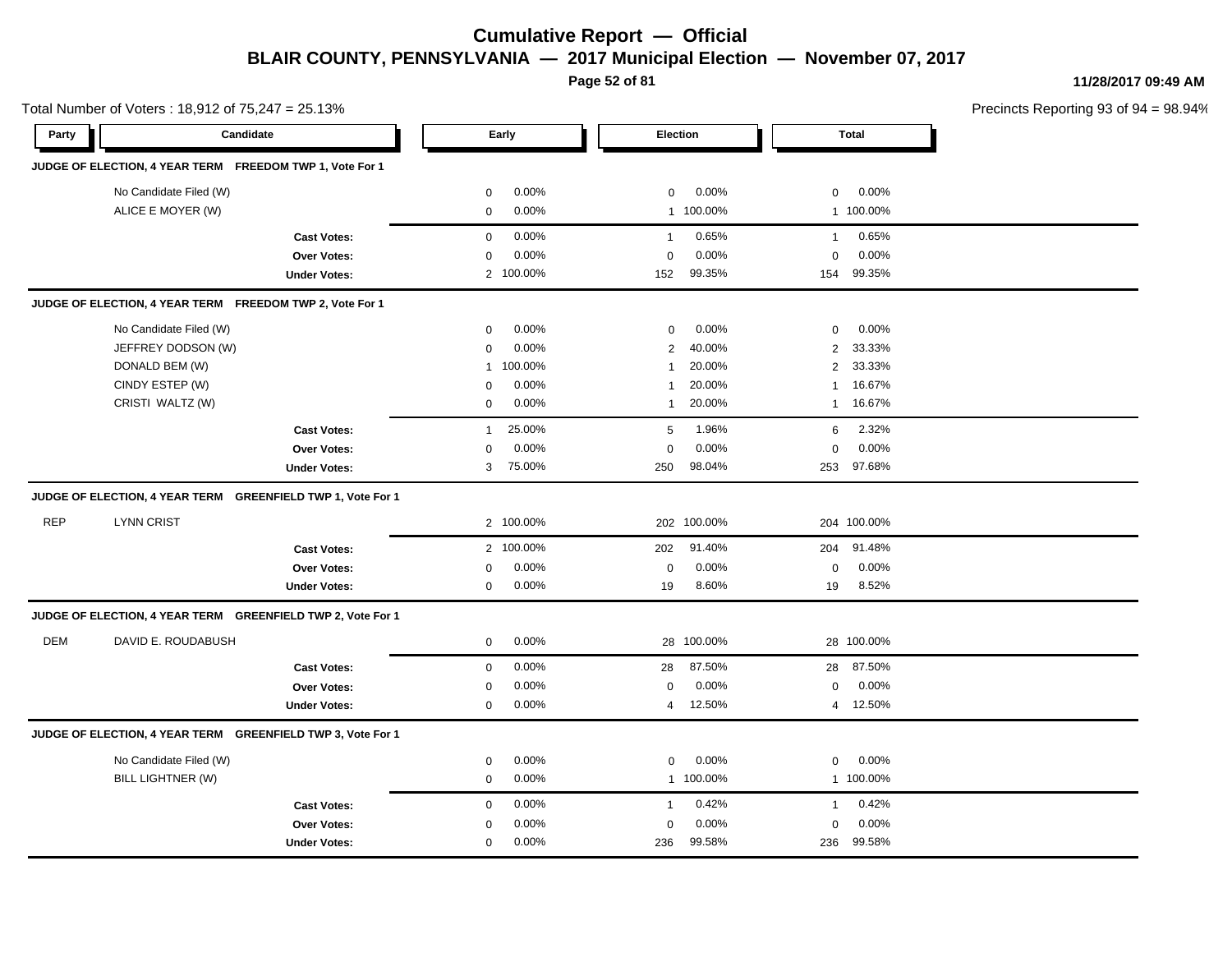# Cumulative Report — Official

## BLAIR COUNTY, PENNSYLVANIA — 2017 Municipal Election — November 07, 2017

Total Number of Voters : 18,912 of 75,247 = 25.13%

Precincts Reporting 93 of 94 = 98.94%

| Party | Candidate | Early | | Election | | Total | |
|---|---|---|---|---|---|---|---|
| **JUDGE OF ELECTION, 4 YEAR TERM FREEDOM TWP 1, Vote For 1** | | | | | | | |
| | No Candidate Filed (W) | 0 | 0.00% | 0 | 0.00% | 0 | 0.00% |
| | ALICE E MOYER (W) | 0 | 0.00% | 1 | 100.00% | 1 | 100.00% |
| | **Cast Votes:** | 0 | 0.00% | 1 | 0.65% | 1 | 0.65% |
| | **Over Votes:** | 0 | 0.00% | 0 | 0.00% | 0 | 0.00% |
| | **Under Votes:** | 2 | 100.00% | 152 | 99.35% | 154 | 99.35% |
| **JUDGE OF ELECTION, 4 YEAR TERM FREEDOM TWP 2, Vote For 1** | | | | | | | |
| | No Candidate Filed (W) | 0 | 0.00% | 0 | 0.00% | 0 | 0.00% |
| | JEFFREY DODSON (W) | 0 | 0.00% | 2 | 40.00% | 2 | 33.33% |
| | DONALD BEM (W) | 1 | 100.00% | 1 | 20.00% | 2 | 33.33% |
| | CINDY ESTEP (W) | 0 | 0.00% | 1 | 20.00% | 1 | 16.67% |
| | CRISTI WALTZ (W) | 0 | 0.00% | 1 | 20.00% | 1 | 16.67% |
| | **Cast Votes:** | 1 | 25.00% | 5 | 1.96% | 6 | 2.32% |
| | **Over Votes:** | 0 | 0.00% | 0 | 0.00% | 0 | 0.00% |
| | **Under Votes:** | 3 | 75.00% | 250 | 98.04% | 253 | 97.68% |
| **JUDGE OF ELECTION, 4 YEAR TERM GREENFIELD TWP 1, Vote For 1** | | | | | | | |
| REP | LYNN CRIST | 2 | 100.00% | 202 | 100.00% | 204 | 100.00% |
| | **Cast Votes:** | 2 | 100.00% | 202 | 91.40% | 204 | 91.48% |
| | **Over Votes:** | 0 | 0.00% | 0 | 0.00% | 0 | 0.00% |
| | **Under Votes:** | 0 | 0.00% | 19 | 8.60% | 19 | 8.52% |
| **JUDGE OF ELECTION, 4 YEAR TERM GREENFIELD TWP 2, Vote For 1** | | | | | | | |
| DEM | DAVID E. ROUDABUSH | 0 | 0.00% | 28 | 100.00% | 28 | 100.00% |
| | **Cast Votes:** | 0 | 0.00% | 28 | 87.50% | 28 | 87.50% |
| | **Over Votes:** | 0 | 0.00% | 0 | 0.00% | 0 | 0.00% |
| | **Under Votes:** | 0 | 0.00% | 4 | 12.50% | 4 | 12.50% |
| **JUDGE OF ELECTION, 4 YEAR TERM GREENFIELD TWP 3, Vote For 1** | | | | | | | |
| | No Candidate Filed (W) | 0 | 0.00% | 0 | 0.00% | 0 | 0.00% |
| | BILL LIGHTNER (W) | 0 | 0.00% | 1 | 100.00% | 1 | 100.00% |
| | **Cast Votes:** | 0 | 0.00% | 1 | 0.42% | 1 | 0.42% |
| | **Over Votes:** | 0 | 0.00% | 0 | 0.00% | 0 | 0.00% |
| | **Under Votes:** | 0 | 0.00% | 236 | 99.58% | 236 | 99.58% |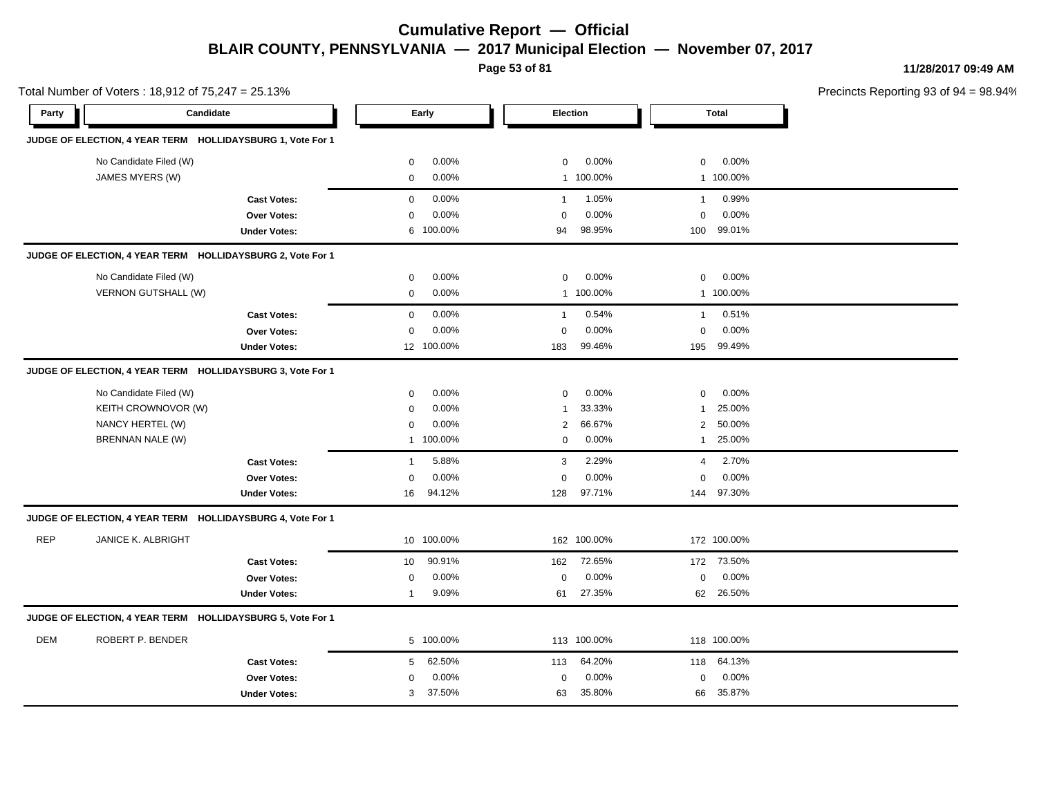# Cumulative Report — Official

## BLAIR COUNTY, PENNSYLVANIA — 2017 Municipal Election — November 07, 2017

11/28/2017 09:49 AM

Total Number of Voters : 18,912 of 75,247 = 25.13%

Precincts Reporting 93 of 94 = 98.94%

| Party | Candidate | Early | | Election | | Total | |
|---|---|---|---|---|---|---|---|
| **JUDGE OF ELECTION, 4 YEAR TERM HOLLIDAYSBURG 1, Vote For 1** | | | | | | | |
| | No Candidate Filed (W) | 0 | 0.00% | 0 | 0.00% | 0 | 0.00% |
| | JAMES MYERS (W) | 0 | 0.00% | 1 | 100.00% | 1 | 100.00% |
| | **Cast Votes:** | 0 | 0.00% | 1 | 1.05% | 1 | 0.99% |
| | **Over Votes:** | 0 | 0.00% | 0 | 0.00% | 0 | 0.00% |
| | **Under Votes:** | 6 | 100.00% | 94 | 98.95% | 100 | 99.01% |
| **JUDGE OF ELECTION, 4 YEAR TERM HOLLIDAYSBURG 2, Vote For 1** | | | | | | | |
| | No Candidate Filed (W) | 0 | 0.00% | 0 | 0.00% | 0 | 0.00% |
| | VERNON GUTSHALL (W) | 0 | 0.00% | 1 | 100.00% | 1 | 100.00% |
| | **Cast Votes:** | 0 | 0.00% | 1 | 0.54% | 1 | 0.51% |
| | **Over Votes:** | 0 | 0.00% | 0 | 0.00% | 0 | 0.00% |
| | **Under Votes:** | 12 | 100.00% | 183 | 99.46% | 195 | 99.49% |
| **JUDGE OF ELECTION, 4 YEAR TERM HOLLIDAYSBURG 3, Vote For 1** | | | | | | | |
| | No Candidate Filed (W) | 0 | 0.00% | 0 | 0.00% | 0 | 0.00% |
| | KEITH CROWNOVOR (W) | 0 | 0.00% | 1 | 33.33% | 1 | 25.00% |
| | NANCY HERTEL (W) | 0 | 0.00% | 2 | 66.67% | 2 | 50.00% |
| | BRENNAN NALE (W) | 1 | 100.00% | 0 | 0.00% | 1 | 25.00% |
| | **Cast Votes:** | 1 | 5.88% | 3 | 2.29% | 4 | 2.70% |
| | **Over Votes:** | 0 | 0.00% | 0 | 0.00% | 0 | 0.00% |
| | **Under Votes:** | 16 | 94.12% | 128 | 97.71% | 144 | 97.30% |
| **JUDGE OF ELECTION, 4 YEAR TERM HOLLIDAYSBURG 4, Vote For 1** | | | | | | | |
| REP | JANICE K. ALBRIGHT | 10 | 100.00% | 162 | 100.00% | 172 | 100.00% |
| | **Cast Votes:** | 10 | 90.91% | 162 | 72.65% | 172 | 73.50% |
| | **Over Votes:** | 0 | 0.00% | 0 | 0.00% | 0 | 0.00% |
| | **Under Votes:** | 1 | 9.09% | 61 | 27.35% | 62 | 26.50% |
| **JUDGE OF ELECTION, 4 YEAR TERM HOLLIDAYSBURG 5, Vote For 1** | | | | | | | |
| DEM | ROBERT P. BENDER | 5 | 100.00% | 113 | 100.00% | 118 | 100.00% |
| | **Cast Votes:** | 5 | 62.50% | 113 | 64.20% | 118 | 64.13% |
| | **Over Votes:** | 0 | 0.00% | 0 | 0.00% | 0 | 0.00% |
| | **Under Votes:** | 3 | 37.50% | 63 | 35.80% | 66 | 35.87% |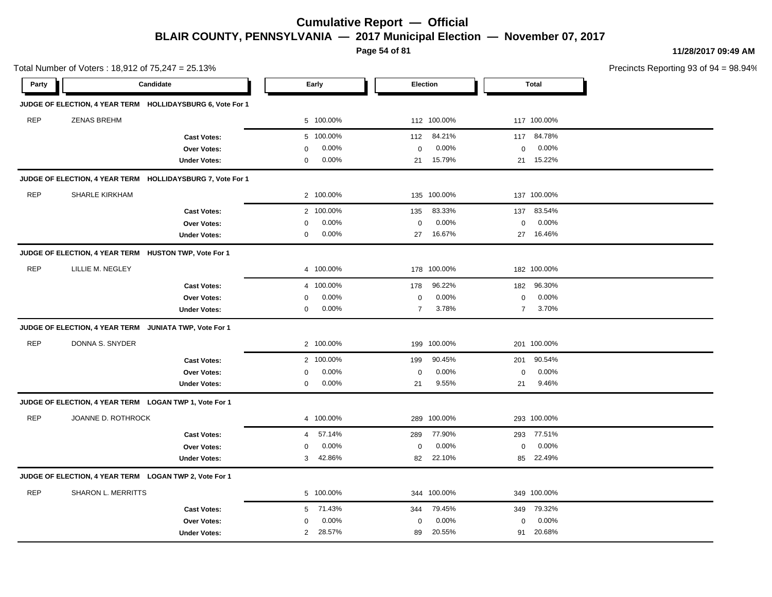# Cumulative Report — Official

## BLAIR COUNTY, PENNSYLVANIA — 2017 Municipal Election — November 07, 2017

11/28/2017 09:49 AM

Total Number of Voters : 18,912 of 75,247 = 25.13%

Precincts Reporting 93 of 94 = 98.94%

| Party | Candidate | Early | | Election | | Total | |
|---|---|---|---|---|---|---|---|
| **JUDGE OF ELECTION, 4 YEAR TERM HOLLIDAYSBURG 6, Vote For 1** | | | | | | | |
| REP | ZENAS BREHM | 5 | 100.00% | 112 | 100.00% | 117 | 100.00% |
| | **Cast Votes:** | 5 | 100.00% | 112 | 84.21% | 117 | 84.78% |
| | **Over Votes:** | 0 | 0.00% | 0 | 0.00% | 0 | 0.00% |
| | **Under Votes:** | 0 | 0.00% | 21 | 15.79% | 21 | 15.22% |
| **JUDGE OF ELECTION, 4 YEAR TERM HOLLIDAYSBURG 7, Vote For 1** | | | | | | | |
| REP | SHARLE KIRKHAM | 2 | 100.00% | 135 | 100.00% | 137 | 100.00% |
| | **Cast Votes:** | 2 | 100.00% | 135 | 83.33% | 137 | 83.54% |
| | **Over Votes:** | 0 | 0.00% | 0 | 0.00% | 0 | 0.00% |
| | **Under Votes:** | 0 | 0.00% | 27 | 16.67% | 27 | 16.46% |
| **JUDGE OF ELECTION, 4 YEAR TERM HUSTON TWP, Vote For 1** | | | | | | | |
| REP | LILLIE M. NEGLEY | 4 | 100.00% | 178 | 100.00% | 182 | 100.00% |
| | **Cast Votes:** | 4 | 100.00% | 178 | 96.22% | 182 | 96.30% |
| | **Over Votes:** | 0 | 0.00% | 0 | 0.00% | 0 | 0.00% |
| | **Under Votes:** | 0 | 0.00% | 7 | 3.78% | 7 | 3.70% |
| **JUDGE OF ELECTION, 4 YEAR TERM JUNIATA TWP, Vote For 1** | | | | | | | |
| REP | DONNA S. SNYDER | 2 | 100.00% | 199 | 100.00% | 201 | 100.00% |
| | **Cast Votes:** | 2 | 100.00% | 199 | 90.45% | 201 | 90.54% |
| | **Over Votes:** | 0 | 0.00% | 0 | 0.00% | 0 | 0.00% |
| | **Under Votes:** | 0 | 0.00% | 21 | 9.55% | 21 | 9.46% |
| **JUDGE OF ELECTION, 4 YEAR TERM LOGAN TWP 1, Vote For 1** | | | | | | | |
| REP | JOANNE D. ROTHROCK | 4 | 100.00% | 289 | 100.00% | 293 | 100.00% |
| | **Cast Votes:** | 4 | 57.14% | 289 | 77.90% | 293 | 77.51% |
| | **Over Votes:** | 0 | 0.00% | 0 | 0.00% | 0 | 0.00% |
| | **Under Votes:** | 3 | 42.86% | 82 | 22.10% | 85 | 22.49% |
| **JUDGE OF ELECTION, 4 YEAR TERM LOGAN TWP 2, Vote For 1** | | | | | | | |
| REP | SHARON L. MERRITTS | 5 | 100.00% | 344 | 100.00% | 349 | 100.00% |
| | **Cast Votes:** | 5 | 71.43% | 344 | 79.45% | 349 | 79.32% |
| | **Over Votes:** | 0 | 0.00% | 0 | 0.00% | 0 | 0.00% |
| | **Under Votes:** | 2 | 28.57% | 89 | 20.55% | 91 | 20.68% |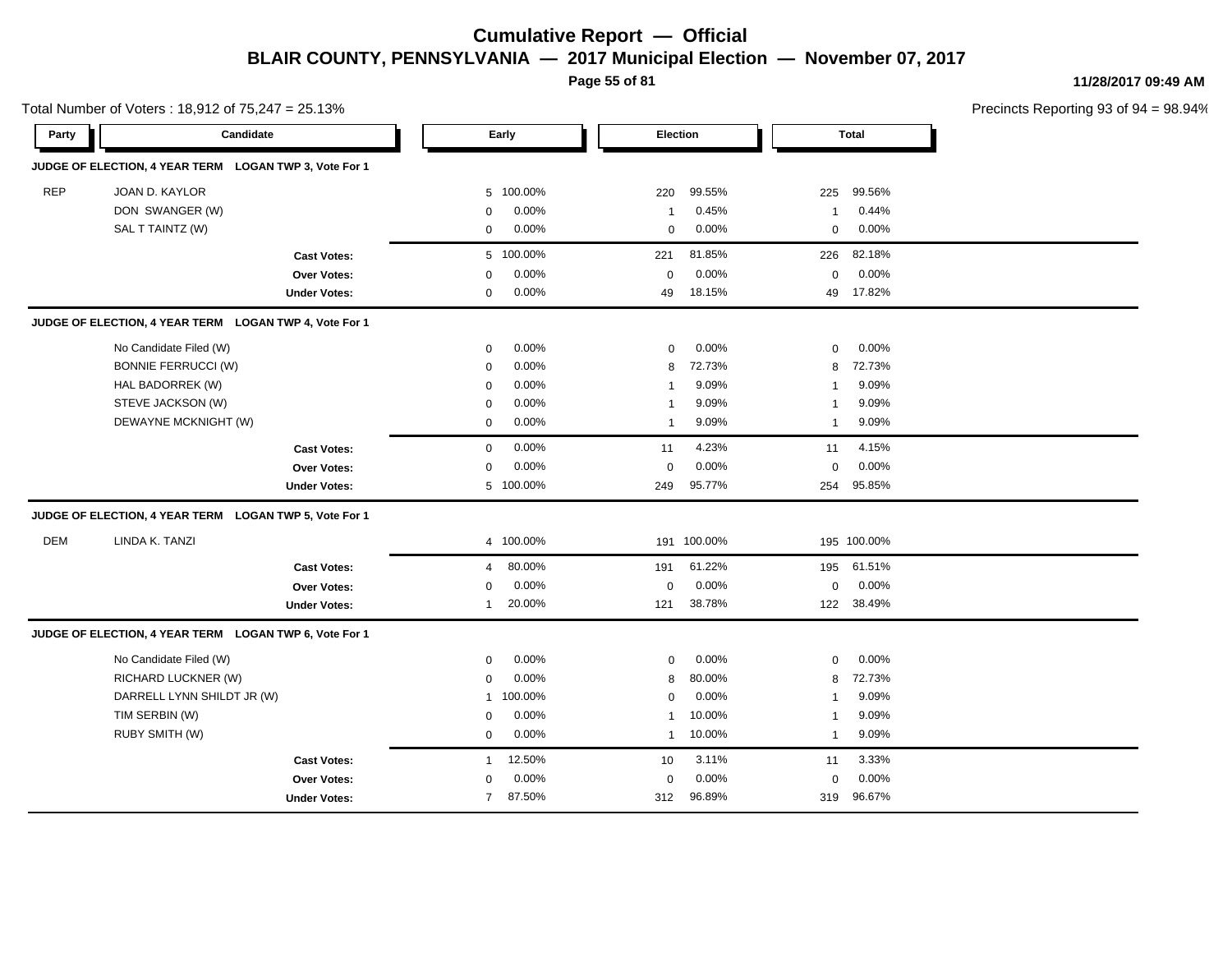# Cumulative Report — Official

## BLAIR COUNTY, PENNSYLVANIA — 2017 Municipal Election — November 07, 2017

11/28/2017 09:49 AM

Total Number of Voters : 18,912 of 75,247 = 25.13%

Precincts Reporting 93 of 94 = 98.94%

| Party | Candidate | Early | | Election | | Total | |
|---|---|---|---|---|---|---|---|
| **JUDGE OF ELECTION, 4 YEAR TERM LOGAN TWP 3, Vote For 1** | | | | | | | |
| REP | JOAN D. KAYLOR | 5 | 100.00% | 220 | 99.55% | 225 | 99.56% |
| | DON SWANGER (W) | 0 | 0.00% | 1 | 0.45% | 1 | 0.44% |
| | SAL T TAINTZ (W) | 0 | 0.00% | 0 | 0.00% | 0 | 0.00% |
| | **Cast Votes:** | 5 | 100.00% | 221 | 81.85% | 226 | 82.18% |
| | **Over Votes:** | 0 | 0.00% | 0 | 0.00% | 0 | 0.00% |
| | **Under Votes:** | 0 | 0.00% | 49 | 18.15% | 49 | 17.82% |
| **JUDGE OF ELECTION, 4 YEAR TERM LOGAN TWP 4, Vote For 1** | | | | | | | |
| | No Candidate Filed (W) | 0 | 0.00% | 0 | 0.00% | 0 | 0.00% |
| | BONNIE FERRUCCI (W) | 0 | 0.00% | 8 | 72.73% | 8 | 72.73% |
| | HAL BADORREK (W) | 0 | 0.00% | 1 | 9.09% | 1 | 9.09% |
| | STEVE JACKSON (W) | 0 | 0.00% | 1 | 9.09% | 1 | 9.09% |
| | DEWAYNE MCKNIGHT (W) | 0 | 0.00% | 1 | 9.09% | 1 | 9.09% |
| | **Cast Votes:** | 0 | 0.00% | 11 | 4.23% | 11 | 4.15% |
| | **Over Votes:** | 0 | 0.00% | 0 | 0.00% | 0 | 0.00% |
| | **Under Votes:** | 5 | 100.00% | 249 | 95.77% | 254 | 95.85% |
| **JUDGE OF ELECTION, 4 YEAR TERM LOGAN TWP 5, Vote For 1** | | | | | | | |
| DEM | LINDA K. TANZI | 4 | 100.00% | 191 | 100.00% | 195 | 100.00% |
| | **Cast Votes:** | 4 | 80.00% | 191 | 61.22% | 195 | 61.51% |
| | **Over Votes:** | 0 | 0.00% | 0 | 0.00% | 0 | 0.00% |
| | **Under Votes:** | 1 | 20.00% | 121 | 38.78% | 122 | 38.49% |
| **JUDGE OF ELECTION, 4 YEAR TERM LOGAN TWP 6, Vote For 1** | | | | | | | |
| | No Candidate Filed (W) | 0 | 0.00% | 0 | 0.00% | 0 | 0.00% |
| | RICHARD LUCKNER (W) | 0 | 0.00% | 8 | 80.00% | 8 | 72.73% |
| | DARRELL LYNN SHILDT JR (W) | 1 | 100.00% | 0 | 0.00% | 1 | 9.09% |
| | TIM SERBIN (W) | 0 | 0.00% | 1 | 10.00% | 1 | 9.09% |
| | RUBY SMITH (W) | 0 | 0.00% | 1 | 10.00% | 1 | 9.09% |
| | **Cast Votes:** | 1 | 12.50% | 10 | 3.11% | 11 | 3.33% |
| | **Over Votes:** | 0 | 0.00% | 0 | 0.00% | 0 | 0.00% |
| | **Under Votes:** | 7 | 87.50% | 312 | 96.89% | 319 | 96.67% |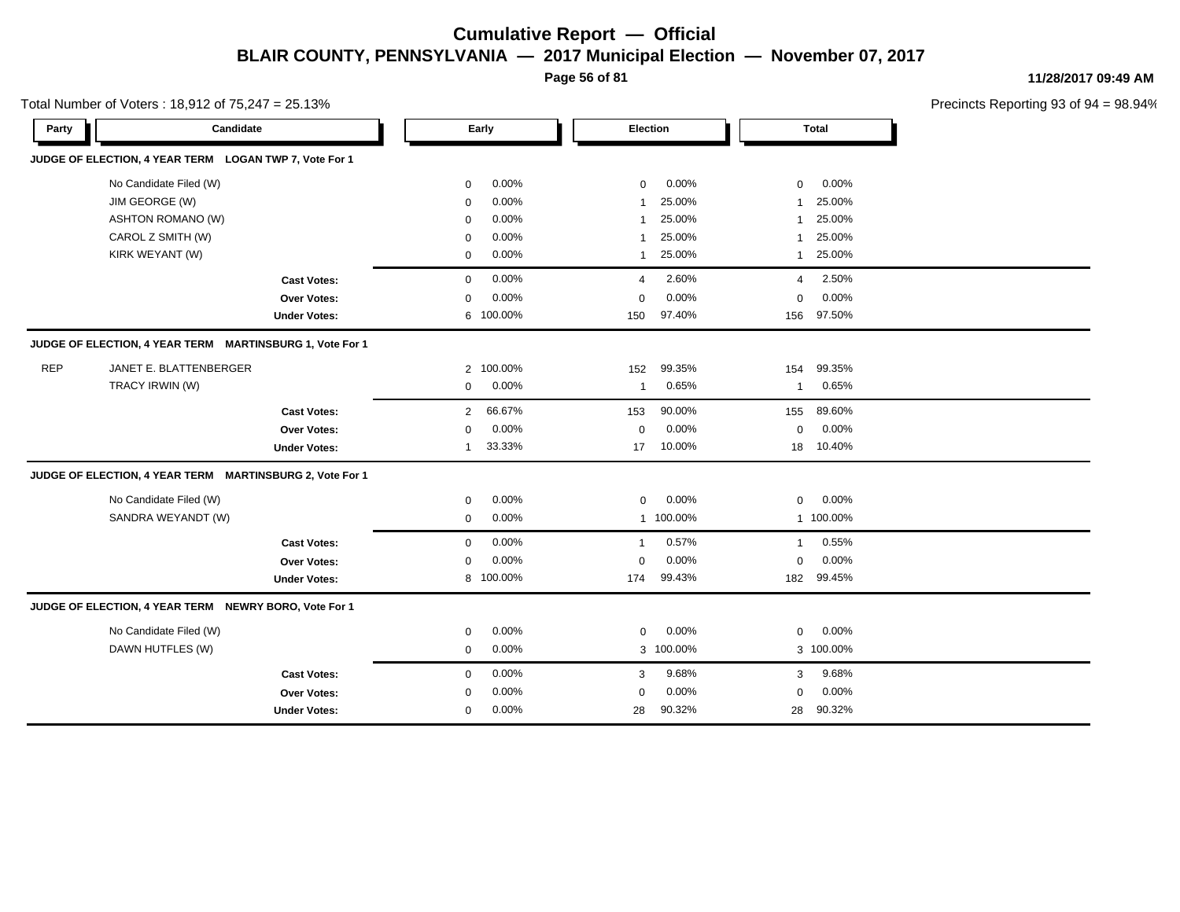# Cumulative Report — Official

## BLAIR COUNTY, PENNSYLVANIA — 2017 Municipal Election — November 07, 2017

11/28/2017 09:49 AM

Total Number of Voters : 18,912 of 75,247 = 25.13%

Precincts Reporting 93 of 94 = 98.94%

### JUDGE OF ELECTION, 4 YEAR TERM LOGAN TWP 7, Vote For 1

| Party | Candidate | Early | | Election | | Total | |
|---|---|---|---|---|---|---|---|
| | No Candidate Filed (W) | 0 | 0.00% | 0 | 0.00% | 0 | 0.00% |
| | JIM GEORGE (W) | 0 | 0.00% | 1 | 25.00% | 1 | 25.00% |
| | ASHTON ROMANO (W) | 0 | 0.00% | 1 | 25.00% | 1 | 25.00% |
| | CAROL Z SMITH (W) | 0 | 0.00% | 1 | 25.00% | 1 | 25.00% |
| | KIRK WEYANT (W) | 0 | 0.00% | 1 | 25.00% | 1 | 25.00% |
| | **Cast Votes:** | 0 | 0.00% | 4 | 2.60% | 4 | 2.50% |
| | **Over Votes:** | 0 | 0.00% | 0 | 0.00% | 0 | 0.00% |
| | **Under Votes:** | 6 | 100.00% | 150 | 97.40% | 156 | 97.50% |

### JUDGE OF ELECTION, 4 YEAR TERM MARTINSBURG 1, Vote For 1

| Party | Candidate | Early | | Election | | Total | |
|---|---|---|---|---|---|---|---|
| REP | JANET E. BLATTENBERGER | 2 | 100.00% | 152 | 99.35% | 154 | 99.35% |
| | TRACY IRWIN (W) | 0 | 0.00% | 1 | 0.65% | 1 | 0.65% |
| | **Cast Votes:** | 2 | 66.67% | 153 | 90.00% | 155 | 89.60% |
| | **Over Votes:** | 0 | 0.00% | 0 | 0.00% | 0 | 0.00% |
| | **Under Votes:** | 1 | 33.33% | 17 | 10.00% | 18 | 10.40% |

### JUDGE OF ELECTION, 4 YEAR TERM MARTINSBURG 2, Vote For 1

| Party | Candidate | Early | | Election | | Total | |
|---|---|---|---|---|---|---|---|
| | No Candidate Filed (W) | 0 | 0.00% | 0 | 0.00% | 0 | 0.00% |
| | SANDRA WEYANDT (W) | 0 | 0.00% | 1 | 100.00% | 1 | 100.00% |
| | **Cast Votes:** | 0 | 0.00% | 1 | 0.57% | 1 | 0.55% |
| | **Over Votes:** | 0 | 0.00% | 0 | 0.00% | 0 | 0.00% |
| | **Under Votes:** | 8 | 100.00% | 174 | 99.43% | 182 | 99.45% |

### JUDGE OF ELECTION, 4 YEAR TERM NEWRY BORO, Vote For 1

| Party | Candidate | Early | | Election | | Total | |
|---|---|---|---|---|---|---|---|
| | No Candidate Filed (W) | 0 | 0.00% | 0 | 0.00% | 0 | 0.00% |
| | DAWN HUTFLES (W) | 0 | 0.00% | 3 | 100.00% | 3 | 100.00% |
| | **Cast Votes:** | 0 | 0.00% | 3 | 9.68% | 3 | 9.68% |
| | **Over Votes:** | 0 | 0.00% | 0 | 0.00% | 0 | 0.00% |
| | **Under Votes:** | 0 | 0.00% | 28 | 90.32% | 28 | 90.32% |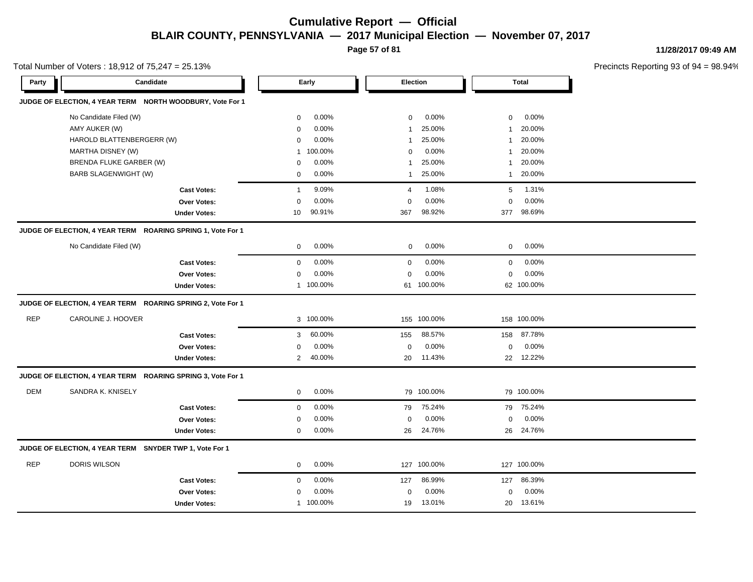# Cumulative Report — Official

## BLAIR COUNTY, PENNSYLVANIA — 2017 Municipal Election — November 07, 2017

11/28/2017 09:49 AM

Total Number of Voters : 18,912 of 75,247 = 25.13%

Precincts Reporting 93 of 94 = 98.94%

| Party | Candidate | Early | | Election | | Total | |
|---|---|---|---|---|---|---|---|
| **JUDGE OF ELECTION, 4 YEAR TERM NORTH WOODBURY, Vote For 1** | | | | | | | |
| | No Candidate Filed (W) | 0 | 0.00% | 0 | 0.00% | 0 | 0.00% |
| | AMY AUKER (W) | 0 | 0.00% | 1 | 25.00% | 1 | 20.00% |
| | HAROLD BLATTENBERGERR (W) | 0 | 0.00% | 1 | 25.00% | 1 | 20.00% |
| | MARTHA DISNEY (W) | 1 | 100.00% | 0 | 0.00% | 1 | 20.00% |
| | BRENDA FLUKE GARBER (W) | 0 | 0.00% | 1 | 25.00% | 1 | 20.00% |
| | BARB SLAGENWIGHT (W) | 0 | 0.00% | 1 | 25.00% | 1 | 20.00% |
| | **Cast Votes:** | 1 | 9.09% | 4 | 1.08% | 5 | 1.31% |
| | **Over Votes:** | 0 | 0.00% | 0 | 0.00% | 0 | 0.00% |
| | **Under Votes:** | 10 | 90.91% | 367 | 98.92% | 377 | 98.69% |
| **JUDGE OF ELECTION, 4 YEAR TERM ROARING SPRING 1, Vote For 1** | | | | | | | |
| | No Candidate Filed (W) | 0 | 0.00% | 0 | 0.00% | 0 | 0.00% |
| | **Cast Votes:** | 0 | 0.00% | 0 | 0.00% | 0 | 0.00% |
| | **Over Votes:** | 0 | 0.00% | 0 | 0.00% | 0 | 0.00% |
| | **Under Votes:** | 1 | 100.00% | 61 | 100.00% | 62 | 100.00% |
| **JUDGE OF ELECTION, 4 YEAR TERM ROARING SPRING 2, Vote For 1** | | | | | | | |
| REP | CAROLINE J. HOOVER | 3 | 100.00% | 155 | 100.00% | 158 | 100.00% |
| | **Cast Votes:** | 3 | 60.00% | 155 | 88.57% | 158 | 87.78% |
| | **Over Votes:** | 0 | 0.00% | 0 | 0.00% | 0 | 0.00% |
| | **Under Votes:** | 2 | 40.00% | 20 | 11.43% | 22 | 12.22% |
| **JUDGE OF ELECTION, 4 YEAR TERM ROARING SPRING 3, Vote For 1** | | | | | | | |
| DEM | SANDRA K. KNISELY | 0 | 0.00% | 79 | 100.00% | 79 | 100.00% |
| | **Cast Votes:** | 0 | 0.00% | 79 | 75.24% | 79 | 75.24% |
| | **Over Votes:** | 0 | 0.00% | 0 | 0.00% | 0 | 0.00% |
| | **Under Votes:** | 0 | 0.00% | 26 | 24.76% | 26 | 24.76% |
| **JUDGE OF ELECTION, 4 YEAR TERM SNYDER TWP 1, Vote For 1** | | | | | | | |
| REP | DORIS WILSON | 0 | 0.00% | 127 | 100.00% | 127 | 100.00% |
| | **Cast Votes:** | 0 | 0.00% | 127 | 86.99% | 127 | 86.39% |
| | **Over Votes:** | 0 | 0.00% | 0 | 0.00% | 0 | 0.00% |
| | **Under Votes:** | 1 | 100.00% | 19 | 13.01% | 20 | 13.61% |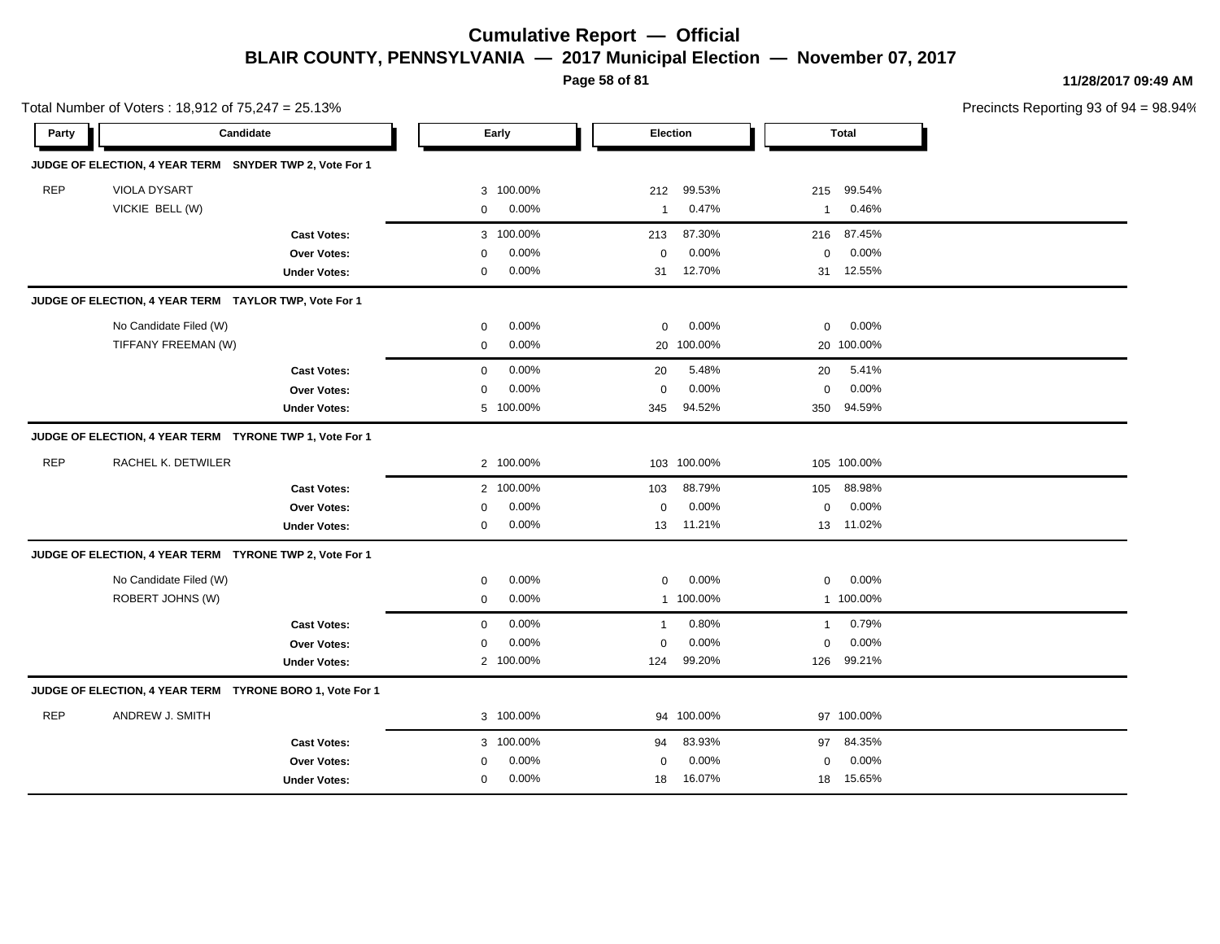# Cumulative Report — Official

## BLAIR COUNTY, PENNSYLVANIA — 2017 Municipal Election — November 07, 2017

11/28/2017 09:49 AM

Total Number of Voters : 18,912 of 75,247 = 25.13%

Precincts Reporting 93 of 94 = 98.94%

| Party | Candidate | Early | | Election | | Total | |
|---|---|---|---|---|---|---|---|
| **JUDGE OF ELECTION, 4 YEAR TERM SNYDER TWP 2, Vote For 1** | | | | | | | |
| REP | VIOLA DYSART | 3 | 100.00% | 212 | 99.53% | 215 | 99.54% |
| | VICKIE BELL (W) | 0 | 0.00% | 1 | 0.47% | 1 | 0.46% |
| | **Cast Votes:** | 3 | 100.00% | 213 | 87.30% | 216 | 87.45% |
| | **Over Votes:** | 0 | 0.00% | 0 | 0.00% | 0 | 0.00% |
| | **Under Votes:** | 0 | 0.00% | 31 | 12.70% | 31 | 12.55% |
| **JUDGE OF ELECTION, 4 YEAR TERM TAYLOR TWP, Vote For 1** | | | | | | | |
| | No Candidate Filed (W) | 0 | 0.00% | 0 | 0.00% | 0 | 0.00% |
| | TIFFANY FREEMAN (W) | 0 | 0.00% | 20 | 100.00% | 20 | 100.00% |
| | **Cast Votes:** | 0 | 0.00% | 20 | 5.48% | 20 | 5.41% |
| | **Over Votes:** | 0 | 0.00% | 0 | 0.00% | 0 | 0.00% |
| | **Under Votes:** | 5 | 100.00% | 345 | 94.52% | 350 | 94.59% |
| **JUDGE OF ELECTION, 4 YEAR TERM TYRONE TWP 1, Vote For 1** | | | | | | | |
| REP | RACHEL K. DETWILER | 2 | 100.00% | 103 | 100.00% | 105 | 100.00% |
| | **Cast Votes:** | 2 | 100.00% | 103 | 88.79% | 105 | 88.98% |
| | **Over Votes:** | 0 | 0.00% | 0 | 0.00% | 0 | 0.00% |
| | **Under Votes:** | 0 | 0.00% | 13 | 11.21% | 13 | 11.02% |
| **JUDGE OF ELECTION, 4 YEAR TERM TYRONE TWP 2, Vote For 1** | | | | | | | |
| | No Candidate Filed (W) | 0 | 0.00% | 0 | 0.00% | 0 | 0.00% |
| | ROBERT JOHNS (W) | 0 | 0.00% | 1 | 100.00% | 1 | 100.00% |
| | **Cast Votes:** | 0 | 0.00% | 1 | 0.80% | 1 | 0.79% |
| | **Over Votes:** | 0 | 0.00% | 0 | 0.00% | 0 | 0.00% |
| | **Under Votes:** | 2 | 100.00% | 124 | 99.20% | 126 | 99.21% |
| **JUDGE OF ELECTION, 4 YEAR TERM TYRONE BORO 1, Vote For 1** | | | | | | | |
| REP | ANDREW J. SMITH | 3 | 100.00% | 94 | 100.00% | 97 | 100.00% |
| | **Cast Votes:** | 3 | 100.00% | 94 | 83.93% | 97 | 84.35% |
| | **Over Votes:** | 0 | 0.00% | 0 | 0.00% | 0 | 0.00% |
| | **Under Votes:** | 0 | 0.00% | 18 | 16.07% | 18 | 15.65% |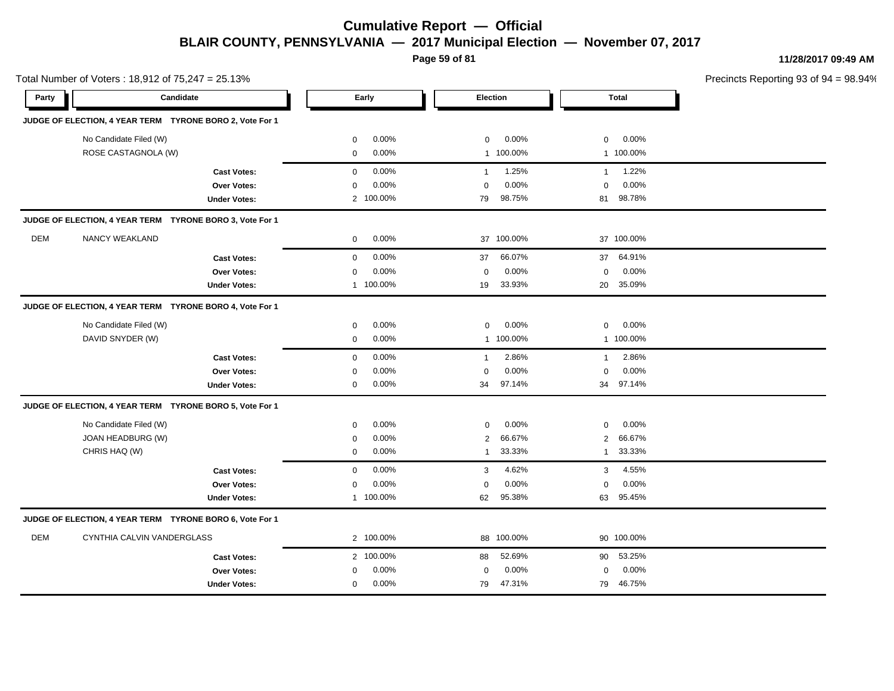# Cumulative Report — Official

## BLAIR COUNTY, PENNSYLVANIA — 2017 Municipal Election — November 07, 2017

11/28/2017 09:49 AM

Total Number of Voters : 18,912 of 75,247 = 25.13%

Precincts Reporting 93 of 94 = 98.94%

| Party | Candidate | Early | | Election | | Total | |
|---|---|---|---|---|---|---|---|
| **JUDGE OF ELECTION, 4 YEAR TERM TYRONE BORO 2, Vote For 1** | | | | | | | |
| | No Candidate Filed (W) | 0 | 0.00% | 0 | 0.00% | 0 | 0.00% |
| | ROSE CASTAGNOLA (W) | 0 | 0.00% | 1 | 100.00% | 1 | 100.00% |
| | **Cast Votes:** | 0 | 0.00% | 1 | 1.25% | 1 | 1.22% |
| | **Over Votes:** | 0 | 0.00% | 0 | 0.00% | 0 | 0.00% |
| | **Under Votes:** | 2 | 100.00% | 79 | 98.75% | 81 | 98.78% |
| **JUDGE OF ELECTION, 4 YEAR TERM TYRONE BORO 3, Vote For 1** | | | | | | | |
| DEM | NANCY WEAKLAND | 0 | 0.00% | 37 | 100.00% | 37 | 100.00% |
| | **Cast Votes:** | 0 | 0.00% | 37 | 66.07% | 37 | 64.91% |
| | **Over Votes:** | 0 | 0.00% | 0 | 0.00% | 0 | 0.00% |
| | **Under Votes:** | 1 | 100.00% | 19 | 33.93% | 20 | 35.09% |
| **JUDGE OF ELECTION, 4 YEAR TERM TYRONE BORO 4, Vote For 1** | | | | | | | |
| | No Candidate Filed (W) | 0 | 0.00% | 0 | 0.00% | 0 | 0.00% |
| | DAVID SNYDER (W) | 0 | 0.00% | 1 | 100.00% | 1 | 100.00% |
| | **Cast Votes:** | 0 | 0.00% | 1 | 2.86% | 1 | 2.86% |
| | **Over Votes:** | 0 | 0.00% | 0 | 0.00% | 0 | 0.00% |
| | **Under Votes:** | 0 | 0.00% | 34 | 97.14% | 34 | 97.14% |
| **JUDGE OF ELECTION, 4 YEAR TERM TYRONE BORO 5, Vote For 1** | | | | | | | |
| | No Candidate Filed (W) | 0 | 0.00% | 0 | 0.00% | 0 | 0.00% |
| | JOAN HEADBURG (W) | 0 | 0.00% | 2 | 66.67% | 2 | 66.67% |
| | CHRIS HAQ (W) | 0 | 0.00% | 1 | 33.33% | 1 | 33.33% |
| | **Cast Votes:** | 0 | 0.00% | 3 | 4.62% | 3 | 4.55% |
| | **Over Votes:** | 0 | 0.00% | 0 | 0.00% | 0 | 0.00% |
| | **Under Votes:** | 1 | 100.00% | 62 | 95.38% | 63 | 95.45% |
| **JUDGE OF ELECTION, 4 YEAR TERM TYRONE BORO 6, Vote For 1** | | | | | | | |
| DEM | CYNTHIA CALVIN VANDERGLASS | 2 | 100.00% | 88 | 100.00% | 90 | 100.00% |
| | **Cast Votes:** | 2 | 100.00% | 88 | 52.69% | 90 | 53.25% |
| | **Over Votes:** | 0 | 0.00% | 0 | 0.00% | 0 | 0.00% |
| | **Under Votes:** | 0 | 0.00% | 79 | 47.31% | 79 | 46.75% |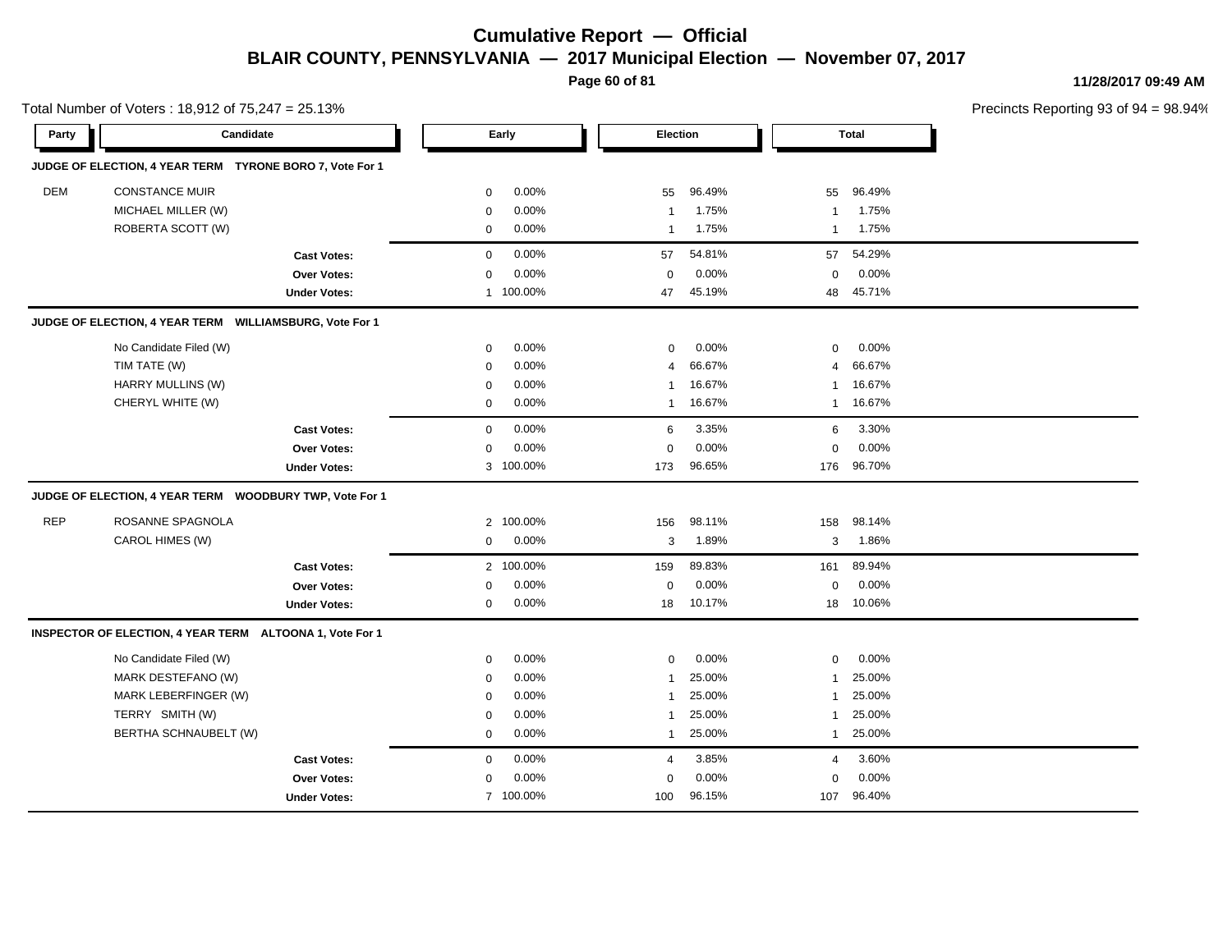# Cumulative Report — Official

## BLAIR COUNTY, PENNSYLVANIA — 2017 Municipal Election — November 07, 2017

11/28/2017 09:49 AM

Total Number of Voters : 18,912 of 75,247 = 25.13%

Precincts Reporting 93 of 94 = 98.94%

| Party | Candidate | Early | | Election | | Total | |
|---|---|---|---|---|---|---|---|
| **JUDGE OF ELECTION, 4 YEAR TERM TYRONE BORO 7, Vote For 1** | | | | | | | |
| DEM | CONSTANCE MUIR | 0 | 0.00% | 55 | 96.49% | 55 | 96.49% |
| | MICHAEL MILLER (W) | 0 | 0.00% | 1 | 1.75% | 1 | 1.75% |
| | ROBERTA SCOTT (W) | 0 | 0.00% | 1 | 1.75% | 1 | 1.75% |
| | **Cast Votes:** | 0 | 0.00% | 57 | 54.81% | 57 | 54.29% |
| | **Over Votes:** | 0 | 0.00% | 0 | 0.00% | 0 | 0.00% |
| | **Under Votes:** | 1 | 100.00% | 47 | 45.19% | 48 | 45.71% |
| **JUDGE OF ELECTION, 4 YEAR TERM WILLIAMSBURG, Vote For 1** | | | | | | | |
| | No Candidate Filed (W) | 0 | 0.00% | 0 | 0.00% | 0 | 0.00% |
| | TIM TATE (W) | 0 | 0.00% | 4 | 66.67% | 4 | 66.67% |
| | HARRY MULLINS (W) | 0 | 0.00% | 1 | 16.67% | 1 | 16.67% |
| | CHERYL WHITE (W) | 0 | 0.00% | 1 | 16.67% | 1 | 16.67% |
| | **Cast Votes:** | 0 | 0.00% | 6 | 3.35% | 6 | 3.30% |
| | **Over Votes:** | 0 | 0.00% | 0 | 0.00% | 0 | 0.00% |
| | **Under Votes:** | 3 | 100.00% | 173 | 96.65% | 176 | 96.70% |
| **JUDGE OF ELECTION, 4 YEAR TERM WOODBURY TWP, Vote For 1** | | | | | | | |
| REP | ROSANNE SPAGNOLA | 2 | 100.00% | 156 | 98.11% | 158 | 98.14% |
| | CAROL HIMES (W) | 0 | 0.00% | 3 | 1.89% | 3 | 1.86% |
| | **Cast Votes:** | 2 | 100.00% | 159 | 89.83% | 161 | 89.94% |
| | **Over Votes:** | 0 | 0.00% | 0 | 0.00% | 0 | 0.00% |
| | **Under Votes:** | 0 | 0.00% | 18 | 10.17% | 18 | 10.06% |
| **INSPECTOR OF ELECTION, 4 YEAR TERM ALTOONA 1, Vote For 1** | | | | | | | |
| | No Candidate Filed (W) | 0 | 0.00% | 0 | 0.00% | 0 | 0.00% |
| | MARK DESTEFANO (W) | 0 | 0.00% | 1 | 25.00% | 1 | 25.00% |
| | MARK LEBERFINGER (W) | 0 | 0.00% | 1 | 25.00% | 1 | 25.00% |
| | TERRY SMITH (W) | 0 | 0.00% | 1 | 25.00% | 1 | 25.00% |
| | BERTHA SCHNAUBELT (W) | 0 | 0.00% | 1 | 25.00% | 1 | 25.00% |
| | **Cast Votes:** | 0 | 0.00% | 4 | 3.85% | 4 | 3.60% |
| | **Over Votes:** | 0 | 0.00% | 0 | 0.00% | 0 | 0.00% |
| | **Under Votes:** | 7 | 100.00% | 100 | 96.15% | 107 | 96.40% |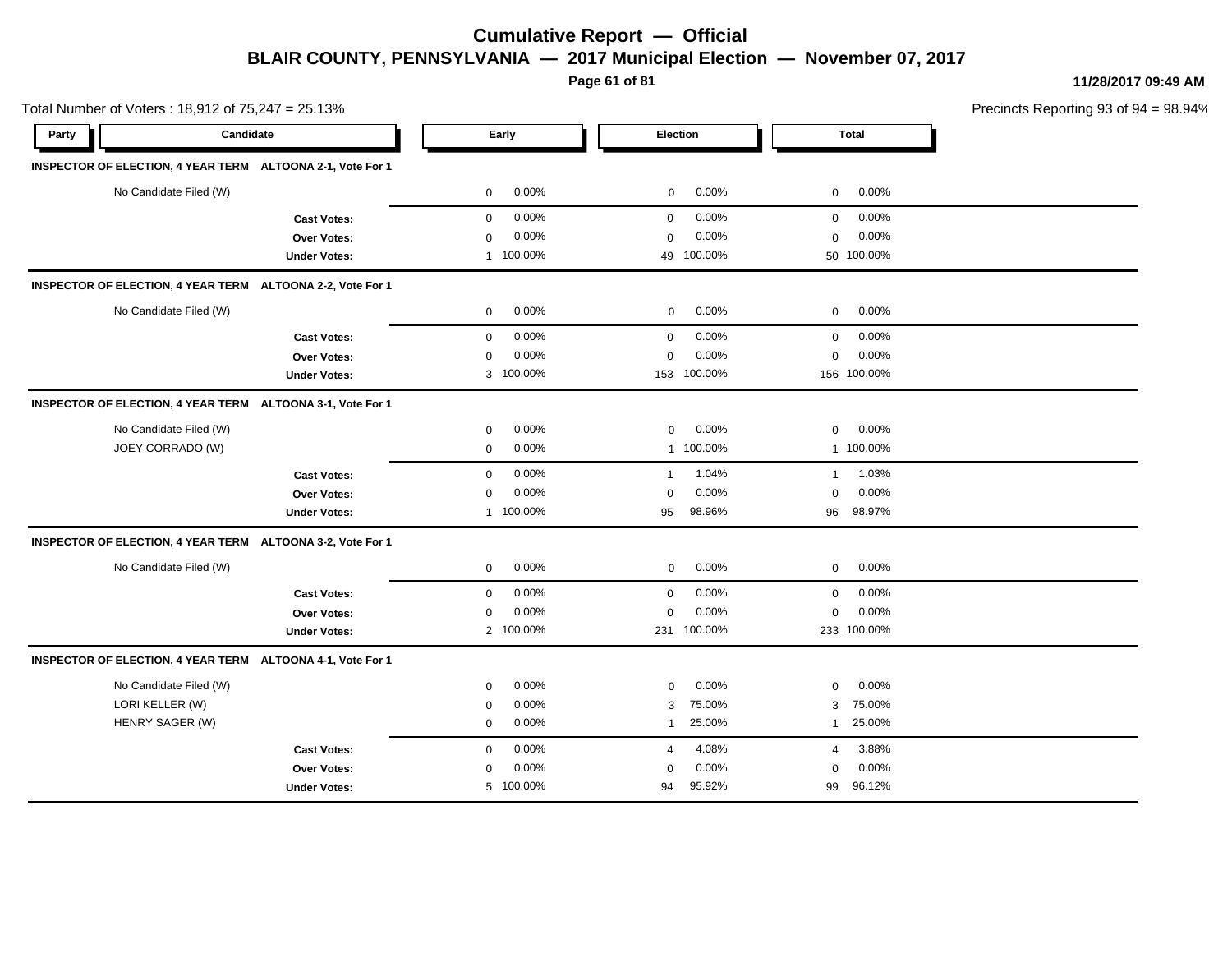# Cumulative Report — Official

## BLAIR COUNTY, PENNSYLVANIA — 2017 Municipal Election — November 07, 2017

11/28/2017 09:49 AM

Total Number of Voters : 18,912 of 75,247 = 25.13%

Precincts Reporting 93 of 94 = 98.94%

| Party | Candidate | Early | | Election | | Total | |
|---|---|---|---|---|---|---|---|
| **INSPECTOR OF ELECTION, 4 YEAR TERM ALTOONA 2-1, Vote For 1** | | | | | | | |
| | No Candidate Filed (W) | 0 | 0.00% | 0 | 0.00% | 0 | 0.00% |
| | **Cast Votes:** | 0 | 0.00% | 0 | 0.00% | 0 | 0.00% |
| | **Over Votes:** | 0 | 0.00% | 0 | 0.00% | 0 | 0.00% |
| | **Under Votes:** | 1 | 100.00% | 49 | 100.00% | 50 | 100.00% |
| **INSPECTOR OF ELECTION, 4 YEAR TERM ALTOONA 2-2, Vote For 1** | | | | | | | |
| | No Candidate Filed (W) | 0 | 0.00% | 0 | 0.00% | 0 | 0.00% |
| | **Cast Votes:** | 0 | 0.00% | 0 | 0.00% | 0 | 0.00% |
| | **Over Votes:** | 0 | 0.00% | 0 | 0.00% | 0 | 0.00% |
| | **Under Votes:** | 3 | 100.00% | 153 | 100.00% | 156 | 100.00% |
| **INSPECTOR OF ELECTION, 4 YEAR TERM ALTOONA 3-1, Vote For 1** | | | | | | | |
| | No Candidate Filed (W) | 0 | 0.00% | 0 | 0.00% | 0 | 0.00% |
| | JOEY CORRADO (W) | 0 | 0.00% | 1 | 100.00% | 1 | 100.00% |
| | **Cast Votes:** | 0 | 0.00% | 1 | 1.04% | 1 | 1.03% |
| | **Over Votes:** | 0 | 0.00% | 0 | 0.00% | 0 | 0.00% |
| | **Under Votes:** | 1 | 100.00% | 95 | 98.96% | 96 | 98.97% |
| **INSPECTOR OF ELECTION, 4 YEAR TERM ALTOONA 3-2, Vote For 1** | | | | | | | |
| | No Candidate Filed (W) | 0 | 0.00% | 0 | 0.00% | 0 | 0.00% |
| | **Cast Votes:** | 0 | 0.00% | 0 | 0.00% | 0 | 0.00% |
| | **Over Votes:** | 0 | 0.00% | 0 | 0.00% | 0 | 0.00% |
| | **Under Votes:** | 2 | 100.00% | 231 | 100.00% | 233 | 100.00% |
| **INSPECTOR OF ELECTION, 4 YEAR TERM ALTOONA 4-1, Vote For 1** | | | | | | | |
| | No Candidate Filed (W) | 0 | 0.00% | 0 | 0.00% | 0 | 0.00% |
| | LORI KELLER (W) | 0 | 0.00% | 3 | 75.00% | 3 | 75.00% |
| | HENRY SAGER (W) | 0 | 0.00% | 1 | 25.00% | 1 | 25.00% |
| | **Cast Votes:** | 0 | 0.00% | 4 | 4.08% | 4 | 3.88% |
| | **Over Votes:** | 0 | 0.00% | 0 | 0.00% | 0 | 0.00% |
| | **Under Votes:** | 5 | 100.00% | 94 | 95.92% | 99 | 96.12% |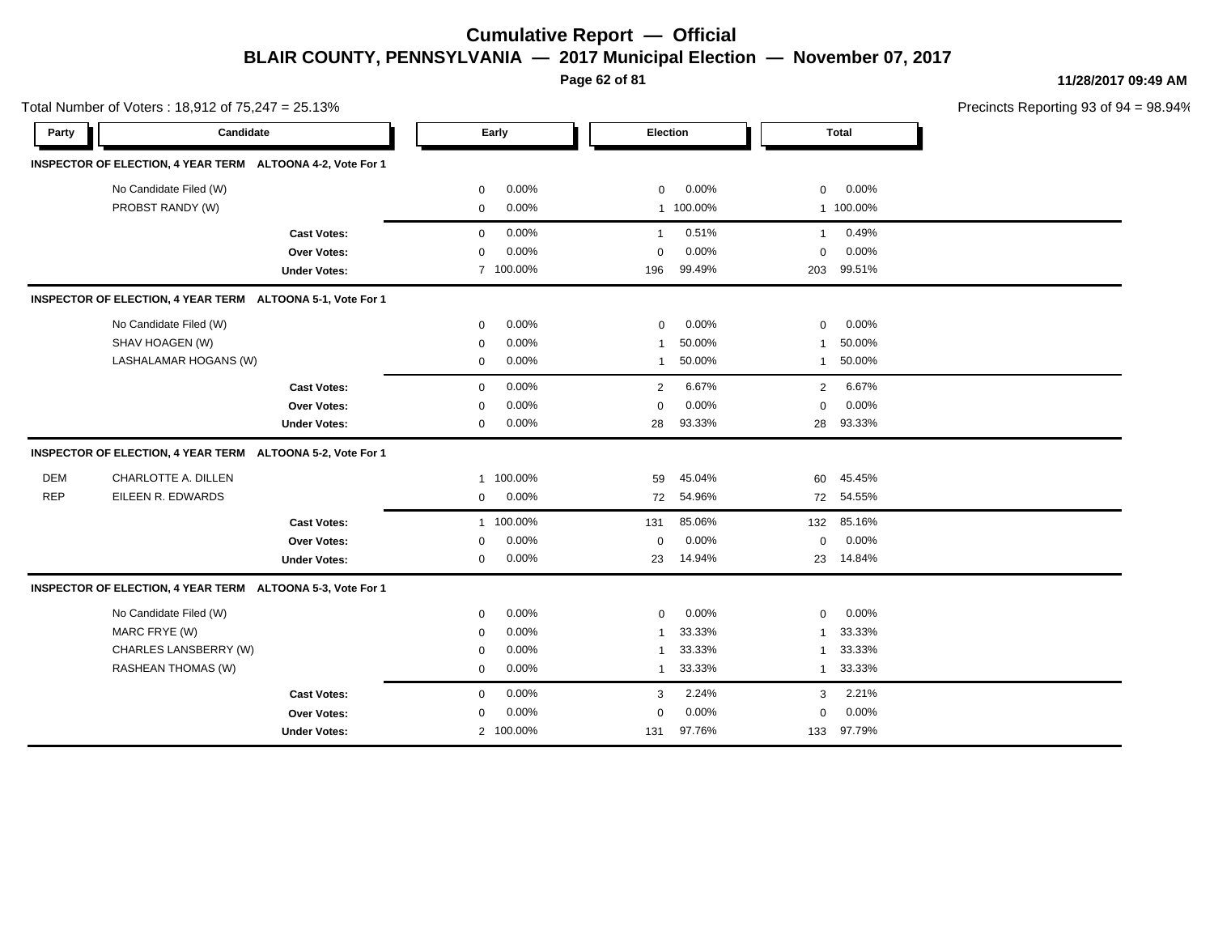# Cumulative Report — Official

## BLAIR COUNTY, PENNSYLVANIA — 2017 Municipal Election — November 07, 2017

11/28/2017 09:49 AM

Total Number of Voters : 18,912 of 75,247 = 25.13%

Precincts Reporting 93 of 94 = 98.94%

| Party | Candidate | Early | | Election | | Total | |
|---|---|---|---|---|---|---|---|
| **INSPECTOR OF ELECTION, 4 YEAR TERM ALTOONA 4-2, Vote For 1** | | | | | | | |
| | No Candidate Filed (W) | 0 | 0.00% | 0 | 0.00% | 0 | 0.00% |
| | PROBST RANDY (W) | 0 | 0.00% | 1 | 100.00% | 1 | 100.00% |
| | **Cast Votes:** | 0 | 0.00% | 1 | 0.51% | 1 | 0.49% |
| | **Over Votes:** | 0 | 0.00% | 0 | 0.00% | 0 | 0.00% |
| | **Under Votes:** | 7 | 100.00% | 196 | 99.49% | 203 | 99.51% |
| **INSPECTOR OF ELECTION, 4 YEAR TERM ALTOONA 5-1, Vote For 1** | | | | | | | |
| | No Candidate Filed (W) | 0 | 0.00% | 0 | 0.00% | 0 | 0.00% |
| | SHAV HOAGEN (W) | 0 | 0.00% | 1 | 50.00% | 1 | 50.00% |
| | LASHALAMAR HOGANS (W) | 0 | 0.00% | 1 | 50.00% | 1 | 50.00% |
| | **Cast Votes:** | 0 | 0.00% | 2 | 6.67% | 2 | 6.67% |
| | **Over Votes:** | 0 | 0.00% | 0 | 0.00% | 0 | 0.00% |
| | **Under Votes:** | 0 | 0.00% | 28 | 93.33% | 28 | 93.33% |
| **INSPECTOR OF ELECTION, 4 YEAR TERM ALTOONA 5-2, Vote For 1** | | | | | | | |
| DEM | CHARLOTTE A. DILLEN | 1 | 100.00% | 59 | 45.04% | 60 | 45.45% |
| REP | EILEEN R. EDWARDS | 0 | 0.00% | 72 | 54.96% | 72 | 54.55% |
| | **Cast Votes:** | 1 | 100.00% | 131 | 85.06% | 132 | 85.16% |
| | **Over Votes:** | 0 | 0.00% | 0 | 0.00% | 0 | 0.00% |
| | **Under Votes:** | 0 | 0.00% | 23 | 14.94% | 23 | 14.84% |
| **INSPECTOR OF ELECTION, 4 YEAR TERM ALTOONA 5-3, Vote For 1** | | | | | | | |
| | No Candidate Filed (W) | 0 | 0.00% | 0 | 0.00% | 0 | 0.00% |
| | MARC FRYE (W) | 0 | 0.00% | 1 | 33.33% | 1 | 33.33% |
| | CHARLES LANSBERRY (W) | 0 | 0.00% | 1 | 33.33% | 1 | 33.33% |
| | RASHEAN THOMAS (W) | 0 | 0.00% | 1 | 33.33% | 1 | 33.33% |
| | **Cast Votes:** | 0 | 0.00% | 3 | 2.24% | 3 | 2.21% |
| | **Over Votes:** | 0 | 0.00% | 0 | 0.00% | 0 | 0.00% |
| | **Under Votes:** | 2 | 100.00% | 131 | 97.76% | 133 | 97.79% |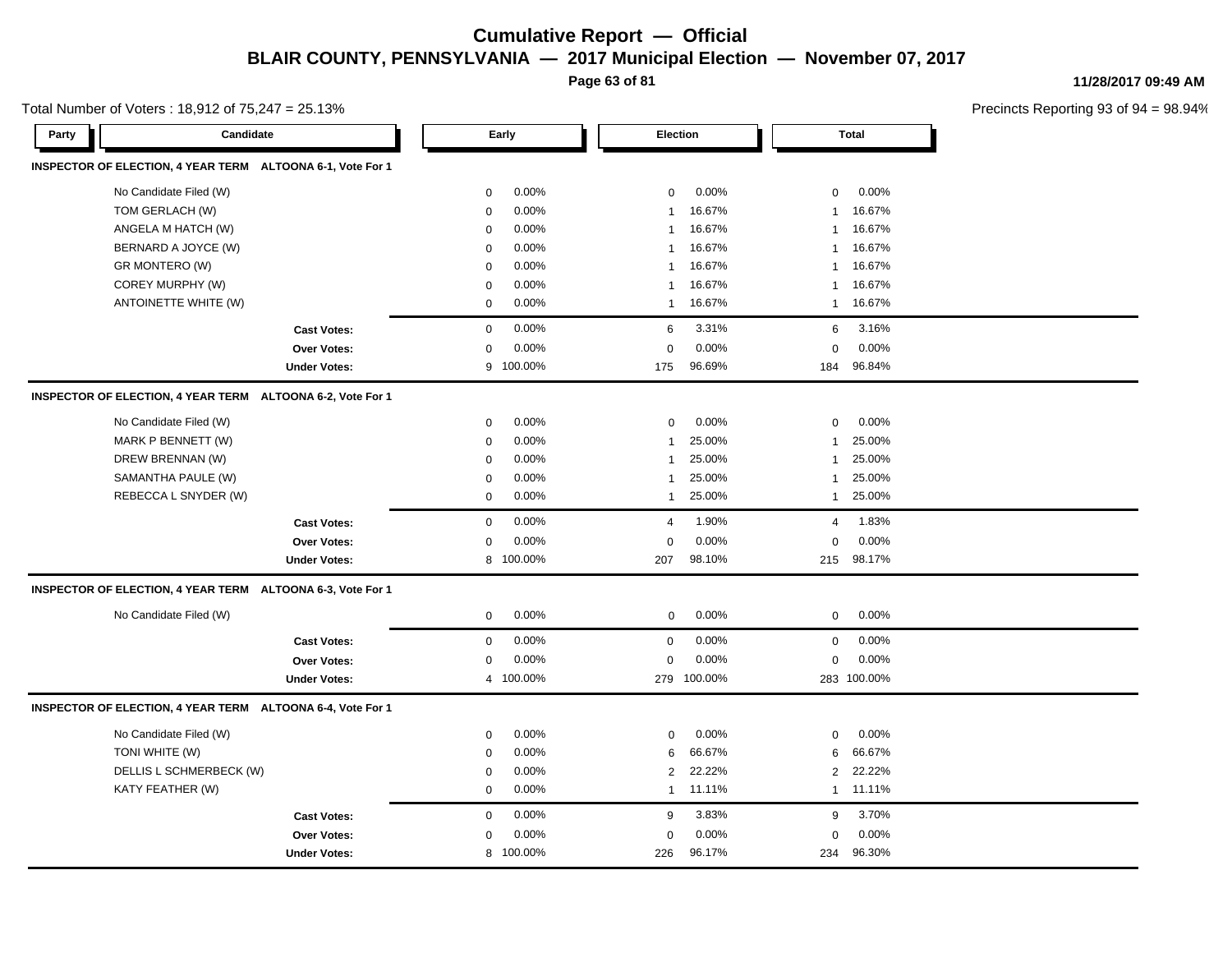# Cumulative Report — Official

## BLAIR COUNTY, PENNSYLVANIA — 2017 Municipal Election — November 07, 2017

11/28/2017 09:49 AM

Total Number of Voters : 18,912 of 75,247 = 25.13%

Precincts Reporting 93 of 94 = 98.94%

### INSPECTOR OF ELECTION, 4 YEAR TERM ALTOONA 6-1, Vote For 1

| Party | Candidate | Early | | Election | | Total | |
|---|---|---|---|---|---|---|---|
| | No Candidate Filed (W) | 0 | 0.00% | 0 | 0.00% | 0 | 0.00% |
| | TOM GERLACH (W) | 0 | 0.00% | 1 | 16.67% | 1 | 16.67% |
| | ANGELA M HATCH (W) | 0 | 0.00% | 1 | 16.67% | 1 | 16.67% |
| | BERNARD A JOYCE (W) | 0 | 0.00% | 1 | 16.67% | 1 | 16.67% |
| | GR MONTERO (W) | 0 | 0.00% | 1 | 16.67% | 1 | 16.67% |
| | COREY MURPHY (W) | 0 | 0.00% | 1 | 16.67% | 1 | 16.67% |
| | ANTOINETTE WHITE (W) | 0 | 0.00% | 1 | 16.67% | 1 | 16.67% |
| | **Cast Votes:** | 0 | 0.00% | 6 | 3.31% | 6 | 3.16% |
| | **Over Votes:** | 0 | 0.00% | 0 | 0.00% | 0 | 0.00% |
| | **Under Votes:** | 9 | 100.00% | 175 | 96.69% | 184 | 96.84% |

### INSPECTOR OF ELECTION, 4 YEAR TERM ALTOONA 6-2, Vote For 1

| Party | Candidate | Early | | Election | | Total | |
|---|---|---|---|---|---|---|---|
| | No Candidate Filed (W) | 0 | 0.00% | 0 | 0.00% | 0 | 0.00% |
| | MARK P BENNETT (W) | 0 | 0.00% | 1 | 25.00% | 1 | 25.00% |
| | DREW BRENNAN (W) | 0 | 0.00% | 1 | 25.00% | 1 | 25.00% |
| | SAMANTHA PAULE (W) | 0 | 0.00% | 1 | 25.00% | 1 | 25.00% |
| | REBECCA L SNYDER (W) | 0 | 0.00% | 1 | 25.00% | 1 | 25.00% |
| | **Cast Votes:** | 0 | 0.00% | 4 | 1.90% | 4 | 1.83% |
| | **Over Votes:** | 0 | 0.00% | 0 | 0.00% | 0 | 0.00% |
| | **Under Votes:** | 8 | 100.00% | 207 | 98.10% | 215 | 98.17% |

### INSPECTOR OF ELECTION, 4 YEAR TERM ALTOONA 6-3, Vote For 1

| Party | Candidate | Early | | Election | | Total | |
|---|---|---|---|---|---|---|---|
| | No Candidate Filed (W) | 0 | 0.00% | 0 | 0.00% | 0 | 0.00% |
| | **Cast Votes:** | 0 | 0.00% | 0 | 0.00% | 0 | 0.00% |
| | **Over Votes:** | 0 | 0.00% | 0 | 0.00% | 0 | 0.00% |
| | **Under Votes:** | 4 | 100.00% | 279 | 100.00% | 283 | 100.00% |

### INSPECTOR OF ELECTION, 4 YEAR TERM ALTOONA 6-4, Vote For 1

| Party | Candidate | Early | | Election | | Total | |
|---|---|---|---|---|---|---|---|
| | No Candidate Filed (W) | 0 | 0.00% | 0 | 0.00% | 0 | 0.00% |
| | TONI WHITE (W) | 0 | 0.00% | 6 | 66.67% | 6 | 66.67% |
| | DELLIS L SCHMERBECK (W) | 0 | 0.00% | 2 | 22.22% | 2 | 22.22% |
| | KATY FEATHER (W) | 0 | 0.00% | 1 | 11.11% | 1 | 11.11% |
| | **Cast Votes:** | 0 | 0.00% | 9 | 3.83% | 9 | 3.70% |
| | **Over Votes:** | 0 | 0.00% | 0 | 0.00% | 0 | 0.00% |
| | **Under Votes:** | 8 | 100.00% | 226 | 96.17% | 234 | 96.30% |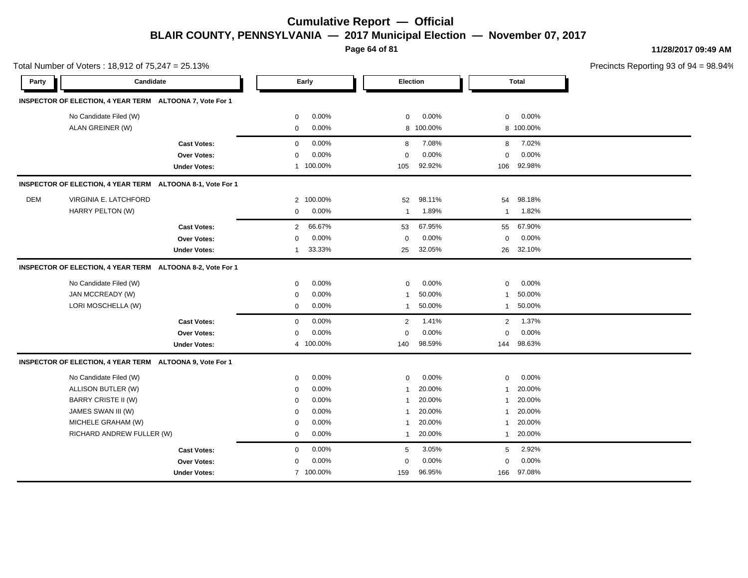# Cumulative Report — Official

## BLAIR COUNTY, PENNSYLVANIA — 2017 Municipal Election — November 07, 2017

11/28/2017 09:49 AM

Total Number of Voters : 18,912 of 75,247 = 25.13%

Precincts Reporting 93 of 94 = 98.94%

| Party | Candidate | Early | | Election | | Total | |
|---|---|---|---|---|---|---|---|
| **INSPECTOR OF ELECTION, 4 YEAR TERM ALTOONA 7, Vote For 1** | | | | | | | |
| | No Candidate Filed (W) | 0 | 0.00% | 0 | 0.00% | 0 | 0.00% |
| | ALAN GREINER (W) | 0 | 0.00% | 8 | 100.00% | 8 | 100.00% |
| | **Cast Votes:** | 0 | 0.00% | 8 | 7.08% | 8 | 7.02% |
| | **Over Votes:** | 0 | 0.00% | 0 | 0.00% | 0 | 0.00% |
| | **Under Votes:** | 1 | 100.00% | 105 | 92.92% | 106 | 92.98% |
| **INSPECTOR OF ELECTION, 4 YEAR TERM ALTOONA 8-1, Vote For 1** | | | | | | | |
| DEM | VIRGINIA E. LATCHFORD | 2 | 100.00% | 52 | 98.11% | 54 | 98.18% |
| | HARRY PELTON (W) | 0 | 0.00% | 1 | 1.89% | 1 | 1.82% |
| | **Cast Votes:** | 2 | 66.67% | 53 | 67.95% | 55 | 67.90% |
| | **Over Votes:** | 0 | 0.00% | 0 | 0.00% | 0 | 0.00% |
| | **Under Votes:** | 1 | 33.33% | 25 | 32.05% | 26 | 32.10% |
| **INSPECTOR OF ELECTION, 4 YEAR TERM ALTOONA 8-2, Vote For 1** | | | | | | | |
| | No Candidate Filed (W) | 0 | 0.00% | 0 | 0.00% | 0 | 0.00% |
| | JAN MCCREADY (W) | 0 | 0.00% | 1 | 50.00% | 1 | 50.00% |
| | LORI MOSCHELLA (W) | 0 | 0.00% | 1 | 50.00% | 1 | 50.00% |
| | **Cast Votes:** | 0 | 0.00% | 2 | 1.41% | 2 | 1.37% |
| | **Over Votes:** | 0 | 0.00% | 0 | 0.00% | 0 | 0.00% |
| | **Under Votes:** | 4 | 100.00% | 140 | 98.59% | 144 | 98.63% |
| **INSPECTOR OF ELECTION, 4 YEAR TERM ALTOONA 9, Vote For 1** | | | | | | | |
| | No Candidate Filed (W) | 0 | 0.00% | 0 | 0.00% | 0 | 0.00% |
| | ALLISON BUTLER (W) | 0 | 0.00% | 1 | 20.00% | 1 | 20.00% |
| | BARRY CRISTE II (W) | 0 | 0.00% | 1 | 20.00% | 1 | 20.00% |
| | JAMES SWAN III (W) | 0 | 0.00% | 1 | 20.00% | 1 | 20.00% |
| | MICHELE GRAHAM (W) | 0 | 0.00% | 1 | 20.00% | 1 | 20.00% |
| | RICHARD ANDREW FULLER (W) | 0 | 0.00% | 1 | 20.00% | 1 | 20.00% |
| | **Cast Votes:** | 0 | 0.00% | 5 | 3.05% | 5 | 2.92% |
| | **Over Votes:** | 0 | 0.00% | 0 | 0.00% | 0 | 0.00% |
| | **Under Votes:** | 7 | 100.00% | 159 | 96.95% | 166 | 97.08% |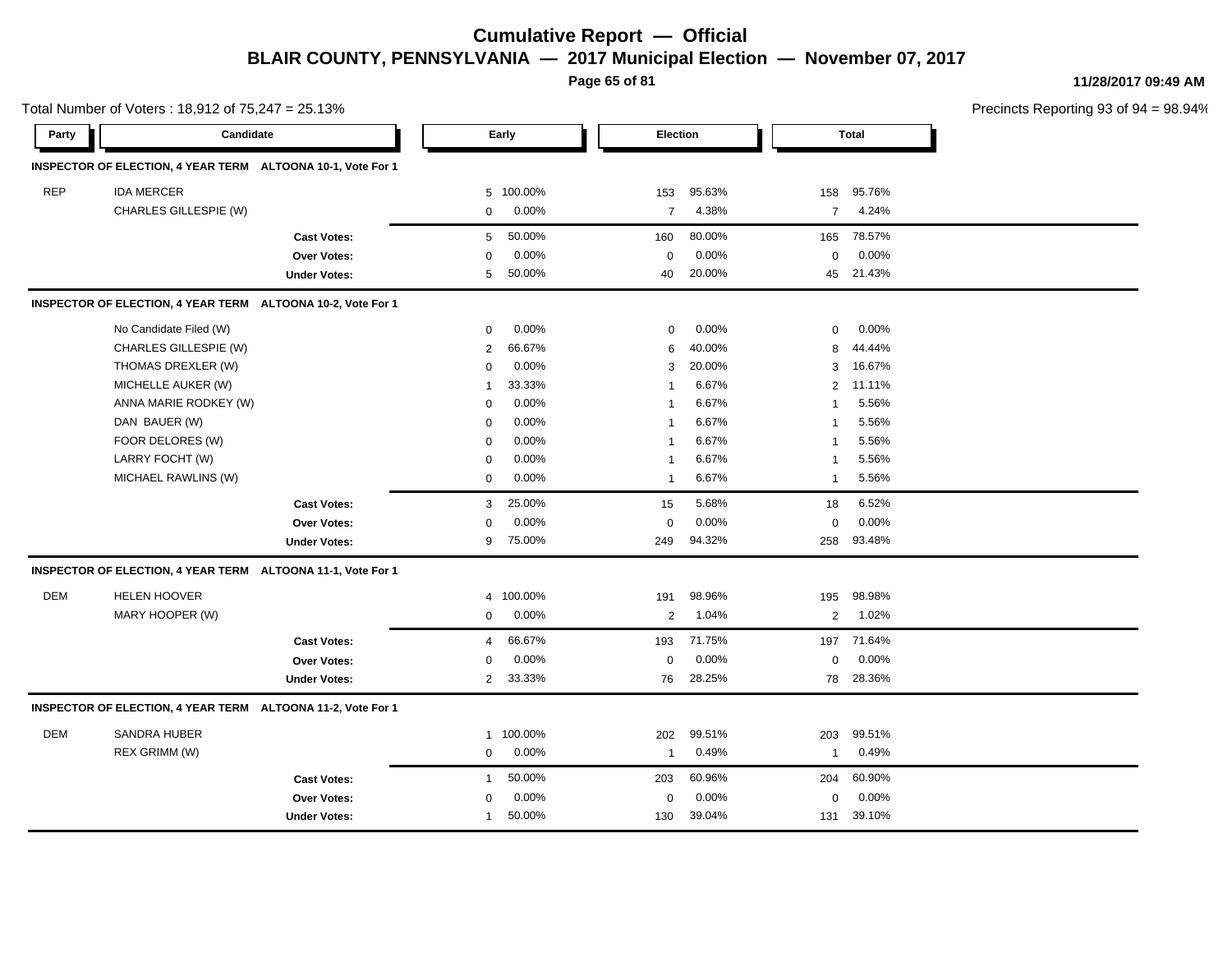# Cumulative Report — Official

## BLAIR COUNTY, PENNSYLVANIA — 2017 Municipal Election — November 07, 2017

11/28/2017 09:49 AM

Total Number of Voters : 18,912 of 75,247 = 25.13%

Precincts Reporting 93 of 94 = 98.94%

| Party | Candidate | Early | | Election | | Total | |
|---|---|---|---|---|---|---|---|
| **INSPECTOR OF ELECTION, 4 YEAR TERM ALTOONA 10-1, Vote For 1** | | | | | | | |
| REP | IDA MERCER | 5 | 100.00% | 153 | 95.63% | 158 | 95.76% |
| | CHARLES GILLESPIE (W) | 0 | 0.00% | 7 | 4.38% | 7 | 4.24% |
| | **Cast Votes:** | 5 | 50.00% | 160 | 80.00% | 165 | 78.57% |
| | **Over Votes:** | 0 | 0.00% | 0 | 0.00% | 0 | 0.00% |
| | **Under Votes:** | 5 | 50.00% | 40 | 20.00% | 45 | 21.43% |
| **INSPECTOR OF ELECTION, 4 YEAR TERM ALTOONA 10-2, Vote For 1** | | | | | | | |
| | No Candidate Filed (W) | 0 | 0.00% | 0 | 0.00% | 0 | 0.00% |
| | CHARLES GILLESPIE (W) | 2 | 66.67% | 6 | 40.00% | 8 | 44.44% |
| | THOMAS DREXLER (W) | 0 | 0.00% | 3 | 20.00% | 3 | 16.67% |
| | MICHELLE AUKER (W) | 1 | 33.33% | 1 | 6.67% | 2 | 11.11% |
| | ANNA MARIE RODKEY (W) | 0 | 0.00% | 1 | 6.67% | 1 | 5.56% |
| | DAN BAUER (W) | 0 | 0.00% | 1 | 6.67% | 1 | 5.56% |
| | FOOR DELORES (W) | 0 | 0.00% | 1 | 6.67% | 1 | 5.56% |
| | LARRY FOCHT (W) | 0 | 0.00% | 1 | 6.67% | 1 | 5.56% |
| | MICHAEL RAWLINS (W) | 0 | 0.00% | 1 | 6.67% | 1 | 5.56% |
| | **Cast Votes:** | 3 | 25.00% | 15 | 5.68% | 18 | 6.52% |
| | **Over Votes:** | 0 | 0.00% | 0 | 0.00% | 0 | 0.00% |
| | **Under Votes:** | 9 | 75.00% | 249 | 94.32% | 258 | 93.48% |
| **INSPECTOR OF ELECTION, 4 YEAR TERM ALTOONA 11-1, Vote For 1** | | | | | | | |
| DEM | HELEN HOOVER | 4 | 100.00% | 191 | 98.96% | 195 | 98.98% |
| | MARY HOOPER (W) | 0 | 0.00% | 2 | 1.04% | 2 | 1.02% |
| | **Cast Votes:** | 4 | 66.67% | 193 | 71.75% | 197 | 71.64% |
| | **Over Votes:** | 0 | 0.00% | 0 | 0.00% | 0 | 0.00% |
| | **Under Votes:** | 2 | 33.33% | 76 | 28.25% | 78 | 28.36% |
| **INSPECTOR OF ELECTION, 4 YEAR TERM ALTOONA 11-2, Vote For 1** | | | | | | | |
| DEM | SANDRA HUBER | 1 | 100.00% | 202 | 99.51% | 203 | 99.51% |
| | REX GRIMM (W) | 0 | 0.00% | 1 | 0.49% | 1 | 0.49% |
| | **Cast Votes:** | 1 | 50.00% | 203 | 60.96% | 204 | 60.90% |
| | **Over Votes:** | 0 | 0.00% | 0 | 0.00% | 0 | 0.00% |
| | **Under Votes:** | 1 | 50.00% | 130 | 39.04% | 131 | 39.10% |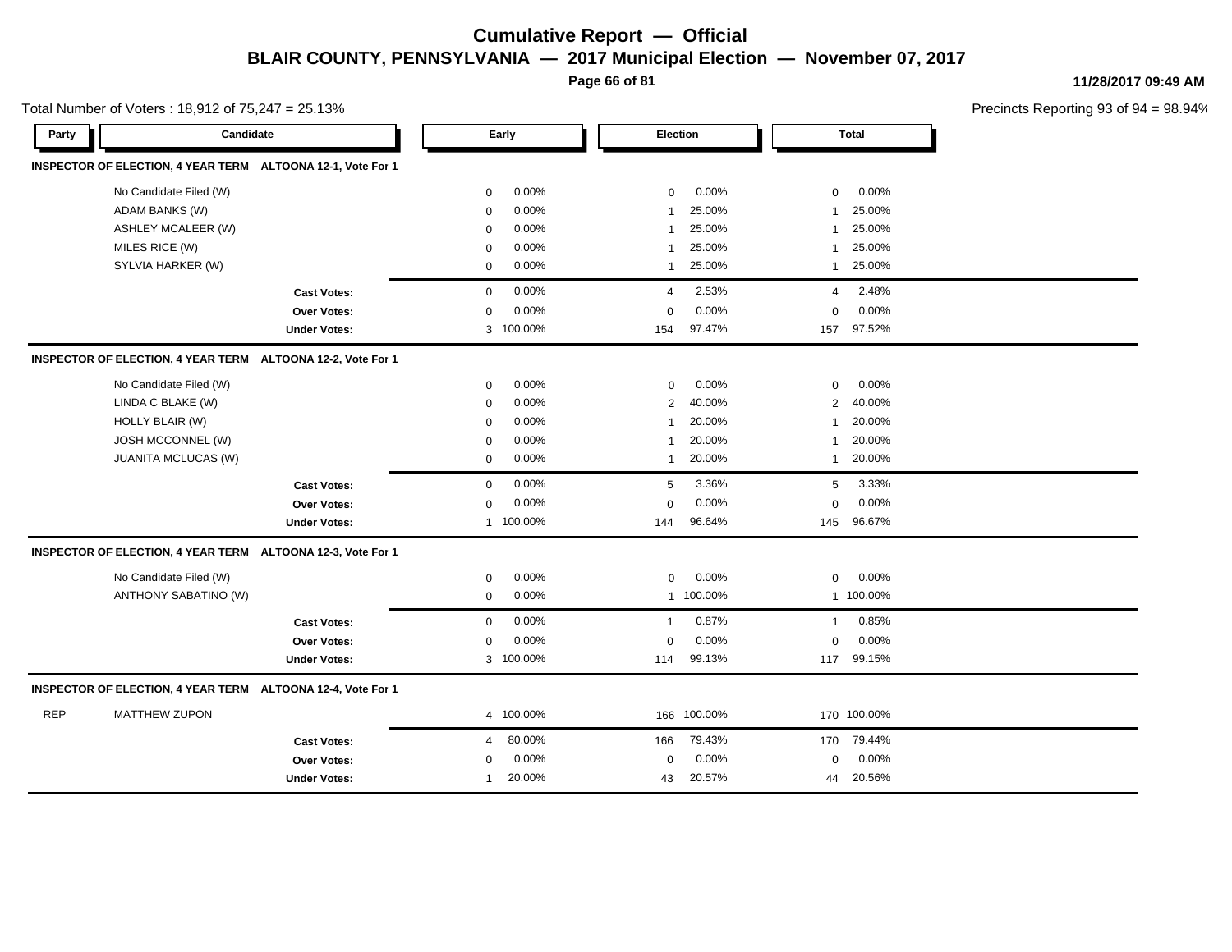# Cumulative Report — Official

## BLAIR COUNTY, PENNSYLVANIA — 2017 Municipal Election — November 07, 2017

11/28/2017 09:49 AM

Total Number of Voters : 18,912 of 75,247 = 25.13%

Precincts Reporting 93 of 94 = 98.94%

| Party | Candidate | Early | | Election | | Total | |
|---|---|---|---|---|---|---|---|
| **INSPECTOR OF ELECTION, 4 YEAR TERM ALTOONA 12-1, Vote For 1** | | | | | | | |
| | No Candidate Filed (W) | 0 | 0.00% | 0 | 0.00% | 0 | 0.00% |
| | ADAM BANKS (W) | 0 | 0.00% | 1 | 25.00% | 1 | 25.00% |
| | ASHLEY MCALEER (W) | 0 | 0.00% | 1 | 25.00% | 1 | 25.00% |
| | MILES RICE (W) | 0 | 0.00% | 1 | 25.00% | 1 | 25.00% |
| | SYLVIA HARKER (W) | 0 | 0.00% | 1 | 25.00% | 1 | 25.00% |
| | **Cast Votes:** | 0 | 0.00% | 4 | 2.53% | 4 | 2.48% |
| | **Over Votes:** | 0 | 0.00% | 0 | 0.00% | 0 | 0.00% |
| | **Under Votes:** | 3 | 100.00% | 154 | 97.47% | 157 | 97.52% |
| **INSPECTOR OF ELECTION, 4 YEAR TERM ALTOONA 12-2, Vote For 1** | | | | | | | |
| | No Candidate Filed (W) | 0 | 0.00% | 0 | 0.00% | 0 | 0.00% |
| | LINDA C BLAKE (W) | 0 | 0.00% | 2 | 40.00% | 2 | 40.00% |
| | HOLLY BLAIR (W) | 0 | 0.00% | 1 | 20.00% | 1 | 20.00% |
| | JOSH MCCONNEL (W) | 0 | 0.00% | 1 | 20.00% | 1 | 20.00% |
| | JUANITA MCLUCAS (W) | 0 | 0.00% | 1 | 20.00% | 1 | 20.00% |
| | **Cast Votes:** | 0 | 0.00% | 5 | 3.36% | 5 | 3.33% |
| | **Over Votes:** | 0 | 0.00% | 0 | 0.00% | 0 | 0.00% |
| | **Under Votes:** | 1 | 100.00% | 144 | 96.64% | 145 | 96.67% |
| **INSPECTOR OF ELECTION, 4 YEAR TERM ALTOONA 12-3, Vote For 1** | | | | | | | |
| | No Candidate Filed (W) | 0 | 0.00% | 0 | 0.00% | 0 | 0.00% |
| | ANTHONY SABATINO (W) | 0 | 0.00% | 1 | 100.00% | 1 | 100.00% |
| | **Cast Votes:** | 0 | 0.00% | 1 | 0.87% | 1 | 0.85% |
| | **Over Votes:** | 0 | 0.00% | 0 | 0.00% | 0 | 0.00% |
| | **Under Votes:** | 3 | 100.00% | 114 | 99.13% | 117 | 99.15% |
| **INSPECTOR OF ELECTION, 4 YEAR TERM ALTOONA 12-4, Vote For 1** | | | | | | | |
| REP | MATTHEW ZUPON | 4 | 100.00% | 166 | 100.00% | 170 | 100.00% |
| | **Cast Votes:** | 4 | 80.00% | 166 | 79.43% | 170 | 79.44% |
| | **Over Votes:** | 0 | 0.00% | 0 | 0.00% | 0 | 0.00% |
| | **Under Votes:** | 1 | 20.00% | 43 | 20.57% | 44 | 20.56% |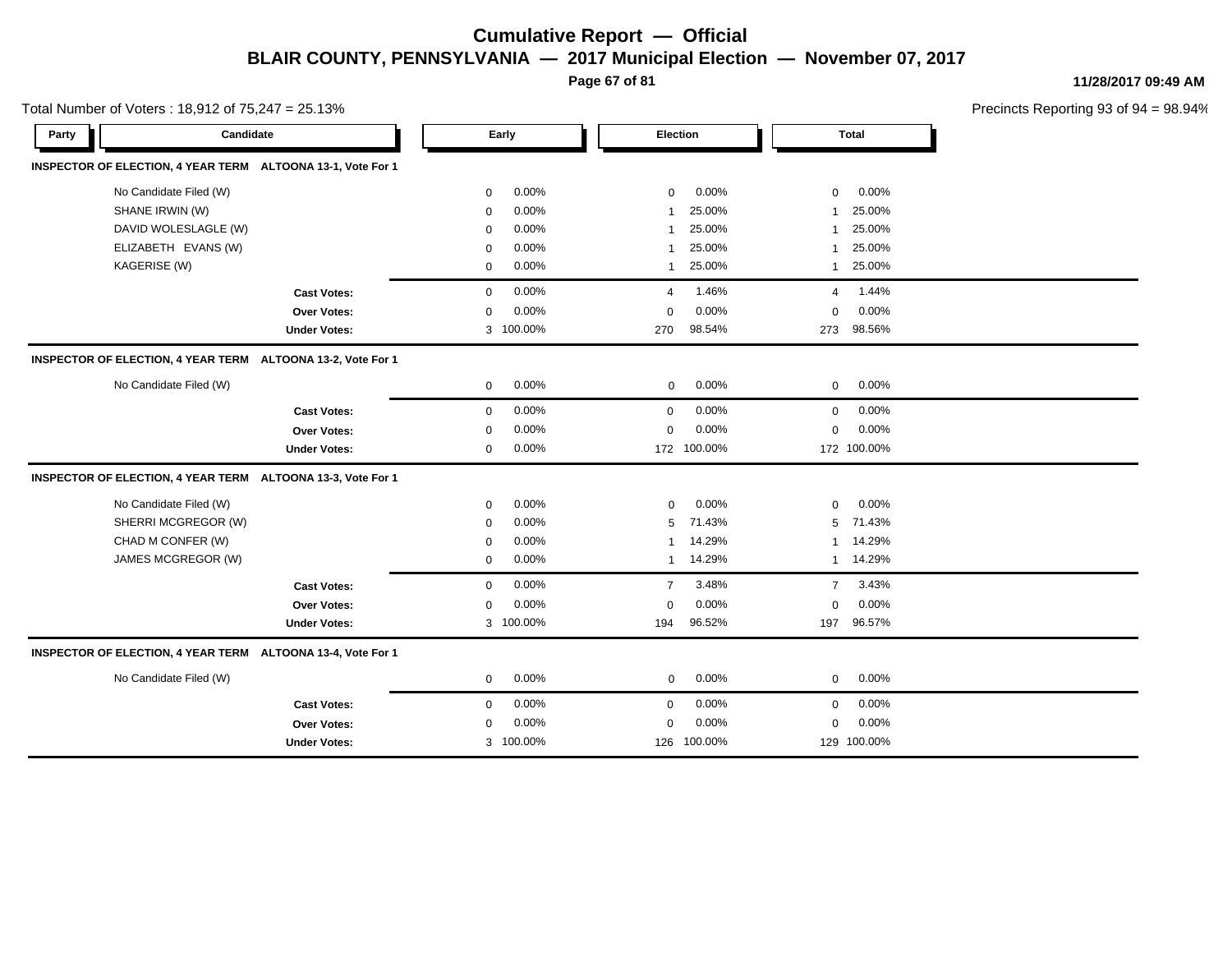# Cumulative Report — Official

## BLAIR COUNTY, PENNSYLVANIA — 2017 Municipal Election — November 07, 2017

11/28/2017 09:49 AM

Total Number of Voters : 18,912 of 75,247 = 25.13%

Precincts Reporting 93 of 94 = 98.94%

### INSPECTOR OF ELECTION, 4 YEAR TERM ALTOONA 13-1, Vote For 1

| Party | Candidate | Early | | Election | | Total | |
|---|---|---|---|---|---|---|---|
| | No Candidate Filed (W) | 0 | 0.00% | 0 | 0.00% | 0 | 0.00% |
| | SHANE IRWIN (W) | 0 | 0.00% | 1 | 25.00% | 1 | 25.00% |
| | DAVID WOLESLAGLE (W) | 0 | 0.00% | 1 | 25.00% | 1 | 25.00% |
| | ELIZABETH EVANS (W) | 0 | 0.00% | 1 | 25.00% | 1 | 25.00% |
| | KAGERISE (W) | 0 | 0.00% | 1 | 25.00% | 1 | 25.00% |
| | **Cast Votes:** | 0 | 0.00% | 4 | 1.46% | 4 | 1.44% |
| | **Over Votes:** | 0 | 0.00% | 0 | 0.00% | 0 | 0.00% |
| | **Under Votes:** | 3 | 100.00% | 270 | 98.54% | 273 | 98.56% |

### INSPECTOR OF ELECTION, 4 YEAR TERM ALTOONA 13-2, Vote For 1

| Party | Candidate | Early | | Election | | Total | |
|---|---|---|---|---|---|---|---|
| | No Candidate Filed (W) | 0 | 0.00% | 0 | 0.00% | 0 | 0.00% |
| | **Cast Votes:** | 0 | 0.00% | 0 | 0.00% | 0 | 0.00% |
| | **Over Votes:** | 0 | 0.00% | 0 | 0.00% | 0 | 0.00% |
| | **Under Votes:** | 0 | 0.00% | 172 | 100.00% | 172 | 100.00% |

### INSPECTOR OF ELECTION, 4 YEAR TERM ALTOONA 13-3, Vote For 1

| Party | Candidate | Early | | Election | | Total | |
|---|---|---|---|---|---|---|---|
| | No Candidate Filed (W) | 0 | 0.00% | 0 | 0.00% | 0 | 0.00% |
| | SHERRI MCGREGOR (W) | 0 | 0.00% | 5 | 71.43% | 5 | 71.43% |
| | CHAD M CONFER (W) | 0 | 0.00% | 1 | 14.29% | 1 | 14.29% |
| | JAMES MCGREGOR (W) | 0 | 0.00% | 1 | 14.29% | 1 | 14.29% |
| | **Cast Votes:** | 0 | 0.00% | 7 | 3.48% | 7 | 3.43% |
| | **Over Votes:** | 0 | 0.00% | 0 | 0.00% | 0 | 0.00% |
| | **Under Votes:** | 3 | 100.00% | 194 | 96.52% | 197 | 96.57% |

### INSPECTOR OF ELECTION, 4 YEAR TERM ALTOONA 13-4, Vote For 1

| Party | Candidate | Early | | Election | | Total | |
|---|---|---|---|---|---|---|---|
| | No Candidate Filed (W) | 0 | 0.00% | 0 | 0.00% | 0 | 0.00% |
| | **Cast Votes:** | 0 | 0.00% | 0 | 0.00% | 0 | 0.00% |
| | **Over Votes:** | 0 | 0.00% | 0 | 0.00% | 0 | 0.00% |
| | **Under Votes:** | 3 | 100.00% | 126 | 100.00% | 129 | 100.00% |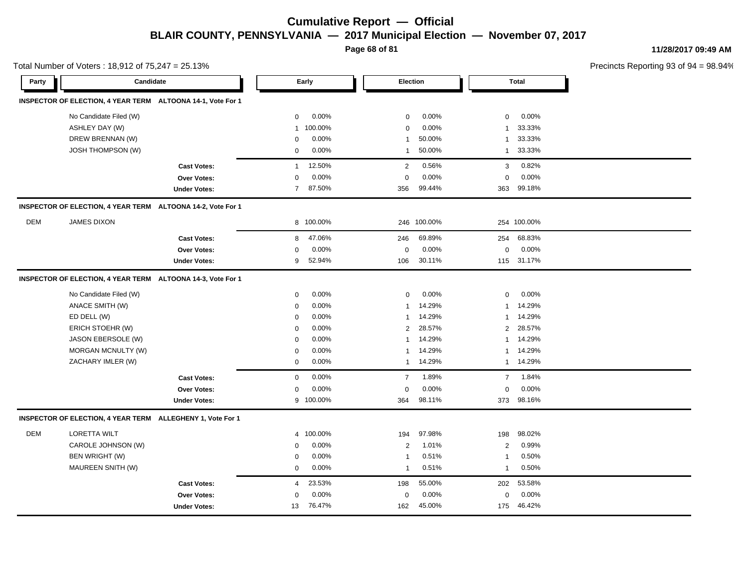# Cumulative Report — Official

## BLAIR COUNTY, PENNSYLVANIA — 2017 Municipal Election — November 07, 2017

11/28/2017 09:49 AM

Total Number of Voters : 18,912 of 75,247 = 25.13%

Precincts Reporting 93 of 94 = 98.94%

| Party | Candidate | | Early | | Election | | Total | |
|---|---|---|---|---|---|---|---|---|
| **INSPECTOR OF ELECTION, 4 YEAR TERM ALTOONA 14-1, Vote For 1** | | | | | | | | |
| | No Candidate Filed (W) | | 0 | 0.00% | 0 | 0.00% | 0 | 0.00% |
| | ASHLEY DAY (W) | | 1 | 100.00% | 0 | 0.00% | 1 | 33.33% |
| | DREW BRENNAN (W) | | 0 | 0.00% | 1 | 50.00% | 1 | 33.33% |
| | JOSH THOMPSON (W) | | 0 | 0.00% | 1 | 50.00% | 1 | 33.33% |
| | | **Cast Votes:** | 1 | 12.50% | 2 | 0.56% | 3 | 0.82% |
| | | **Over Votes:** | 0 | 0.00% | 0 | 0.00% | 0 | 0.00% |
| | | **Under Votes:** | 7 | 87.50% | 356 | 99.44% | 363 | 99.18% |
| **INSPECTOR OF ELECTION, 4 YEAR TERM ALTOONA 14-2, Vote For 1** | | | | | | | | |
| DEM | JAMES DIXON | | 8 | 100.00% | 246 | 100.00% | 254 | 100.00% |
| | | **Cast Votes:** | 8 | 47.06% | 246 | 69.89% | 254 | 68.83% |
| | | **Over Votes:** | 0 | 0.00% | 0 | 0.00% | 0 | 0.00% |
| | | **Under Votes:** | 9 | 52.94% | 106 | 30.11% | 115 | 31.17% |
| **INSPECTOR OF ELECTION, 4 YEAR TERM ALTOONA 14-3, Vote For 1** | | | | | | | | |
| | No Candidate Filed (W) | | 0 | 0.00% | 0 | 0.00% | 0 | 0.00% |
| | ANACE SMITH (W) | | 0 | 0.00% | 1 | 14.29% | 1 | 14.29% |
| | ED DELL (W) | | 0 | 0.00% | 1 | 14.29% | 1 | 14.29% |
| | ERICH STOEHR (W) | | 0 | 0.00% | 2 | 28.57% | 2 | 28.57% |
| | JASON EBERSOLE (W) | | 0 | 0.00% | 1 | 14.29% | 1 | 14.29% |
| | MORGAN MCNULTY (W) | | 0 | 0.00% | 1 | 14.29% | 1 | 14.29% |
| | ZACHARY IMLER (W) | | 0 | 0.00% | 1 | 14.29% | 1 | 14.29% |
| | | **Cast Votes:** | 0 | 0.00% | 7 | 1.89% | 7 | 1.84% |
| | | **Over Votes:** | 0 | 0.00% | 0 | 0.00% | 0 | 0.00% |
| | | **Under Votes:** | 9 | 100.00% | 364 | 98.11% | 373 | 98.16% |
| **INSPECTOR OF ELECTION, 4 YEAR TERM ALLEGHENY 1, Vote For 1** | | | | | | | | |
| DEM | LORETTA WILT | | 4 | 100.00% | 194 | 97.98% | 198 | 98.02% |
| | CAROLE JOHNSON (W) | | 0 | 0.00% | 2 | 1.01% | 2 | 0.99% |
| | BEN WRIGHT (W) | | 0 | 0.00% | 1 | 0.51% | 1 | 0.50% |
| | MAUREEN SNITH (W) | | 0 | 0.00% | 1 | 0.51% | 1 | 0.50% |
| | | **Cast Votes:** | 4 | 23.53% | 198 | 55.00% | 202 | 53.58% |
| | | **Over Votes:** | 0 | 0.00% | 0 | 0.00% | 0 | 0.00% |
| | | **Under Votes:** | 13 | 76.47% | 162 | 45.00% | 175 | 46.42% |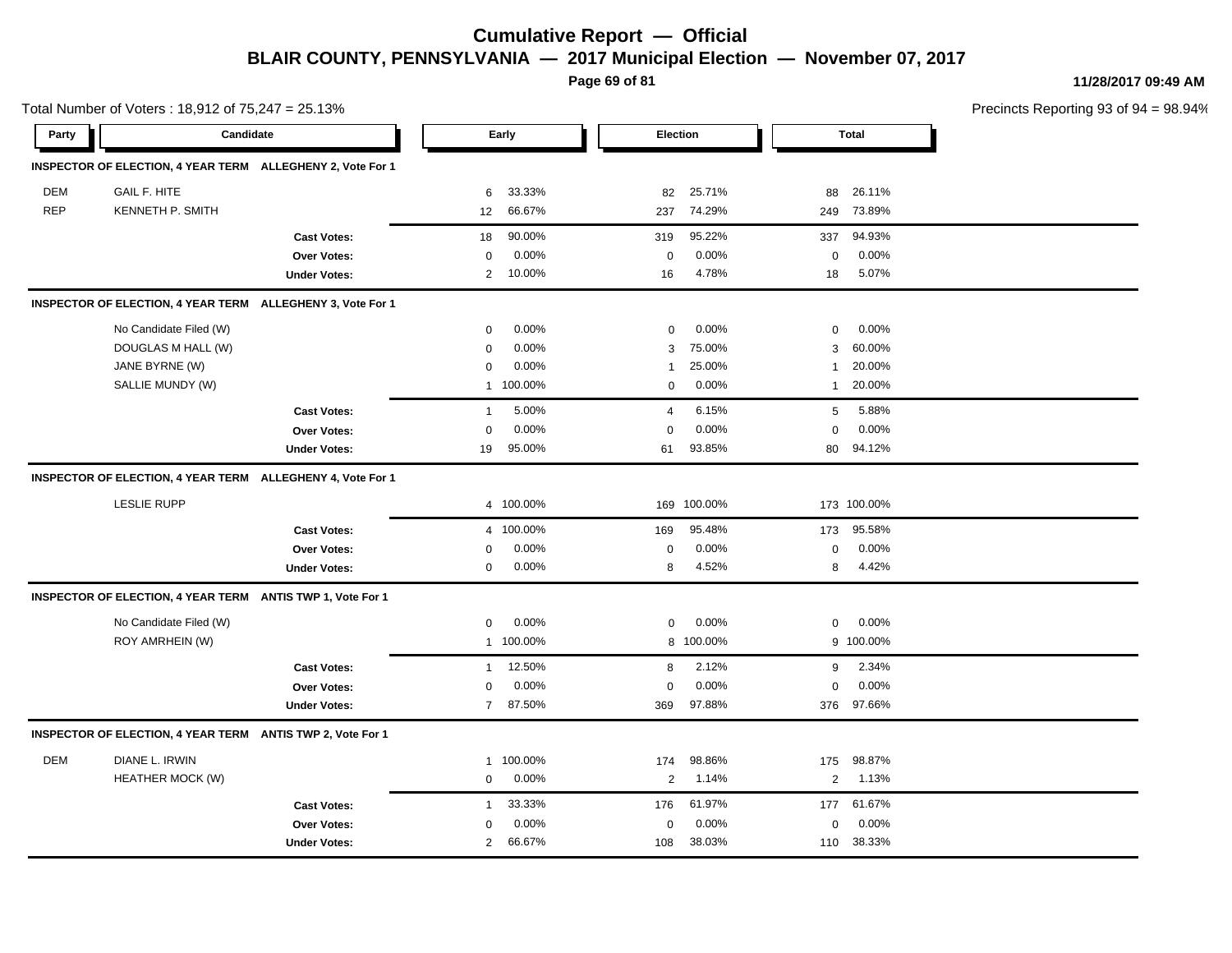# Cumulative Report — Official

## BLAIR COUNTY, PENNSYLVANIA — 2017 Municipal Election — November 07, 2017

11/28/2017 09:49 AM

Total Number of Voters : 18,912 of 75,247 = 25.13%

Precincts Reporting 93 of 94 = 98.94%

| Party | Candidate | | Early | | Election | | Total | |
|---|---|---|---|---|---|---|---|---|
| **INSPECTOR OF ELECTION, 4 YEAR TERM ALLEGHENY 2, Vote For 1** | | | | | | | | |
| DEM | GAIL F. HITE | | 6 | 33.33% | 82 | 25.71% | 88 | 26.11% |
| REP | KENNETH P. SMITH | | 12 | 66.67% | 237 | 74.29% | 249 | 73.89% |
| | | **Cast Votes:** | 18 | 90.00% | 319 | 95.22% | 337 | 94.93% |
| | | **Over Votes:** | 0 | 0.00% | 0 | 0.00% | 0 | 0.00% |
| | | **Under Votes:** | 2 | 10.00% | 16 | 4.78% | 18 | 5.07% |
| **INSPECTOR OF ELECTION, 4 YEAR TERM ALLEGHENY 3, Vote For 1** | | | | | | | | |
| | No Candidate Filed (W) | | 0 | 0.00% | 0 | 0.00% | 0 | 0.00% |
| | DOUGLAS M HALL (W) | | 0 | 0.00% | 3 | 75.00% | 3 | 60.00% |
| | JANE BYRNE (W) | | 0 | 0.00% | 1 | 25.00% | 1 | 20.00% |
| | SALLIE MUNDY (W) | | 1 | 100.00% | 0 | 0.00% | 1 | 20.00% |
| | | **Cast Votes:** | 1 | 5.00% | 4 | 6.15% | 5 | 5.88% |
| | | **Over Votes:** | 0 | 0.00% | 0 | 0.00% | 0 | 0.00% |
| | | **Under Votes:** | 19 | 95.00% | 61 | 93.85% | 80 | 94.12% |
| **INSPECTOR OF ELECTION, 4 YEAR TERM ALLEGHENY 4, Vote For 1** | | | | | | | | |
| | LESLIE RUPP | | 4 | 100.00% | 169 | 100.00% | 173 | 100.00% |
| | | **Cast Votes:** | 4 | 100.00% | 169 | 95.48% | 173 | 95.58% |
| | | **Over Votes:** | 0 | 0.00% | 0 | 0.00% | 0 | 0.00% |
| | | **Under Votes:** | 0 | 0.00% | 8 | 4.52% | 8 | 4.42% |
| **INSPECTOR OF ELECTION, 4 YEAR TERM ANTIS TWP 1, Vote For 1** | | | | | | | | |
| | No Candidate Filed (W) | | 0 | 0.00% | 0 | 0.00% | 0 | 0.00% |
| | ROY AMRHEIN (W) | | 1 | 100.00% | 8 | 100.00% | 9 | 100.00% |
| | | **Cast Votes:** | 1 | 12.50% | 8 | 2.12% | 9 | 2.34% |
| | | **Over Votes:** | 0 | 0.00% | 0 | 0.00% | 0 | 0.00% |
| | | **Under Votes:** | 7 | 87.50% | 369 | 97.88% | 376 | 97.66% |
| **INSPECTOR OF ELECTION, 4 YEAR TERM ANTIS TWP 2, Vote For 1** | | | | | | | | |
| DEM | DIANE L. IRWIN | | 1 | 100.00% | 174 | 98.86% | 175 | 98.87% |
| | HEATHER MOCK (W) | | 0 | 0.00% | 2 | 1.14% | 2 | 1.13% |
| | | **Cast Votes:** | 1 | 33.33% | 176 | 61.97% | 177 | 61.67% |
| | | **Over Votes:** | 0 | 0.00% | 0 | 0.00% | 0 | 0.00% |
| | | **Under Votes:** | 2 | 66.67% | 108 | 38.03% | 110 | 38.33% |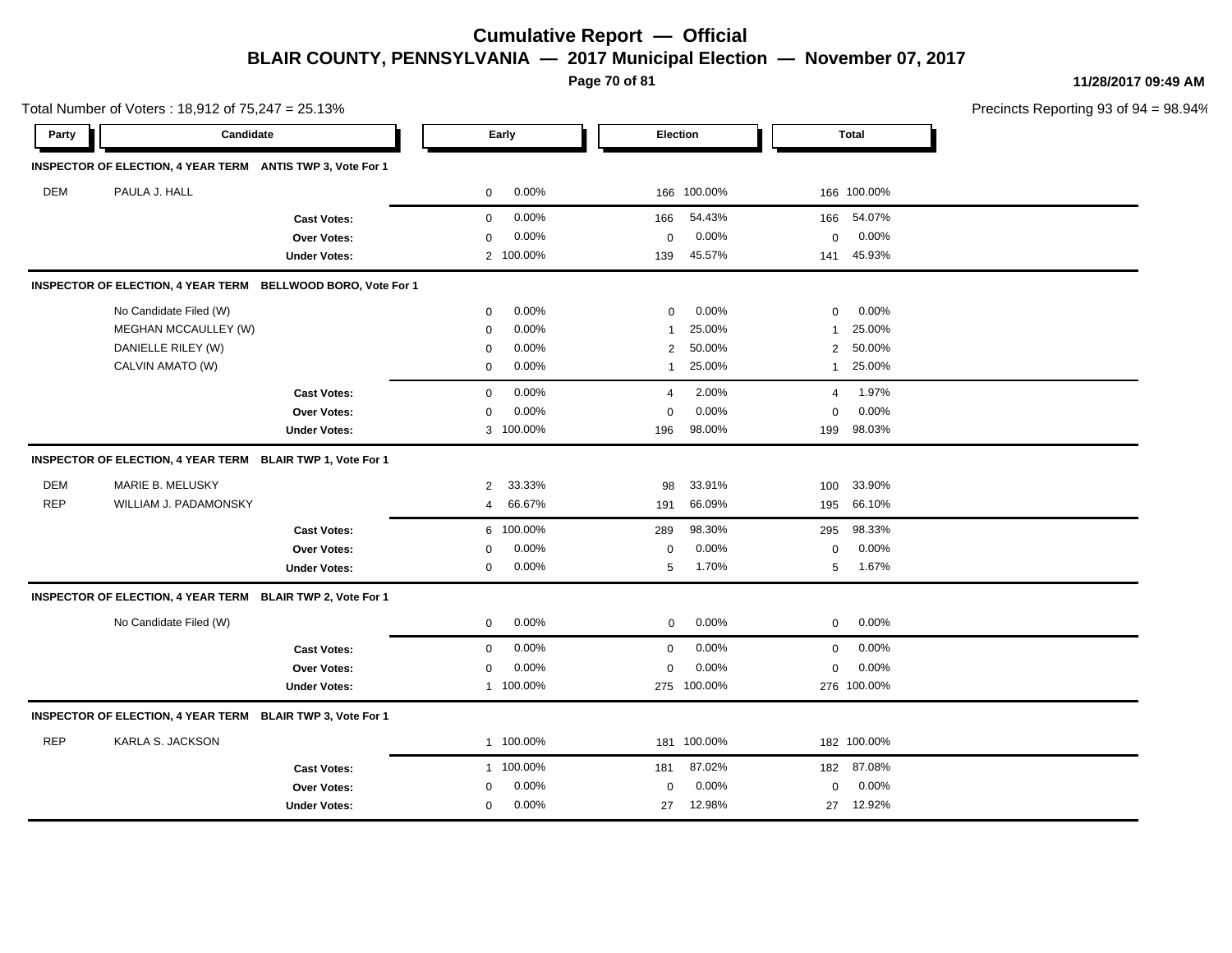# Cumulative Report — Official

## BLAIR COUNTY, PENNSYLVANIA — 2017 Municipal Election — November 07, 2017

11/28/2017 09:49 AM

Total Number of Voters : 18,912 of 75,247 = 25.13%

Precincts Reporting 93 of 94 = 98.94%

| Party | Candidate | | Early | | Election | | Total | |
|---|---|---|---|---|---|---|---|---|
| **INSPECTOR OF ELECTION, 4 YEAR TERM ANTIS TWP 3, Vote For 1** | | | | | | | | |
| DEM | PAULA J. HALL | | 0 | 0.00% | 166 | 100.00% | 166 | 100.00% |
| | | **Cast Votes:** | 0 | 0.00% | 166 | 54.43% | 166 | 54.07% |
| | | **Over Votes:** | 0 | 0.00% | 0 | 0.00% | 0 | 0.00% |
| | | **Under Votes:** | 2 | 100.00% | 139 | 45.57% | 141 | 45.93% |
| **INSPECTOR OF ELECTION, 4 YEAR TERM BELLWOOD BORO, Vote For 1** | | | | | | | | |
| | No Candidate Filed (W) | | 0 | 0.00% | 0 | 0.00% | 0 | 0.00% |
| | MEGHAN MCCAULLEY (W) | | 0 | 0.00% | 1 | 25.00% | 1 | 25.00% |
| | DANIELLE RILEY (W) | | 0 | 0.00% | 2 | 50.00% | 2 | 50.00% |
| | CALVIN AMATO (W) | | 0 | 0.00% | 1 | 25.00% | 1 | 25.00% |
| | | **Cast Votes:** | 0 | 0.00% | 4 | 2.00% | 4 | 1.97% |
| | | **Over Votes:** | 0 | 0.00% | 0 | 0.00% | 0 | 0.00% |
| | | **Under Votes:** | 3 | 100.00% | 196 | 98.00% | 199 | 98.03% |
| **INSPECTOR OF ELECTION, 4 YEAR TERM BLAIR TWP 1, Vote For 1** | | | | | | | | |
| DEM | MARIE B. MELUSKY | | 2 | 33.33% | 98 | 33.91% | 100 | 33.90% |
| REP | WILLIAM J. PADAMONSKY | | 4 | 66.67% | 191 | 66.09% | 195 | 66.10% |
| | | **Cast Votes:** | 6 | 100.00% | 289 | 98.30% | 295 | 98.33% |
| | | **Over Votes:** | 0 | 0.00% | 0 | 0.00% | 0 | 0.00% |
| | | **Under Votes:** | 0 | 0.00% | 5 | 1.70% | 5 | 1.67% |
| **INSPECTOR OF ELECTION, 4 YEAR TERM BLAIR TWP 2, Vote For 1** | | | | | | | | |
| | No Candidate Filed (W) | | 0 | 0.00% | 0 | 0.00% | 0 | 0.00% |
| | | **Cast Votes:** | 0 | 0.00% | 0 | 0.00% | 0 | 0.00% |
| | | **Over Votes:** | 0 | 0.00% | 0 | 0.00% | 0 | 0.00% |
| | | **Under Votes:** | 1 | 100.00% | 275 | 100.00% | 276 | 100.00% |
| **INSPECTOR OF ELECTION, 4 YEAR TERM BLAIR TWP 3, Vote For 1** | | | | | | | | |
| REP | KARLA S. JACKSON | | 1 | 100.00% | 181 | 100.00% | 182 | 100.00% |
| | | **Cast Votes:** | 1 | 100.00% | 181 | 87.02% | 182 | 87.08% |
| | | **Over Votes:** | 0 | 0.00% | 0 | 0.00% | 0 | 0.00% |
| | | **Under Votes:** | 0 | 0.00% | 27 | 12.98% | 27 | 12.92% |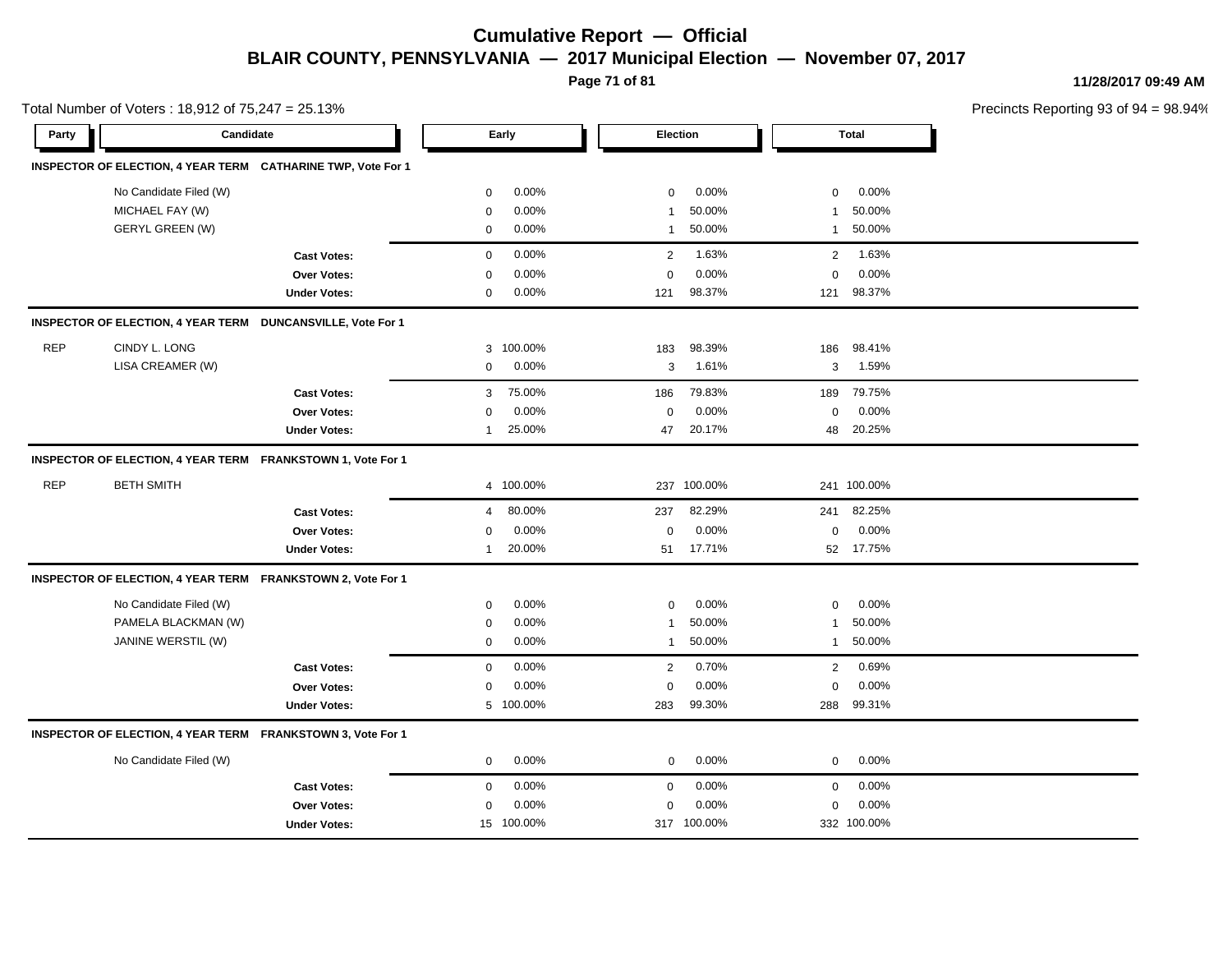# Cumulative Report — Official

## BLAIR COUNTY, PENNSYLVANIA — 2017 Municipal Election — November 07, 2017

11/28/2017 09:49 AM

Total Number of Voters : 18,912 of 75,247 = 25.13%

Precincts Reporting 93 of 94 = 98.94%

| Party | Candidate | Early | | Election | | Total | |
|---|---|---|---|---|---|---|---|
| **INSPECTOR OF ELECTION, 4 YEAR TERM CATHARINE TWP, Vote For 1** | | | | | | | |
| | No Candidate Filed (W) | 0 | 0.00% | 0 | 0.00% | 0 | 0.00% |
| | MICHAEL FAY (W) | 0 | 0.00% | 1 | 50.00% | 1 | 50.00% |
| | GERYL GREEN (W) | 0 | 0.00% | 1 | 50.00% | 1 | 50.00% |
| | **Cast Votes:** | 0 | 0.00% | 2 | 1.63% | 2 | 1.63% |
| | **Over Votes:** | 0 | 0.00% | 0 | 0.00% | 0 | 0.00% |
| | **Under Votes:** | 0 | 0.00% | 121 | 98.37% | 121 | 98.37% |
| **INSPECTOR OF ELECTION, 4 YEAR TERM DUNCANSVILLE, Vote For 1** | | | | | | | |
| REP | CINDY L. LONG | 3 | 100.00% | 183 | 98.39% | 186 | 98.41% |
| | LISA CREAMER (W) | 0 | 0.00% | 3 | 1.61% | 3 | 1.59% |
| | **Cast Votes:** | 3 | 75.00% | 186 | 79.83% | 189 | 79.75% |
| | **Over Votes:** | 0 | 0.00% | 0 | 0.00% | 0 | 0.00% |
| | **Under Votes:** | 1 | 25.00% | 47 | 20.17% | 48 | 20.25% |
| **INSPECTOR OF ELECTION, 4 YEAR TERM FRANKSTOWN 1, Vote For 1** | | | | | | | |
| REP | BETH SMITH | 4 | 100.00% | 237 | 100.00% | 241 | 100.00% |
| | **Cast Votes:** | 4 | 80.00% | 237 | 82.29% | 241 | 82.25% |
| | **Over Votes:** | 0 | 0.00% | 0 | 0.00% | 0 | 0.00% |
| | **Under Votes:** | 1 | 20.00% | 51 | 17.71% | 52 | 17.75% |
| **INSPECTOR OF ELECTION, 4 YEAR TERM FRANKSTOWN 2, Vote For 1** | | | | | | | |
| | No Candidate Filed (W) | 0 | 0.00% | 0 | 0.00% | 0 | 0.00% |
| | PAMELA BLACKMAN (W) | 0 | 0.00% | 1 | 50.00% | 1 | 50.00% |
| | JANINE WERSTIL (W) | 0 | 0.00% | 1 | 50.00% | 1 | 50.00% |
| | **Cast Votes:** | 0 | 0.00% | 2 | 0.70% | 2 | 0.69% |
| | **Over Votes:** | 0 | 0.00% | 0 | 0.00% | 0 | 0.00% |
| | **Under Votes:** | 5 | 100.00% | 283 | 99.30% | 288 | 99.31% |
| **INSPECTOR OF ELECTION, 4 YEAR TERM FRANKSTOWN 3, Vote For 1** | | | | | | | |
| | No Candidate Filed (W) | 0 | 0.00% | 0 | 0.00% | 0 | 0.00% |
| | **Cast Votes:** | 0 | 0.00% | 0 | 0.00% | 0 | 0.00% |
| | **Over Votes:** | 0 | 0.00% | 0 | 0.00% | 0 | 0.00% |
| | **Under Votes:** | 15 | 100.00% | 317 | 100.00% | 332 | 100.00% |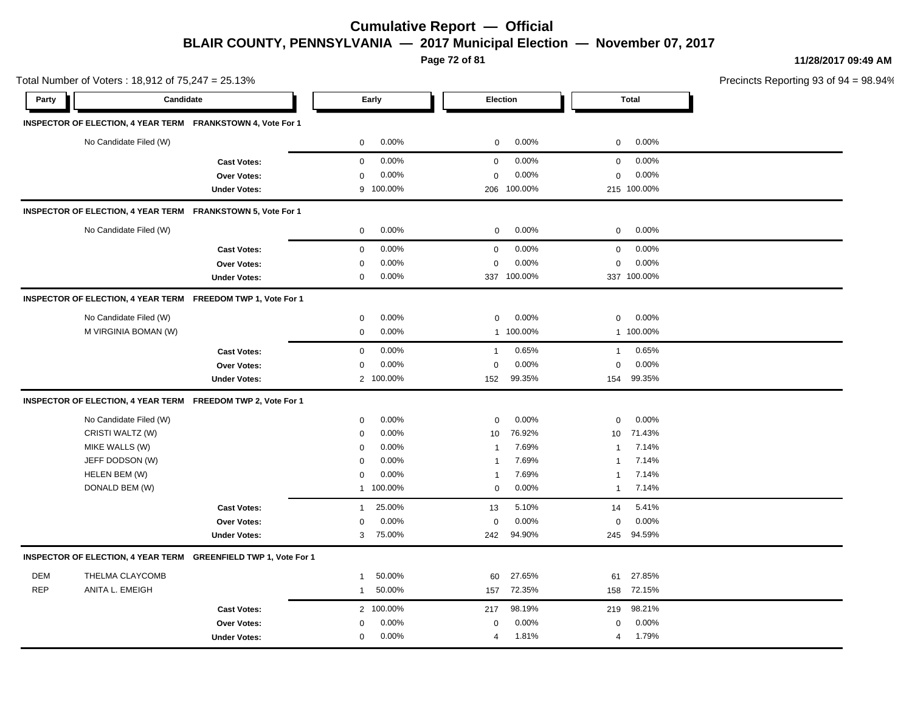# Cumulative Report — Official

## BLAIR COUNTY, PENNSYLVANIA — 2017 Municipal Election — November 07, 2017

11/28/2017 09:49 AM

Total Number of Voters : 18,912 of 75,247 = 25.13%

Precincts Reporting 93 of 94 = 98.94%

| Party | Candidate | | Early | | Election | | Total | |
|---|---|---|---|---|---|---|---|---|
| **INSPECTOR OF ELECTION, 4 YEAR TERM FRANKSTOWN 4, Vote For 1** | | | | | | | | |
| | No Candidate Filed (W) | | 0 | 0.00% | 0 | 0.00% | 0 | 0.00% |
| | | **Cast Votes:** | 0 | 0.00% | 0 | 0.00% | 0 | 0.00% |
| | | **Over Votes:** | 0 | 0.00% | 0 | 0.00% | 0 | 0.00% |
| | | **Under Votes:** | 9 | 100.00% | 206 | 100.00% | 215 | 100.00% |
| **INSPECTOR OF ELECTION, 4 YEAR TERM FRANKSTOWN 5, Vote For 1** | | | | | | | | |
| | No Candidate Filed (W) | | 0 | 0.00% | 0 | 0.00% | 0 | 0.00% |
| | | **Cast Votes:** | 0 | 0.00% | 0 | 0.00% | 0 | 0.00% |
| | | **Over Votes:** | 0 | 0.00% | 0 | 0.00% | 0 | 0.00% |
| | | **Under Votes:** | 0 | 0.00% | 337 | 100.00% | 337 | 100.00% |
| **INSPECTOR OF ELECTION, 4 YEAR TERM FREEDOM TWP 1, Vote For 1** | | | | | | | | |
| | No Candidate Filed (W) | | 0 | 0.00% | 0 | 0.00% | 0 | 0.00% |
| | M VIRGINIA BOMAN (W) | | 0 | 0.00% | 1 | 100.00% | 1 | 100.00% |
| | | **Cast Votes:** | 0 | 0.00% | 1 | 0.65% | 1 | 0.65% |
| | | **Over Votes:** | 0 | 0.00% | 0 | 0.00% | 0 | 0.00% |
| | | **Under Votes:** | 2 | 100.00% | 152 | 99.35% | 154 | 99.35% |
| **INSPECTOR OF ELECTION, 4 YEAR TERM FREEDOM TWP 2, Vote For 1** | | | | | | | | |
| | No Candidate Filed (W) | | 0 | 0.00% | 0 | 0.00% | 0 | 0.00% |
| | CRISTI WALTZ (W) | | 0 | 0.00% | 10 | 76.92% | 10 | 71.43% |
| | MIKE WALLS (W) | | 0 | 0.00% | 1 | 7.69% | 1 | 7.14% |
| | JEFF DODSON (W) | | 0 | 0.00% | 1 | 7.69% | 1 | 7.14% |
| | HELEN BEM (W) | | 0 | 0.00% | 1 | 7.69% | 1 | 7.14% |
| | DONALD BEM (W) | | 1 | 100.00% | 0 | 0.00% | 1 | 7.14% |
| | | **Cast Votes:** | 1 | 25.00% | 13 | 5.10% | 14 | 5.41% |
| | | **Over Votes:** | 0 | 0.00% | 0 | 0.00% | 0 | 0.00% |
| | | **Under Votes:** | 3 | 75.00% | 242 | 94.90% | 245 | 94.59% |
| **INSPECTOR OF ELECTION, 4 YEAR TERM GREENFIELD TWP 1, Vote For 1** | | | | | | | | |
| DEM | THELMA CLAYCOMB | | 1 | 50.00% | 60 | 27.65% | 61 | 27.85% |
| REP | ANITA L. EMEIGH | | 1 | 50.00% | 157 | 72.35% | 158 | 72.15% |
| | | **Cast Votes:** | 2 | 100.00% | 217 | 98.19% | 219 | 98.21% |
| | | **Over Votes:** | 0 | 0.00% | 0 | 0.00% | 0 | 0.00% |
| | | **Under Votes:** | 0 | 0.00% | 4 | 1.81% | 4 | 1.79% |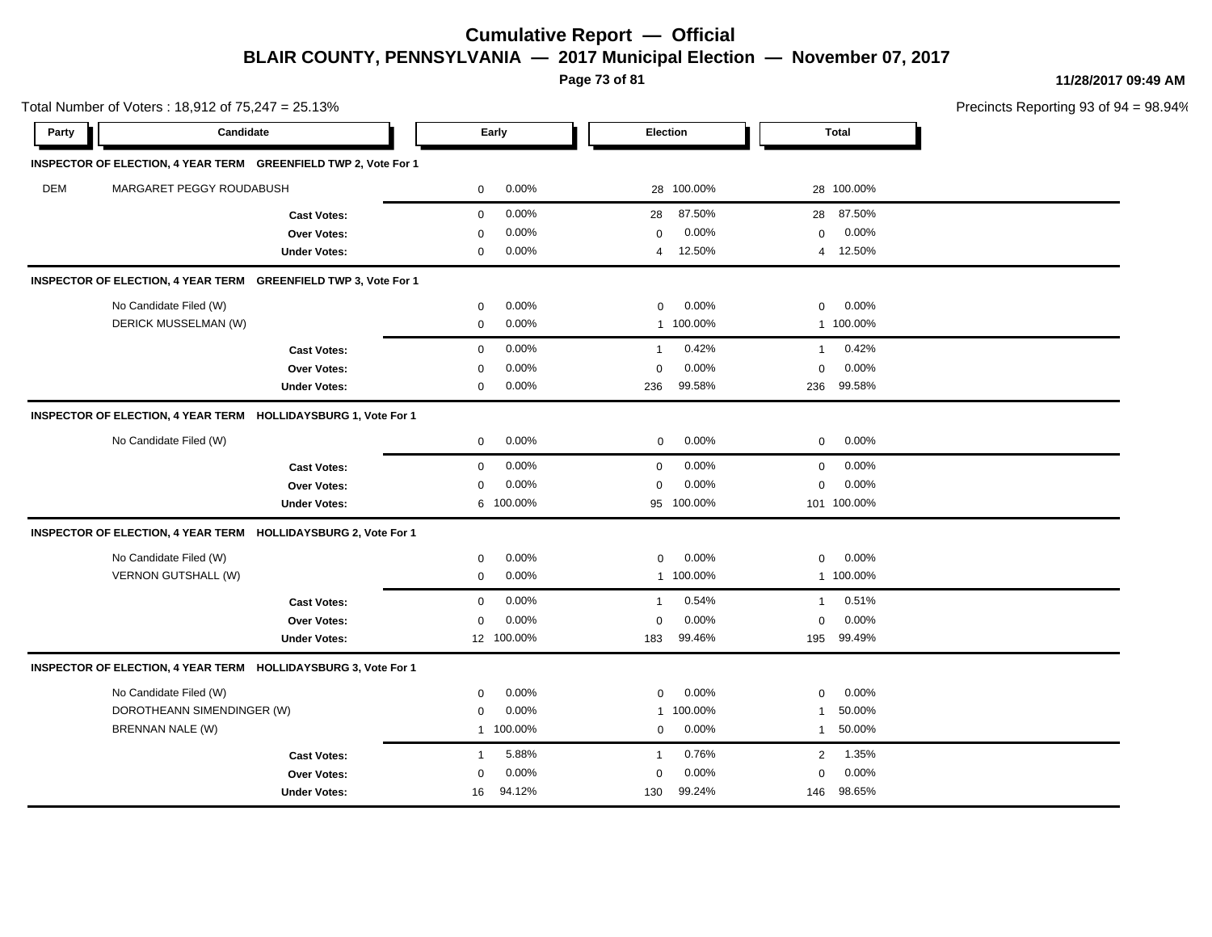# Cumulative Report — Official

## BLAIR COUNTY, PENNSYLVANIA — 2017 Municipal Election — November 07, 2017

11/28/2017 09:49 AM

Total Number of Voters : 18,912 of 75,247 = 25.13%

Precincts Reporting 93 of 94 = 98.94%

| Party | Candidate | Early | | Election | | Total | |
|---|---|---|---|---|---|---|---|
| **INSPECTOR OF ELECTION, 4 YEAR TERM GREENFIELD TWP 2, Vote For 1** | | | | | | | |
| DEM | MARGARET PEGGY ROUDABUSH | 0 | 0.00% | 28 | 100.00% | 28 | 100.00% |
| | **Cast Votes:** | 0 | 0.00% | 28 | 87.50% | 28 | 87.50% |
| | **Over Votes:** | 0 | 0.00% | 0 | 0.00% | 0 | 0.00% |
| | **Under Votes:** | 0 | 0.00% | 4 | 12.50% | 4 | 12.50% |
| **INSPECTOR OF ELECTION, 4 YEAR TERM GREENFIELD TWP 3, Vote For 1** | | | | | | | |
| | No Candidate Filed (W) | 0 | 0.00% | 0 | 0.00% | 0 | 0.00% |
| | DERICK MUSSELMAN (W) | 0 | 0.00% | 1 | 100.00% | 1 | 100.00% |
| | **Cast Votes:** | 0 | 0.00% | 1 | 0.42% | 1 | 0.42% |
| | **Over Votes:** | 0 | 0.00% | 0 | 0.00% | 0 | 0.00% |
| | **Under Votes:** | 0 | 0.00% | 236 | 99.58% | 236 | 99.58% |
| **INSPECTOR OF ELECTION, 4 YEAR TERM HOLLIDAYSBURG 1, Vote For 1** | | | | | | | |
| | No Candidate Filed (W) | 0 | 0.00% | 0 | 0.00% | 0 | 0.00% |
| | **Cast Votes:** | 0 | 0.00% | 0 | 0.00% | 0 | 0.00% |
| | **Over Votes:** | 0 | 0.00% | 0 | 0.00% | 0 | 0.00% |
| | **Under Votes:** | 6 | 100.00% | 95 | 100.00% | 101 | 100.00% |
| **INSPECTOR OF ELECTION, 4 YEAR TERM HOLLIDAYSBURG 2, Vote For 1** | | | | | | | |
| | No Candidate Filed (W) | 0 | 0.00% | 0 | 0.00% | 0 | 0.00% |
| | VERNON GUTSHALL (W) | 0 | 0.00% | 1 | 100.00% | 1 | 100.00% |
| | **Cast Votes:** | 0 | 0.00% | 1 | 0.54% | 1 | 0.51% |
| | **Over Votes:** | 0 | 0.00% | 0 | 0.00% | 0 | 0.00% |
| | **Under Votes:** | 12 | 100.00% | 183 | 99.46% | 195 | 99.49% |
| **INSPECTOR OF ELECTION, 4 YEAR TERM HOLLIDAYSBURG 3, Vote For 1** | | | | | | | |
| | No Candidate Filed (W) | 0 | 0.00% | 0 | 0.00% | 0 | 0.00% |
| | DOROTHEANN SIMENDINGER (W) | 0 | 0.00% | 1 | 100.00% | 1 | 50.00% |
| | BRENNAN NALE (W) | 1 | 100.00% | 0 | 0.00% | 1 | 50.00% |
| | **Cast Votes:** | 1 | 5.88% | 1 | 0.76% | 2 | 1.35% |
| | **Over Votes:** | 0 | 0.00% | 0 | 0.00% | 0 | 0.00% |
| | **Under Votes:** | 16 | 94.12% | 130 | 99.24% | 146 | 98.65% |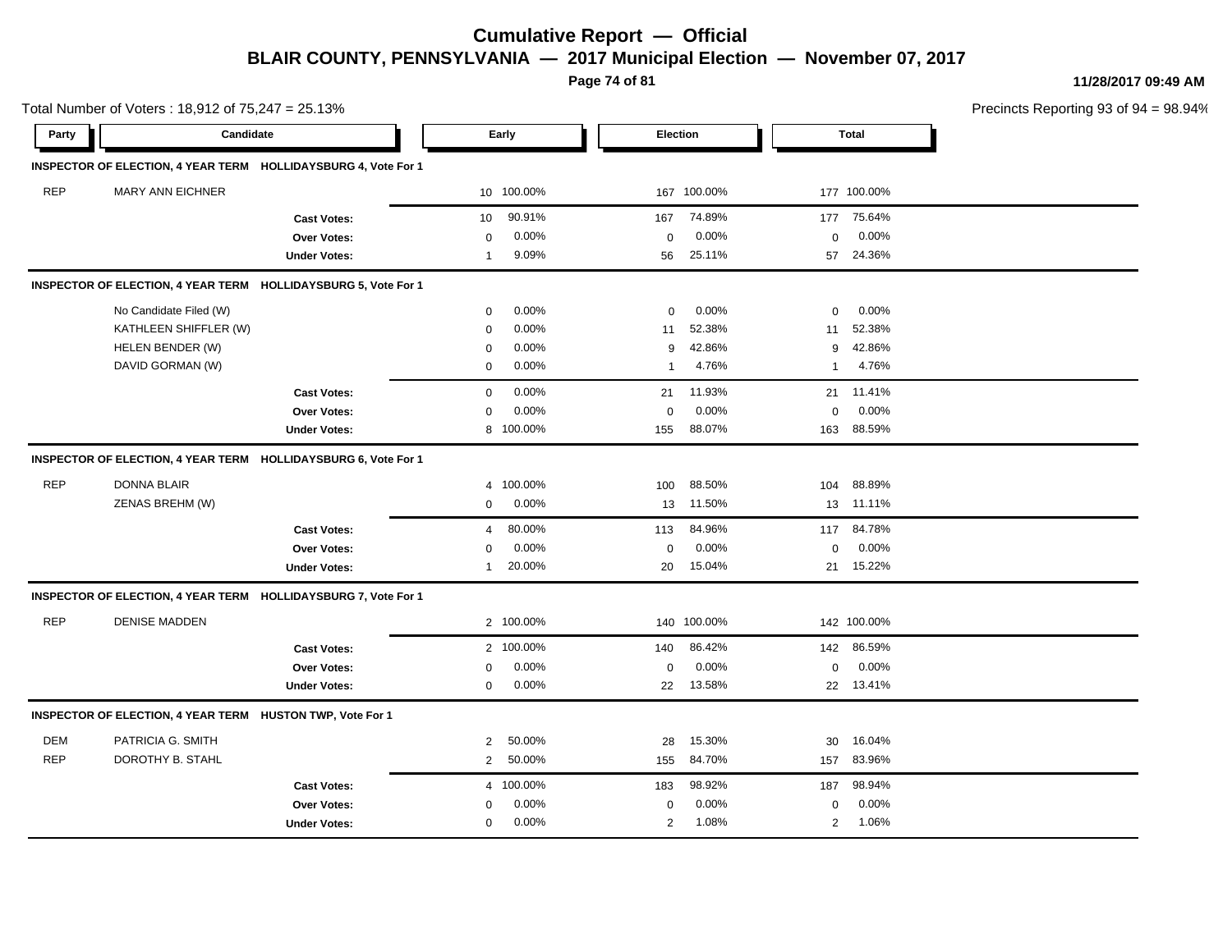# Cumulative Report — Official

## BLAIR COUNTY, PENNSYLVANIA — 2017 Municipal Election — November 07, 2017

11/28/2017 09:49 AM

Total Number of Voters : 18,912 of 75,247 = 25.13%

Precincts Reporting 93 of 94 = 98.94%

| Party | Candidate | Early | | Election | | Total | |
|---|---|---|---|---|---|---|---|
| **INSPECTOR OF ELECTION, 4 YEAR TERM HOLLIDAYSBURG 4, Vote For 1** | | | | | | | |
| REP | MARY ANN EICHNER | 10 | 100.00% | 167 | 100.00% | 177 | 100.00% |
| | **Cast Votes:** | 10 | 90.91% | 167 | 74.89% | 177 | 75.64% |
| | **Over Votes:** | 0 | 0.00% | 0 | 0.00% | 0 | 0.00% |
| | **Under Votes:** | 1 | 9.09% | 56 | 25.11% | 57 | 24.36% |
| **INSPECTOR OF ELECTION, 4 YEAR TERM HOLLIDAYSBURG 5, Vote For 1** | | | | | | | |
| | No Candidate Filed (W) | 0 | 0.00% | 0 | 0.00% | 0 | 0.00% |
| | KATHLEEN SHIFFLER (W) | 0 | 0.00% | 11 | 52.38% | 11 | 52.38% |
| | HELEN BENDER (W) | 0 | 0.00% | 9 | 42.86% | 9 | 42.86% |
| | DAVID GORMAN (W) | 0 | 0.00% | 1 | 4.76% | 1 | 4.76% |
| | **Cast Votes:** | 0 | 0.00% | 21 | 11.93% | 21 | 11.41% |
| | **Over Votes:** | 0 | 0.00% | 0 | 0.00% | 0 | 0.00% |
| | **Under Votes:** | 8 | 100.00% | 155 | 88.07% | 163 | 88.59% |
| **INSPECTOR OF ELECTION, 4 YEAR TERM HOLLIDAYSBURG 6, Vote For 1** | | | | | | | |
| REP | DONNA BLAIR | 4 | 100.00% | 100 | 88.50% | 104 | 88.89% |
| | ZENAS BREHM (W) | 0 | 0.00% | 13 | 11.50% | 13 | 11.11% |
| | **Cast Votes:** | 4 | 80.00% | 113 | 84.96% | 117 | 84.78% |
| | **Over Votes:** | 0 | 0.00% | 0 | 0.00% | 0 | 0.00% |
| | **Under Votes:** | 1 | 20.00% | 20 | 15.04% | 21 | 15.22% |
| **INSPECTOR OF ELECTION, 4 YEAR TERM HOLLIDAYSBURG 7, Vote For 1** | | | | | | | |
| REP | DENISE MADDEN | 2 | 100.00% | 140 | 100.00% | 142 | 100.00% |
| | **Cast Votes:** | 2 | 100.00% | 140 | 86.42% | 142 | 86.59% |
| | **Over Votes:** | 0 | 0.00% | 0 | 0.00% | 0 | 0.00% |
| | **Under Votes:** | 0 | 0.00% | 22 | 13.58% | 22 | 13.41% |
| **INSPECTOR OF ELECTION, 4 YEAR TERM HUSTON TWP, Vote For 1** | | | | | | | |
| DEM | PATRICIA G. SMITH | 2 | 50.00% | 28 | 15.30% | 30 | 16.04% |
| REP | DOROTHY B. STAHL | 2 | 50.00% | 155 | 84.70% | 157 | 83.96% |
| | **Cast Votes:** | 4 | 100.00% | 183 | 98.92% | 187 | 98.94% |
| | **Over Votes:** | 0 | 0.00% | 0 | 0.00% | 0 | 0.00% |
| | **Under Votes:** | 0 | 0.00% | 2 | 1.08% | 2 | 1.06% |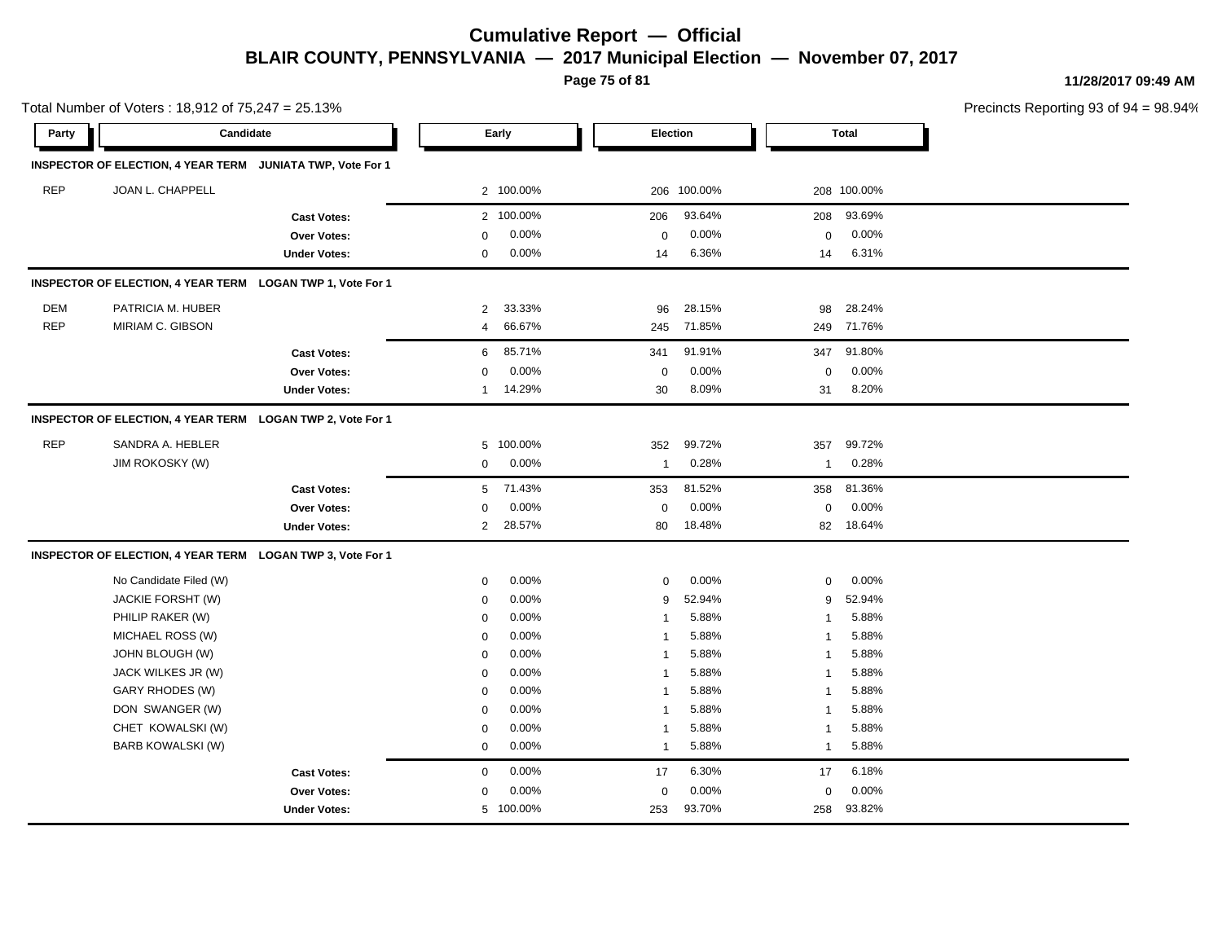# Cumulative Report — Official

## BLAIR COUNTY, PENNSYLVANIA — 2017 Municipal Election — November 07, 2017

11/28/2017 09:49 AM

Total Number of Voters : 18,912 of 75,247 = 25.13%

Precincts Reporting 93 of 94 = 98.94%

| Party | Candidate | Early | | Election | | Total | |
|---|---|---|---|---|---|---|---|
| **INSPECTOR OF ELECTION, 4 YEAR TERM JUNIATA TWP, Vote For 1** | | | | | | | |
| REP | JOAN L. CHAPPELL | 2 | 100.00% | 206 | 100.00% | 208 | 100.00% |
| | **Cast Votes:** | 2 | 100.00% | 206 | 93.64% | 208 | 93.69% |
| | **Over Votes:** | 0 | 0.00% | 0 | 0.00% | 0 | 0.00% |
| | **Under Votes:** | 0 | 0.00% | 14 | 6.36% | 14 | 6.31% |
| **INSPECTOR OF ELECTION, 4 YEAR TERM LOGAN TWP 1, Vote For 1** | | | | | | | |
| DEM | PATRICIA M. HUBER | 2 | 33.33% | 96 | 28.15% | 98 | 28.24% |
| REP | MIRIAM C. GIBSON | 4 | 66.67% | 245 | 71.85% | 249 | 71.76% |
| | **Cast Votes:** | 6 | 85.71% | 341 | 91.91% | 347 | 91.80% |
| | **Over Votes:** | 0 | 0.00% | 0 | 0.00% | 0 | 0.00% |
| | **Under Votes:** | 1 | 14.29% | 30 | 8.09% | 31 | 8.20% |
| **INSPECTOR OF ELECTION, 4 YEAR TERM LOGAN TWP 2, Vote For 1** | | | | | | | |
| REP | SANDRA A. HEBLER | 5 | 100.00% | 352 | 99.72% | 357 | 99.72% |
| | JIM ROKOSKY (W) | 0 | 0.00% | 1 | 0.28% | 1 | 0.28% |
| | **Cast Votes:** | 5 | 71.43% | 353 | 81.52% | 358 | 81.36% |
| | **Over Votes:** | 0 | 0.00% | 0 | 0.00% | 0 | 0.00% |
| | **Under Votes:** | 2 | 28.57% | 80 | 18.48% | 82 | 18.64% |
| **INSPECTOR OF ELECTION, 4 YEAR TERM LOGAN TWP 3, Vote For 1** | | | | | | | |
| | No Candidate Filed (W) | 0 | 0.00% | 0 | 0.00% | 0 | 0.00% |
| | JACKIE FORSHT (W) | 0 | 0.00% | 9 | 52.94% | 9 | 52.94% |
| | PHILIP RAKER (W) | 0 | 0.00% | 1 | 5.88% | 1 | 5.88% |
| | MICHAEL ROSS (W) | 0 | 0.00% | 1 | 5.88% | 1 | 5.88% |
| | JOHN BLOUGH (W) | 0 | 0.00% | 1 | 5.88% | 1 | 5.88% |
| | JACK WILKES JR (W) | 0 | 0.00% | 1 | 5.88% | 1 | 5.88% |
| | GARY RHODES (W) | 0 | 0.00% | 1 | 5.88% | 1 | 5.88% |
| | DON SWANGER (W) | 0 | 0.00% | 1 | 5.88% | 1 | 5.88% |
| | CHET KOWALSKI (W) | 0 | 0.00% | 1 | 5.88% | 1 | 5.88% |
| | BARB KOWALSKI (W) | 0 | 0.00% | 1 | 5.88% | 1 | 5.88% |
| | **Cast Votes:** | 0 | 0.00% | 17 | 6.30% | 17 | 6.18% |
| | **Over Votes:** | 0 | 0.00% | 0 | 0.00% | 0 | 0.00% |
| | **Under Votes:** | 5 | 100.00% | 253 | 93.70% | 258 | 93.82% |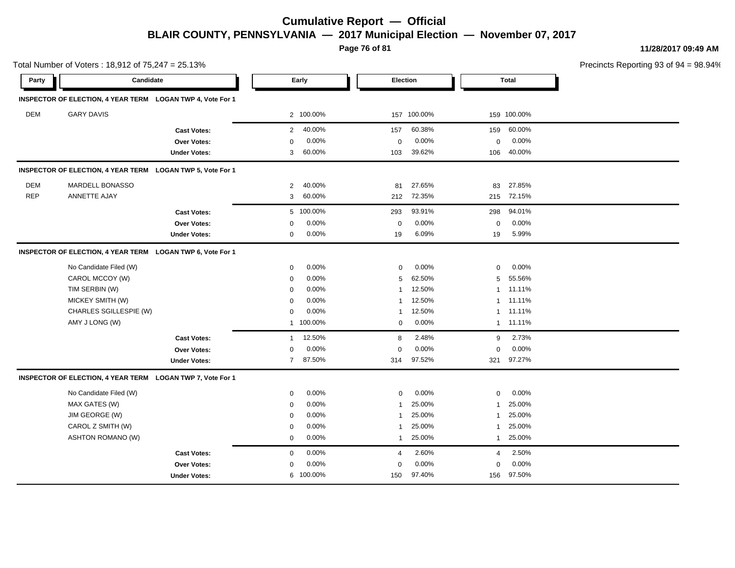# Cumulative Report — Official

## BLAIR COUNTY, PENNSYLVANIA — 2017 Municipal Election — November 07, 2017

Total Number of Voters : 18,912 of 75,247 = 25.13%

Precincts Reporting 93 of 94 = 98.94%

| Party | Candidate | Early | | Election | | Total | |
|---|---|---|---|---|---|---|---|
| **INSPECTOR OF ELECTION, 4 YEAR TERM LOGAN TWP 4, Vote For 1** | | | | | | | |
| DEM | GARY DAVIS | 2 | 100.00% | 157 | 100.00% | 159 | 100.00% |
| | **Cast Votes:** | 2 | 40.00% | 157 | 60.38% | 159 | 60.00% |
| | **Over Votes:** | 0 | 0.00% | 0 | 0.00% | 0 | 0.00% |
| | **Under Votes:** | 3 | 60.00% | 103 | 39.62% | 106 | 40.00% |
| **INSPECTOR OF ELECTION, 4 YEAR TERM LOGAN TWP 5, Vote For 1** | | | | | | | |
| DEM | MARDELL BONASSO | 2 | 40.00% | 81 | 27.65% | 83 | 27.85% |
| REP | ANNETTE AJAY | 3 | 60.00% | 212 | 72.35% | 215 | 72.15% |
| | **Cast Votes:** | 5 | 100.00% | 293 | 93.91% | 298 | 94.01% |
| | **Over Votes:** | 0 | 0.00% | 0 | 0.00% | 0 | 0.00% |
| | **Under Votes:** | 0 | 0.00% | 19 | 6.09% | 19 | 5.99% |
| **INSPECTOR OF ELECTION, 4 YEAR TERM LOGAN TWP 6, Vote For 1** | | | | | | | |
| | No Candidate Filed (W) | 0 | 0.00% | 0 | 0.00% | 0 | 0.00% |
| | CAROL MCCOY (W) | 0 | 0.00% | 5 | 62.50% | 5 | 55.56% |
| | TIM SERBIN (W) | 0 | 0.00% | 1 | 12.50% | 1 | 11.11% |
| | MICKEY SMITH (W) | 0 | 0.00% | 1 | 12.50% | 1 | 11.11% |
| | CHARLES SGILLESPIE (W) | 0 | 0.00% | 1 | 12.50% | 1 | 11.11% |
| | AMY J LONG (W) | 1 | 100.00% | 0 | 0.00% | 1 | 11.11% |
| | **Cast Votes:** | 1 | 12.50% | 8 | 2.48% | 9 | 2.73% |
| | **Over Votes:** | 0 | 0.00% | 0 | 0.00% | 0 | 0.00% |
| | **Under Votes:** | 7 | 87.50% | 314 | 97.52% | 321 | 97.27% |
| **INSPECTOR OF ELECTION, 4 YEAR TERM LOGAN TWP 7, Vote For 1** | | | | | | | |
| | No Candidate Filed (W) | 0 | 0.00% | 0 | 0.00% | 0 | 0.00% |
| | MAX GATES (W) | 0 | 0.00% | 1 | 25.00% | 1 | 25.00% |
| | JIM GEORGE (W) | 0 | 0.00% | 1 | 25.00% | 1 | 25.00% |
| | CAROL Z SMITH (W) | 0 | 0.00% | 1 | 25.00% | 1 | 25.00% |
| | ASHTON ROMANO (W) | 0 | 0.00% | 1 | 25.00% | 1 | 25.00% |
| | **Cast Votes:** | 0 | 0.00% | 4 | 2.60% | 4 | 2.50% |
| | **Over Votes:** | 0 | 0.00% | 0 | 0.00% | 0 | 0.00% |
| | **Under Votes:** | 6 | 100.00% | 150 | 97.40% | 156 | 97.50% |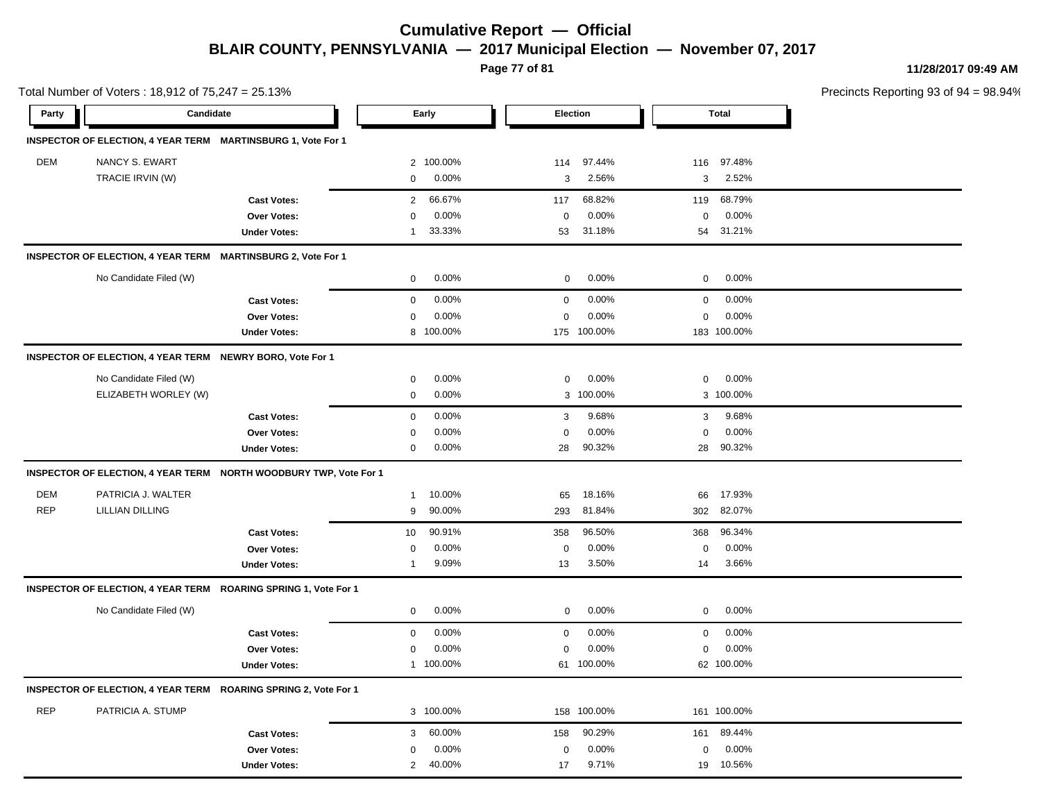# Cumulative Report — Official

## BLAIR COUNTY, PENNSYLVANIA — 2017 Municipal Election — November 07, 2017

11/28/2017 09:49 AM

Total Number of Voters : 18,912 of 75,247 = 25.13%

Precincts Reporting 93 of 94 = 98.94%

| Party | Candidate | Early | | Election | | Total | |
|---|---|---|---|---|---|---|---|
| **INSPECTOR OF ELECTION, 4 YEAR TERM MARTINSBURG 1, Vote For 1** | | | | | | | |
| DEM | NANCY S. EWART | 2 | 100.00% | 114 | 97.44% | 116 | 97.48% |
| | TRACIE IRVIN (W) | 0 | 0.00% | 3 | 2.56% | 3 | 2.52% |
| | **Cast Votes:** | 2 | 66.67% | 117 | 68.82% | 119 | 68.79% |
| | **Over Votes:** | 0 | 0.00% | 0 | 0.00% | 0 | 0.00% |
| | **Under Votes:** | 1 | 33.33% | 53 | 31.18% | 54 | 31.21% |
| **INSPECTOR OF ELECTION, 4 YEAR TERM MARTINSBURG 2, Vote For 1** | | | | | | | |
| | No Candidate Filed (W) | 0 | 0.00% | 0 | 0.00% | 0 | 0.00% |
| | **Cast Votes:** | 0 | 0.00% | 0 | 0.00% | 0 | 0.00% |
| | **Over Votes:** | 0 | 0.00% | 0 | 0.00% | 0 | 0.00% |
| | **Under Votes:** | 8 | 100.00% | 175 | 100.00% | 183 | 100.00% |
| **INSPECTOR OF ELECTION, 4 YEAR TERM NEWRY BORO, Vote For 1** | | | | | | | |
| | No Candidate Filed (W) | 0 | 0.00% | 0 | 0.00% | 0 | 0.00% |
| | ELIZABETH WORLEY (W) | 0 | 0.00% | 3 | 100.00% | 3 | 100.00% |
| | **Cast Votes:** | 0 | 0.00% | 3 | 9.68% | 3 | 9.68% |
| | **Over Votes:** | 0 | 0.00% | 0 | 0.00% | 0 | 0.00% |
| | **Under Votes:** | 0 | 0.00% | 28 | 90.32% | 28 | 90.32% |
| **INSPECTOR OF ELECTION, 4 YEAR TERM NORTH WOODBURY TWP, Vote For 1** | | | | | | | |
| DEM | PATRICIA J. WALTER | 1 | 10.00% | 65 | 18.16% | 66 | 17.93% |
| REP | LILLIAN DILLING | 9 | 90.00% | 293 | 81.84% | 302 | 82.07% |
| | **Cast Votes:** | 10 | 90.91% | 358 | 96.50% | 368 | 96.34% |
| | **Over Votes:** | 0 | 0.00% | 0 | 0.00% | 0 | 0.00% |
| | **Under Votes:** | 1 | 9.09% | 13 | 3.50% | 14 | 3.66% |
| **INSPECTOR OF ELECTION, 4 YEAR TERM ROARING SPRING 1, Vote For 1** | | | | | | | |
| | No Candidate Filed (W) | 0 | 0.00% | 0 | 0.00% | 0 | 0.00% |
| | **Cast Votes:** | 0 | 0.00% | 0 | 0.00% | 0 | 0.00% |
| | **Over Votes:** | 0 | 0.00% | 0 | 0.00% | 0 | 0.00% |
| | **Under Votes:** | 1 | 100.00% | 61 | 100.00% | 62 | 100.00% |
| **INSPECTOR OF ELECTION, 4 YEAR TERM ROARING SPRING 2, Vote For 1** | | | | | | | |
| REP | PATRICIA A. STUMP | 3 | 100.00% | 158 | 100.00% | 161 | 100.00% |
| | **Cast Votes:** | 3 | 60.00% | 158 | 90.29% | 161 | 89.44% |
| | **Over Votes:** | 0 | 0.00% | 0 | 0.00% | 0 | 0.00% |
| | **Under Votes:** | 2 | 40.00% | 17 | 9.71% | 19 | 10.56% |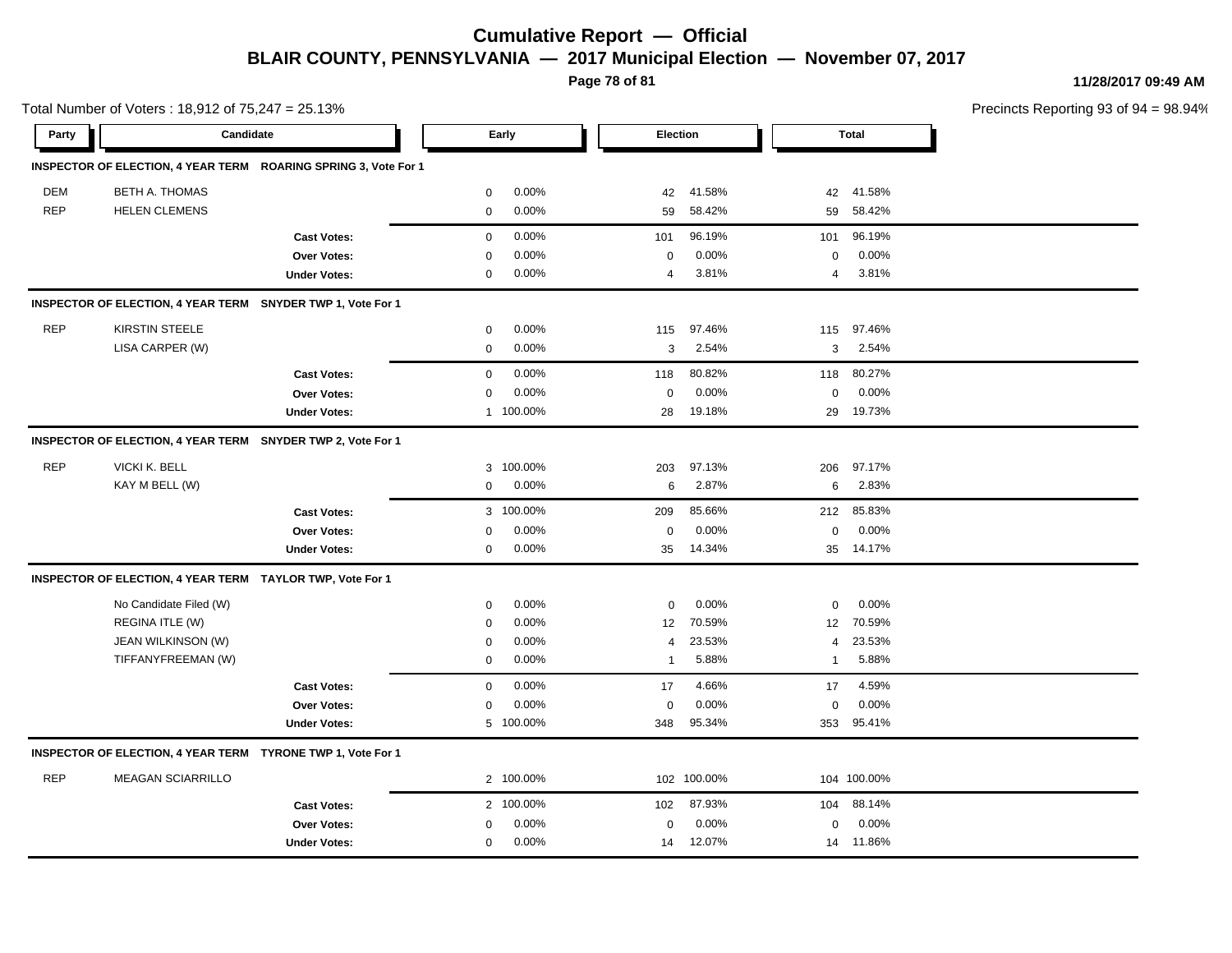# Cumulative Report — Official

## BLAIR COUNTY, PENNSYLVANIA — 2017 Municipal Election — November 07, 2017

11/28/2017 09:49 AM

Total Number of Voters : 18,912 of 75,247 = 25.13%

Precincts Reporting 93 of 94 = 98.94%

| Party | Candidate | | Early | | Election | | Total | |
|---|---|---|---|---|---|---|---|---|
| **INSPECTOR OF ELECTION, 4 YEAR TERM ROARING SPRING 3, Vote For 1** | | | | | | | | |
| DEM | BETH A. THOMAS | | 0 | 0.00% | 42 | 41.58% | 42 | 41.58% |
| REP | HELEN CLEMENS | | 0 | 0.00% | 59 | 58.42% | 59 | 58.42% |
| | | **Cast Votes:** | 0 | 0.00% | 101 | 96.19% | 101 | 96.19% |
| | | **Over Votes:** | 0 | 0.00% | 0 | 0.00% | 0 | 0.00% |
| | | **Under Votes:** | 0 | 0.00% | 4 | 3.81% | 4 | 3.81% |
| **INSPECTOR OF ELECTION, 4 YEAR TERM SNYDER TWP 1, Vote For 1** | | | | | | | | |
| REP | KIRSTIN STEELE | | 0 | 0.00% | 115 | 97.46% | 115 | 97.46% |
| | LISA CARPER (W) | | 0 | 0.00% | 3 | 2.54% | 3 | 2.54% |
| | | **Cast Votes:** | 0 | 0.00% | 118 | 80.82% | 118 | 80.27% |
| | | **Over Votes:** | 0 | 0.00% | 0 | 0.00% | 0 | 0.00% |
| | | **Under Votes:** | 1 | 100.00% | 28 | 19.18% | 29 | 19.73% |
| **INSPECTOR OF ELECTION, 4 YEAR TERM SNYDER TWP 2, Vote For 1** | | | | | | | | |
| REP | VICKI K. BELL | | 3 | 100.00% | 203 | 97.13% | 206 | 97.17% |
| | KAY M BELL (W) | | 0 | 0.00% | 6 | 2.87% | 6 | 2.83% |
| | | **Cast Votes:** | 3 | 100.00% | 209 | 85.66% | 212 | 85.83% |
| | | **Over Votes:** | 0 | 0.00% | 0 | 0.00% | 0 | 0.00% |
| | | **Under Votes:** | 0 | 0.00% | 35 | 14.34% | 35 | 14.17% |
| **INSPECTOR OF ELECTION, 4 YEAR TERM TAYLOR TWP, Vote For 1** | | | | | | | | |
| | No Candidate Filed (W) | | 0 | 0.00% | 0 | 0.00% | 0 | 0.00% |
| | REGINA ITLE (W) | | 0 | 0.00% | 12 | 70.59% | 12 | 70.59% |
| | JEAN WILKINSON (W) | | 0 | 0.00% | 4 | 23.53% | 4 | 23.53% |
| | TIFFANYFREEMAN (W) | | 0 | 0.00% | 1 | 5.88% | 1 | 5.88% |
| | | **Cast Votes:** | 0 | 0.00% | 17 | 4.66% | 17 | 4.59% |
| | | **Over Votes:** | 0 | 0.00% | 0 | 0.00% | 0 | 0.00% |
| | | **Under Votes:** | 5 | 100.00% | 348 | 95.34% | 353 | 95.41% |
| **INSPECTOR OF ELECTION, 4 YEAR TERM TYRONE TWP 1, Vote For 1** | | | | | | | | |
| REP | MEAGAN SCIARRILLO | | 2 | 100.00% | 102 | 100.00% | 104 | 100.00% |
| | | **Cast Votes:** | 2 | 100.00% | 102 | 87.93% | 104 | 88.14% |
| | | **Over Votes:** | 0 | 0.00% | 0 | 0.00% | 0 | 0.00% |
| | | **Under Votes:** | 0 | 0.00% | 14 | 12.07% | 14 | 11.86% |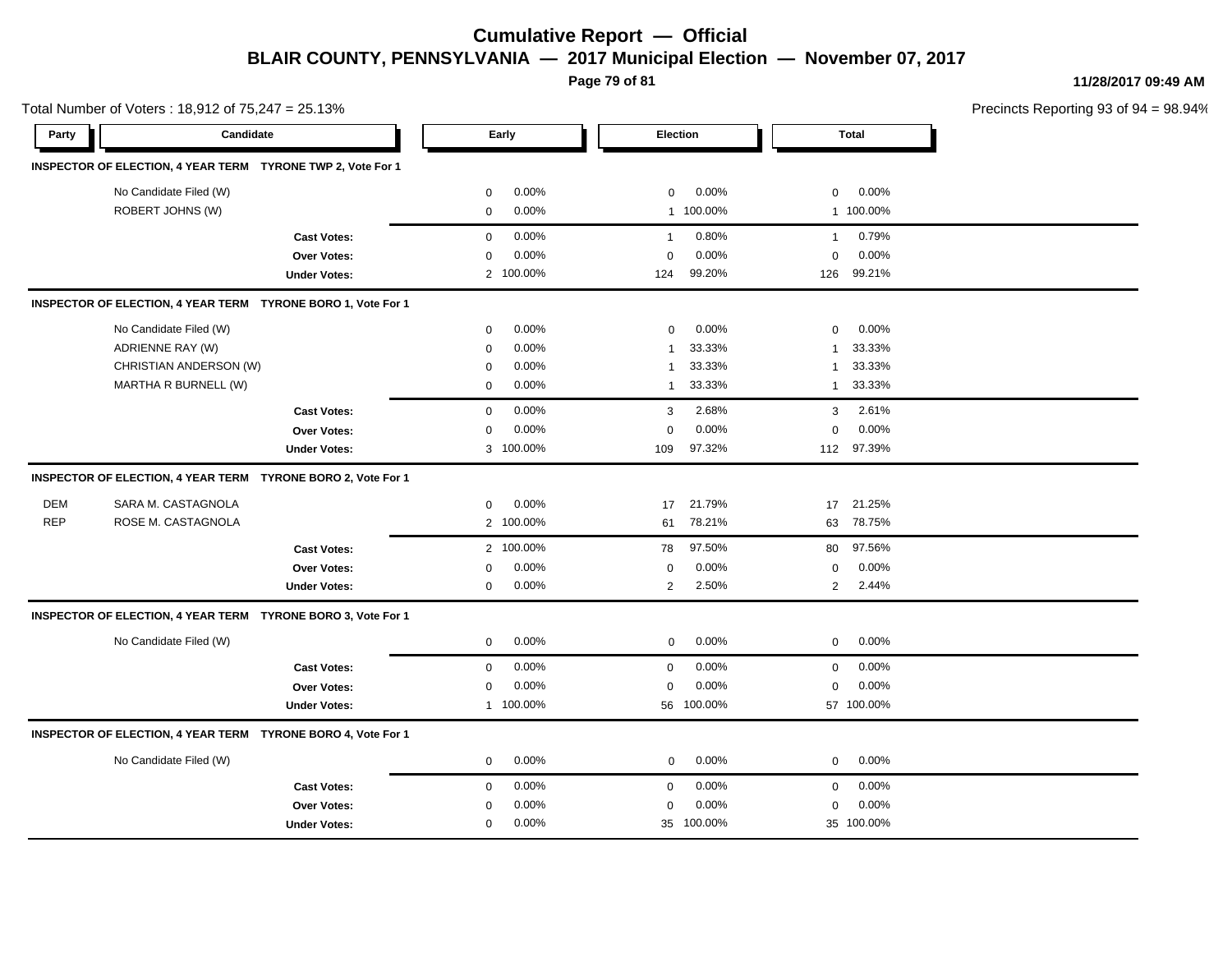# Cumulative Report — Official

## BLAIR COUNTY, PENNSYLVANIA — 2017 Municipal Election — November 07, 2017

11/28/2017 09:49 AM

Total Number of Voters : 18,912 of 75,247 = 25.13%

Precincts Reporting 93 of 94 = 98.94%

| Party | Candidate | Early | | Election | | Total | |
|---|---|---|---|---|---|---|---|
| **INSPECTOR OF ELECTION, 4 YEAR TERM TYRONE TWP 2, Vote For 1** | | | | | | | |
| | No Candidate Filed (W) | 0 | 0.00% | 0 | 0.00% | 0 | 0.00% |
| | ROBERT JOHNS (W) | 0 | 0.00% | 1 | 100.00% | 1 | 100.00% |
| | **Cast Votes:** | 0 | 0.00% | 1 | 0.80% | 1 | 0.79% |
| | **Over Votes:** | 0 | 0.00% | 0 | 0.00% | 0 | 0.00% |
| | **Under Votes:** | 2 | 100.00% | 124 | 99.20% | 126 | 99.21% |
| **INSPECTOR OF ELECTION, 4 YEAR TERM TYRONE BORO 1, Vote For 1** | | | | | | | |
| | No Candidate Filed (W) | 0 | 0.00% | 0 | 0.00% | 0 | 0.00% |
| | ADRIENNE RAY (W) | 0 | 0.00% | 1 | 33.33% | 1 | 33.33% |
| | CHRISTIAN ANDERSON (W) | 0 | 0.00% | 1 | 33.33% | 1 | 33.33% |
| | MARTHA R BURNELL (W) | 0 | 0.00% | 1 | 33.33% | 1 | 33.33% |
| | **Cast Votes:** | 0 | 0.00% | 3 | 2.68% | 3 | 2.61% |
| | **Over Votes:** | 0 | 0.00% | 0 | 0.00% | 0 | 0.00% |
| | **Under Votes:** | 3 | 100.00% | 109 | 97.32% | 112 | 97.39% |
| **INSPECTOR OF ELECTION, 4 YEAR TERM TYRONE BORO 2, Vote For 1** | | | | | | | |
| DEM | SARA M. CASTAGNOLA | 0 | 0.00% | 17 | 21.79% | 17 | 21.25% |
| REP | ROSE M. CASTAGNOLA | 2 | 100.00% | 61 | 78.21% | 63 | 78.75% |
| | **Cast Votes:** | 2 | 100.00% | 78 | 97.50% | 80 | 97.56% |
| | **Over Votes:** | 0 | 0.00% | 0 | 0.00% | 0 | 0.00% |
| | **Under Votes:** | 0 | 0.00% | 2 | 2.50% | 2 | 2.44% |
| **INSPECTOR OF ELECTION, 4 YEAR TERM TYRONE BORO 3, Vote For 1** | | | | | | | |
| | No Candidate Filed (W) | 0 | 0.00% | 0 | 0.00% | 0 | 0.00% |
| | **Cast Votes:** | 0 | 0.00% | 0 | 0.00% | 0 | 0.00% |
| | **Over Votes:** | 0 | 0.00% | 0 | 0.00% | 0 | 0.00% |
| | **Under Votes:** | 1 | 100.00% | 56 | 100.00% | 57 | 100.00% |
| **INSPECTOR OF ELECTION, 4 YEAR TERM TYRONE BORO 4, Vote For 1** | | | | | | | |
| | No Candidate Filed (W) | 0 | 0.00% | 0 | 0.00% | 0 | 0.00% |
| | **Cast Votes:** | 0 | 0.00% | 0 | 0.00% | 0 | 0.00% |
| | **Over Votes:** | 0 | 0.00% | 0 | 0.00% | 0 | 0.00% |
| | **Under Votes:** | 0 | 0.00% | 35 | 100.00% | 35 | 100.00% |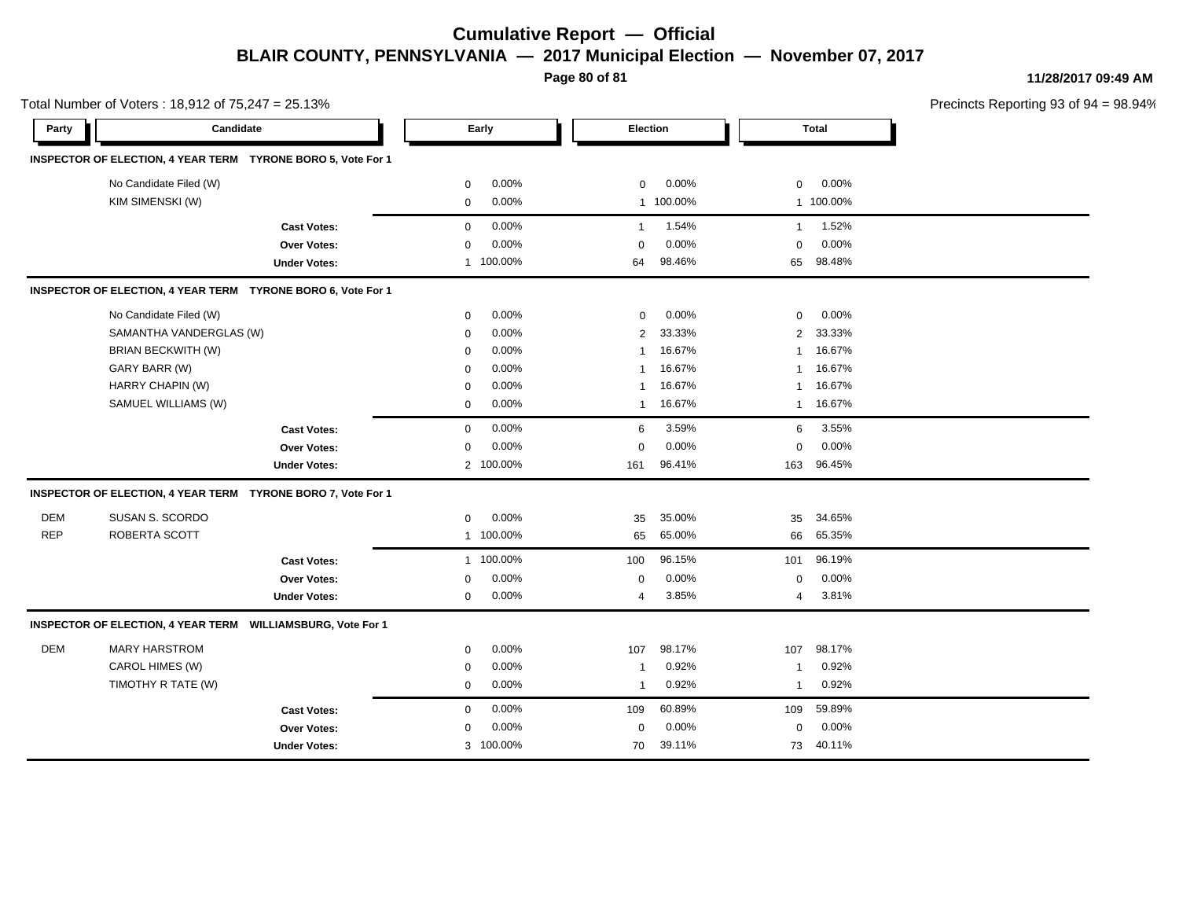# Cumulative Report — Official

## BLAIR COUNTY, PENNSYLVANIA — 2017 Municipal Election — November 07, 2017

11/28/2017 09:49 AM

Total Number of Voters : 18,912 of 75,247 = 25.13%

Precincts Reporting 93 of 94 = 98.94%

| Party | Candidate | Early | | Election | | Total | |
|---|---|---|---|---|---|---|---|
| **INSPECTOR OF ELECTION, 4 YEAR TERM TYRONE BORO 5, Vote For 1** | | | | | | | |
| | No Candidate Filed (W) | 0 | 0.00% | 0 | 0.00% | 0 | 0.00% |
| | KIM SIMENSKI (W) | 0 | 0.00% | 1 | 100.00% | 1 | 100.00% |
| | **Cast Votes:** | 0 | 0.00% | 1 | 1.54% | 1 | 1.52% |
| | **Over Votes:** | 0 | 0.00% | 0 | 0.00% | 0 | 0.00% |
| | **Under Votes:** | 1 | 100.00% | 64 | 98.46% | 65 | 98.48% |
| **INSPECTOR OF ELECTION, 4 YEAR TERM TYRONE BORO 6, Vote For 1** | | | | | | | |
| | No Candidate Filed (W) | 0 | 0.00% | 0 | 0.00% | 0 | 0.00% |
| | SAMANTHA VANDERGLAS (W) | 0 | 0.00% | 2 | 33.33% | 2 | 33.33% |
| | BRIAN BECKWITH (W) | 0 | 0.00% | 1 | 16.67% | 1 | 16.67% |
| | GARY BARR (W) | 0 | 0.00% | 1 | 16.67% | 1 | 16.67% |
| | HARRY CHAPIN (W) | 0 | 0.00% | 1 | 16.67% | 1 | 16.67% |
| | SAMUEL WILLIAMS (W) | 0 | 0.00% | 1 | 16.67% | 1 | 16.67% |
| | **Cast Votes:** | 0 | 0.00% | 6 | 3.59% | 6 | 3.55% |
| | **Over Votes:** | 0 | 0.00% | 0 | 0.00% | 0 | 0.00% |
| | **Under Votes:** | 2 | 100.00% | 161 | 96.41% | 163 | 96.45% |
| **INSPECTOR OF ELECTION, 4 YEAR TERM TYRONE BORO 7, Vote For 1** | | | | | | | |
| DEM | SUSAN S. SCORDO | 0 | 0.00% | 35 | 35.00% | 35 | 34.65% |
| REP | ROBERTA SCOTT | 1 | 100.00% | 65 | 65.00% | 66 | 65.35% |
| | **Cast Votes:** | 1 | 100.00% | 100 | 96.15% | 101 | 96.19% |
| | **Over Votes:** | 0 | 0.00% | 0 | 0.00% | 0 | 0.00% |
| | **Under Votes:** | 0 | 0.00% | 4 | 3.85% | 4 | 3.81% |
| **INSPECTOR OF ELECTION, 4 YEAR TERM WILLIAMSBURG, Vote For 1** | | | | | | | |
| DEM | MARY HARSTROM | 0 | 0.00% | 107 | 98.17% | 107 | 98.17% |
| | CAROL HIMES (W) | 0 | 0.00% | 1 | 0.92% | 1 | 0.92% |
| | TIMOTHY R TATE (W) | 0 | 0.00% | 1 | 0.92% | 1 | 0.92% |
| | **Cast Votes:** | 0 | 0.00% | 109 | 60.89% | 109 | 59.89% |
| | **Over Votes:** | 0 | 0.00% | 0 | 0.00% | 0 | 0.00% |
| | **Under Votes:** | 3 | 100.00% | 70 | 39.11% | 73 | 40.11% |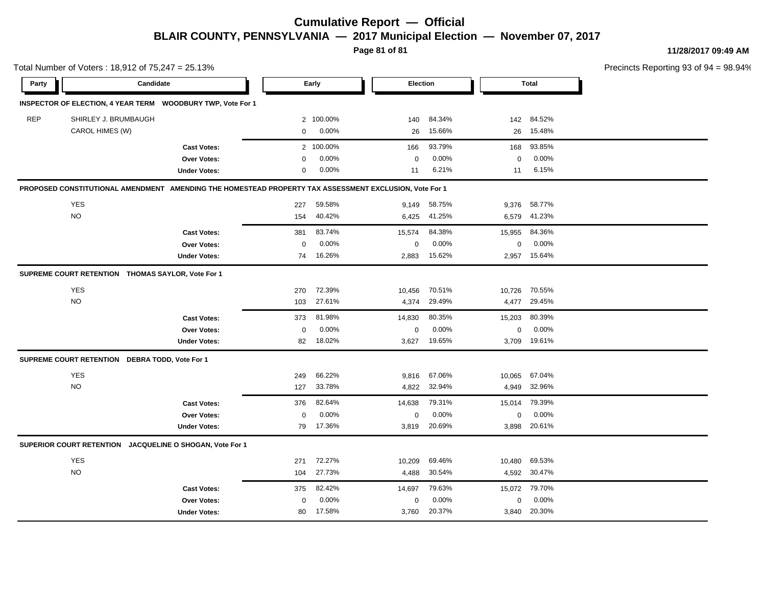# Cumulative Report — Official

## BLAIR COUNTY, PENNSYLVANIA — 2017 Municipal Election — November 07, 2017

11/28/2017 09:49 AM

Total Number of Voters : 18,912 of 75,247 = 25.13%

Precincts Reporting 93 of 94 = 98.94%

| Party | Candidate | Early | | Election | | Total | |
|---|---|---|---|---|---|---|---|
| **INSPECTOR OF ELECTION, 4 YEAR TERM WOODBURY TWP, Vote For 1** | | | | | | | |
| REP | SHIRLEY J. BRUMBAUGH | 2 | 100.00% | 140 | 84.34% | 142 | 84.52% |
| | CAROL HIMES (W) | 0 | 0.00% | 26 | 15.66% | 26 | 15.48% |
| | **Cast Votes:** | 2 | 100.00% | 166 | 93.79% | 168 | 93.85% |
| | **Over Votes:** | 0 | 0.00% | 0 | 0.00% | 0 | 0.00% |
| | **Under Votes:** | 0 | 0.00% | 11 | 6.21% | 11 | 6.15% |
| **PROPOSED CONSTITUTIONAL AMENDMENT AMENDING THE HOMESTEAD PROPERTY TAX ASSESSMENT EXCLUSION, Vote For 1** | | | | | | | |
| | YES | 227 | 59.58% | 9,149 | 58.75% | 9,376 | 58.77% |
| | NO | 154 | 40.42% | 6,425 | 41.25% | 6,579 | 41.23% |
| | **Cast Votes:** | 381 | 83.74% | 15,574 | 84.38% | 15,955 | 84.36% |
| | **Over Votes:** | 0 | 0.00% | 0 | 0.00% | 0 | 0.00% |
| | **Under Votes:** | 74 | 16.26% | 2,883 | 15.62% | 2,957 | 15.64% |
| **SUPREME COURT RETENTION THOMAS SAYLOR, Vote For 1** | | | | | | | |
| | YES | 270 | 72.39% | 10,456 | 70.51% | 10,726 | 70.55% |
| | NO | 103 | 27.61% | 4,374 | 29.49% | 4,477 | 29.45% |
| | **Cast Votes:** | 373 | 81.98% | 14,830 | 80.35% | 15,203 | 80.39% |
| | **Over Votes:** | 0 | 0.00% | 0 | 0.00% | 0 | 0.00% |
| | **Under Votes:** | 82 | 18.02% | 3,627 | 19.65% | 3,709 | 19.61% |
| **SUPREME COURT RETENTION DEBRA TODD, Vote For 1** | | | | | | | |
| | YES | 249 | 66.22% | 9,816 | 67.06% | 10,065 | 67.04% |
| | NO | 127 | 33.78% | 4,822 | 32.94% | 4,949 | 32.96% |
| | **Cast Votes:** | 376 | 82.64% | 14,638 | 79.31% | 15,014 | 79.39% |
| | **Over Votes:** | 0 | 0.00% | 0 | 0.00% | 0 | 0.00% |
| | **Under Votes:** | 79 | 17.36% | 3,819 | 20.69% | 3,898 | 20.61% |
| **SUPERIOR COURT RETENTION JACQUELINE O SHOGAN, Vote For 1** | | | | | | | |
| | YES | 271 | 72.27% | 10,209 | 69.46% | 10,480 | 69.53% |
| | NO | 104 | 27.73% | 4,488 | 30.54% | 4,592 | 30.47% |
| | **Cast Votes:** | 375 | 82.42% | 14,697 | 79.63% | 15,072 | 79.70% |
| | **Over Votes:** | 0 | 0.00% | 0 | 0.00% | 0 | 0.00% |
| | **Under Votes:** | 80 | 17.58% | 3,760 | 20.37% | 3,840 | 20.30% |